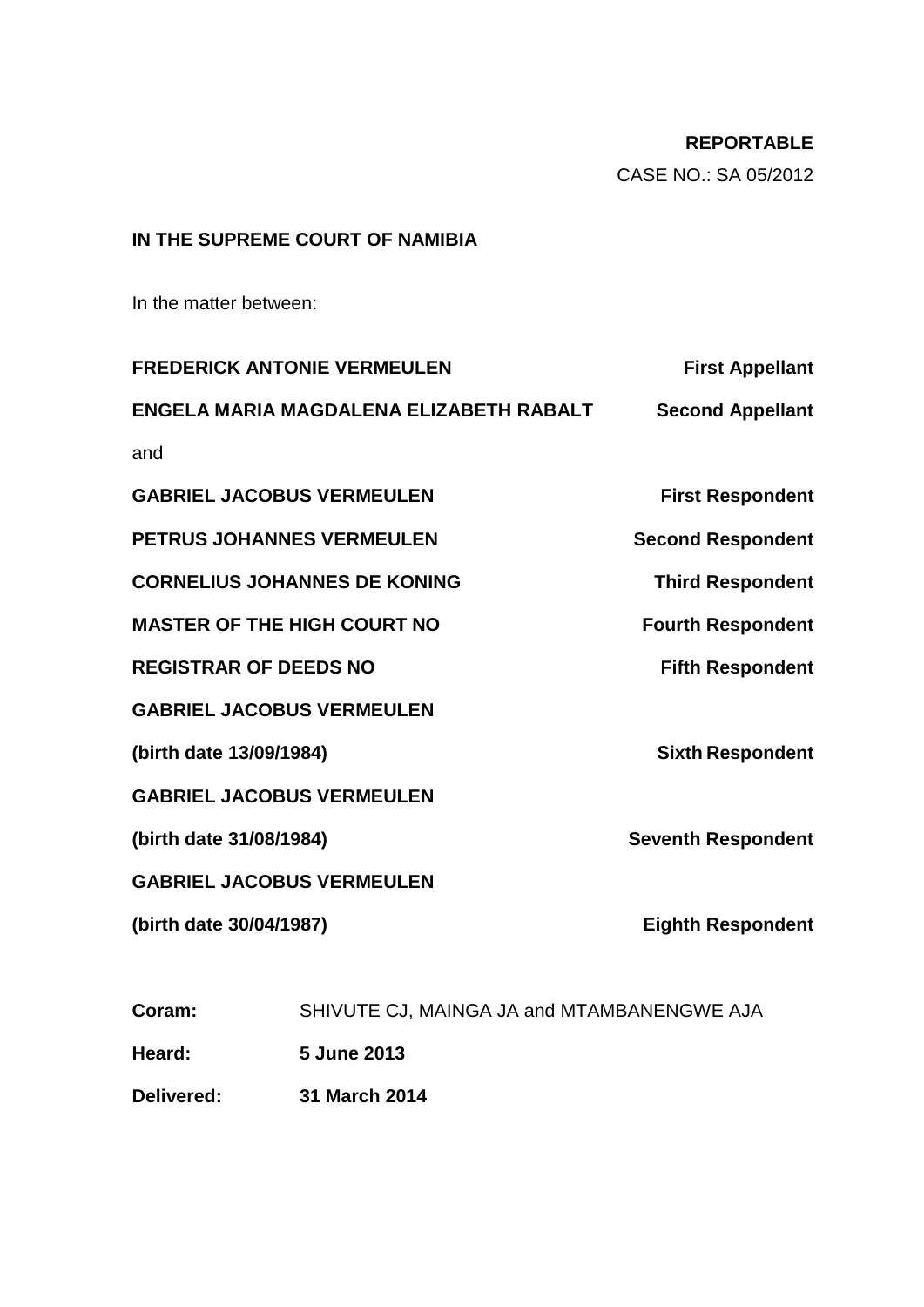**REPORTABLE**

CASE NO.: SA 05/2012

**IN THE SUPREME COURT OF NAMIBIA**

In the matter between:

| | |
|---|---|
| **FREDERICK ANTONIE VERMEULEN** | **First Appellant** |
| **ENGELA MARIA MAGDALENA ELIZABETH RABALT** | **Second Appellant** |
| and | |
| **GABRIEL JACOBUS VERMEULEN** | **First Respondent** |
| **PETRUS JOHANNES VERMEULEN** | **Second Respondent** |
| **CORNELIUS JOHANNES DE KONING** | **Third Respondent** |
| **MASTER OF THE HIGH COURT NO** | **Fourth Respondent** |
| **REGISTRAR OF DEEDS NO** | **Fifth Respondent** |
| **GABRIEL JACOBUS VERMEULEN (birth date 13/09/1984)** | **Sixth Respondent** |
| **GABRIEL JACOBUS VERMEULEN (birth date 31/08/1984)** | **Seventh Respondent** |
| **GABRIEL JACOBUS VERMEULEN (birth date 30/04/1987)** | **Eighth Respondent** |

**Coram:** SHIVUTE CJ, MAINGA JA and MTAMBANENGWE AJA

**Heard:** **5 June 2013**

**Delivered:** **31 March 2014**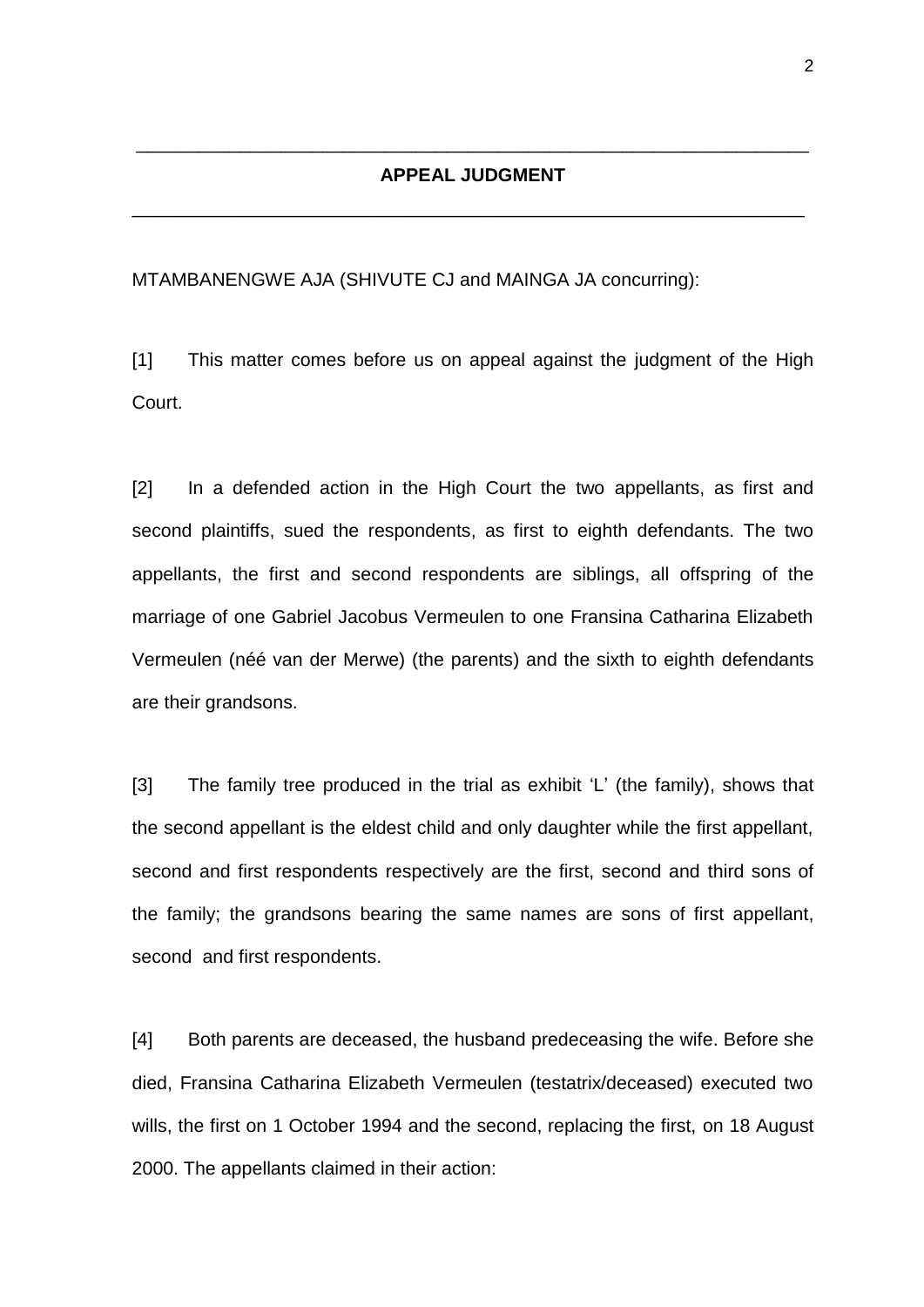## APPEAL JUDGMENT

MTAMBANENGWE AJA (SHIVUTE CJ and MAINGA JA concurring):

[1] This matter comes before us on appeal against the judgment of the High Court.

[2] In a defended action in the High Court the two appellants, as first and second plaintiffs, sued the respondents, as first to eighth defendants. The two appellants, the first and second respondents are siblings, all offspring of the marriage of one Gabriel Jacobus Vermeulen to one Fransina Catharina Elizabeth Vermeulen (néé van der Merwe) (the parents) and the sixth to eighth defendants are their grandsons.

[3] The family tree produced in the trial as exhibit 'L' (the family), shows that the second appellant is the eldest child and only daughter while the first appellant, second and first respondents respectively are the first, second and third sons of the family; the grandsons bearing the same names are sons of first appellant, second and first respondents.

[4] Both parents are deceased, the husband predeceasing the wife. Before she died, Fransina Catharina Elizabeth Vermeulen (testatrix/deceased) executed two wills, the first on 1 October 1994 and the second, replacing the first, on 18 August 2000. The appellants claimed in their action: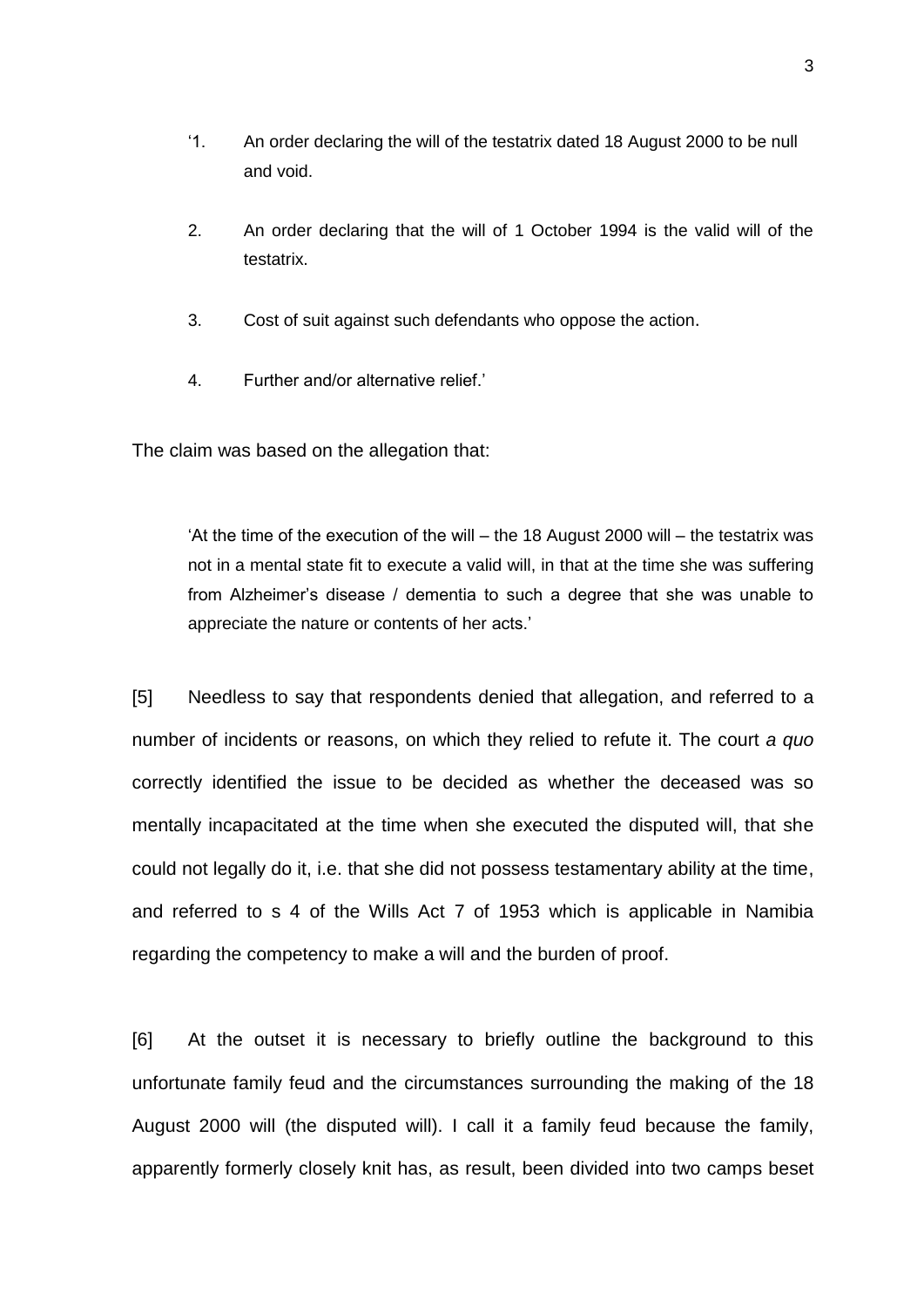'1. An order declaring the will of the testatrix dated 18 August 2000 to be null and void.

2. An order declaring that the will of 1 October 1994 is the valid will of the testatrix.

3. Cost of suit against such defendants who oppose the action.

4. Further and/or alternative relief.'

The claim was based on the allegation that:

> 'At the time of the execution of the will – the 18 August 2000 will – the testatrix was not in a mental state fit to execute a valid will, in that at the time she was suffering from Alzheimer's disease / dementia to such a degree that she was unable to appreciate the nature or contents of her acts.'

[5] Needless to say that respondents denied that allegation, and referred to a number of incidents or reasons, on which they relied to refute it. The court *a quo* correctly identified the issue to be decided as whether the deceased was so mentally incapacitated at the time when she executed the disputed will, that she could not legally do it, i.e. that she did not possess testamentary ability at the time, and referred to s 4 of the Wills Act 7 of 1953 which is applicable in Namibia regarding the competency to make a will and the burden of proof.

[6] At the outset it is necessary to briefly outline the background to this unfortunate family feud and the circumstances surrounding the making of the 18 August 2000 will (the disputed will). I call it a family feud because the family, apparently formerly closely knit has, as result, been divided into two camps beset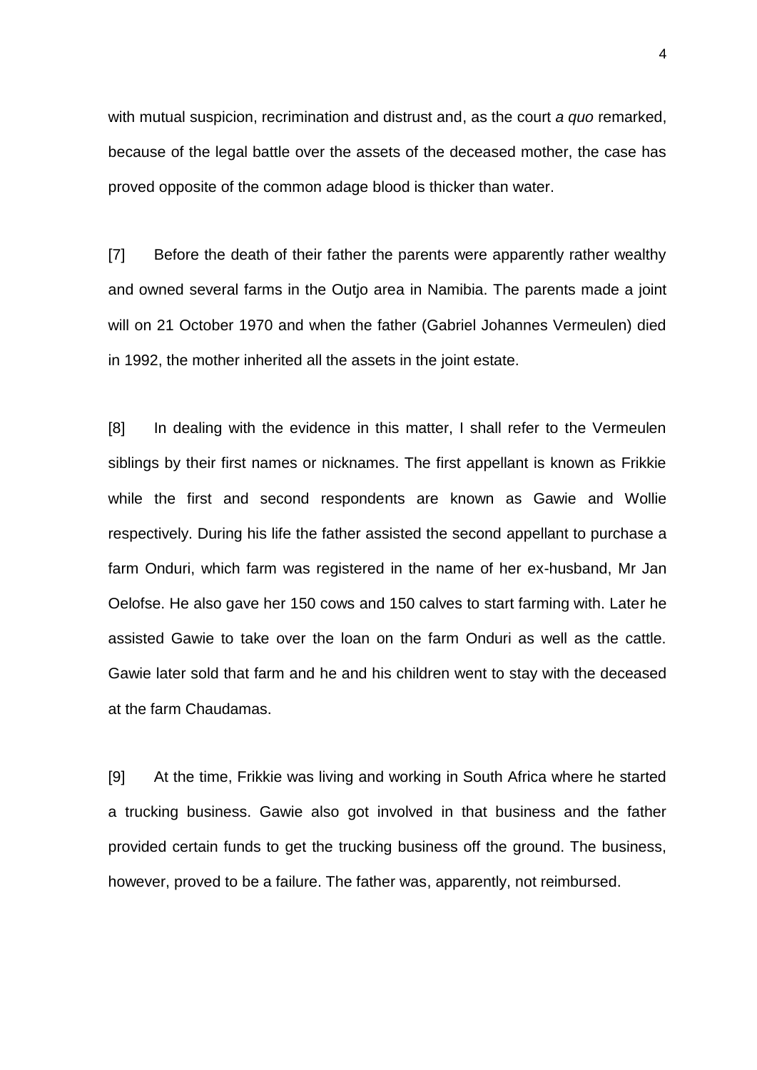with mutual suspicion, recrimination and distrust and, as the court *a quo* remarked, because of the legal battle over the assets of the deceased mother, the case has proved opposite of the common adage blood is thicker than water.

[7] Before the death of their father the parents were apparently rather wealthy and owned several farms in the Outjo area in Namibia. The parents made a joint will on 21 October 1970 and when the father (Gabriel Johannes Vermeulen) died in 1992, the mother inherited all the assets in the joint estate.

[8] In dealing with the evidence in this matter, I shall refer to the Vermeulen siblings by their first names or nicknames. The first appellant is known as Frikkie while the first and second respondents are known as Gawie and Wollie respectively. During his life the father assisted the second appellant to purchase a farm Onduri, which farm was registered in the name of her ex-husband, Mr Jan Oelofse. He also gave her 150 cows and 150 calves to start farming with. Later he assisted Gawie to take over the loan on the farm Onduri as well as the cattle. Gawie later sold that farm and he and his children went to stay with the deceased at the farm Chaudamas.

[9] At the time, Frikkie was living and working in South Africa where he started a trucking business. Gawie also got involved in that business and the father provided certain funds to get the trucking business off the ground. The business, however, proved to be a failure. The father was, apparently, not reimbursed.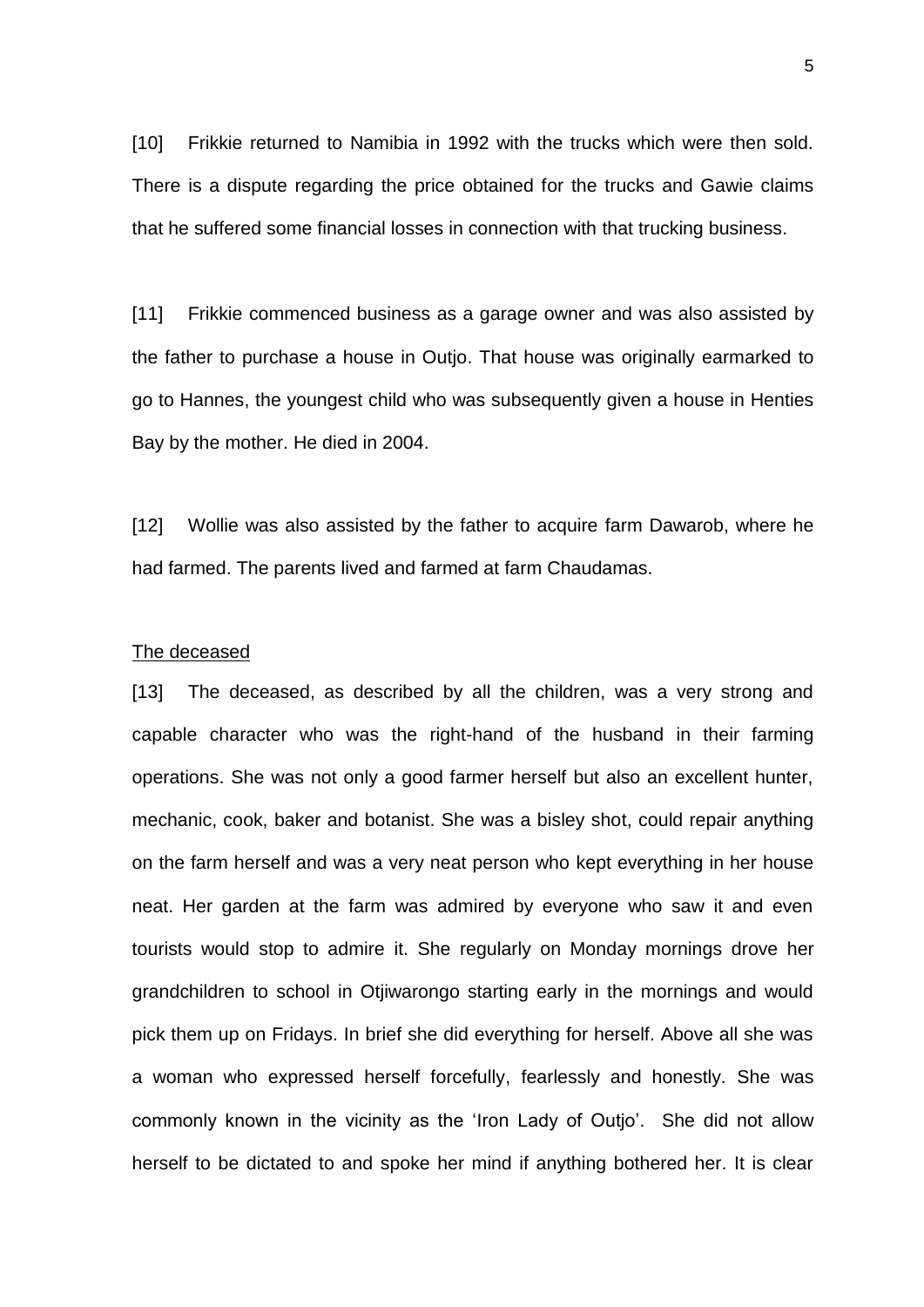[10] Frikkie returned to Namibia in 1992 with the trucks which were then sold. There is a dispute regarding the price obtained for the trucks and Gawie claims that he suffered some financial losses in connection with that trucking business.

[11] Frikkie commenced business as a garage owner and was also assisted by the father to purchase a house in Outjo. That house was originally earmarked to go to Hannes, the youngest child who was subsequently given a house in Henties Bay by the mother. He died in 2004.

[12] Wollie was also assisted by the father to acquire farm Dawarob, where he had farmed. The parents lived and farmed at farm Chaudamas.

<u>The deceased</u>

[13] The deceased, as described by all the children, was a very strong and capable character who was the right-hand of the husband in their farming operations. She was not only a good farmer herself but also an excellent hunter, mechanic, cook, baker and botanist. She was a bisley shot, could repair anything on the farm herself and was a very neat person who kept everything in her house neat. Her garden at the farm was admired by everyone who saw it and even tourists would stop to admire it. She regularly on Monday mornings drove her grandchildren to school in Otjiwarongo starting early in the mornings and would pick them up on Fridays. In brief she did everything for herself. Above all she was a woman who expressed herself forcefully, fearlessly and honestly. She was commonly known in the vicinity as the 'Iron Lady of Outjo'. She did not allow herself to be dictated to and spoke her mind if anything bothered her. It is clear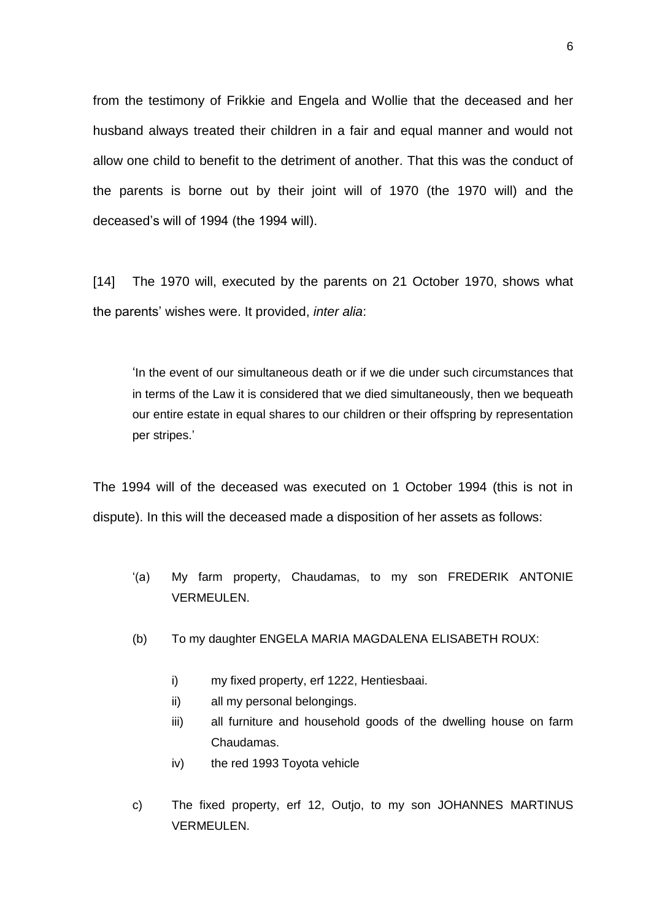from the testimony of Frikkie and Engela and Wollie that the deceased and her husband always treated their children in a fair and equal manner and would not allow one child to benefit to the detriment of another. That this was the conduct of the parents is borne out by their joint will of 1970 (the 1970 will) and the deceased's will of 1994 (the 1994 will).

[14] The 1970 will, executed by the parents on 21 October 1970, shows what the parents' wishes were. It provided, *inter alia*:

> 'In the event of our simultaneous death or if we die under such circumstances that in terms of the Law it is considered that we died simultaneously, then we bequeath our entire estate in equal shares to our children or their offspring by representation per stripes.'

The 1994 will of the deceased was executed on 1 October 1994 (this is not in dispute). In this will the deceased made a disposition of her assets as follows:

> '(a) My farm property, Chaudamas, to my son FREDERIK ANTONIE VERMEULEN.
>
> (b) To my daughter ENGELA MARIA MAGDALENA ELISABETH ROUX:
>
> i) my fixed property, erf 1222, Hentiesbaai.
> ii) all my personal belongings.
> iii) all furniture and household goods of the dwelling house on farm Chaudamas.
> iv) the red 1993 Toyota vehicle
>
> c) The fixed property, erf 12, Outjo, to my son JOHANNES MARTINUS VERMEULEN.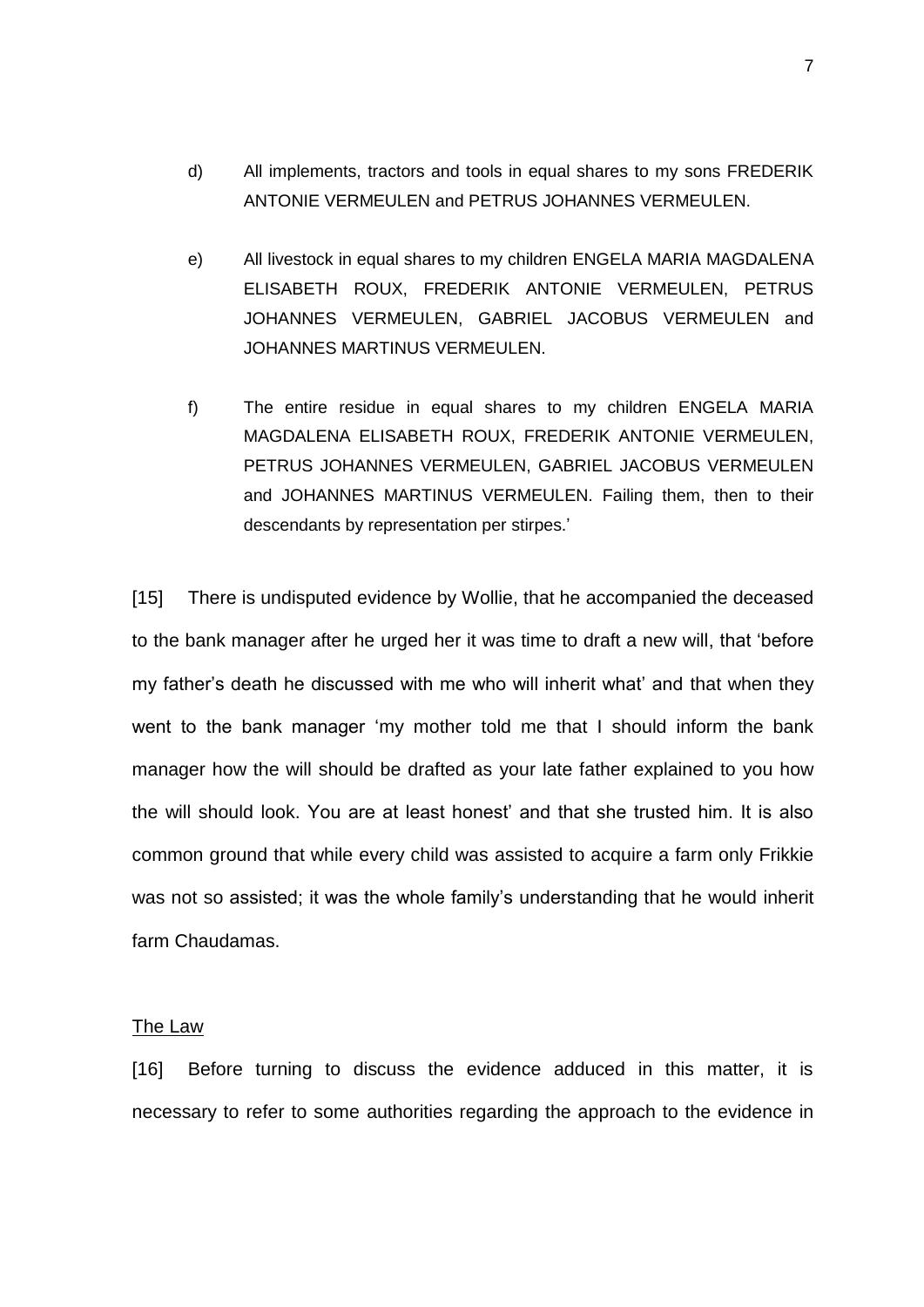d) All implements, tractors and tools in equal shares to my sons FREDERIK ANTONIE VERMEULEN and PETRUS JOHANNES VERMEULEN.

e) All livestock in equal shares to my children ENGELA MARIA MAGDALENA ELISABETH ROUX, FREDERIK ANTONIE VERMEULEN, PETRUS JOHANNES VERMEULEN, GABRIEL JACOBUS VERMEULEN and JOHANNES MARTINUS VERMEULEN.

f) The entire residue in equal shares to my children ENGELA MARIA MAGDALENA ELISABETH ROUX, FREDERIK ANTONIE VERMEULEN, PETRUS JOHANNES VERMEULEN, GABRIEL JACOBUS VERMEULEN and JOHANNES MARTINUS VERMEULEN. Failing them, then to their descendants by representation per stirpes.'

[15] There is undisputed evidence by Wollie, that he accompanied the deceased to the bank manager after he urged her it was time to draft a new will, that 'before my father's death he discussed with me who will inherit what' and that when they went to the bank manager 'my mother told me that I should inform the bank manager how the will should be drafted as your late father explained to you how the will should look. You are at least honest' and that she trusted him. It is also common ground that while every child was assisted to acquire a farm only Frikkie was not so assisted; it was the whole family's understanding that he would inherit farm Chaudamas.

## The Law

[16] Before turning to discuss the evidence adduced in this matter, it is necessary to refer to some authorities regarding the approach to the evidence in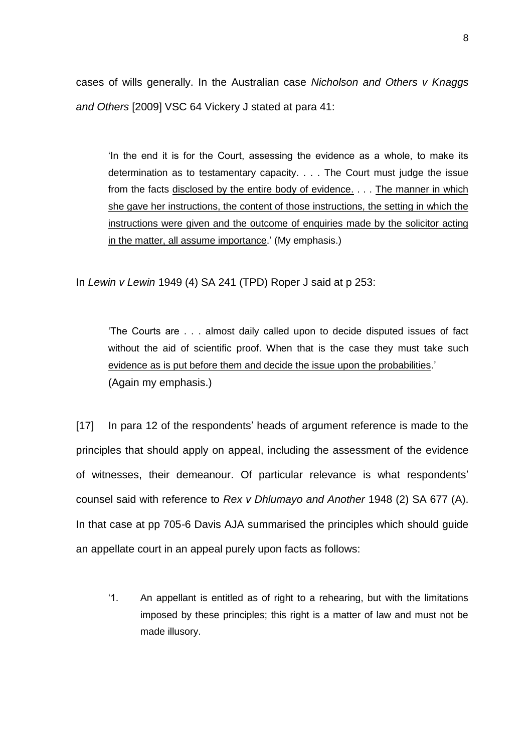cases of wills generally. In the Australian case *Nicholson and Others v Knaggs and Others* [2009] VSC 64 Vickery J stated at para 41:

> 'In the end it is for the Court, assessing the evidence as a whole, to make its determination as to testamentary capacity. . . . The Court must judge the issue from the facts <u>disclosed by the entire body of evidence.</u> . . . <u>The manner in which she gave her instructions, the content of those instructions, the setting in which the instructions were given and the outcome of enquiries made by the solicitor acting in the matter, all assume importance</u>.' (My emphasis.)

In *Lewin v Lewin* 1949 (4) SA 241 (TPD) Roper J said at p 253:

> 'The Courts are . . . almost daily called upon to decide disputed issues of fact without the aid of scientific proof. When that is the case they must take such <u>evidence as is put before them and decide the issue upon the probabilities</u>.' (Again my emphasis.)

[17] In para 12 of the respondents' heads of argument reference is made to the principles that should apply on appeal, including the assessment of the evidence of witnesses, their demeanour. Of particular relevance is what respondents' counsel said with reference to *Rex v Dhlumayo and Another* 1948 (2) SA 677 (A). In that case at pp 705-6 Davis AJA summarised the principles which should guide an appellate court in an appeal purely upon facts as follows:

> '1. An appellant is entitled as of right to a rehearing, but with the limitations imposed by these principles; this right is a matter of law and must not be made illusory.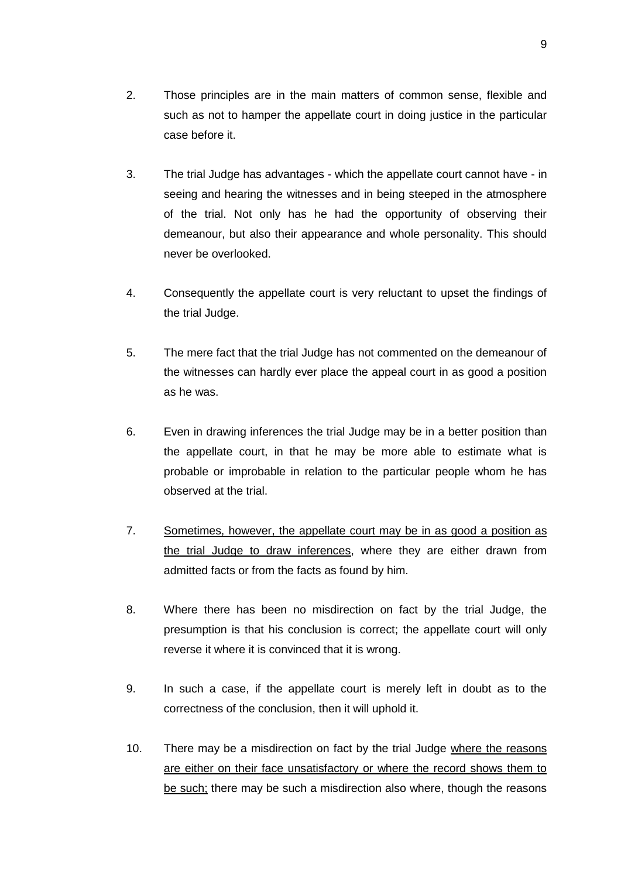2. Those principles are in the main matters of common sense, flexible and such as not to hamper the appellate court in doing justice in the particular case before it.

3. The trial Judge has advantages - which the appellate court cannot have - in seeing and hearing the witnesses and in being steeped in the atmosphere of the trial. Not only has he had the opportunity of observing their demeanour, but also their appearance and whole personality. This should never be overlooked.

4. Consequently the appellate court is very reluctant to upset the findings of the trial Judge.

5. The mere fact that the trial Judge has not commented on the demeanour of the witnesses can hardly ever place the appeal court in as good a position as he was.

6. Even in drawing inferences the trial Judge may be in a better position than the appellate court, in that he may be more able to estimate what is probable or improbable in relation to the particular people whom he has observed at the trial.

7. <u>Sometimes, however, the appellate court may be in as good a position as the trial Judge to draw inferences</u>, where they are either drawn from admitted facts or from the facts as found by him.

8. Where there has been no misdirection on fact by the trial Judge, the presumption is that his conclusion is correct; the appellate court will only reverse it where it is convinced that it is wrong.

9. In such a case, if the appellate court is merely left in doubt as to the correctness of the conclusion, then it will uphold it.

10. There may be a misdirection on fact by the trial Judge <u>where the reasons are either on their face unsatisfactory or where the record shows them to be such;</u> there may be such a misdirection also where, though the reasons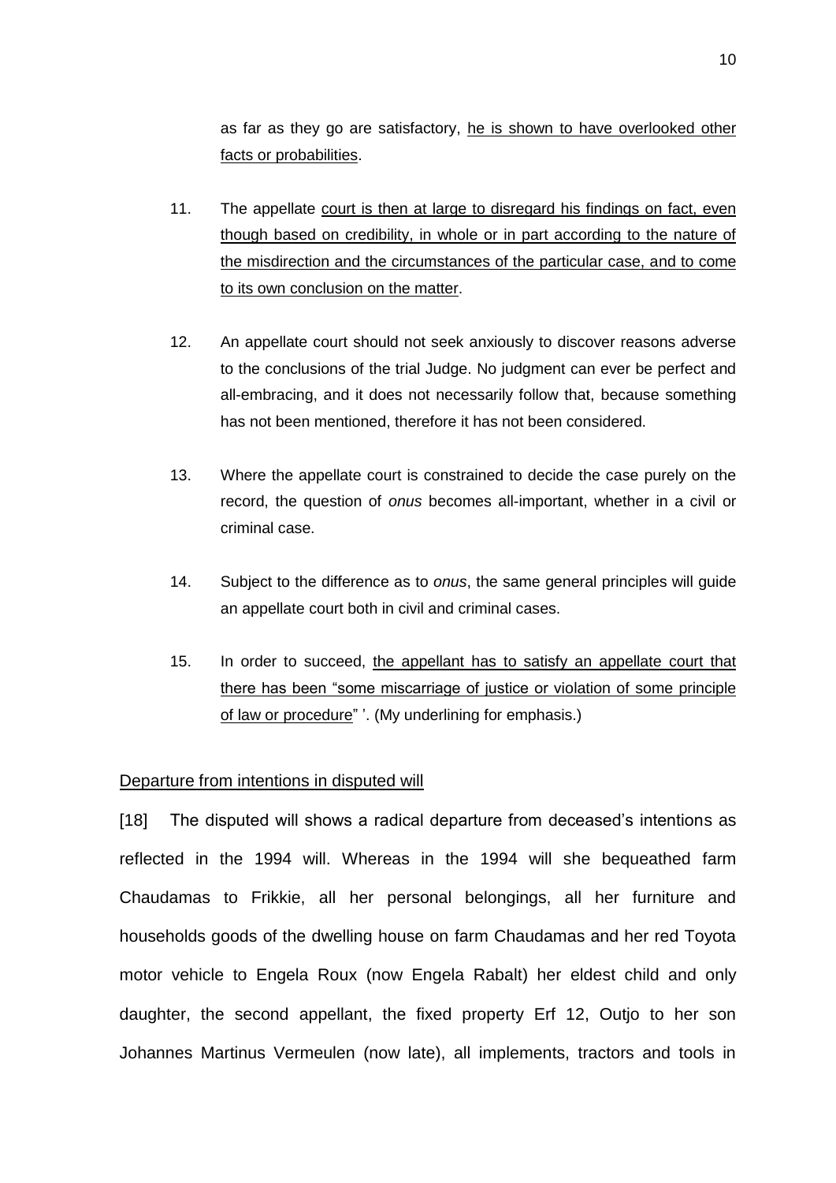as far as they go are satisfactory, <u>he is shown to have overlooked other facts or probabilities</u>.

11. The appellate <u>court is then at large to disregard his findings on fact, even though based on credibility, in whole or in part according to the nature of the misdirection and the circumstances of the particular case, and to come to its own conclusion on the matter</u>.

12. An appellate court should not seek anxiously to discover reasons adverse to the conclusions of the trial Judge. No judgment can ever be perfect and all-embracing, and it does not necessarily follow that, because something has not been mentioned, therefore it has not been considered.

13. Where the appellate court is constrained to decide the case purely on the record, the question of *onus* becomes all-important, whether in a civil or criminal case.

14. Subject to the difference as to *onus*, the same general principles will guide an appellate court both in civil and criminal cases.

15. In order to succeed, <u>the appellant has to satisfy an appellate court that there has been "some miscarriage of justice or violation of some principle of law or procedure</u>" '. (My underlining for emphasis.)

<u>Departure from intentions in disputed will</u>

[18] The disputed will shows a radical departure from deceased's intentions as reflected in the 1994 will. Whereas in the 1994 will she bequeathed farm Chaudamas to Frikkie, all her personal belongings, all her furniture and households goods of the dwelling house on farm Chaudamas and her red Toyota motor vehicle to Engela Roux (now Engela Rabalt) her eldest child and only daughter, the second appellant, the fixed property Erf 12, Outjo to her son Johannes Martinus Vermeulen (now late), all implements, tractors and tools in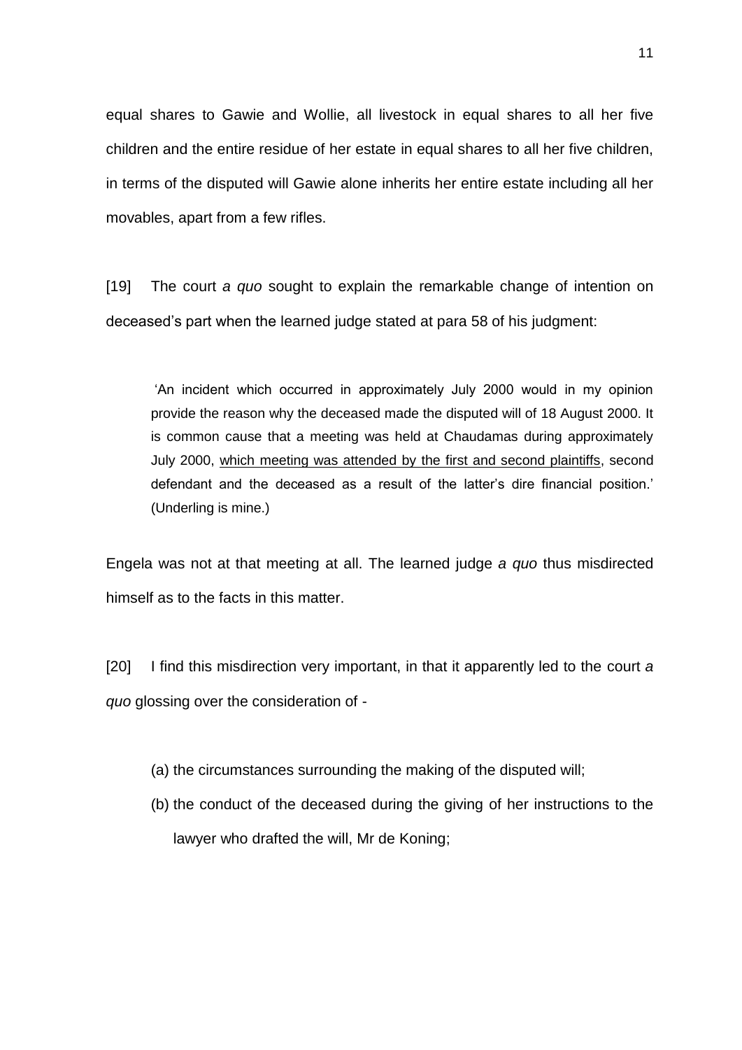equal shares to Gawie and Wollie, all livestock in equal shares to all her five children and the entire residue of her estate in equal shares to all her five children, in terms of the disputed will Gawie alone inherits her entire estate including all her movables, apart from a few rifles.

[19] The court *a quo* sought to explain the remarkable change of intention on deceased's part when the learned judge stated at para 58 of his judgment:

> 'An incident which occurred in approximately July 2000 would in my opinion provide the reason why the deceased made the disputed will of 18 August 2000. It is common cause that a meeting was held at Chaudamas during approximately July 2000, <u>which meeting was attended by the first and second plaintiffs</u>, second defendant and the deceased as a result of the latter's dire financial position.' (Underling is mine.)

Engela was not at that meeting at all. The learned judge *a quo* thus misdirected himself as to the facts in this matter.

[20] I find this misdirection very important, in that it apparently led to the court *a quo* glossing over the consideration of -

(a) the circumstances surrounding the making of the disputed will;

(b) the conduct of the deceased during the giving of her instructions to the lawyer who drafted the will, Mr de Koning;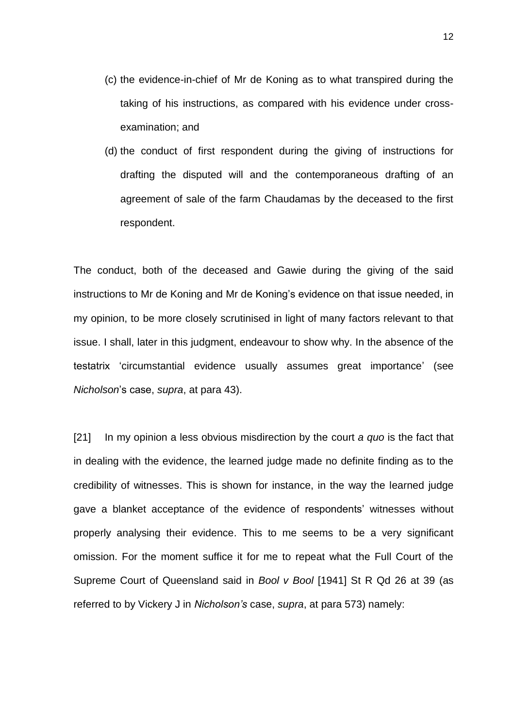(c) the evidence-in-chief of Mr de Koning as to what transpired during the taking of his instructions, as compared with his evidence under cross-examination; and

(d) the conduct of first respondent during the giving of instructions for drafting the disputed will and the contemporaneous drafting of an agreement of sale of the farm Chaudamas by the deceased to the first respondent.

The conduct, both of the deceased and Gawie during the giving of the said instructions to Mr de Koning and Mr de Koning's evidence on that issue needed, in my opinion, to be more closely scrutinised in light of many factors relevant to that issue. I shall, later in this judgment, endeavour to show why. In the absence of the testatrix 'circumstantial evidence usually assumes great importance' (see *Nicholson*'s case, *supra*, at para 43).

[21] In my opinion a less obvious misdirection by the court *a quo* is the fact that in dealing with the evidence, the learned judge made no definite finding as to the credibility of witnesses. This is shown for instance, in the way the learned judge gave a blanket acceptance of the evidence of respondents' witnesses without properly analysing their evidence. This to me seems to be a very significant omission. For the moment suffice it for me to repeat what the Full Court of the Supreme Court of Queensland said in *Bool v Bool* [1941] St R Qd 26 at 39 (as referred to by Vickery J in *Nicholson's* case, *supra*, at para 573) namely: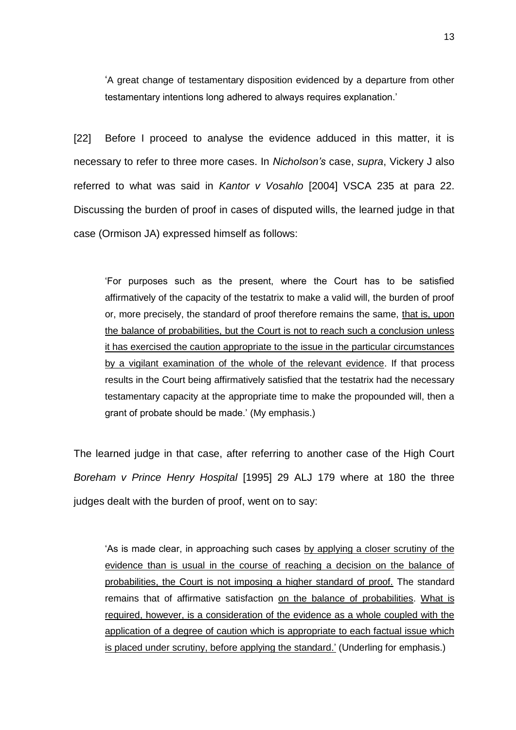> 'A great change of testamentary disposition evidenced by a departure from other testamentary intentions long adhered to always requires explanation.'

[22] Before I proceed to analyse the evidence adduced in this matter, it is necessary to refer to three more cases. In *Nicholson's* case, *supra*, Vickery J also referred to what was said in *Kantor v Vosahlo* [2004] VSCA 235 at para 22. Discussing the burden of proof in cases of disputed wills, the learned judge in that case (Ormison JA) expressed himself as follows:

> 'For purposes such as the present, where the Court has to be satisfied affirmatively of the capacity of the testatrix to make a valid will, the burden of proof or, more precisely, the standard of proof therefore remains the same, <u>that is, upon the balance of probabilities, but the Court is not to reach such a conclusion unless it has exercised the caution appropriate to the issue in the particular circumstances by a vigilant examination of the whole of the relevant evidence</u>. If that process results in the Court being affirmatively satisfied that the testatrix had the necessary testamentary capacity at the appropriate time to make the propounded will, then a grant of probate should be made.' (My emphasis.)

The learned judge in that case, after referring to another case of the High Court *Boreham v Prince Henry Hospital* [1995] 29 ALJ 179 where at 180 the three judges dealt with the burden of proof, went on to say:

> 'As is made clear, in approaching such cases <u>by applying a closer scrutiny of the evidence than is usual in the course of reaching a decision on the balance of probabilities, the Court is not imposing a higher standard of proof.</u> The standard remains that of affirmative satisfaction <u>on the balance of probabilities</u>. <u>What is required, however, is a consideration of the evidence as a whole coupled with the application of a degree of caution which is appropriate to each factual issue which is placed under scrutiny, before applying the standard.'</u> (Underling for emphasis.)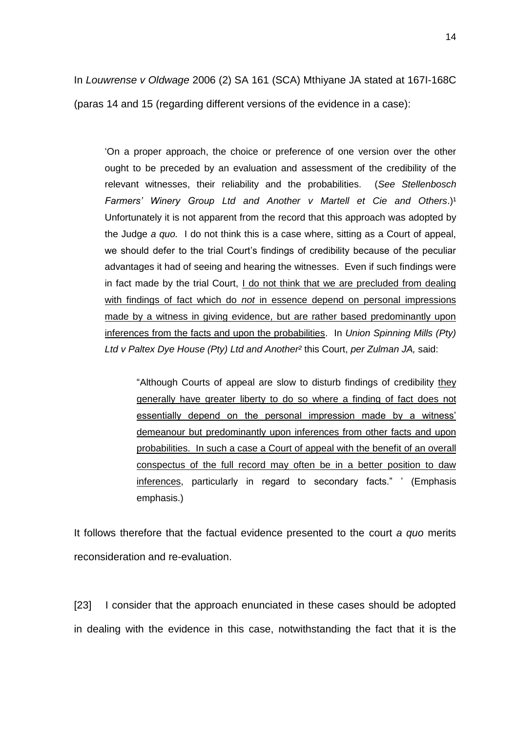In *Louwrense v Oldwage* 2006 (2) SA 161 (SCA) Mthiyane JA stated at 167I-168C (paras 14 and 15 (regarding different versions of the evidence in a case):

> 'On a proper approach, the choice or preference of one version over the other ought to be preceded by an evaluation and assessment of the credibility of the relevant witnesses, their reliability and the probabilities. (*See Stellenbosch Farmers' Winery Group Ltd and Another v Martell et Cie and Others*.)[1] Unfortunately it is not apparent from the record that this approach was adopted by the Judge *a quo.* I do not think this is a case where, sitting as a Court of appeal, we should defer to the trial Court's findings of credibility because of the peculiar advantages it had of seeing and hearing the witnesses. Even if such findings were in fact made by the trial Court, <u>I do not think that we are precluded from dealing with findings of fact which do *not* in essence depend on personal impressions made by a witness in giving evidence, but are rather based predominantly upon inferences from the facts and upon the probabilities</u>. In *Union Spinning Mills (Pty) Ltd v Paltex Dye House (Pty) Ltd and Another*[2] this Court, *per Zulman JA,* said:
>
> > "Although Courts of appeal are slow to disturb findings of credibility <u>they generally have greater liberty to do so where a finding of fact does not essentially depend on the personal impression made by a witness' demeanour but predominantly upon inferences from other facts and upon probabilities. In such a case a Court of appeal with the benefit of an overall conspectus of the full record may often be in a better position to daw inferences</u>, particularly in regard to secondary facts." ' (Emphasis emphasis.)

It follows therefore that the factual evidence presented to the court *a quo* merits reconsideration and re-evaluation.

[23] I consider that the approach enunciated in these cases should be adopted in dealing with the evidence in this case, notwithstanding the fact that it is the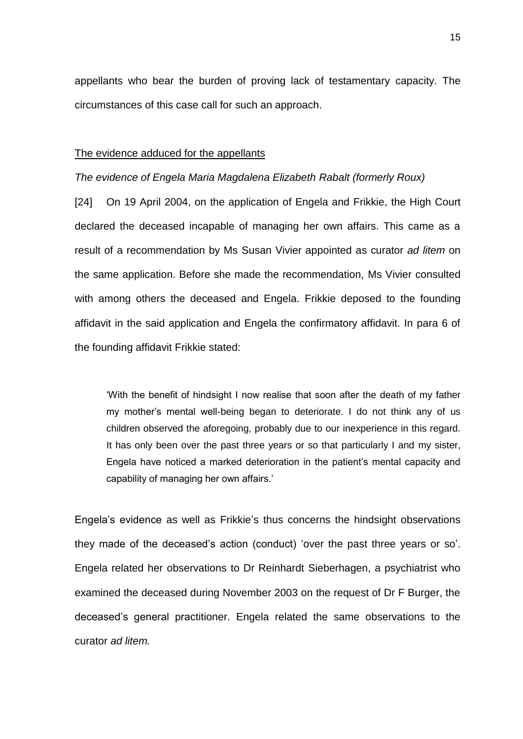appellants who bear the burden of proving lack of testamentary capacity. The circumstances of this case call for such an approach.

## The evidence adduced for the appellants

### *The evidence of Engela Maria Magdalena Elizabeth Rabalt (formerly Roux)*

[24] On 19 April 2004, on the application of Engela and Frikkie, the High Court declared the deceased incapable of managing her own affairs. This came as a result of a recommendation by Ms Susan Vivier appointed as curator *ad litem* on the same application. Before she made the recommendation, Ms Vivier consulted with among others the deceased and Engela. Frikkie deposed to the founding affidavit in the said application and Engela the confirmatory affidavit. In para 6 of the founding affidavit Frikkie stated:

> 'With the benefit of hindsight I now realise that soon after the death of my father my mother's mental well-being began to deteriorate. I do not think any of us children observed the aforegoing, probably due to our inexperience in this regard. It has only been over the past three years or so that particularly I and my sister, Engela have noticed a marked deterioration in the patient's mental capacity and capability of managing her own affairs.'

Engela's evidence as well as Frikkie's thus concerns the hindsight observations they made of the deceased's action (conduct) 'over the past three years or so'. Engela related her observations to Dr Reinhardt Sieberhagen, a psychiatrist who examined the deceased during November 2003 on the request of Dr F Burger, the deceased's general practitioner. Engela related the same observations to the curator *ad litem.*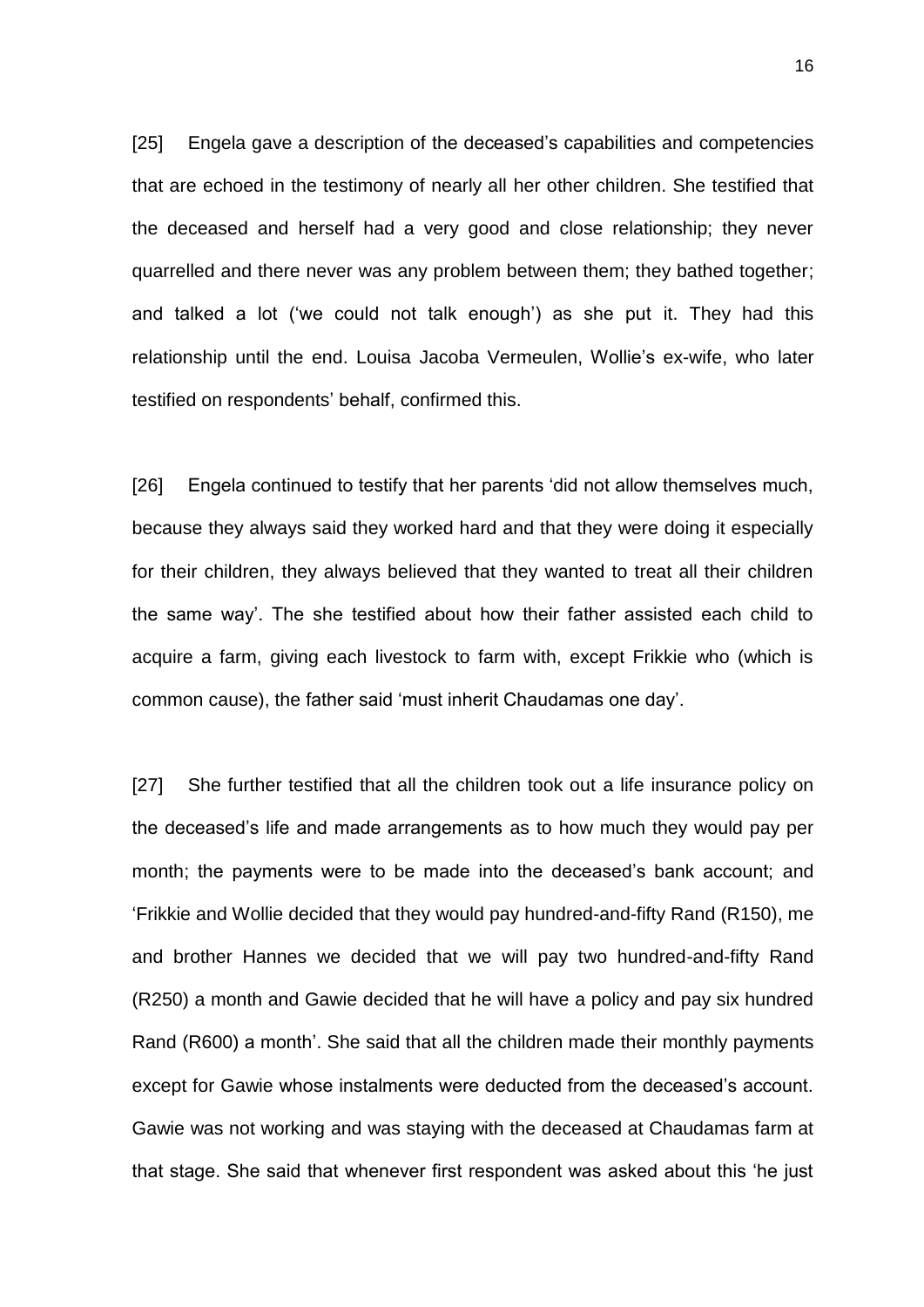[25] Engela gave a description of the deceased's capabilities and competencies that are echoed in the testimony of nearly all her other children. She testified that the deceased and herself had a very good and close relationship; they never quarrelled and there never was any problem between them; they bathed together; and talked a lot ('we could not talk enough') as she put it. They had this relationship until the end. Louisa Jacoba Vermeulen, Wollie's ex-wife, who later testified on respondents' behalf, confirmed this.

[26] Engela continued to testify that her parents 'did not allow themselves much, because they always said they worked hard and that they were doing it especially for their children, they always believed that they wanted to treat all their children the same way'. The she testified about how their father assisted each child to acquire a farm, giving each livestock to farm with, except Frikkie who (which is common cause), the father said 'must inherit Chaudamas one day'.

[27] She further testified that all the children took out a life insurance policy on the deceased's life and made arrangements as to how much they would pay per month; the payments were to be made into the deceased's bank account; and 'Frikkie and Wollie decided that they would pay hundred-and-fifty Rand (R150), me and brother Hannes we decided that we will pay two hundred-and-fifty Rand (R250) a month and Gawie decided that he will have a policy and pay six hundred Rand (R600) a month'. She said that all the children made their monthly payments except for Gawie whose instalments were deducted from the deceased's account. Gawie was not working and was staying with the deceased at Chaudamas farm at that stage. She said that whenever first respondent was asked about this 'he just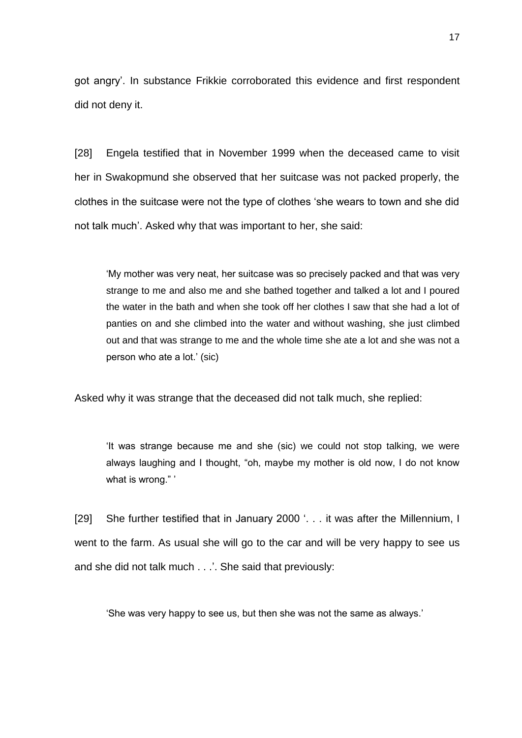got angry'. In substance Frikkie corroborated this evidence and first respondent did not deny it.

[28] Engela testified that in November 1999 when the deceased came to visit her in Swakopmund she observed that her suitcase was not packed properly, the clothes in the suitcase were not the type of clothes 'she wears to town and she did not talk much'. Asked why that was important to her, she said:

> 'My mother was very neat, her suitcase was so precisely packed and that was very strange to me and also me and she bathed together and talked a lot and I poured the water in the bath and when she took off her clothes I saw that she had a lot of panties on and she climbed into the water and without washing, she just climbed out and that was strange to me and the whole time she ate a lot and she was not a person who ate a lot.' (sic)

Asked why it was strange that the deceased did not talk much, she replied:

> 'It was strange because me and she (sic) we could not stop talking, we were always laughing and I thought, "oh, maybe my mother is old now, I do not know what is wrong." '

[29] She further testified that in January 2000 '. . . it was after the Millennium, I went to the farm. As usual she will go to the car and will be very happy to see us and she did not talk much . . .'. She said that previously:

> 'She was very happy to see us, but then she was not the same as always.'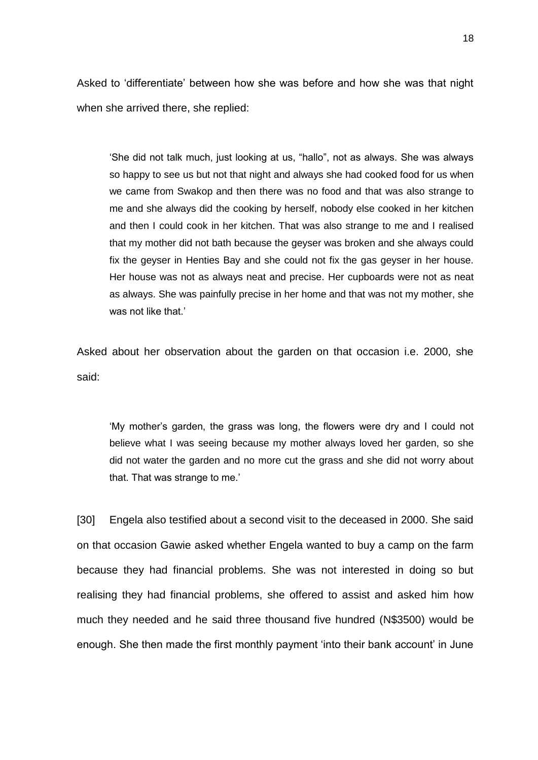Asked to 'differentiate' between how she was before and how she was that night when she arrived there, she replied:

> 'She did not talk much, just looking at us, "hallo", not as always. She was always so happy to see us but not that night and always she had cooked food for us when we came from Swakop and then there was no food and that was also strange to me and she always did the cooking by herself, nobody else cooked in her kitchen and then I could cook in her kitchen. That was also strange to me and I realised that my mother did not bath because the geyser was broken and she always could fix the geyser in Henties Bay and she could not fix the gas geyser in her house. Her house was not as always neat and precise. Her cupboards were not as neat as always. She was painfully precise in her home and that was not my mother, she was not like that.'

Asked about her observation about the garden on that occasion i.e. 2000, she said:

> 'My mother's garden, the grass was long, the flowers were dry and I could not believe what I was seeing because my mother always loved her garden, so she did not water the garden and no more cut the grass and she did not worry about that. That was strange to me.'

[30] Engela also testified about a second visit to the deceased in 2000. She said on that occasion Gawie asked whether Engela wanted to buy a camp on the farm because they had financial problems. She was not interested in doing so but realising they had financial problems, she offered to assist and asked him how much they needed and he said three thousand five hundred (N$3500) would be enough. She then made the first monthly payment 'into their bank account' in June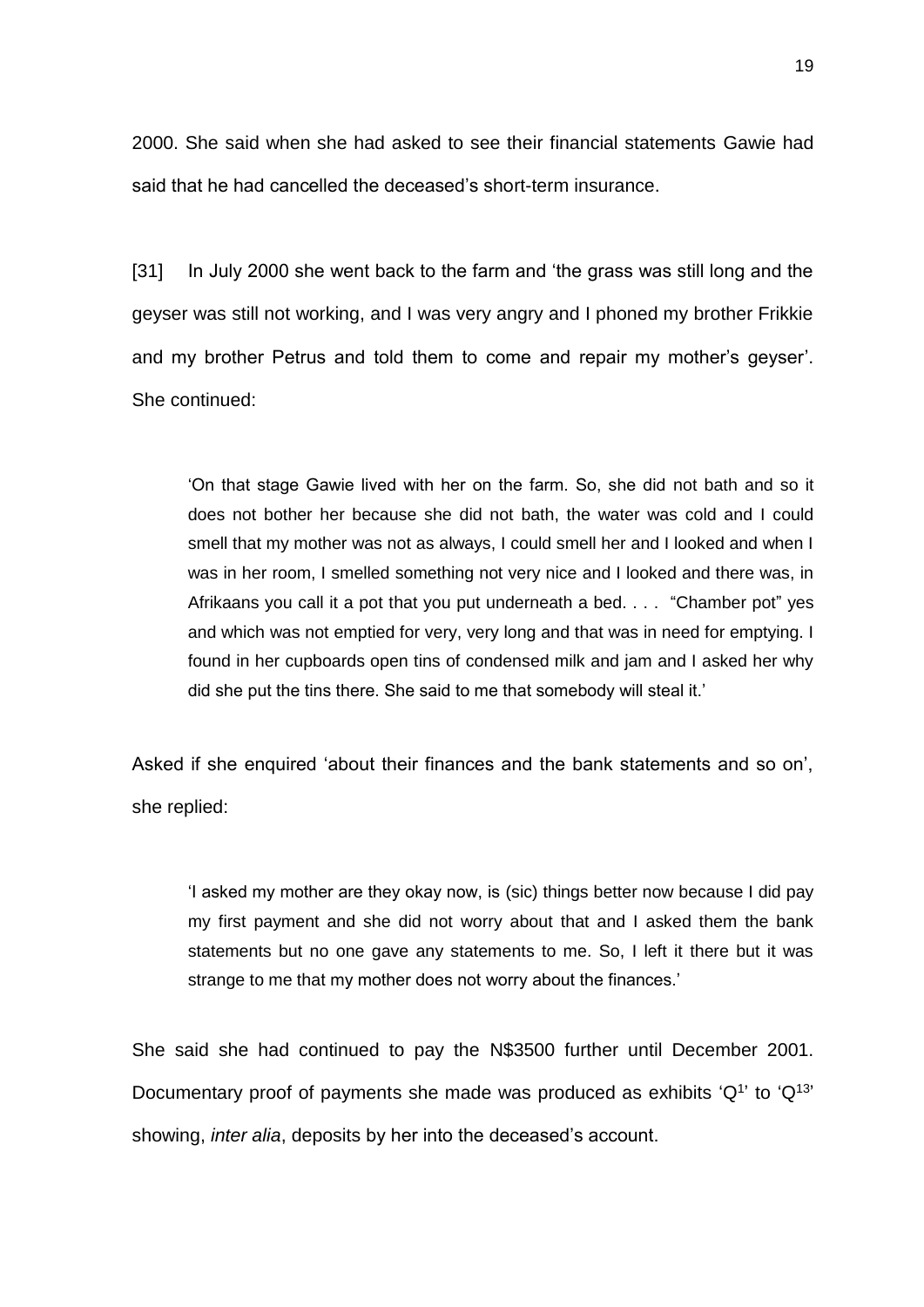2000. She said when she had asked to see their financial statements Gawie had said that he had cancelled the deceased's short-term insurance.

[31] In July 2000 she went back to the farm and 'the grass was still long and the geyser was still not working, and I was very angry and I phoned my brother Frikkie and my brother Petrus and told them to come and repair my mother's geyser'. She continued:

> 'On that stage Gawie lived with her on the farm. So, she did not bath and so it does not bother her because she did not bath, the water was cold and I could smell that my mother was not as always, I could smell her and I looked and when I was in her room, I smelled something not very nice and I looked and there was, in Afrikaans you call it a pot that you put underneath a bed. . . . "Chamber pot" yes and which was not emptied for very, very long and that was in need for emptying. I found in her cupboards open tins of condensed milk and jam and I asked her why did she put the tins there. She said to me that somebody will steal it.'

Asked if she enquired 'about their finances and the bank statements and so on', she replied:

> 'I asked my mother are they okay now, is (sic) things better now because I did pay my first payment and she did not worry about that and I asked them the bank statements but no one gave any statements to me. So, I left it there but it was strange to me that my mother does not worry about the finances.'

She said she had continued to pay the N$3500 further until December 2001. Documentary proof of payments she made was produced as exhibits '$Q^1$' to '$Q^{13}$' showing, *inter alia*, deposits by her into the deceased's account.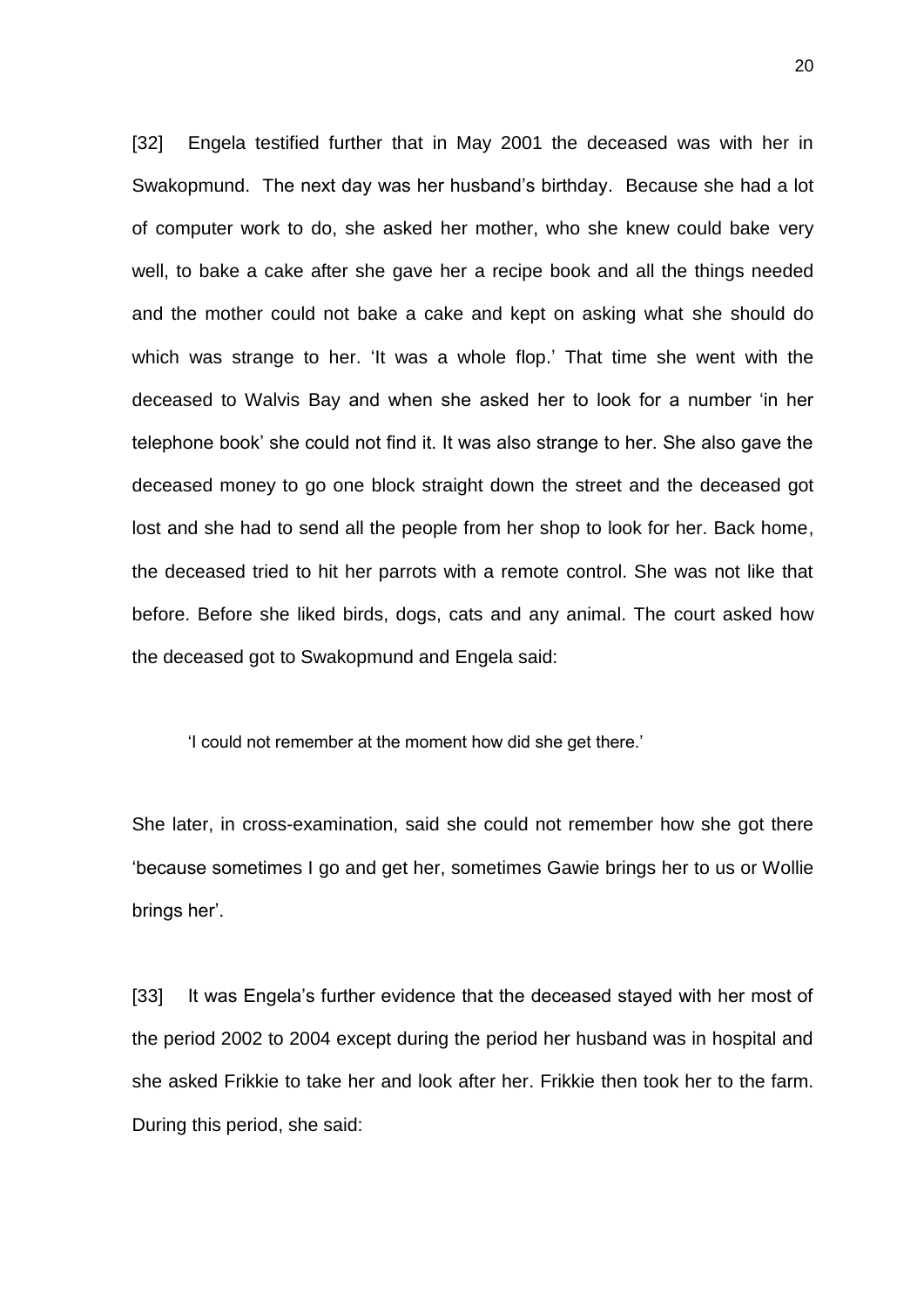[32] Engela testified further that in May 2001 the deceased was with her in Swakopmund. The next day was her husband's birthday. Because she had a lot of computer work to do, she asked her mother, who she knew could bake very well, to bake a cake after she gave her a recipe book and all the things needed and the mother could not bake a cake and kept on asking what she should do which was strange to her. 'It was a whole flop.' That time she went with the deceased to Walvis Bay and when she asked her to look for a number 'in her telephone book' she could not find it. It was also strange to her. She also gave the deceased money to go one block straight down the street and the deceased got lost and she had to send all the people from her shop to look for her. Back home, the deceased tried to hit her parrots with a remote control. She was not like that before. Before she liked birds, dogs, cats and any animal. The court asked how the deceased got to Swakopmund and Engela said:

> 'I could not remember at the moment how did she get there.'

She later, in cross-examination, said she could not remember how she got there 'because sometimes I go and get her, sometimes Gawie brings her to us or Wollie brings her'.

[33] It was Engela's further evidence that the deceased stayed with her most of the period 2002 to 2004 except during the period her husband was in hospital and she asked Frikkie to take her and look after her. Frikkie then took her to the farm. During this period, she said: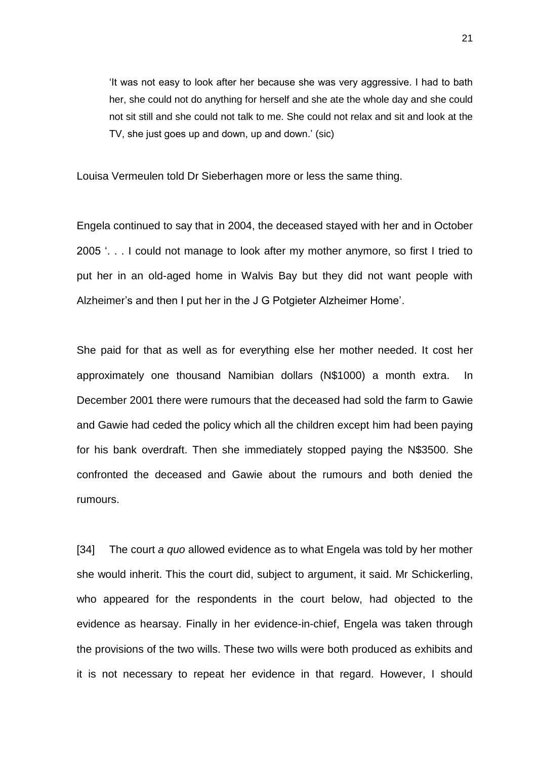> 'It was not easy to look after her because she was very aggressive. I had to bath her, she could not do anything for herself and she ate the whole day and she could not sit still and she could not talk to me. She could not relax and sit and look at the TV, she just goes up and down, up and down.' (sic)

Louisa Vermeulen told Dr Sieberhagen more or less the same thing.

Engela continued to say that in 2004, the deceased stayed with her and in October 2005 '. . . I could not manage to look after my mother anymore, so first I tried to put her in an old-aged home in Walvis Bay but they did not want people with Alzheimer's and then I put her in the J G Potgieter Alzheimer Home'.

She paid for that as well as for everything else her mother needed. It cost her approximately one thousand Namibian dollars (N$1000) a month extra. In December 2001 there were rumours that the deceased had sold the farm to Gawie and Gawie had ceded the policy which all the children except him had been paying for his bank overdraft. Then she immediately stopped paying the N$3500. She confronted the deceased and Gawie about the rumours and both denied the rumours.

[34] The court *a quo* allowed evidence as to what Engela was told by her mother she would inherit. This the court did, subject to argument, it said. Mr Schickerling, who appeared for the respondents in the court below, had objected to the evidence as hearsay. Finally in her evidence-in-chief, Engela was taken through the provisions of the two wills. These two wills were both produced as exhibits and it is not necessary to repeat her evidence in that regard. However, I should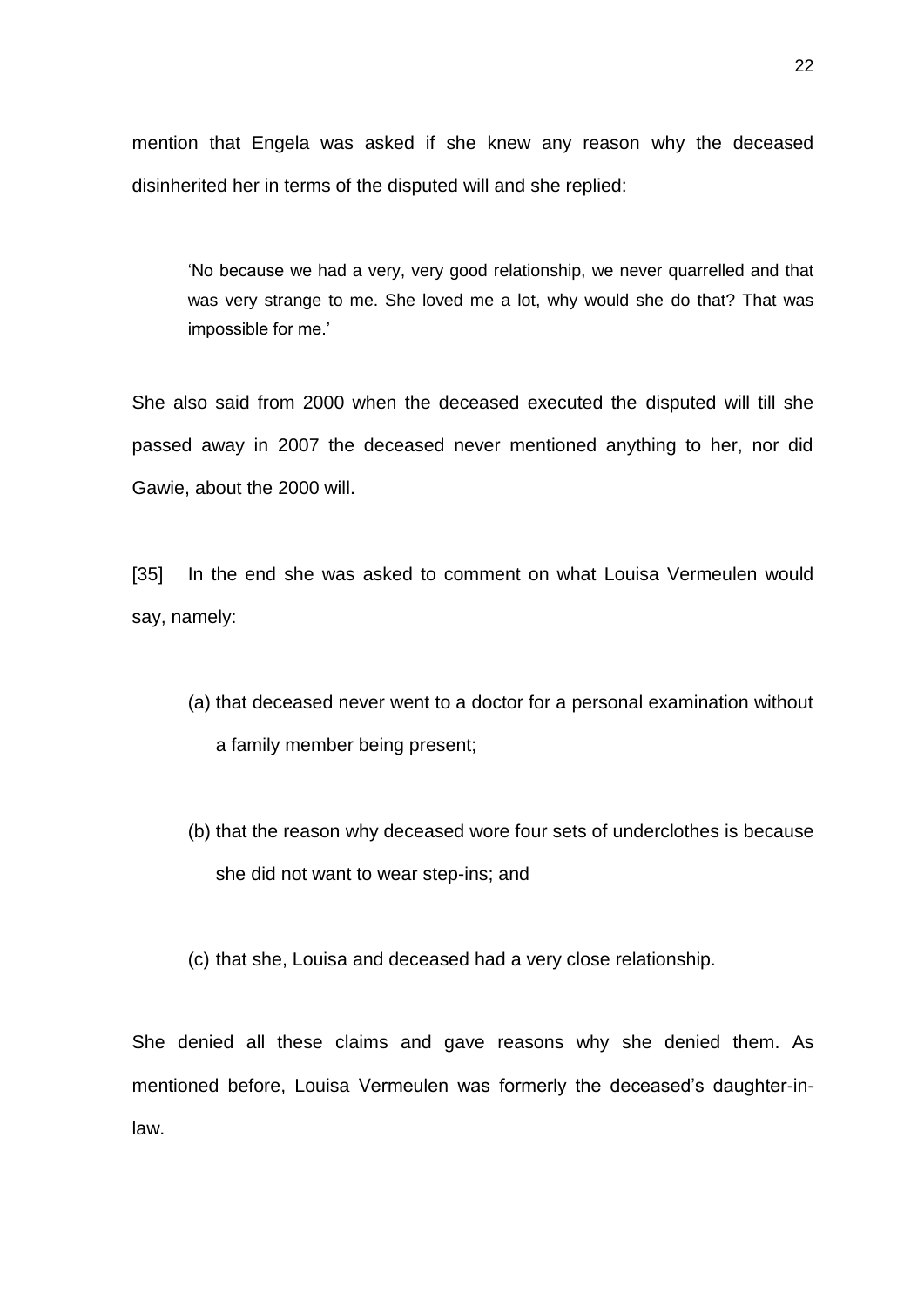mention that Engela was asked if she knew any reason why the deceased disinherited her in terms of the disputed will and she replied:

> 'No because we had a very, very good relationship, we never quarrelled and that was very strange to me. She loved me a lot, why would she do that? That was impossible for me.'

She also said from 2000 when the deceased executed the disputed will till she passed away in 2007 the deceased never mentioned anything to her, nor did Gawie, about the 2000 will.

[35] In the end she was asked to comment on what Louisa Vermeulen would say, namely:

(a) that deceased never went to a doctor for a personal examination without a family member being present;

(b) that the reason why deceased wore four sets of underclothes is because she did not want to wear step-ins; and

(c) that she, Louisa and deceased had a very close relationship.

She denied all these claims and gave reasons why she denied them. As mentioned before, Louisa Vermeulen was formerly the deceased's daughter-in-law.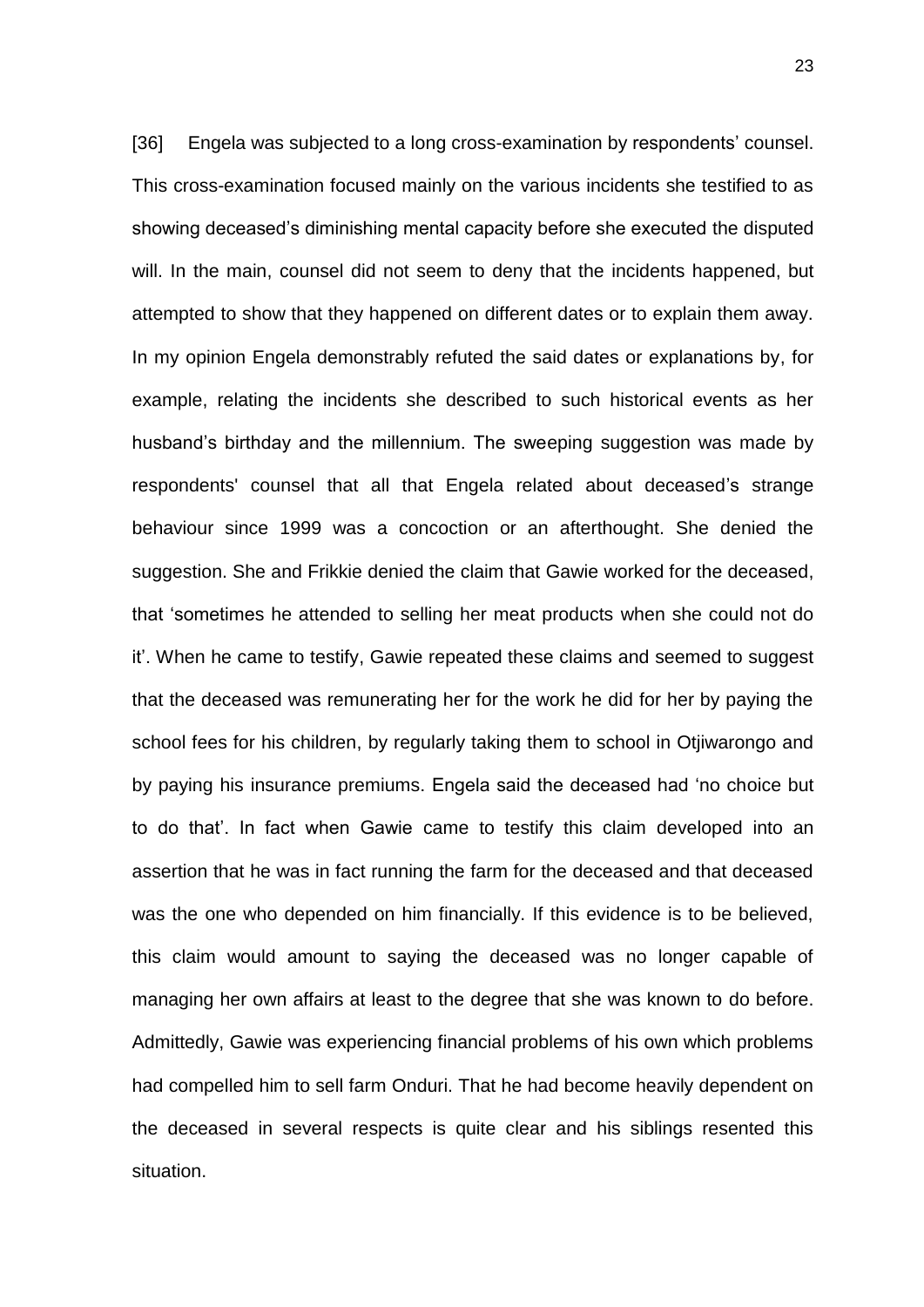[36] Engela was subjected to a long cross-examination by respondents' counsel. This cross-examination focused mainly on the various incidents she testified to as showing deceased's diminishing mental capacity before she executed the disputed will. In the main, counsel did not seem to deny that the incidents happened, but attempted to show that they happened on different dates or to explain them away. In my opinion Engela demonstrably refuted the said dates or explanations by, for example, relating the incidents she described to such historical events as her husband's birthday and the millennium. The sweeping suggestion was made by respondents' counsel that all that Engela related about deceased's strange behaviour since 1999 was a concoction or an afterthought. She denied the suggestion. She and Frikkie denied the claim that Gawie worked for the deceased, that 'sometimes he attended to selling her meat products when she could not do it'. When he came to testify, Gawie repeated these claims and seemed to suggest that the deceased was remunerating her for the work he did for her by paying the school fees for his children, by regularly taking them to school in Otjiwarongo and by paying his insurance premiums. Engela said the deceased had 'no choice but to do that'. In fact when Gawie came to testify this claim developed into an assertion that he was in fact running the farm for the deceased and that deceased was the one who depended on him financially. If this evidence is to be believed, this claim would amount to saying the deceased was no longer capable of managing her own affairs at least to the degree that she was known to do before. Admittedly, Gawie was experiencing financial problems of his own which problems had compelled him to sell farm Onduri. That he had become heavily dependent on the deceased in several respects is quite clear and his siblings resented this situation.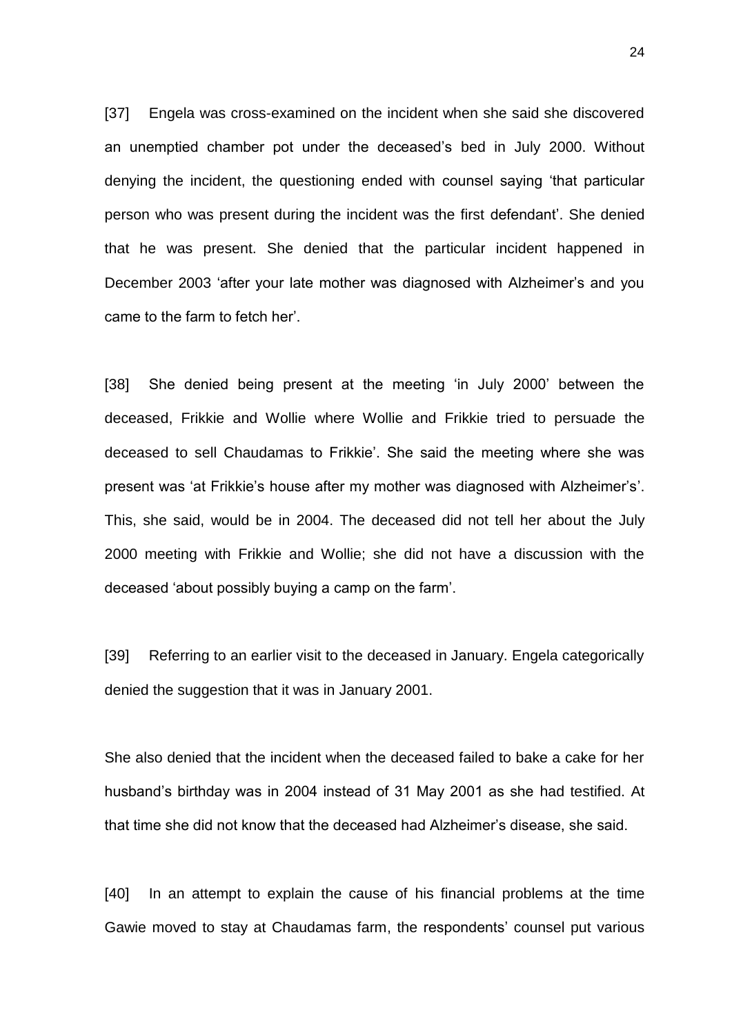[37] Engela was cross-examined on the incident when she said she discovered an unemptied chamber pot under the deceased's bed in July 2000. Without denying the incident, the questioning ended with counsel saying 'that particular person who was present during the incident was the first defendant'. She denied that he was present. She denied that the particular incident happened in December 2003 'after your late mother was diagnosed with Alzheimer's and you came to the farm to fetch her'.

[38] She denied being present at the meeting 'in July 2000' between the deceased, Frikkie and Wollie where Wollie and Frikkie tried to persuade the deceased to sell Chaudamas to Frikkie'. She said the meeting where she was present was 'at Frikkie's house after my mother was diagnosed with Alzheimer's'. This, she said, would be in 2004. The deceased did not tell her about the July 2000 meeting with Frikkie and Wollie; she did not have a discussion with the deceased 'about possibly buying a camp on the farm'.

[39] Referring to an earlier visit to the deceased in January. Engela categorically denied the suggestion that it was in January 2001.

She also denied that the incident when the deceased failed to bake a cake for her husband's birthday was in 2004 instead of 31 May 2001 as she had testified. At that time she did not know that the deceased had Alzheimer's disease, she said.

[40] In an attempt to explain the cause of his financial problems at the time Gawie moved to stay at Chaudamas farm, the respondents' counsel put various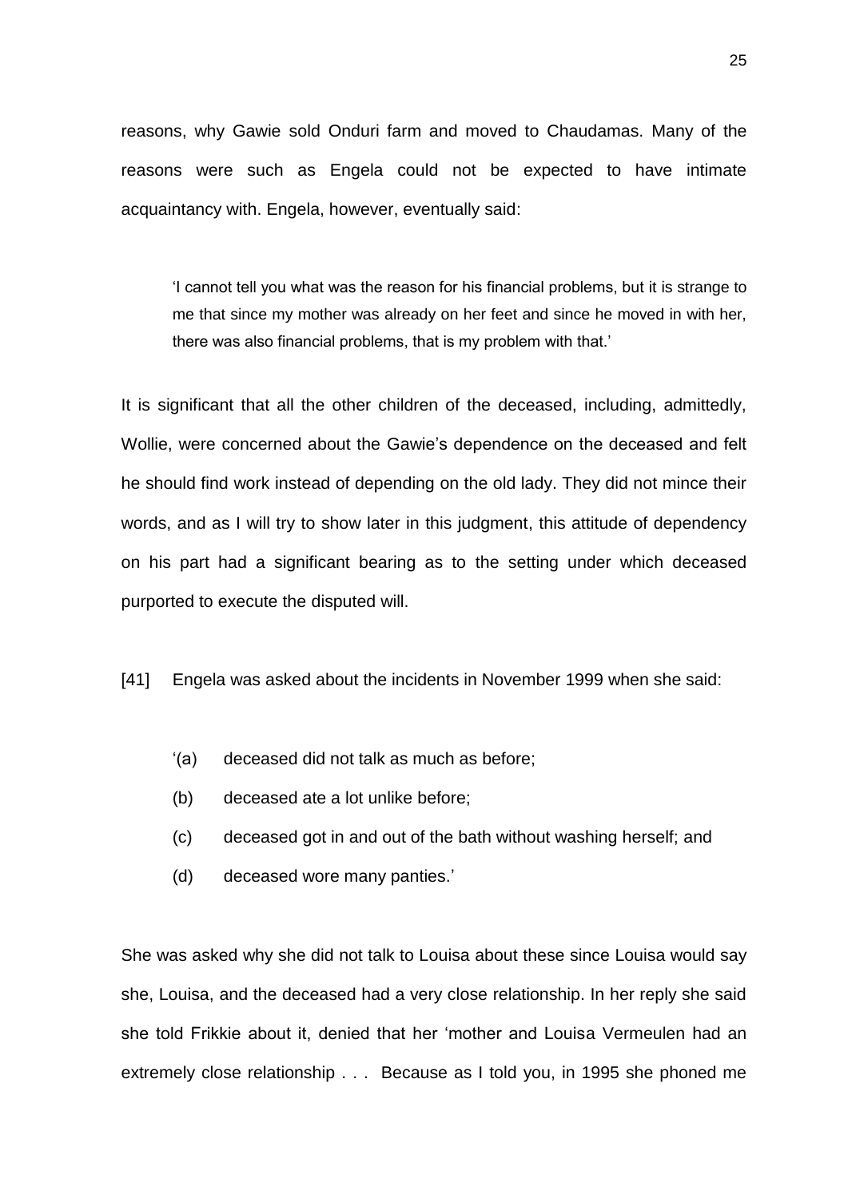reasons, why Gawie sold Onduri farm and moved to Chaudamas. Many of the reasons were such as Engela could not be expected to have intimate acquaintancy with. Engela, however, eventually said:

> 'I cannot tell you what was the reason for his financial problems, but it is strange to me that since my mother was already on her feet and since he moved in with her, there was also financial problems, that is my problem with that.'

It is significant that all the other children of the deceased, including, admittedly, Wollie, were concerned about the Gawie's dependence on the deceased and felt he should find work instead of depending on the old lady. They did not mince their words, and as I will try to show later in this judgment, this attitude of dependency on his part had a significant bearing as to the setting under which deceased purported to execute the disputed will.

[41] Engela was asked about the incidents in November 1999 when she said:

> '(a) deceased did not talk as much as before;
>
> (b) deceased ate a lot unlike before;
>
> (c) deceased got in and out of the bath without washing herself; and
>
> (d) deceased wore many panties.'

She was asked why she did not talk to Louisa about these since Louisa would say she, Louisa, and the deceased had a very close relationship. In her reply she said she told Frikkie about it, denied that her 'mother and Louisa Vermeulen had an extremely close relationship . . . Because as I told you, in 1995 she phoned me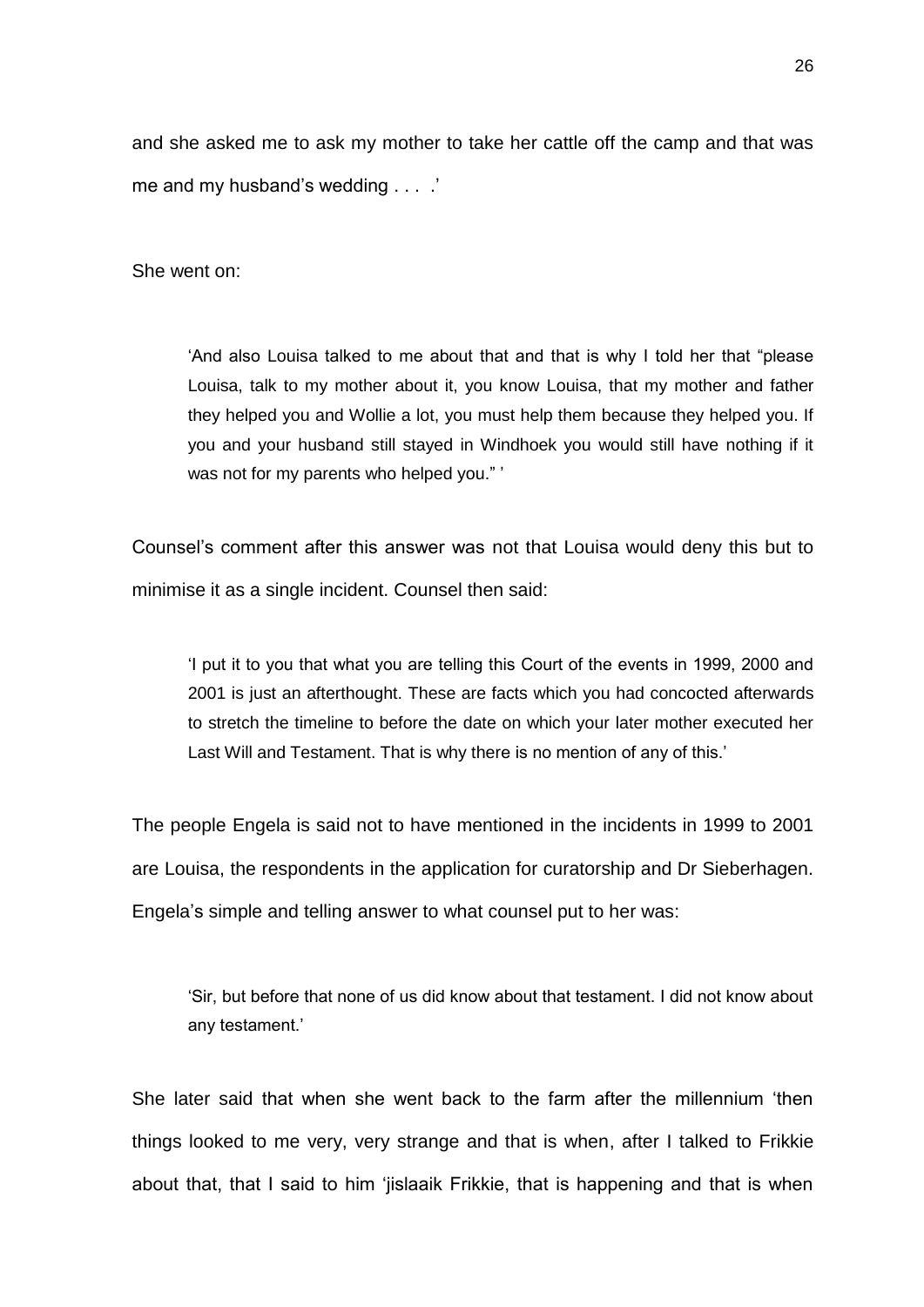and she asked me to ask my mother to take her cattle off the camp and that was me and my husband's wedding . . . .'

She went on:

> 'And also Louisa talked to me about that and that is why I told her that "please Louisa, talk to my mother about it, you know Louisa, that my mother and father they helped you and Wollie a lot, you must help them because they helped you. If you and your husband still stayed in Windhoek you would still have nothing if it was not for my parents who helped you." '

Counsel's comment after this answer was not that Louisa would deny this but to minimise it as a single incident. Counsel then said:

> 'I put it to you that what you are telling this Court of the events in 1999, 2000 and 2001 is just an afterthought. These are facts which you had concocted afterwards to stretch the timeline to before the date on which your later mother executed her Last Will and Testament. That is why there is no mention of any of this.'

The people Engela is said not to have mentioned in the incidents in 1999 to 2001 are Louisa, the respondents in the application for curatorship and Dr Sieberhagen. Engela's simple and telling answer to what counsel put to her was:

> 'Sir, but before that none of us did know about that testament. I did not know about any testament.'

She later said that when she went back to the farm after the millennium 'then things looked to me very, very strange and that is when, after I talked to Frikkie about that, that I said to him 'jislaaik Frikkie, that is happening and that is when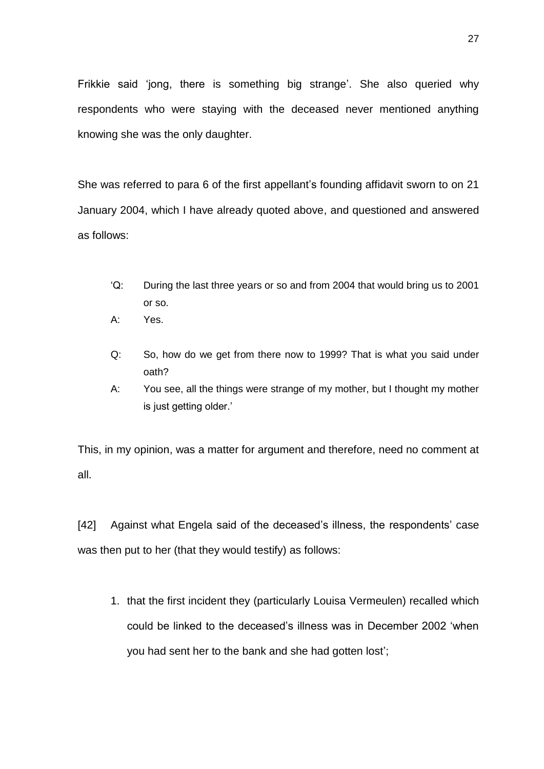Frikkie said 'jong, there is something big strange'. She also queried why respondents who were staying with the deceased never mentioned anything knowing she was the only daughter.

She was referred to para 6 of the first appellant's founding affidavit sworn to on 21 January 2004, which I have already quoted above, and questioned and answered as follows:

> 'Q: During the last three years or so and from 2004 that would bring us to 2001 or so.
>
> A: Yes.
>
> Q: So, how do we get from there now to 1999? That is what you said under oath?
>
> A: You see, all the things were strange of my mother, but I thought my mother is just getting older.'

This, in my opinion, was a matter for argument and therefore, need no comment at all.

[42] Against what Engela said of the deceased's illness, the respondents' case was then put to her (that they would testify) as follows:

1. that the first incident they (particularly Louisa Vermeulen) recalled which could be linked to the deceased's illness was in December 2002 'when you had sent her to the bank and she had gotten lost';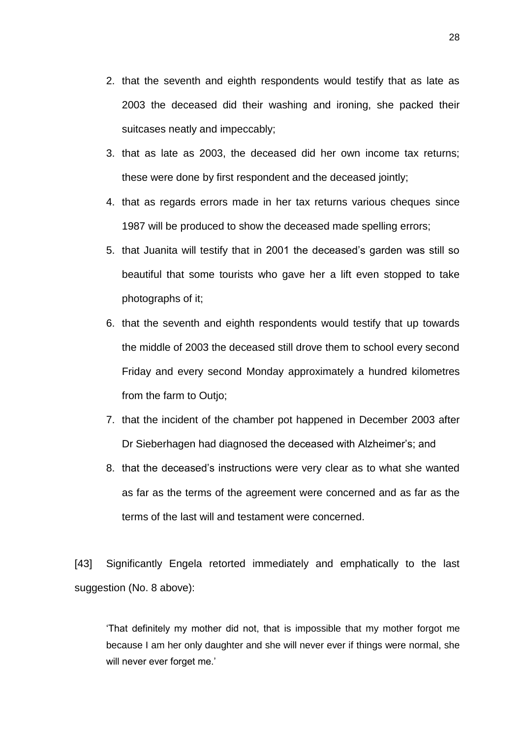2. that the seventh and eighth respondents would testify that as late as 2003 the deceased did their washing and ironing, she packed their suitcases neatly and impeccably;
3. that as late as 2003, the deceased did her own income tax returns; these were done by first respondent and the deceased jointly;
4. that as regards errors made in her tax returns various cheques since 1987 will be produced to show the deceased made spelling errors;
5. that Juanita will testify that in 2001 the deceased's garden was still so beautiful that some tourists who gave her a lift even stopped to take photographs of it;
6. that the seventh and eighth respondents would testify that up towards the middle of 2003 the deceased still drove them to school every second Friday and every second Monday approximately a hundred kilometres from the farm to Outjo;
7. that the incident of the chamber pot happened in December 2003 after Dr Sieberhagen had diagnosed the deceased with Alzheimer's; and
8. that the deceased's instructions were very clear as to what she wanted as far as the terms of the agreement were concerned and as far as the terms of the last will and testament were concerned.

[43] Significantly Engela retorted immediately and emphatically to the last suggestion (No. 8 above):

> 'That definitely my mother did not, that is impossible that my mother forgot me because I am her only daughter and she will never ever if things were normal, she will never ever forget me.'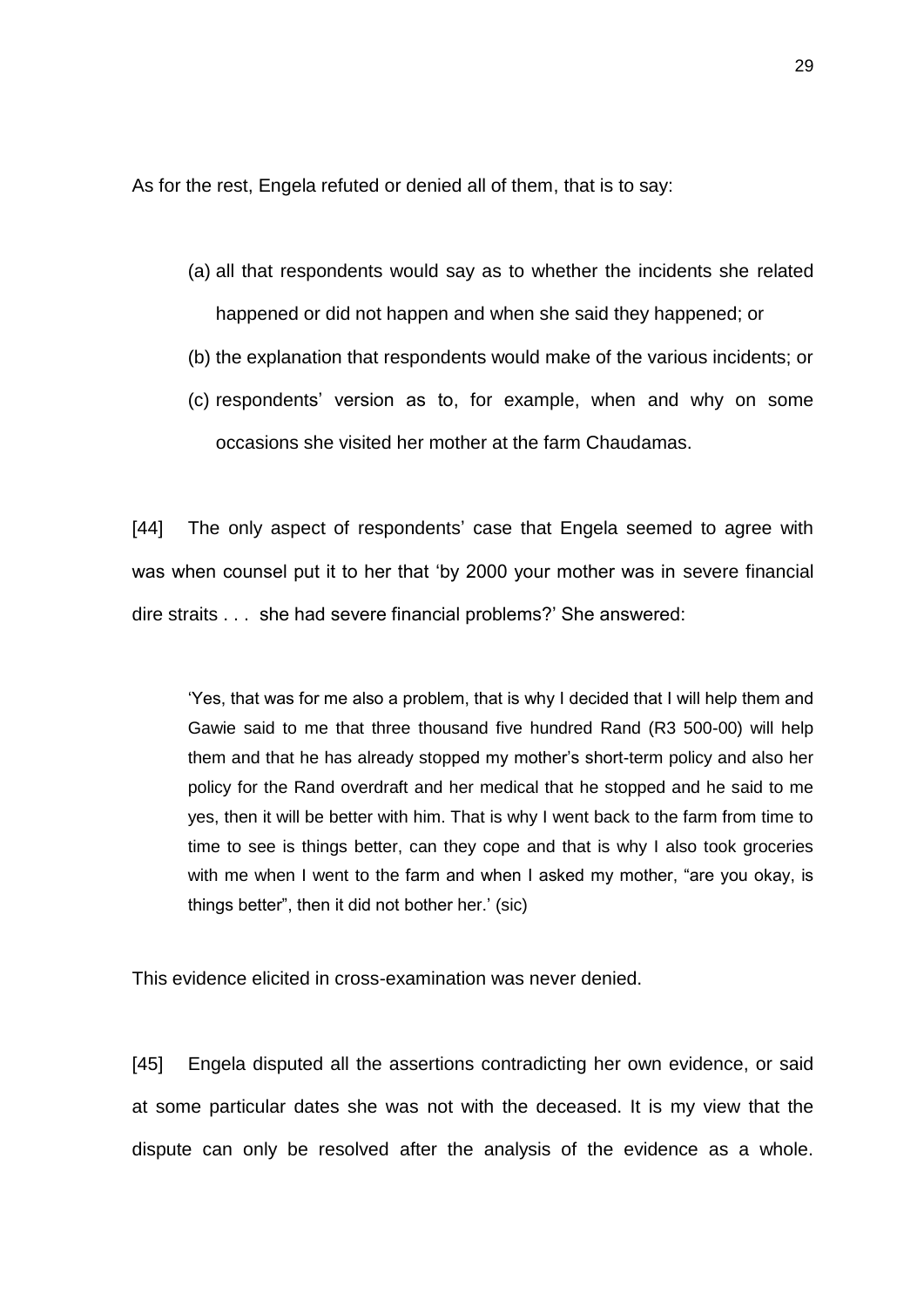As for the rest, Engela refuted or denied all of them, that is to say:

(a) all that respondents would say as to whether the incidents she related happened or did not happen and when she said they happened; or

(b) the explanation that respondents would make of the various incidents; or

(c) respondents' version as to, for example, when and why on some occasions she visited her mother at the farm Chaudamas.

[44] The only aspect of respondents' case that Engela seemed to agree with was when counsel put it to her that 'by 2000 your mother was in severe financial dire straits . . . she had severe financial problems?' She answered:

> 'Yes, that was for me also a problem, that is why I decided that I will help them and Gawie said to me that three thousand five hundred Rand (R3 500-00) will help them and that he has already stopped my mother's short-term policy and also her policy for the Rand overdraft and her medical that he stopped and he said to me yes, then it will be better with him. That is why I went back to the farm from time to time to see is things better, can they cope and that is why I also took groceries with me when I went to the farm and when I asked my mother, "are you okay, is things better", then it did not bother her.' (sic)

This evidence elicited in cross-examination was never denied.

[45] Engela disputed all the assertions contradicting her own evidence, or said at some particular dates she was not with the deceased. It is my view that the dispute can only be resolved after the analysis of the evidence as a whole.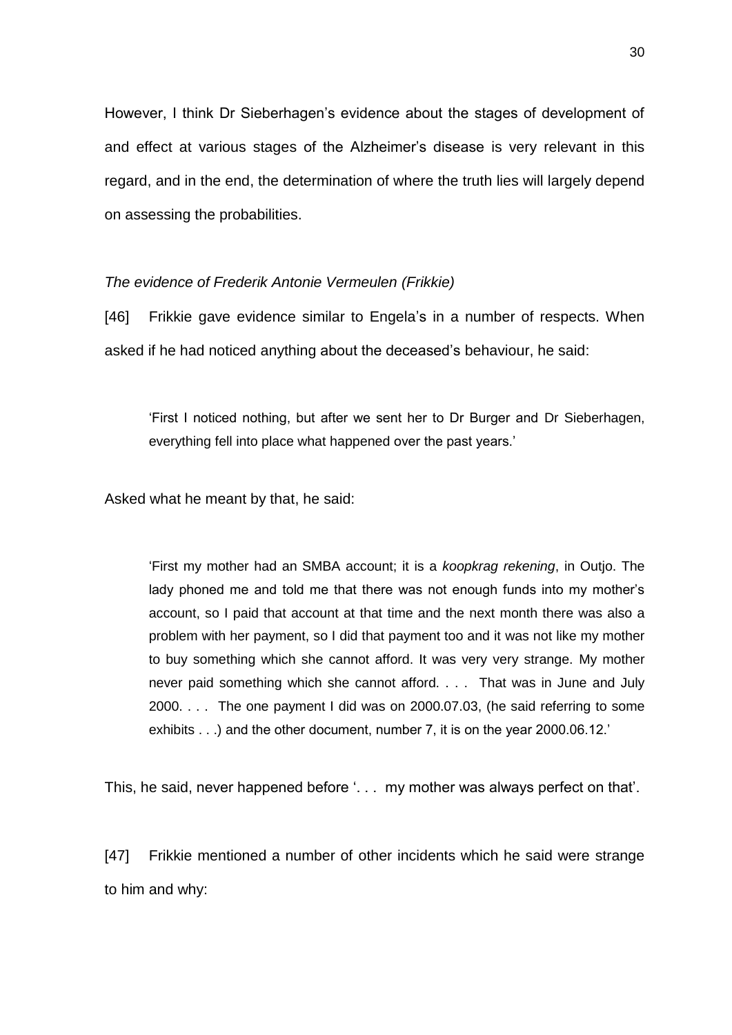However, I think Dr Sieberhagen's evidence about the stages of development of and effect at various stages of the Alzheimer's disease is very relevant in this regard, and in the end, the determination of where the truth lies will largely depend on assessing the probabilities.

*The evidence of Frederik Antonie Vermeulen (Frikkie)*

[46] Frikkie gave evidence similar to Engela's in a number of respects. When asked if he had noticed anything about the deceased's behaviour, he said:

> 'First I noticed nothing, but after we sent her to Dr Burger and Dr Sieberhagen, everything fell into place what happened over the past years.'

Asked what he meant by that, he said:

> 'First my mother had an SMBA account; it is a *koopkrag rekening*, in Outjo. The lady phoned me and told me that there was not enough funds into my mother's account, so I paid that account at that time and the next month there was also a problem with her payment, so I did that payment too and it was not like my mother to buy something which she cannot afford. It was very very strange. My mother never paid something which she cannot afford. . . . That was in June and July 2000. . . . The one payment I did was on 2000.07.03, (he said referring to some exhibits . . .) and the other document, number 7, it is on the year 2000.06.12.'

This, he said, never happened before '. . . my mother was always perfect on that'.

[47] Frikkie mentioned a number of other incidents which he said were strange to him and why: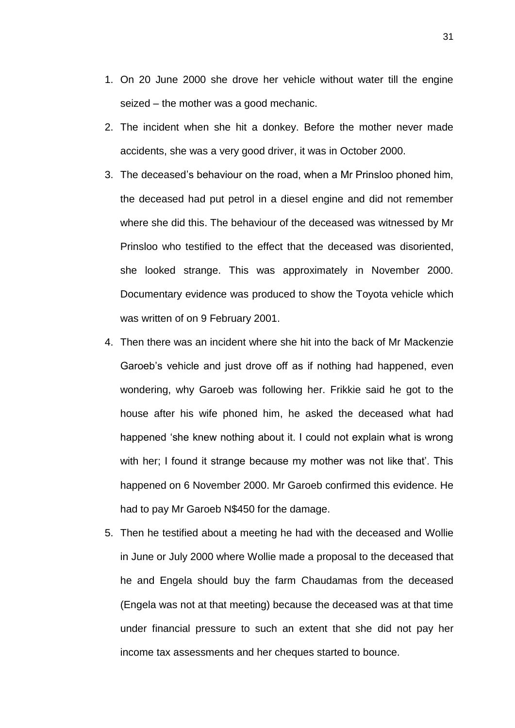1. On 20 June 2000 she drove her vehicle without water till the engine seized – the mother was a good mechanic.
2. The incident when she hit a donkey. Before the mother never made accidents, she was a very good driver, it was in October 2000.
3. The deceased's behaviour on the road, when a Mr Prinsloo phoned him, the deceased had put petrol in a diesel engine and did not remember where she did this. The behaviour of the deceased was witnessed by Mr Prinsloo who testified to the effect that the deceased was disoriented, she looked strange. This was approximately in November 2000. Documentary evidence was produced to show the Toyota vehicle which was written of on 9 February 2001.
4. Then there was an incident where she hit into the back of Mr Mackenzie Garoeb's vehicle and just drove off as if nothing had happened, even wondering, why Garoeb was following her. Frikkie said he got to the house after his wife phoned him, he asked the deceased what had happened 'she knew nothing about it. I could not explain what is wrong with her; I found it strange because my mother was not like that'. This happened on 6 November 2000. Mr Garoeb confirmed this evidence. He had to pay Mr Garoeb N$450 for the damage.
5. Then he testified about a meeting he had with the deceased and Wollie in June or July 2000 where Wollie made a proposal to the deceased that he and Engela should buy the farm Chaudamas from the deceased (Engela was not at that meeting) because the deceased was at that time under financial pressure to such an extent that she did not pay her income tax assessments and her cheques started to bounce.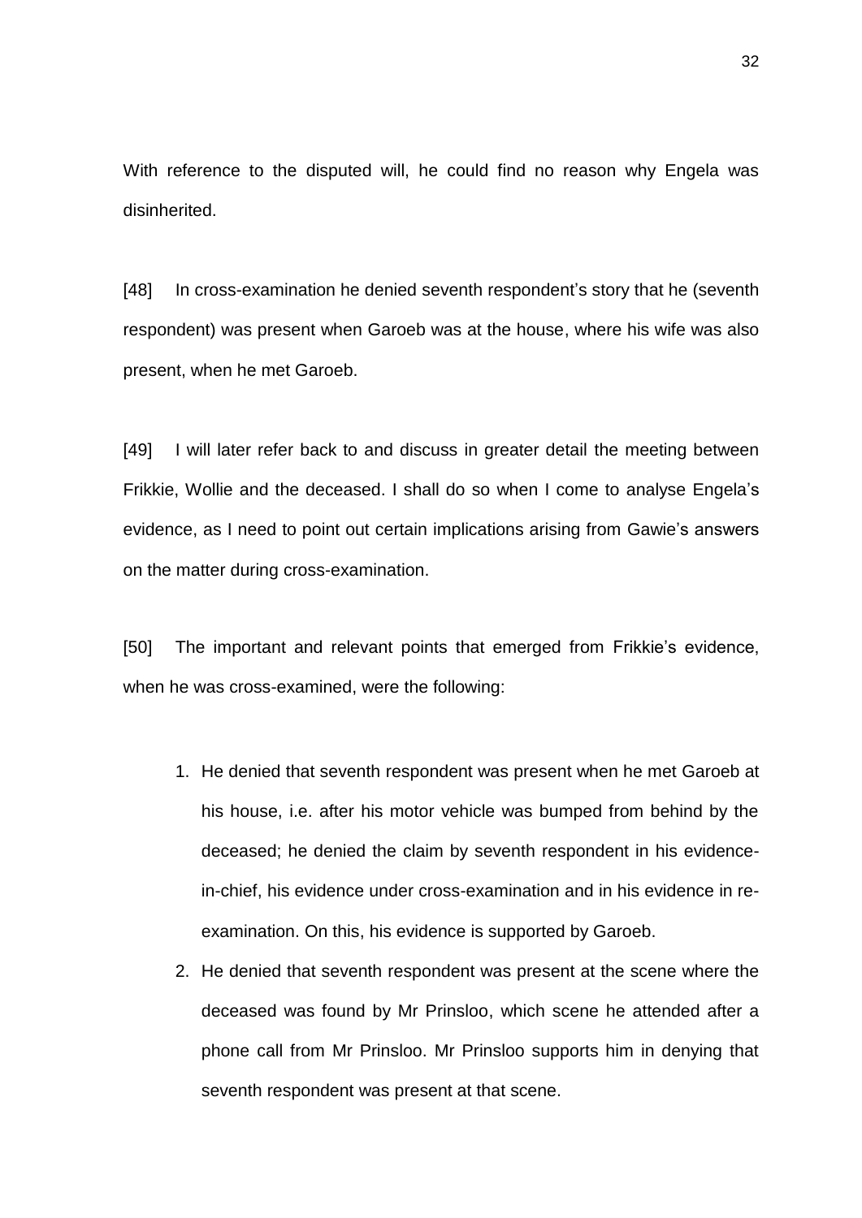With reference to the disputed will, he could find no reason why Engela was disinherited.

[48] In cross-examination he denied seventh respondent's story that he (seventh respondent) was present when Garoeb was at the house, where his wife was also present, when he met Garoeb.

[49] I will later refer back to and discuss in greater detail the meeting between Frikkie, Wollie and the deceased. I shall do so when I come to analyse Engela's evidence, as I need to point out certain implications arising from Gawie's answers on the matter during cross-examination.

[50] The important and relevant points that emerged from Frikkie's evidence, when he was cross-examined, were the following:

1. He denied that seventh respondent was present when he met Garoeb at his house, i.e. after his motor vehicle was bumped from behind by the deceased; he denied the claim by seventh respondent in his evidence-in-chief, his evidence under cross-examination and in his evidence in re-examination. On this, his evidence is supported by Garoeb.
2. He denied that seventh respondent was present at the scene where the deceased was found by Mr Prinsloo, which scene he attended after a phone call from Mr Prinsloo. Mr Prinsloo supports him in denying that seventh respondent was present at that scene.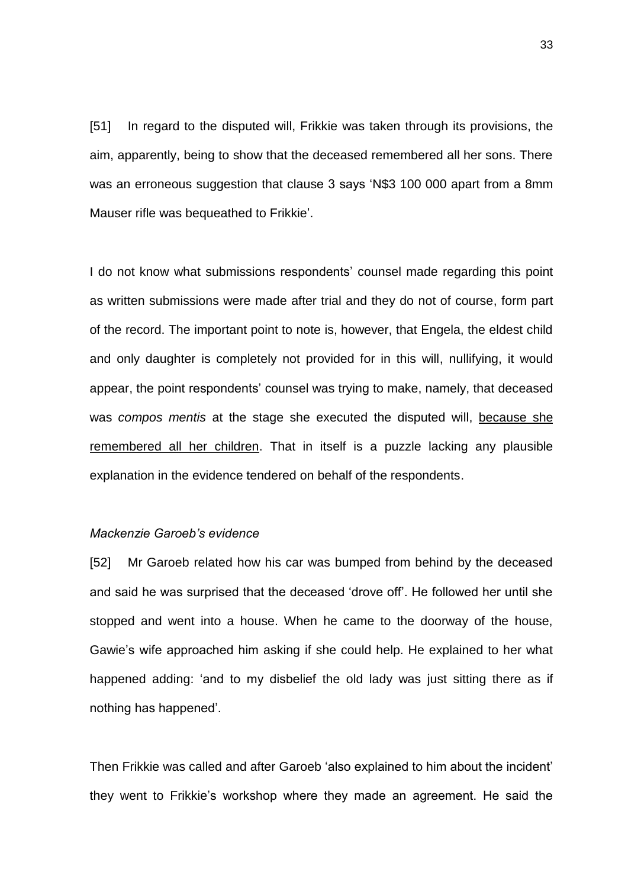[51] In regard to the disputed will, Frikkie was taken through its provisions, the aim, apparently, being to show that the deceased remembered all her sons. There was an erroneous suggestion that clause 3 says 'N$3 100 000 apart from a 8mm Mauser rifle was bequeathed to Frikkie'.

I do not know what submissions respondents' counsel made regarding this point as written submissions were made after trial and they do not of course, form part of the record. The important point to note is, however, that Engela, the eldest child and only daughter is completely not provided for in this will, nullifying, it would appear, the point respondents' counsel was trying to make, namely, that deceased was *compos mentis* at the stage she executed the disputed will, <u>because she remembered all her children</u>. That in itself is a puzzle lacking any plausible explanation in the evidence tendered on behalf of the respondents.

*Mackenzie Garoeb's evidence*

[52] Mr Garoeb related how his car was bumped from behind by the deceased and said he was surprised that the deceased 'drove off'. He followed her until she stopped and went into a house. When he came to the doorway of the house, Gawie's wife approached him asking if she could help. He explained to her what happened adding: 'and to my disbelief the old lady was just sitting there as if nothing has happened'.

Then Frikkie was called and after Garoeb 'also explained to him about the incident' they went to Frikkie's workshop where they made an agreement. He said the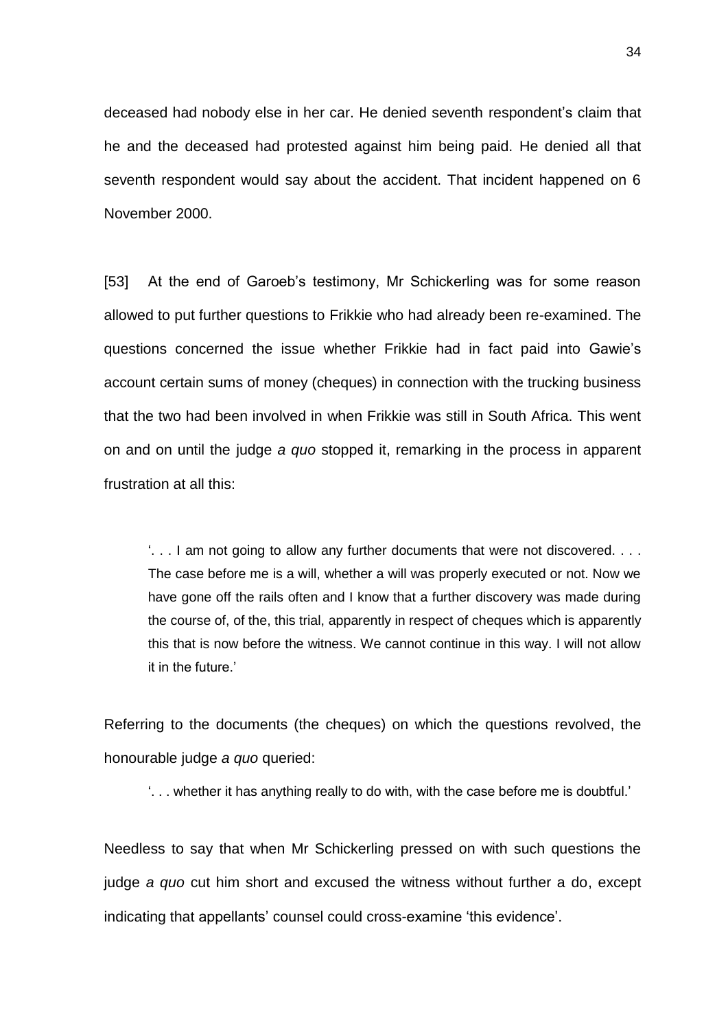deceased had nobody else in her car. He denied seventh respondent's claim that he and the deceased had protested against him being paid. He denied all that seventh respondent would say about the accident. That incident happened on 6 November 2000.

[53] At the end of Garoeb's testimony, Mr Schickerling was for some reason allowed to put further questions to Frikkie who had already been re-examined. The questions concerned the issue whether Frikkie had in fact paid into Gawie's account certain sums of money (cheques) in connection with the trucking business that the two had been involved in when Frikkie was still in South Africa. This went on and on until the judge *a quo* stopped it, remarking in the process in apparent frustration at all this:

> '. . . I am not going to allow any further documents that were not discovered. . . . The case before me is a will, whether a will was properly executed or not. Now we have gone off the rails often and I know that a further discovery was made during the course of, of the, this trial, apparently in respect of cheques which is apparently this that is now before the witness. We cannot continue in this way. I will not allow it in the future.'

Referring to the documents (the cheques) on which the questions revolved, the honourable judge *a quo* queried:

> '. . . whether it has anything really to do with, with the case before me is doubtful.'

Needless to say that when Mr Schickerling pressed on with such questions the judge *a quo* cut him short and excused the witness without further a do, except indicating that appellants' counsel could cross-examine 'this evidence'.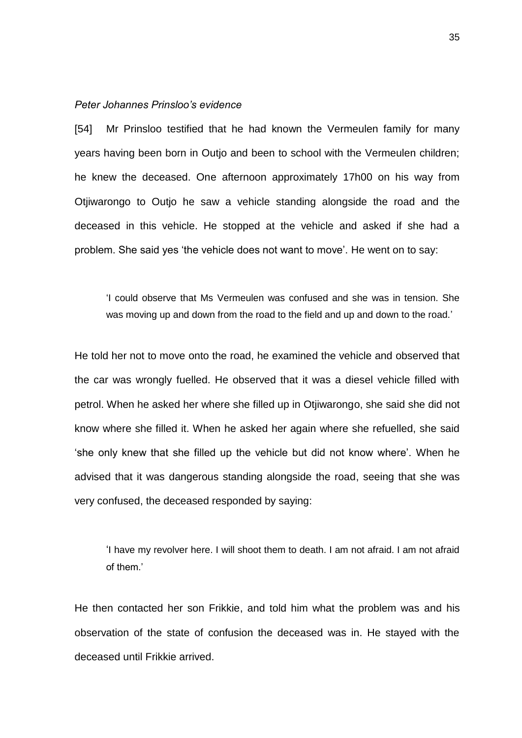*Peter Johannes Prinsloo's evidence*

[54] Mr Prinsloo testified that he had known the Vermeulen family for many years having been born in Outjo and been to school with the Vermeulen children; he knew the deceased. One afternoon approximately 17h00 on his way from Otjiwarongo to Outjo he saw a vehicle standing alongside the road and the deceased in this vehicle. He stopped at the vehicle and asked if she had a problem. She said yes 'the vehicle does not want to move'. He went on to say:

> 'I could observe that Ms Vermeulen was confused and she was in tension. She was moving up and down from the road to the field and up and down to the road.'

He told her not to move onto the road, he examined the vehicle and observed that the car was wrongly fuelled. He observed that it was a diesel vehicle filled with petrol. When he asked her where she filled up in Otjiwarongo, she said she did not know where she filled it. When he asked her again where she refuelled, she said 'she only knew that she filled up the vehicle but did not know where'. When he advised that it was dangerous standing alongside the road, seeing that she was very confused, the deceased responded by saying:

> 'I have my revolver here. I will shoot them to death. I am not afraid. I am not afraid of them.'

He then contacted her son Frikkie, and told him what the problem was and his observation of the state of confusion the deceased was in. He stayed with the deceased until Frikkie arrived.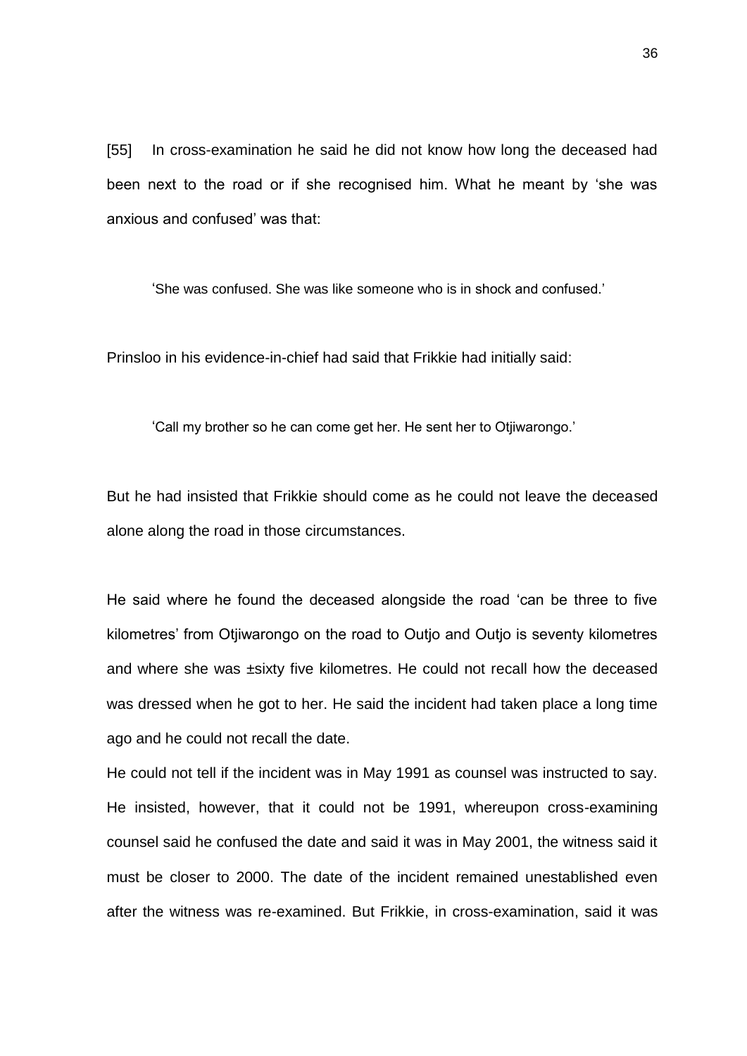[55] In cross-examination he said he did not know how long the deceased had been next to the road or if she recognised him. What he meant by 'she was anxious and confused' was that:

> 'She was confused. She was like someone who is in shock and confused.'

Prinsloo in his evidence-in-chief had said that Frikkie had initially said:

> 'Call my brother so he can come get her. He sent her to Otjiwarongo.'

But he had insisted that Frikkie should come as he could not leave the deceased alone along the road in those circumstances.

He said where he found the deceased alongside the road 'can be three to five kilometres' from Otjiwarongo on the road to Outjo and Outjo is seventy kilometres and where she was ±sixty five kilometres. He could not recall how the deceased was dressed when he got to her. He said the incident had taken place a long time ago and he could not recall the date.

He could not tell if the incident was in May 1991 as counsel was instructed to say. He insisted, however, that it could not be 1991, whereupon cross-examining counsel said he confused the date and said it was in May 2001, the witness said it must be closer to 2000. The date of the incident remained unestablished even after the witness was re-examined. But Frikkie, in cross-examination, said it was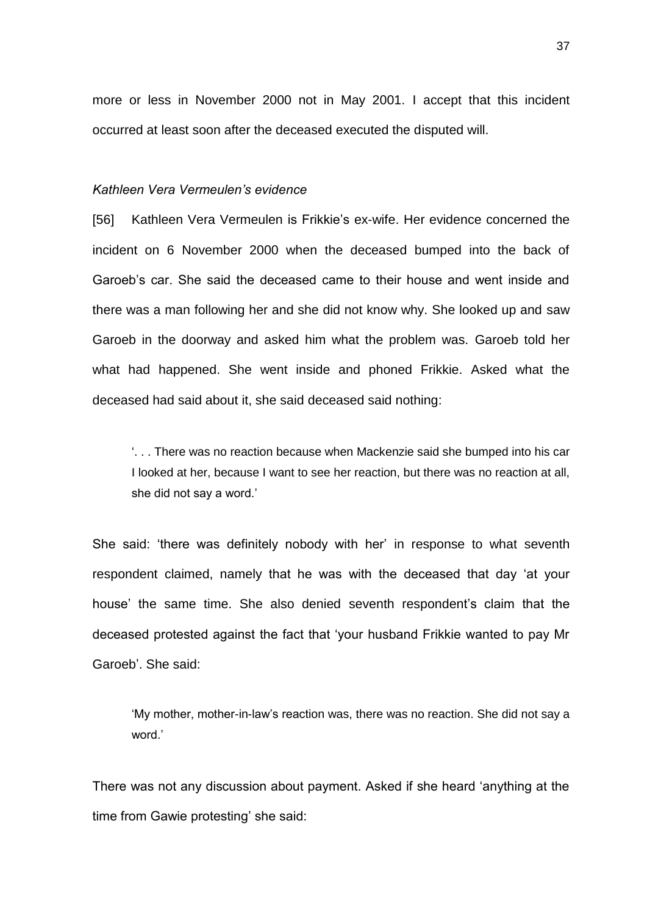more or less in November 2000 not in May 2001. I accept that this incident occurred at least soon after the deceased executed the disputed will.

*Kathleen Vera Vermeulen's evidence*

[56] Kathleen Vera Vermeulen is Frikkie's ex-wife. Her evidence concerned the incident on 6 November 2000 when the deceased bumped into the back of Garoeb's car. She said the deceased came to their house and went inside and there was a man following her and she did not know why. She looked up and saw Garoeb in the doorway and asked him what the problem was. Garoeb told her what had happened. She went inside and phoned Frikkie. Asked what the deceased had said about it, she said deceased said nothing:

> '. . . There was no reaction because when Mackenzie said she bumped into his car I looked at her, because I want to see her reaction, but there was no reaction at all, she did not say a word.'

She said: 'there was definitely nobody with her' in response to what seventh respondent claimed, namely that he was with the deceased that day 'at your house' the same time. She also denied seventh respondent's claim that the deceased protested against the fact that 'your husband Frikkie wanted to pay Mr Garoeb'. She said:

> 'My mother, mother-in-law's reaction was, there was no reaction. She did not say a word.'

There was not any discussion about payment. Asked if she heard 'anything at the time from Gawie protesting' she said: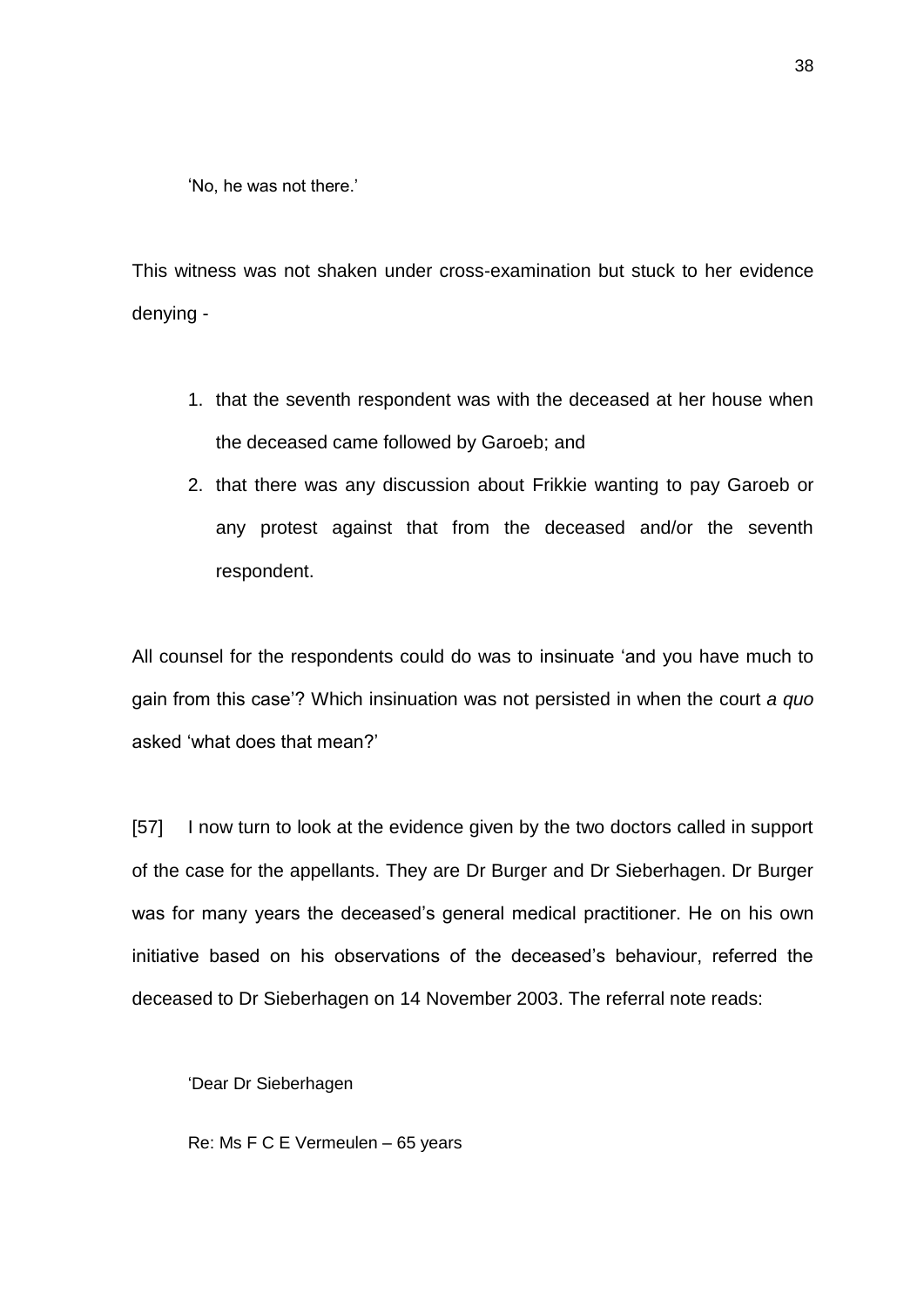'No, he was not there.'

This witness was not shaken under cross-examination but stuck to her evidence denying -

1. that the seventh respondent was with the deceased at her house when the deceased came followed by Garoeb; and
2. that there was any discussion about Frikkie wanting to pay Garoeb or any protest against that from the deceased and/or the seventh respondent.

All counsel for the respondents could do was to insinuate 'and you have much to gain from this case'? Which insinuation was not persisted in when the court *a quo* asked 'what does that mean?'

[57] I now turn to look at the evidence given by the two doctors called in support of the case for the appellants. They are Dr Burger and Dr Sieberhagen. Dr Burger was for many years the deceased's general medical practitioner. He on his own initiative based on his observations of the deceased's behaviour, referred the deceased to Dr Sieberhagen on 14 November 2003. The referral note reads:

> 'Dear Dr Sieberhagen
>
> Re: Ms F C E Vermeulen – 65 years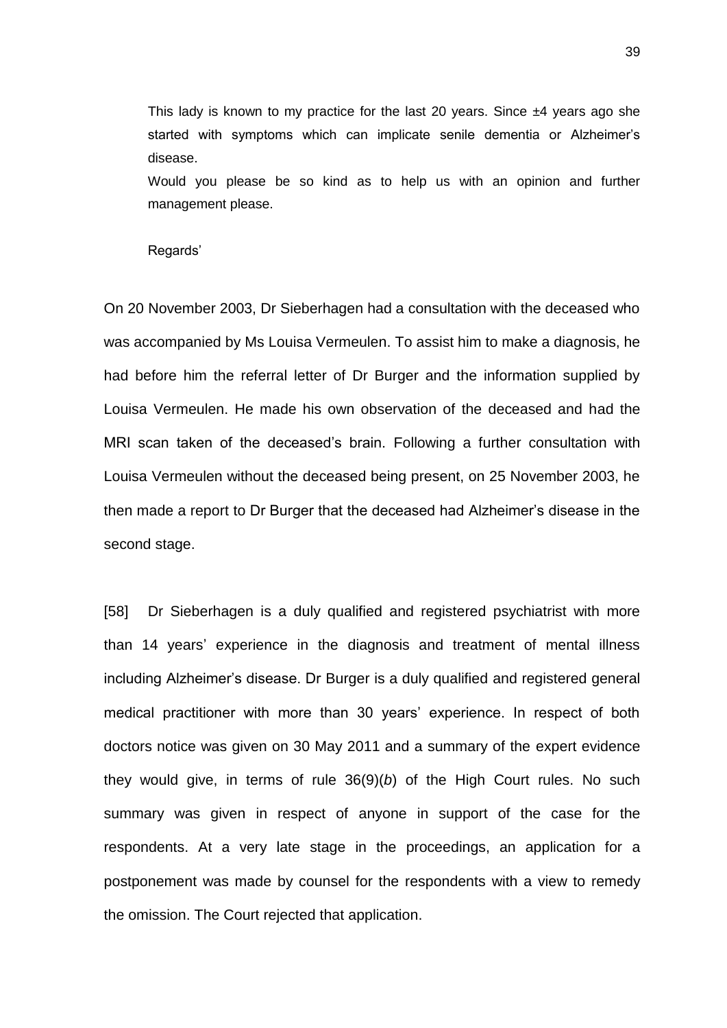> This lady is known to my practice for the last 20 years. Since ±4 years ago she started with symptoms which can implicate senile dementia or Alzheimer's disease.
>
> Would you please be so kind as to help us with an opinion and further management please.
>
> Regards'

On 20 November 2003, Dr Sieberhagen had a consultation with the deceased who was accompanied by Ms Louisa Vermeulen. To assist him to make a diagnosis, he had before him the referral letter of Dr Burger and the information supplied by Louisa Vermeulen. He made his own observation of the deceased and had the MRI scan taken of the deceased's brain. Following a further consultation with Louisa Vermeulen without the deceased being present, on 25 November 2003, he then made a report to Dr Burger that the deceased had Alzheimer's disease in the second stage.

[58] Dr Sieberhagen is a duly qualified and registered psychiatrist with more than 14 years' experience in the diagnosis and treatment of mental illness including Alzheimer's disease. Dr Burger is a duly qualified and registered general medical practitioner with more than 30 years' experience. In respect of both doctors notice was given on 30 May 2011 and a summary of the expert evidence they would give, in terms of rule 36(9)(*b*) of the High Court rules. No such summary was given in respect of anyone in support of the case for the respondents. At a very late stage in the proceedings, an application for a postponement was made by counsel for the respondents with a view to remedy the omission. The Court rejected that application.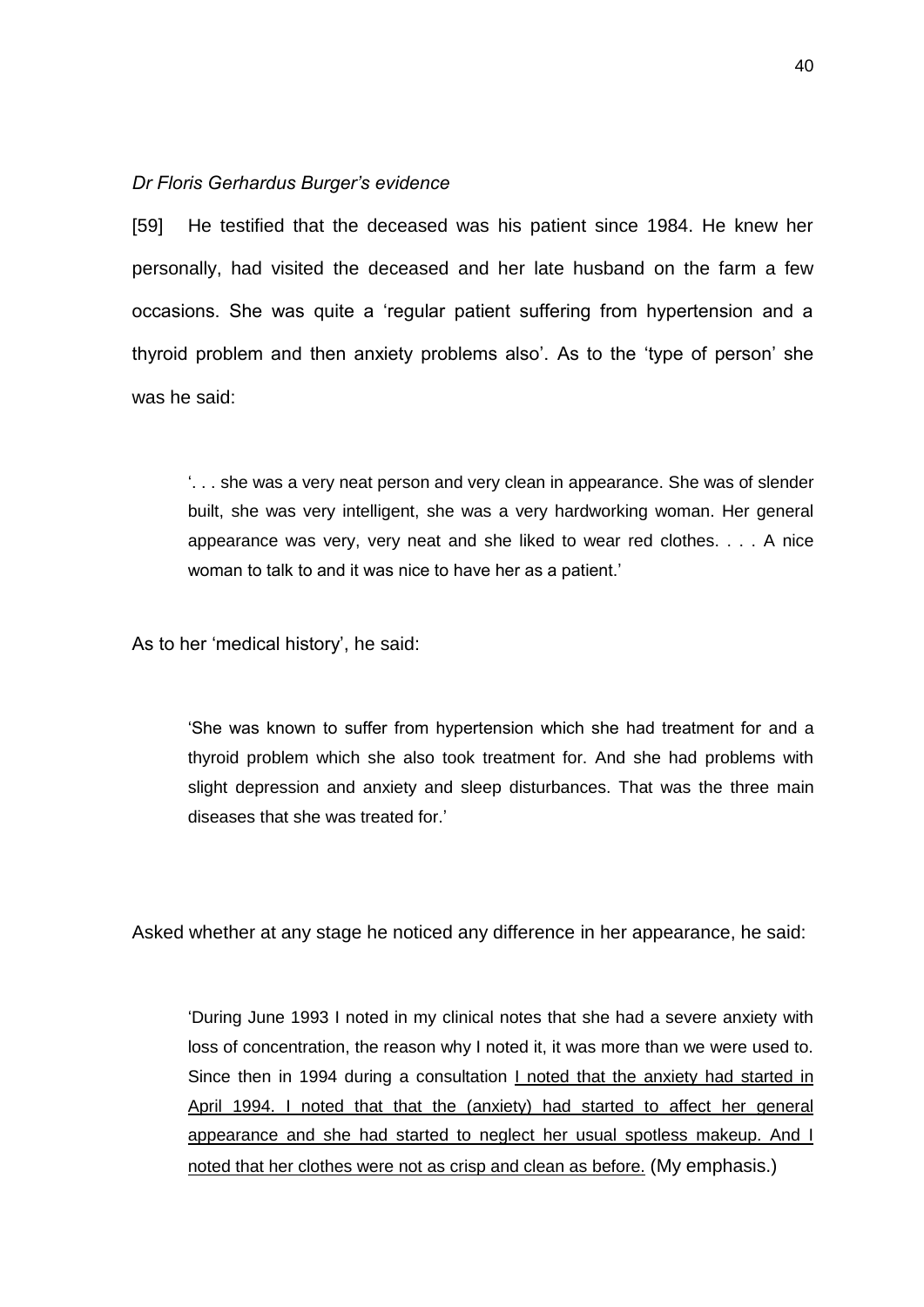*Dr Floris Gerhardus Burger's evidence*

[59] He testified that the deceased was his patient since 1984. He knew her personally, had visited the deceased and her late husband on the farm a few occasions. She was quite a 'regular patient suffering from hypertension and a thyroid problem and then anxiety problems also'. As to the 'type of person' she was he said:

> '. . . she was a very neat person and very clean in appearance. She was of slender built, she was very intelligent, she was a very hardworking woman. Her general appearance was very, very neat and she liked to wear red clothes. . . . A nice woman to talk to and it was nice to have her as a patient.'

As to her 'medical history', he said:

> 'She was known to suffer from hypertension which she had treatment for and a thyroid problem which she also took treatment for. And she had problems with slight depression and anxiety and sleep disturbances. That was the three main diseases that she was treated for.'

Asked whether at any stage he noticed any difference in her appearance, he said:

> 'During June 1993 I noted in my clinical notes that she had a severe anxiety with loss of concentration, the reason why I noted it, it was more than we were used to. Since then in 1994 during a consultation <u>I noted that the anxiety had started in April 1994. I noted that that the (anxiety) had started to affect her general appearance and she had started to neglect her usual spotless makeup. And I noted that her clothes were not as crisp and clean as before.</u> (My emphasis.)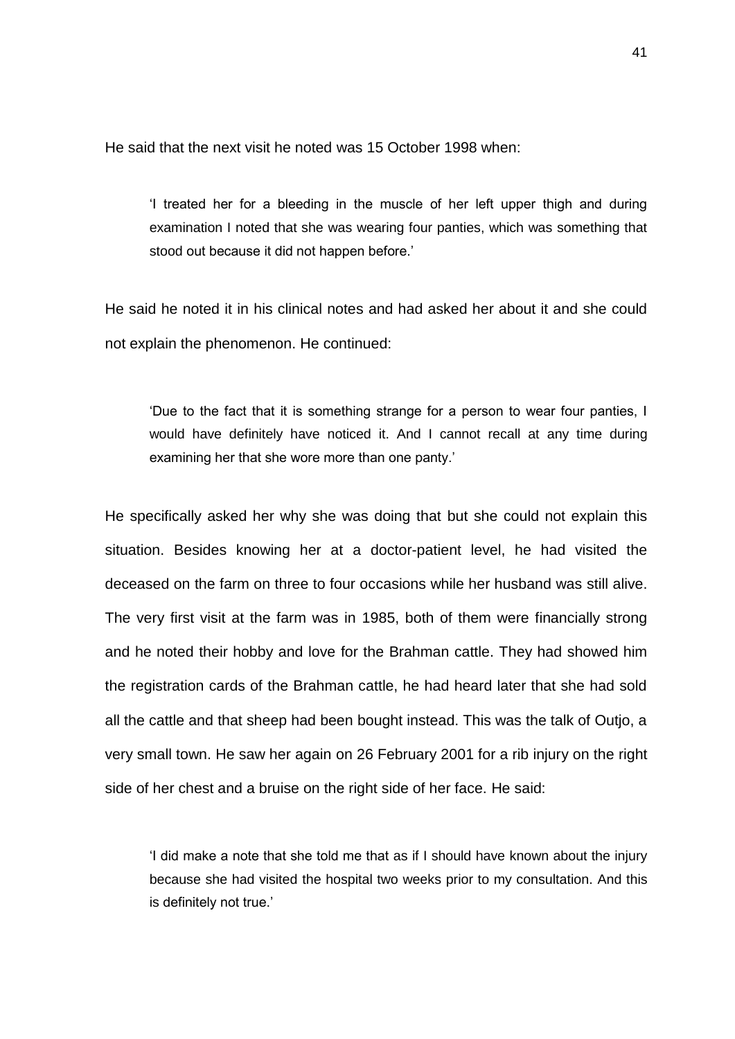He said that the next visit he noted was 15 October 1998 when:

> 'I treated her for a bleeding in the muscle of her left upper thigh and during examination I noted that she was wearing four panties, which was something that stood out because it did not happen before.'

He said he noted it in his clinical notes and had asked her about it and she could not explain the phenomenon. He continued:

> 'Due to the fact that it is something strange for a person to wear four panties, I would have definitely have noticed it. And I cannot recall at any time during examining her that she wore more than one panty.'

He specifically asked her why she was doing that but she could not explain this situation. Besides knowing her at a doctor-patient level, he had visited the deceased on the farm on three to four occasions while her husband was still alive. The very first visit at the farm was in 1985, both of them were financially strong and he noted their hobby and love for the Brahman cattle. They had showed him the registration cards of the Brahman cattle, he had heard later that she had sold all the cattle and that sheep had been bought instead. This was the talk of Outjo, a very small town. He saw her again on 26 February 2001 for a rib injury on the right side of her chest and a bruise on the right side of her face. He said:

> 'I did make a note that she told me that as if I should have known about the injury because she had visited the hospital two weeks prior to my consultation. And this is definitely not true.'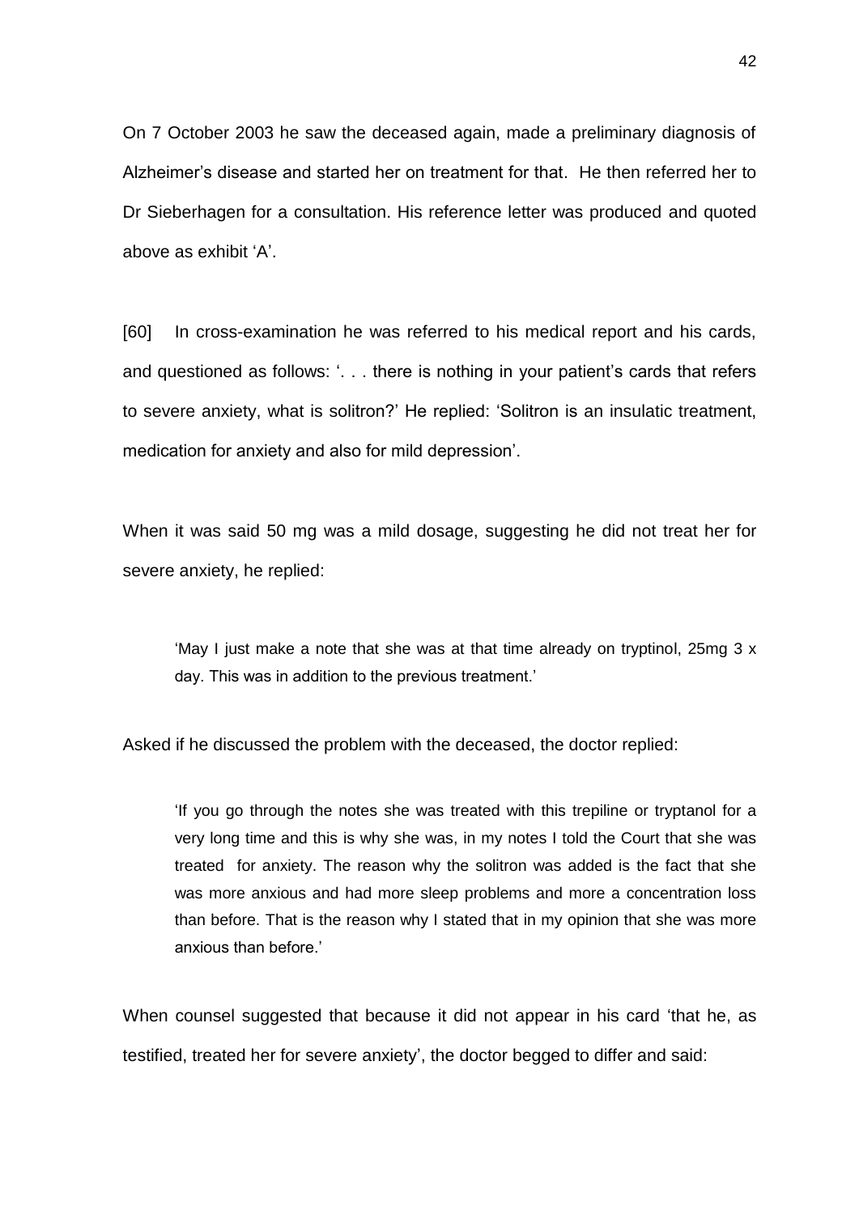On 7 October 2003 he saw the deceased again, made a preliminary diagnosis of Alzheimer's disease and started her on treatment for that. He then referred her to Dr Sieberhagen for a consultation. His reference letter was produced and quoted above as exhibit 'A'.

[60] In cross-examination he was referred to his medical report and his cards, and questioned as follows: '. . . there is nothing in your patient's cards that refers to severe anxiety, what is solitron?' He replied: 'Solitron is an insulatic treatment, medication for anxiety and also for mild depression'.

When it was said 50 mg was a mild dosage, suggesting he did not treat her for severe anxiety, he replied:

> 'May I just make a note that she was at that time already on tryptinol, 25mg 3 x day. This was in addition to the previous treatment.'

Asked if he discussed the problem with the deceased, the doctor replied:

> 'If you go through the notes she was treated with this trepiline or tryptanol for a very long time and this is why she was, in my notes I told the Court that she was treated for anxiety. The reason why the solitron was added is the fact that she was more anxious and had more sleep problems and more a concentration loss than before. That is the reason why I stated that in my opinion that she was more anxious than before.'

When counsel suggested that because it did not appear in his card 'that he, as testified, treated her for severe anxiety', the doctor begged to differ and said: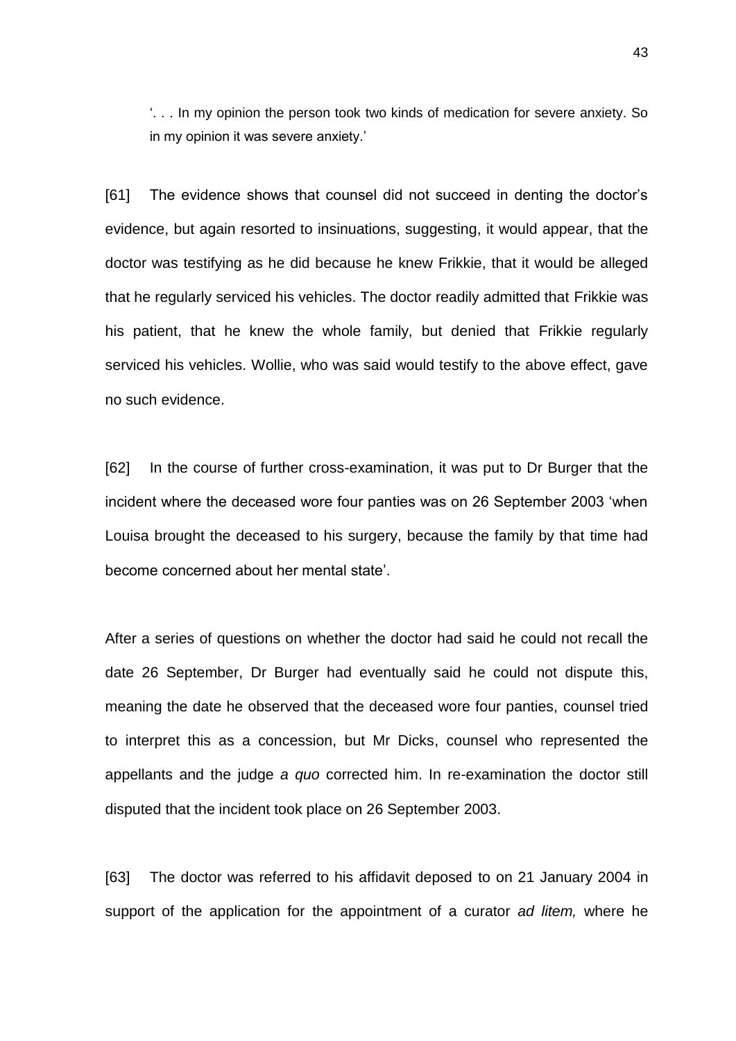'. . . In my opinion the person took two kinds of medication for severe anxiety. So in my opinion it was severe anxiety.'

[61] The evidence shows that counsel did not succeed in denting the doctor's evidence, but again resorted to insinuations, suggesting, it would appear, that the doctor was testifying as he did because he knew Frikkie, that it would be alleged that he regularly serviced his vehicles. The doctor readily admitted that Frikkie was his patient, that he knew the whole family, but denied that Frikkie regularly serviced his vehicles. Wollie, who was said would testify to the above effect, gave no such evidence.

[62] In the course of further cross-examination, it was put to Dr Burger that the incident where the deceased wore four panties was on 26 September 2003 'when Louisa brought the deceased to his surgery, because the family by that time had become concerned about her mental state'.

After a series of questions on whether the doctor had said he could not recall the date 26 September, Dr Burger had eventually said he could not dispute this, meaning the date he observed that the deceased wore four panties, counsel tried to interpret this as a concession, but Mr Dicks, counsel who represented the appellants and the judge *a quo* corrected him. In re-examination the doctor still disputed that the incident took place on 26 September 2003.

[63] The doctor was referred to his affidavit deposed to on 21 January 2004 in support of the application for the appointment of a curator *ad litem,* where he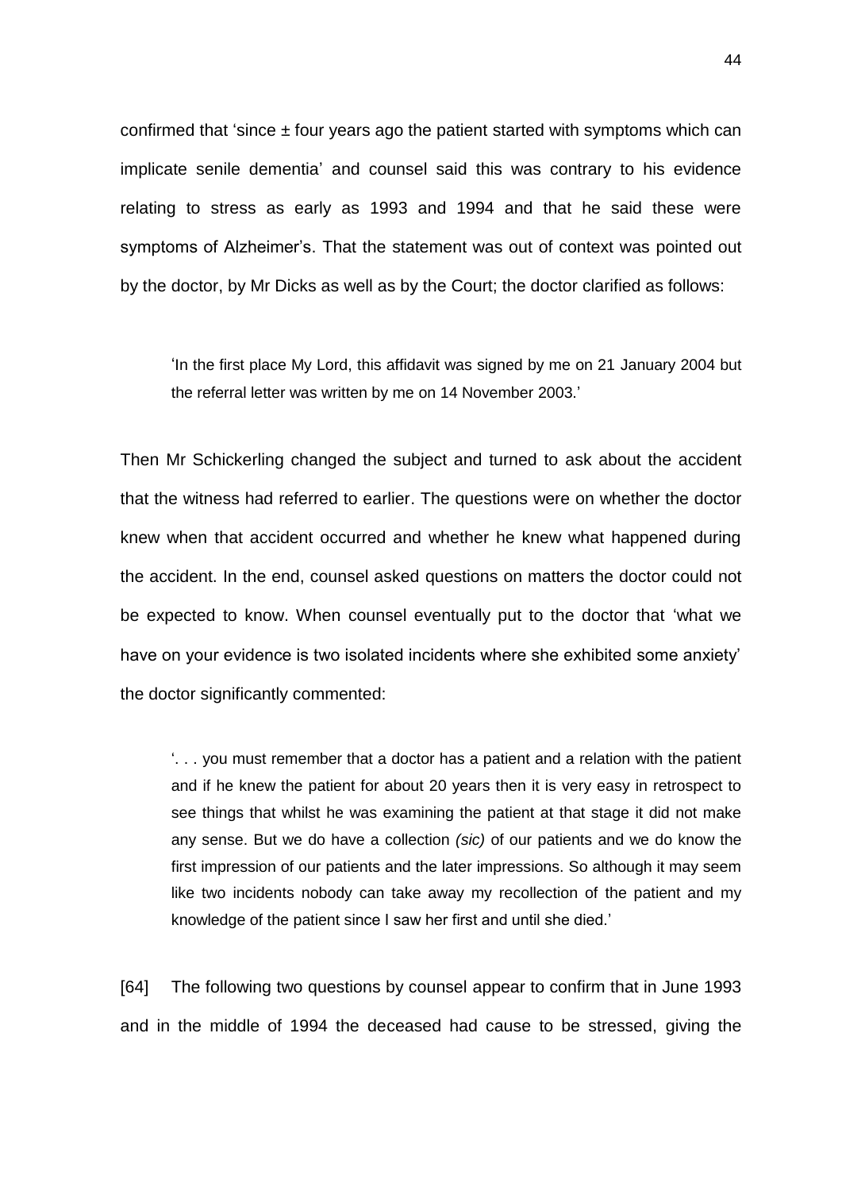confirmed that 'since ± four years ago the patient started with symptoms which can implicate senile dementia' and counsel said this was contrary to his evidence relating to stress as early as 1993 and 1994 and that he said these were symptoms of Alzheimer's. That the statement was out of context was pointed out by the doctor, by Mr Dicks as well as by the Court; the doctor clarified as follows:

> 'In the first place My Lord, this affidavit was signed by me on 21 January 2004 but the referral letter was written by me on 14 November 2003.'

Then Mr Schickerling changed the subject and turned to ask about the accident that the witness had referred to earlier. The questions were on whether the doctor knew when that accident occurred and whether he knew what happened during the accident. In the end, counsel asked questions on matters the doctor could not be expected to know. When counsel eventually put to the doctor that 'what we have on your evidence is two isolated incidents where she exhibited some anxiety' the doctor significantly commented:

> '. . . you must remember that a doctor has a patient and a relation with the patient and if he knew the patient for about 20 years then it is very easy in retrospect to see things that whilst he was examining the patient at that stage it did not make any sense. But we do have a collection *(sic)* of our patients and we do know the first impression of our patients and the later impressions. So although it may seem like two incidents nobody can take away my recollection of the patient and my knowledge of the patient since I saw her first and until she died.'

[64] The following two questions by counsel appear to confirm that in June 1993 and in the middle of 1994 the deceased had cause to be stressed, giving the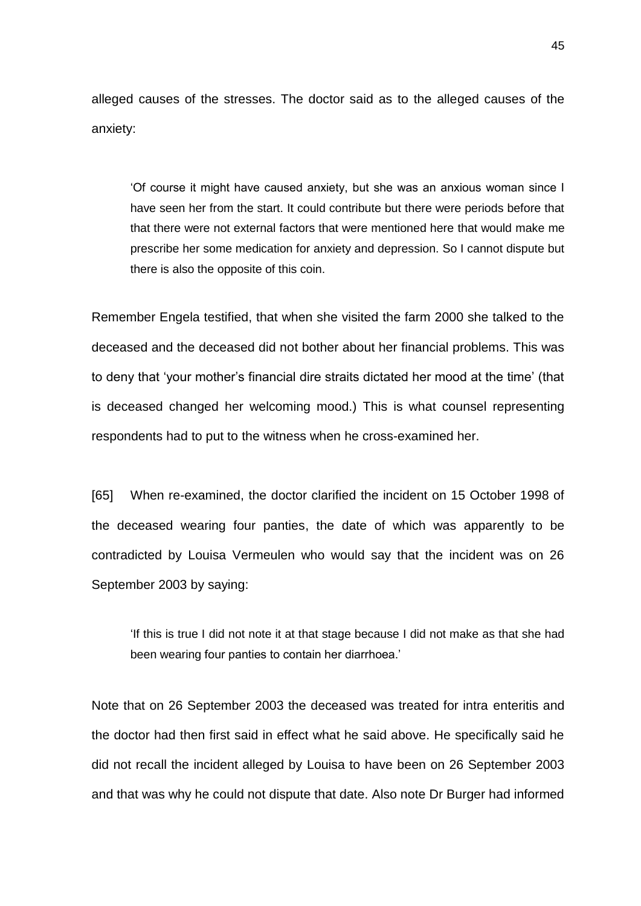alleged causes of the stresses. The doctor said as to the alleged causes of the anxiety:

> 'Of course it might have caused anxiety, but she was an anxious woman since I have seen her from the start. It could contribute but there were periods before that that there were not external factors that were mentioned here that would make me prescribe her some medication for anxiety and depression. So I cannot dispute but there is also the opposite of this coin.

Remember Engela testified, that when she visited the farm 2000 she talked to the deceased and the deceased did not bother about her financial problems. This was to deny that 'your mother's financial dire straits dictated her mood at the time' (that is deceased changed her welcoming mood.) This is what counsel representing respondents had to put to the witness when he cross-examined her.

[65] When re-examined, the doctor clarified the incident on 15 October 1998 of the deceased wearing four panties, the date of which was apparently to be contradicted by Louisa Vermeulen who would say that the incident was on 26 September 2003 by saying:

> 'If this is true I did not note it at that stage because I did not make as that she had been wearing four panties to contain her diarrhoea.'

Note that on 26 September 2003 the deceased was treated for intra enteritis and the doctor had then first said in effect what he said above. He specifically said he did not recall the incident alleged by Louisa to have been on 26 September 2003 and that was why he could not dispute that date. Also note Dr Burger had informed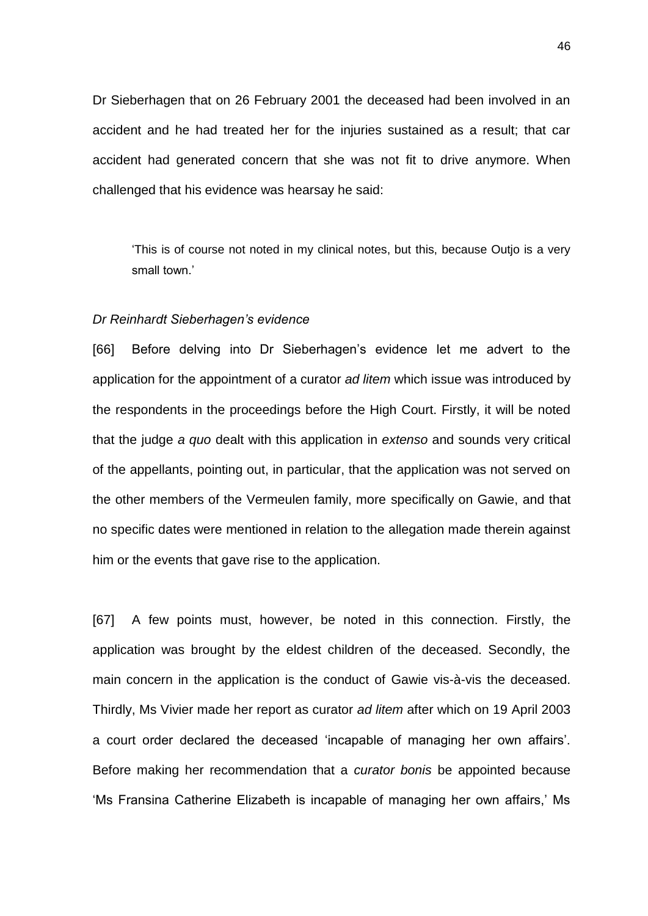Dr Sieberhagen that on 26 February 2001 the deceased had been involved in an accident and he had treated her for the injuries sustained as a result; that car accident had generated concern that she was not fit to drive anymore. When challenged that his evidence was hearsay he said:

> 'This is of course not noted in my clinical notes, but this, because Outjo is a very small town.'

*Dr Reinhardt Sieberhagen's evidence*

[66] Before delving into Dr Sieberhagen's evidence let me advert to the application for the appointment of a curator *ad litem* which issue was introduced by the respondents in the proceedings before the High Court. Firstly, it will be noted that the judge *a quo* dealt with this application in *extenso* and sounds very critical of the appellants, pointing out, in particular, that the application was not served on the other members of the Vermeulen family, more specifically on Gawie, and that no specific dates were mentioned in relation to the allegation made therein against him or the events that gave rise to the application.

[67] A few points must, however, be noted in this connection. Firstly, the application was brought by the eldest children of the deceased. Secondly, the main concern in the application is the conduct of Gawie vis-à-vis the deceased. Thirdly, Ms Vivier made her report as curator *ad litem* after which on 19 April 2003 a court order declared the deceased 'incapable of managing her own affairs'. Before making her recommendation that a *curator bonis* be appointed because 'Ms Fransina Catherine Elizabeth is incapable of managing her own affairs,' Ms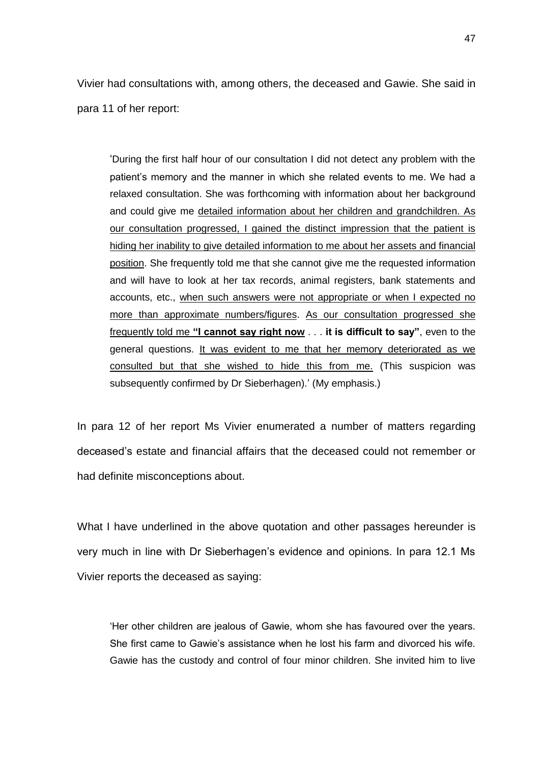Vivier had consultations with, among others, the deceased and Gawie. She said in para 11 of her report:

> 'During the first half hour of our consultation I did not detect any problem with the patient's memory and the manner in which she related events to me. We had a relaxed consultation. She was forthcoming with information about her background and could give me <u>detailed information about her children and grandchildren. As our consultation progressed, I gained the distinct impression that the patient is hiding her inability to give detailed information to me about her assets and financial position</u>. She frequently told me that she cannot give me the requested information and will have to look at her tax records, animal registers, bank statements and accounts, etc., <u>when such answers were not appropriate or when I expected no more than approximate numbers/figures</u>. <u>As our consultation progressed she frequently told me **"I cannot say right now**</u> . . . **it is difficult to say"**, even to the general questions. <u>It was evident to me that her memory deteriorated as we consulted but that she wished to hide this from me.</u> (This suspicion was subsequently confirmed by Dr Sieberhagen).' (My emphasis.)

In para 12 of her report Ms Vivier enumerated a number of matters regarding deceased's estate and financial affairs that the deceased could not remember or had definite misconceptions about.

What I have underlined in the above quotation and other passages hereunder is very much in line with Dr Sieberhagen's evidence and opinions. In para 12.1 Ms Vivier reports the deceased as saying:

> 'Her other children are jealous of Gawie, whom she has favoured over the years. She first came to Gawie's assistance when he lost his farm and divorced his wife. Gawie has the custody and control of four minor children. She invited him to live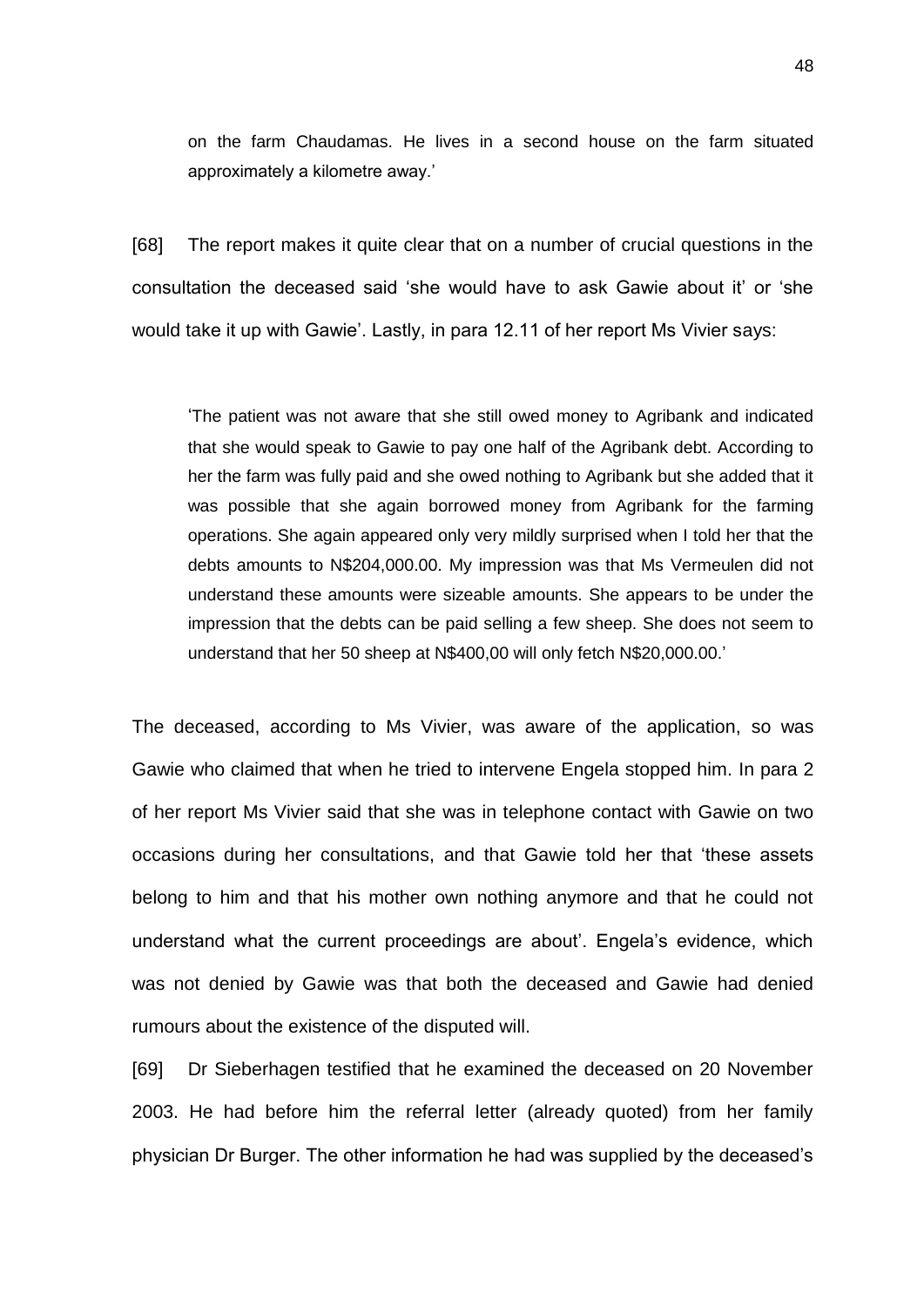on the farm Chaudamas. He lives in a second house on the farm situated approximately a kilometre away.'

[68] The report makes it quite clear that on a number of crucial questions in the consultation the deceased said 'she would have to ask Gawie about it' or 'she would take it up with Gawie'. Lastly, in para 12.11 of her report Ms Vivier says:

> 'The patient was not aware that she still owed money to Agribank and indicated that she would speak to Gawie to pay one half of the Agribank debt. According to her the farm was fully paid and she owed nothing to Agribank but she added that it was possible that she again borrowed money from Agribank for the farming operations. She again appeared only very mildly surprised when I told her that the debts amounts to N$204,000.00. My impression was that Ms Vermeulen did not understand these amounts were sizeable amounts. She appears to be under the impression that the debts can be paid selling a few sheep. She does not seem to understand that her 50 sheep at N$400,00 will only fetch N$20,000.00.'

The deceased, according to Ms Vivier, was aware of the application, so was Gawie who claimed that when he tried to intervene Engela stopped him. In para 2 of her report Ms Vivier said that she was in telephone contact with Gawie on two occasions during her consultations, and that Gawie told her that 'these assets belong to him and that his mother own nothing anymore and that he could not understand what the current proceedings are about'. Engela's evidence, which was not denied by Gawie was that both the deceased and Gawie had denied rumours about the existence of the disputed will.

[69] Dr Sieberhagen testified that he examined the deceased on 20 November 2003. He had before him the referral letter (already quoted) from her family physician Dr Burger. The other information he had was supplied by the deceased's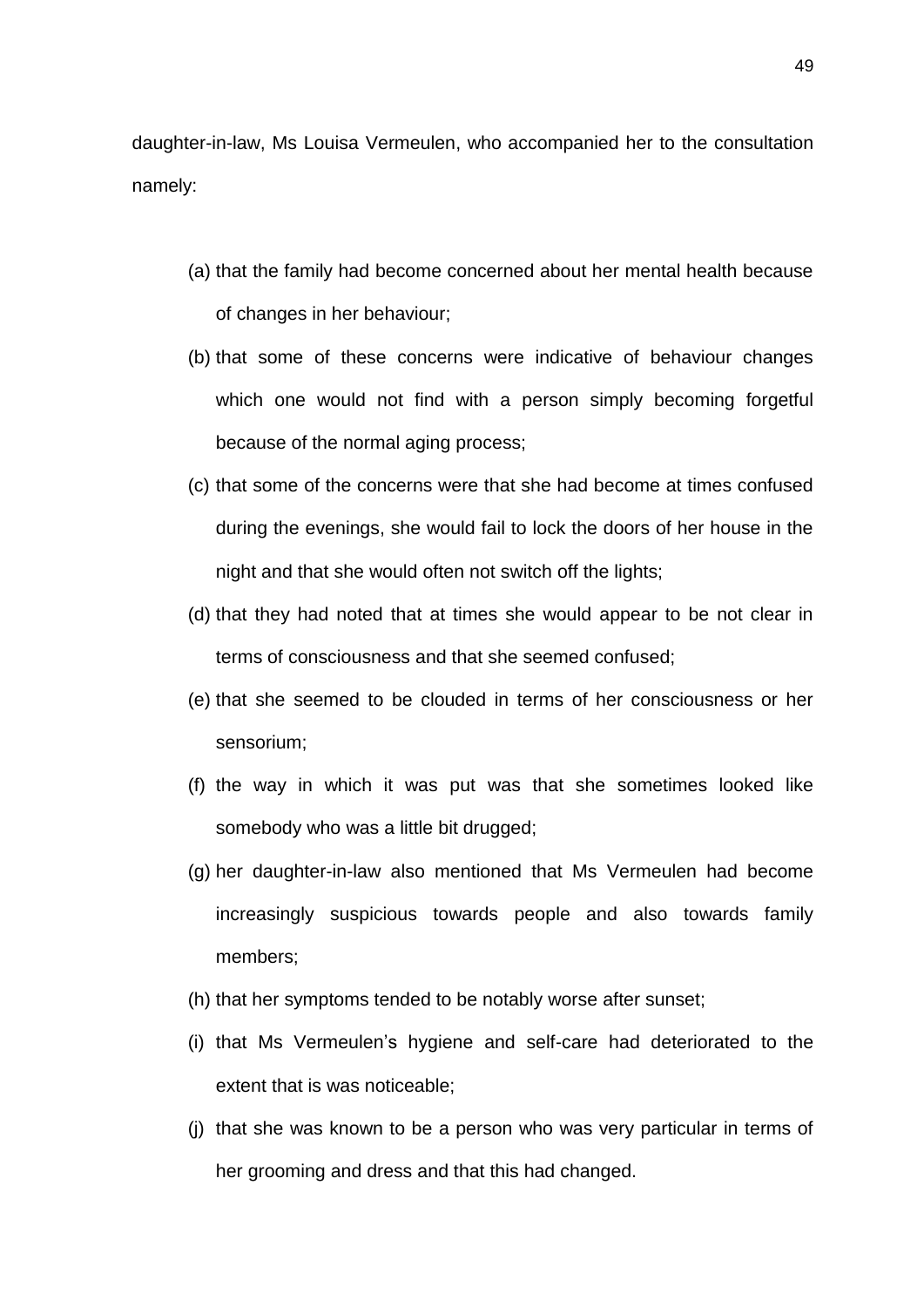daughter-in-law, Ms Louisa Vermeulen, who accompanied her to the consultation namely:

(a) that the family had become concerned about her mental health because of changes in her behaviour;

(b) that some of these concerns were indicative of behaviour changes which one would not find with a person simply becoming forgetful because of the normal aging process;

(c) that some of the concerns were that she had become at times confused during the evenings, she would fail to lock the doors of her house in the night and that she would often not switch off the lights;

(d) that they had noted that at times she would appear to be not clear in terms of consciousness and that she seemed confused;

(e) that she seemed to be clouded in terms of her consciousness or her sensorium;

(f) the way in which it was put was that she sometimes looked like somebody who was a little bit drugged;

(g) her daughter-in-law also mentioned that Ms Vermeulen had become increasingly suspicious towards people and also towards family members;

(h) that her symptoms tended to be notably worse after sunset;

(i) that Ms Vermeulen's hygiene and self-care had deteriorated to the extent that is was noticeable;

(j) that she was known to be a person who was very particular in terms of her grooming and dress and that this had changed.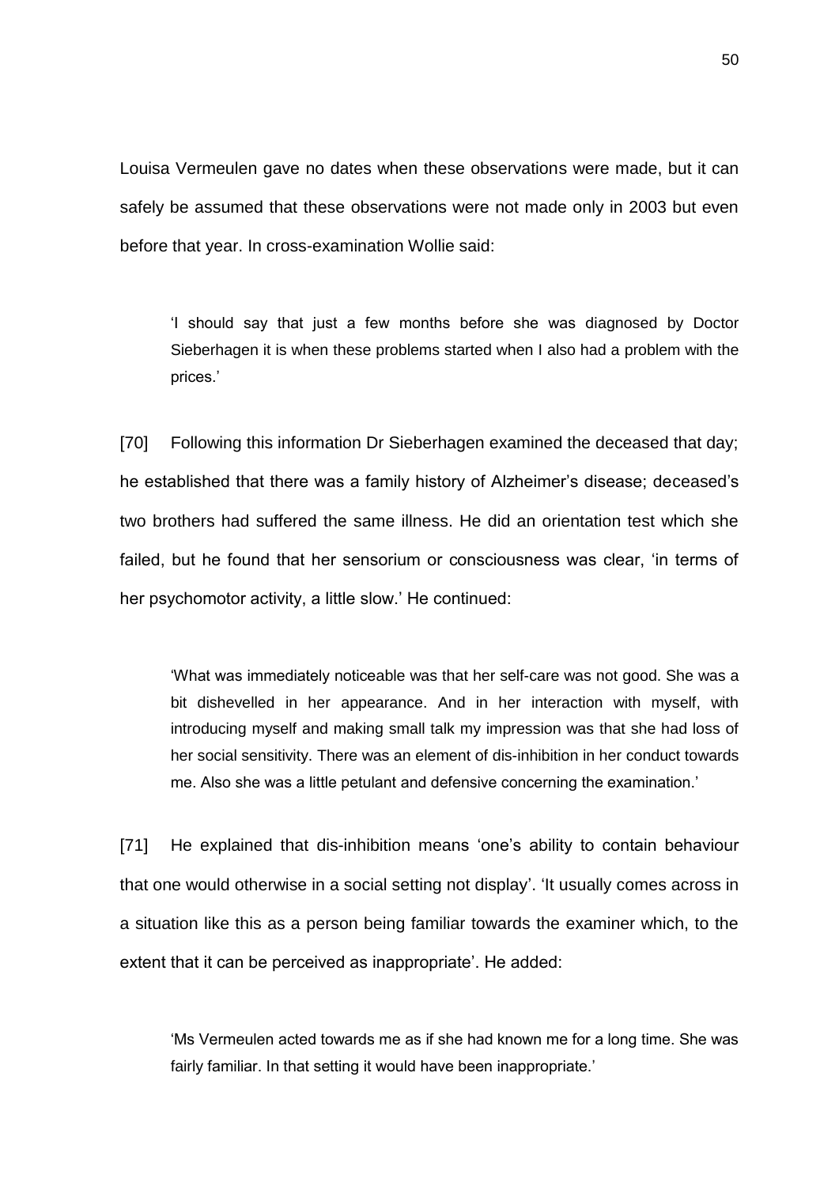Louisa Vermeulen gave no dates when these observations were made, but it can safely be assumed that these observations were not made only in 2003 but even before that year. In cross-examination Wollie said:

> 'I should say that just a few months before she was diagnosed by Doctor Sieberhagen it is when these problems started when I also had a problem with the prices.'

[70] Following this information Dr Sieberhagen examined the deceased that day; he established that there was a family history of Alzheimer's disease; deceased's two brothers had suffered the same illness. He did an orientation test which she failed, but he found that her sensorium or consciousness was clear, 'in terms of her psychomotor activity, a little slow.' He continued:

> 'What was immediately noticeable was that her self-care was not good. She was a bit dishevelled in her appearance. And in her interaction with myself, with introducing myself and making small talk my impression was that she had loss of her social sensitivity. There was an element of dis-inhibition in her conduct towards me. Also she was a little petulant and defensive concerning the examination.'

[71] He explained that dis-inhibition means 'one's ability to contain behaviour that one would otherwise in a social setting not display'. 'It usually comes across in a situation like this as a person being familiar towards the examiner which, to the extent that it can be perceived as inappropriate'. He added:

> 'Ms Vermeulen acted towards me as if she had known me for a long time. She was fairly familiar. In that setting it would have been inappropriate.'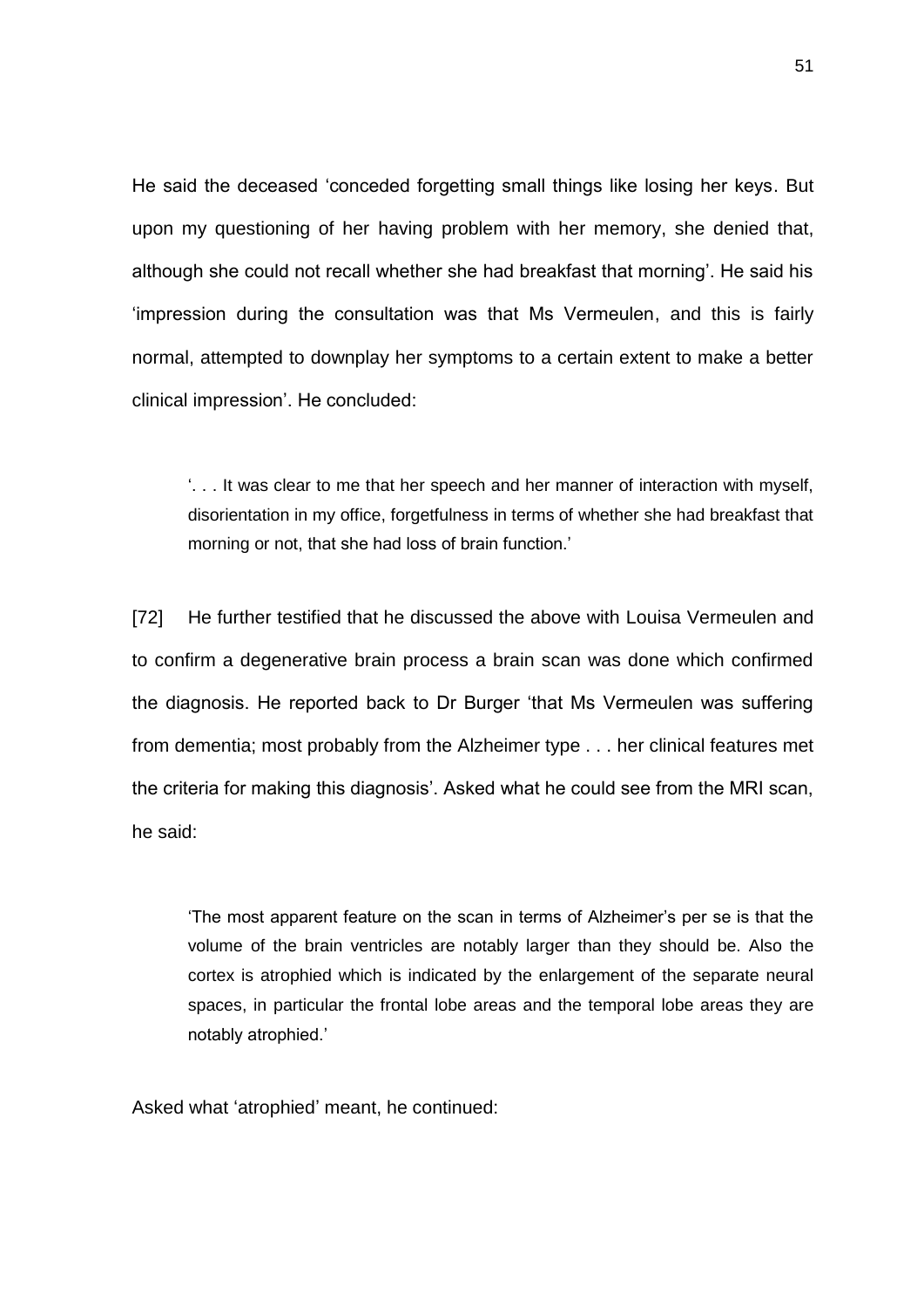He said the deceased 'conceded forgetting small things like losing her keys. But upon my questioning of her having problem with her memory, she denied that, although she could not recall whether she had breakfast that morning'. He said his 'impression during the consultation was that Ms Vermeulen, and this is fairly normal, attempted to downplay her symptoms to a certain extent to make a better clinical impression'. He concluded:

> '. . . It was clear to me that her speech and her manner of interaction with myself, disorientation in my office, forgetfulness in terms of whether she had breakfast that morning or not, that she had loss of brain function.'

[72] He further testified that he discussed the above with Louisa Vermeulen and to confirm a degenerative brain process a brain scan was done which confirmed the diagnosis. He reported back to Dr Burger 'that Ms Vermeulen was suffering from dementia; most probably from the Alzheimer type . . . her clinical features met the criteria for making this diagnosis'. Asked what he could see from the MRI scan, he said:

> 'The most apparent feature on the scan in terms of Alzheimer's per se is that the volume of the brain ventricles are notably larger than they should be. Also the cortex is atrophied which is indicated by the enlargement of the separate neural spaces, in particular the frontal lobe areas and the temporal lobe areas they are notably atrophied.'

Asked what 'atrophied' meant, he continued: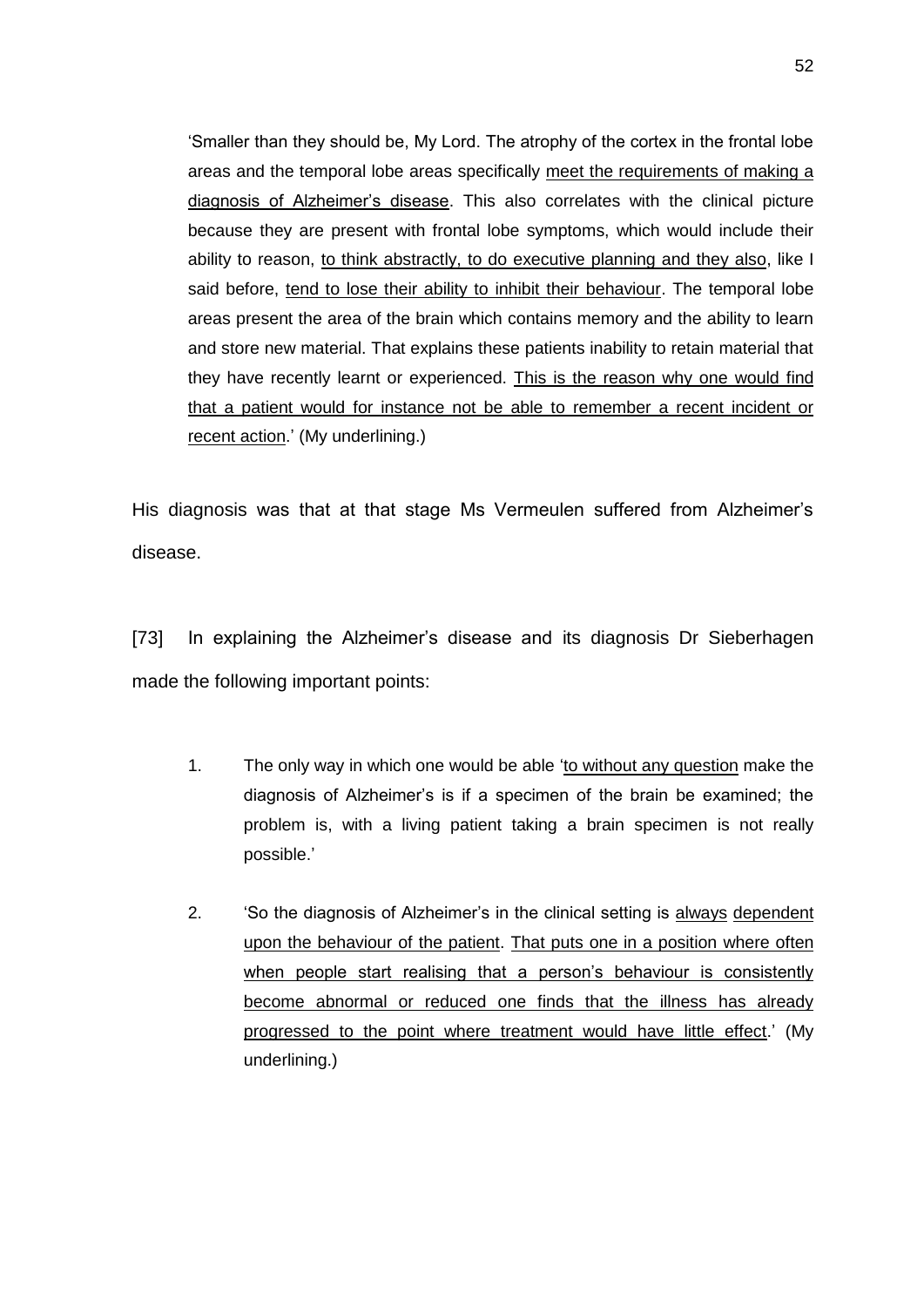> 'Smaller than they should be, My Lord. The atrophy of the cortex in the frontal lobe areas and the temporal lobe areas specifically <u>meet the requirements of making a diagnosis of Alzheimer's disease</u>. This also correlates with the clinical picture because they are present with frontal lobe symptoms, which would include their ability to reason, <u>to think abstractly, to do executive planning and they also</u>, like I said before, <u>tend to lose their ability to inhibit their behaviour</u>. The temporal lobe areas present the area of the brain which contains memory and the ability to learn and store new material. That explains these patients inability to retain material that they have recently learnt or experienced. <u>This is the reason why one would find that a patient would for instance not be able to remember a recent incident or recent action</u>.' (My underlining.)

His diagnosis was that at that stage Ms Vermeulen suffered from Alzheimer's disease.

[73] In explaining the Alzheimer's disease and its diagnosis Dr Sieberhagen made the following important points:

1. The only way in which one would be able '<u>to without any question</u> make the diagnosis of Alzheimer's is if a specimen of the brain be examined; the problem is, with a living patient taking a brain specimen is not really possible.'

2. 'So the diagnosis of Alzheimer's in the clinical setting is <u>always</u> <u>dependent upon the behaviour of the patient</u>. <u>That puts one in a position where often when people start realising that a person's behaviour is consistently become abnormal or reduced one finds that the illness has already progressed to the point where treatment would have little effect</u>.' (My underlining.)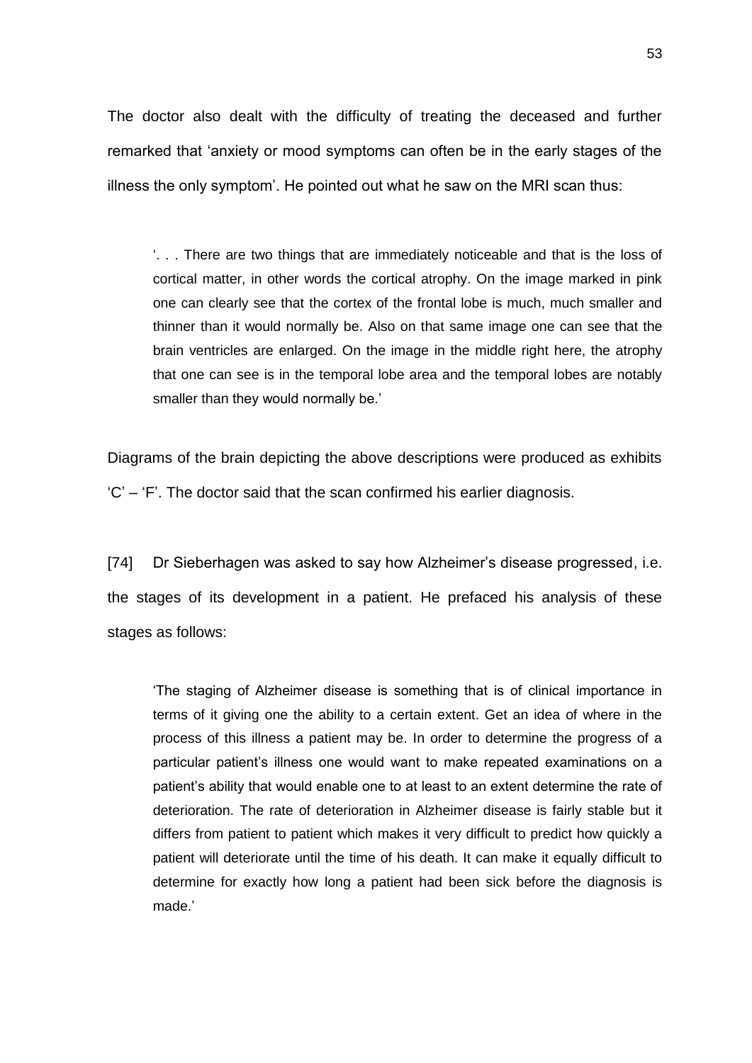The doctor also dealt with the difficulty of treating the deceased and further remarked that 'anxiety or mood symptoms can often be in the early stages of the illness the only symptom'. He pointed out what he saw on the MRI scan thus:

> '. . . There are two things that are immediately noticeable and that is the loss of cortical matter, in other words the cortical atrophy. On the image marked in pink one can clearly see that the cortex of the frontal lobe is much, much smaller and thinner than it would normally be. Also on that same image one can see that the brain ventricles are enlarged. On the image in the middle right here, the atrophy that one can see is in the temporal lobe area and the temporal lobes are notably smaller than they would normally be.'

Diagrams of the brain depicting the above descriptions were produced as exhibits 'C' – 'F'. The doctor said that the scan confirmed his earlier diagnosis.

[74] Dr Sieberhagen was asked to say how Alzheimer's disease progressed, i.e. the stages of its development in a patient. He prefaced his analysis of these stages as follows:

> 'The staging of Alzheimer disease is something that is of clinical importance in terms of it giving one the ability to a certain extent. Get an idea of where in the process of this illness a patient may be. In order to determine the progress of a particular patient's illness one would want to make repeated examinations on a patient's ability that would enable one to at least to an extent determine the rate of deterioration. The rate of deterioration in Alzheimer disease is fairly stable but it differs from patient to patient which makes it very difficult to predict how quickly a patient will deteriorate until the time of his death. It can make it equally difficult to determine for exactly how long a patient had been sick before the diagnosis is made.'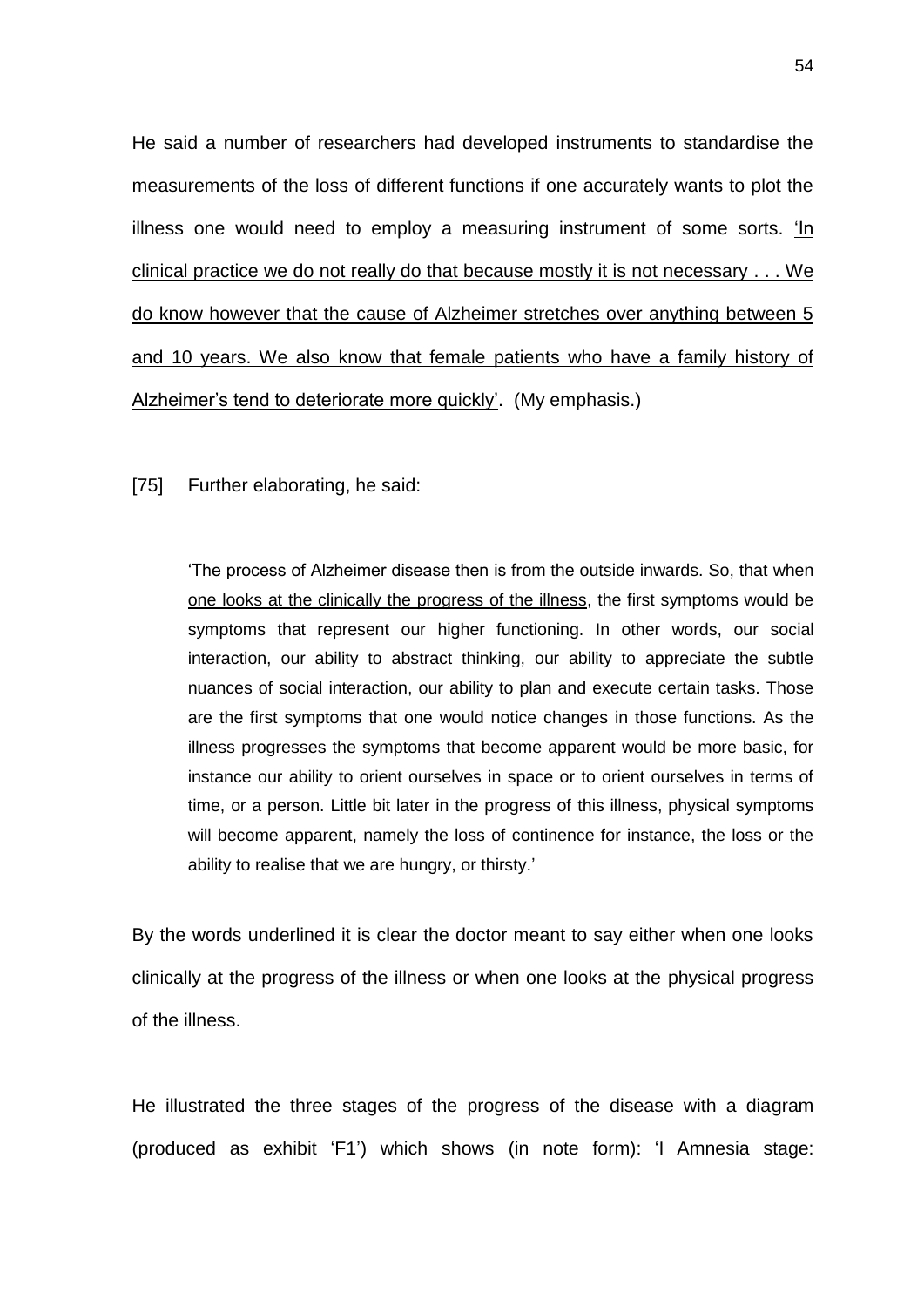He said a number of researchers had developed instruments to standardise the measurements of the loss of different functions if one accurately wants to plot the illness one would need to employ a measuring instrument of some sorts. <u>'In clinical practice we do not really do that because mostly it is not necessary . . . We do know however that the cause of Alzheimer stretches over anything between 5 and 10 years. We also know that female patients who have a family history of Alzheimer's tend to deteriorate more quickly</u>'. (My emphasis.)

[75] Further elaborating, he said:

> 'The process of Alzheimer disease then is from the outside inwards. So, that <u>when one looks at the clinically the progress of the illness</u>, the first symptoms would be symptoms that represent our higher functioning. In other words, our social interaction, our ability to abstract thinking, our ability to appreciate the subtle nuances of social interaction, our ability to plan and execute certain tasks. Those are the first symptoms that one would notice changes in those functions. As the illness progresses the symptoms that become apparent would be more basic, for instance our ability to orient ourselves in space or to orient ourselves in terms of time, or a person. Little bit later in the progress of this illness, physical symptoms will become apparent, namely the loss of continence for instance, the loss or the ability to realise that we are hungry, or thirsty.'

By the words underlined it is clear the doctor meant to say either when one looks clinically at the progress of the illness or when one looks at the physical progress of the illness.

He illustrated the three stages of the progress of the disease with a diagram (produced as exhibit 'F1') which shows (in note form): 'I Amnesia stage: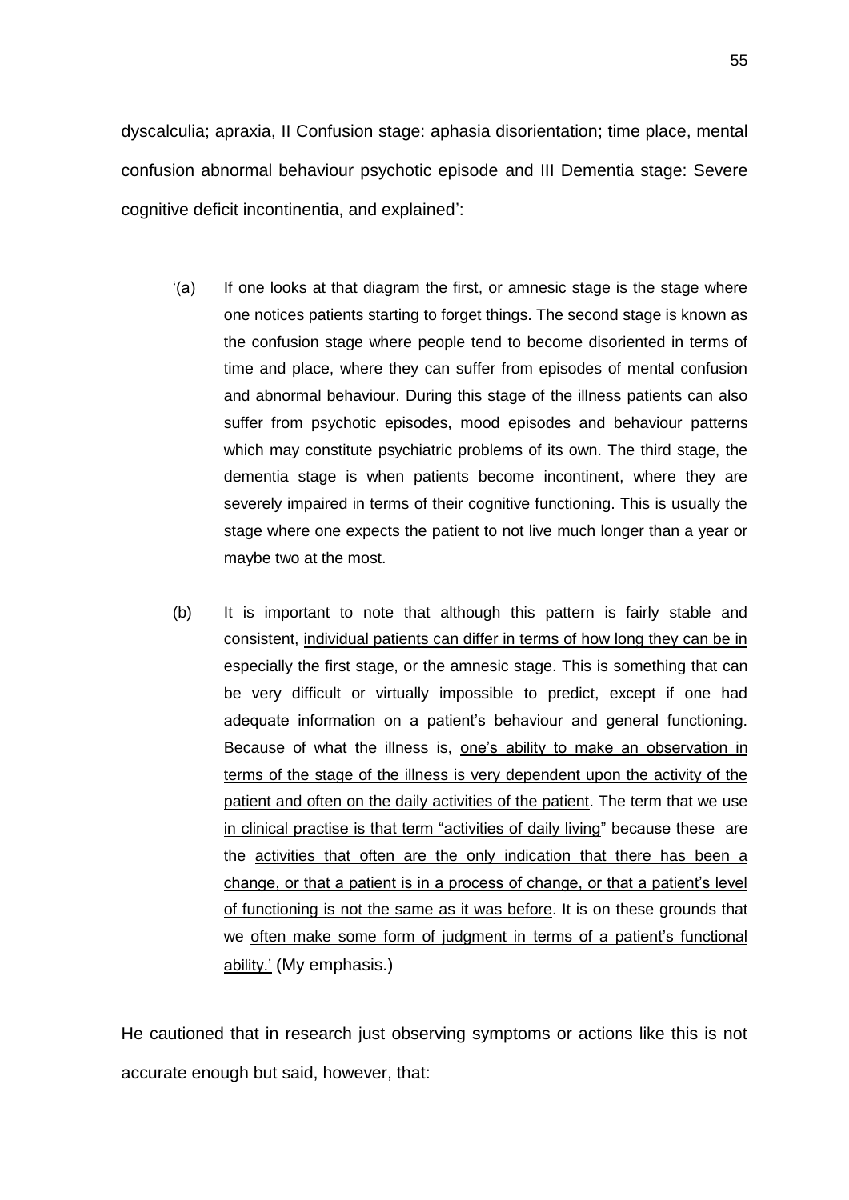dyscalculia; apraxia, II Confusion stage: aphasia disorientation; time place, mental confusion abnormal behaviour psychotic episode and III Dementia stage: Severe cognitive deficit incontinentia, and explained':

> '(a) If one looks at that diagram the first, or amnesic stage is the stage where one notices patients starting to forget things. The second stage is known as the confusion stage where people tend to become disoriented in terms of time and place, where they can suffer from episodes of mental confusion and abnormal behaviour. During this stage of the illness patients can also suffer from psychotic episodes, mood episodes and behaviour patterns which may constitute psychiatric problems of its own. The third stage, the dementia stage is when patients become incontinent, where they are severely impaired in terms of their cognitive functioning. This is usually the stage where one expects the patient to not live much longer than a year or maybe two at the most.
>
> (b) It is important to note that although this pattern is fairly stable and consistent, <u>individual patients can differ in terms of how long they can be in especially the first stage, or the amnesic stage.</u> This is something that can be very difficult or virtually impossible to predict, except if one had adequate information on a patient's behaviour and general functioning. Because of what the illness is, <u>one's ability to make an observation in terms of the stage of the illness is very dependent upon the activity of the patient and often on the daily activities of the patient</u>. The term that we use <u>in clinical practise is that term "activities of daily living</u>" because these are the <u>activities that often are the only indication that there has been a change, or that a patient is in a process of change, or that a patient's level of functioning is not the same as it was before</u>. It is on these grounds that we <u>often make some form of judgment in terms of a patient's functional ability.'</u> (My emphasis.)

He cautioned that in research just observing symptoms or actions like this is not accurate enough but said, however, that: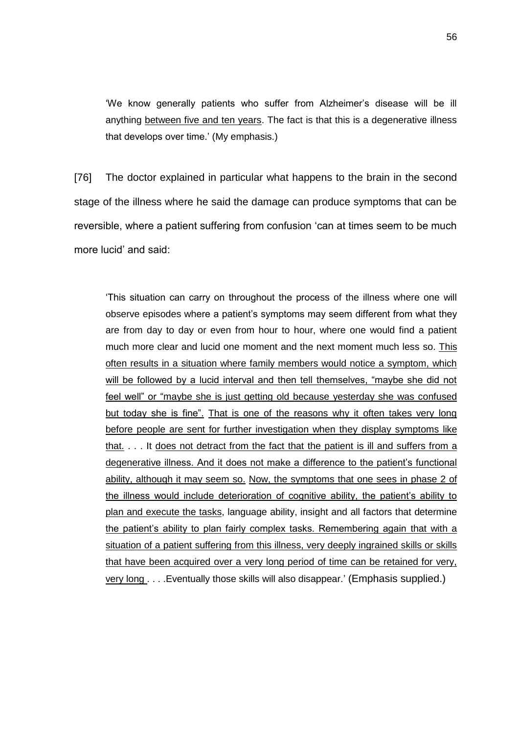> 'We know generally patients who suffer from Alzheimer's disease will be ill anything <u>between five and ten years</u>. The fact is that this is a degenerative illness that develops over time.' (My emphasis.)

[76] The doctor explained in particular what happens to the brain in the second stage of the illness where he said the damage can produce symptoms that can be reversible, where a patient suffering from confusion 'can at times seem to be much more lucid' and said:

> 'This situation can carry on throughout the process of the illness where one will observe episodes where a patient's symptoms may seem different from what they are from day to day or even from hour to hour, where one would find a patient much more clear and lucid one moment and the next moment much less so. <u>This often results in a situation where family members would notice a symptom, which will be followed by a lucid interval and then tell themselves, "maybe she did not feel well" or "maybe she is just getting old because yesterday she was confused but today she is fine".</u> <u>That is one of the reasons why it often takes very long before people are sent for further investigation when they display symptoms like that.</u> . . . It <u>does not detract from the fact that the patient is ill and suffers from a degenerative illness. And it does not make a difference to the patient's functional ability, although it may seem so.</u> <u>Now, the symptoms that one sees in phase 2 of the illness would include deterioration of cognitive ability, the patient's ability to plan and execute the tasks</u>, language ability, insight and all factors that determine <u>the patient's ability to plan fairly complex tasks. Remembering again that with a situation of a patient suffering from this illness, very deeply ingrained skills or skills that have been acquired over a very long period of time can be retained for very, very long</u> . . . .Eventually those skills will also disappear.' (Emphasis supplied.)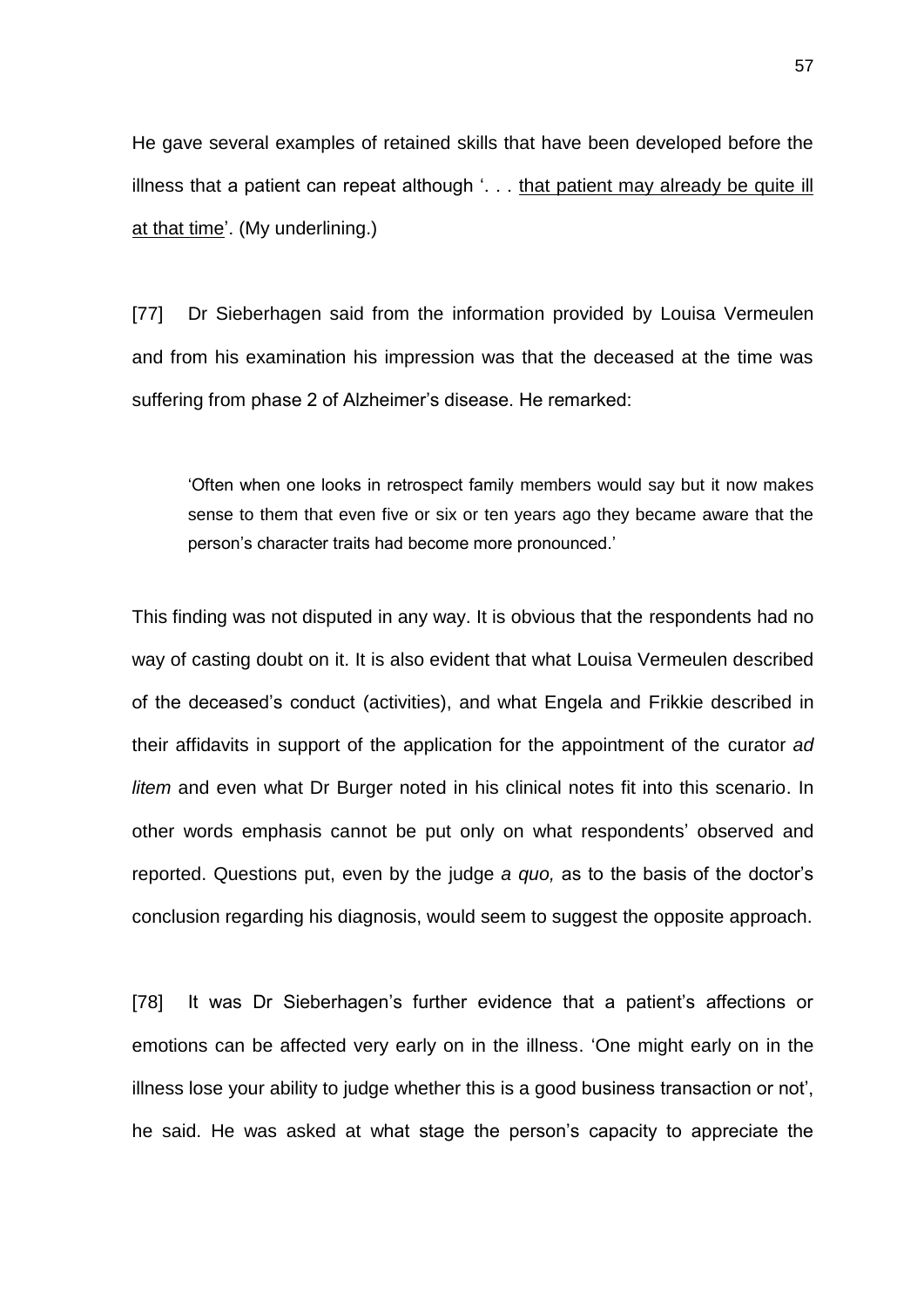He gave several examples of retained skills that have been developed before the illness that a patient can repeat although '. . . <u>that patient may already be quite ill at that time</u>'. (My underlining.)

[77] Dr Sieberhagen said from the information provided by Louisa Vermeulen and from his examination his impression was that the deceased at the time was suffering from phase 2 of Alzheimer's disease. He remarked:

> 'Often when one looks in retrospect family members would say but it now makes sense to them that even five or six or ten years ago they became aware that the person's character traits had become more pronounced.'

This finding was not disputed in any way. It is obvious that the respondents had no way of casting doubt on it. It is also evident that what Louisa Vermeulen described of the deceased's conduct (activities), and what Engela and Frikkie described in their affidavits in support of the application for the appointment of the curator *ad litem* and even what Dr Burger noted in his clinical notes fit into this scenario. In other words emphasis cannot be put only on what respondents' observed and reported. Questions put, even by the judge *a quo,* as to the basis of the doctor's conclusion regarding his diagnosis, would seem to suggest the opposite approach.

[78] It was Dr Sieberhagen's further evidence that a patient's affections or emotions can be affected very early on in the illness. 'One might early on in the illness lose your ability to judge whether this is a good business transaction or not', he said. He was asked at what stage the person's capacity to appreciate the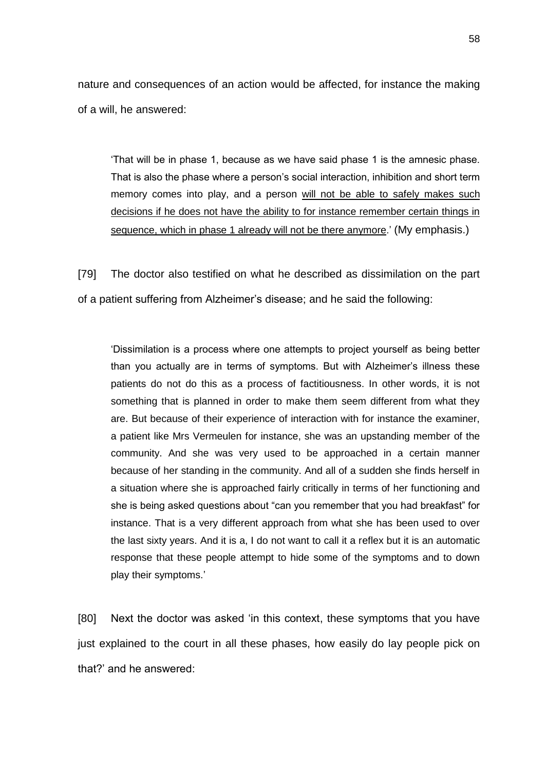nature and consequences of an action would be affected, for instance the making of a will, he answered:

> 'That will be in phase 1, because as we have said phase 1 is the amnesic phase. That is also the phase where a person's social interaction, inhibition and short term memory comes into play, and a person <u>will not be able to safely makes such decisions if he does not have the ability to for instance remember certain things in sequence, which in phase 1 already will not be there anymore</u>.' (My emphasis.)

[79] The doctor also testified on what he described as dissimilation on the part of a patient suffering from Alzheimer's disease; and he said the following:

> 'Dissimilation is a process where one attempts to project yourself as being better than you actually are in terms of symptoms. But with Alzheimer's illness these patients do not do this as a process of factitiousness. In other words, it is not something that is planned in order to make them seem different from what they are. But because of their experience of interaction with for instance the examiner, a patient like Mrs Vermeulen for instance, she was an upstanding member of the community. And she was very used to be approached in a certain manner because of her standing in the community. And all of a sudden she finds herself in a situation where she is approached fairly critically in terms of her functioning and she is being asked questions about "can you remember that you had breakfast" for instance. That is a very different approach from what she has been used to over the last sixty years. And it is a, I do not want to call it a reflex but it is an automatic response that these people attempt to hide some of the symptoms and to down play their symptoms.'

[80] Next the doctor was asked 'in this context, these symptoms that you have just explained to the court in all these phases, how easily do lay people pick on that?' and he answered: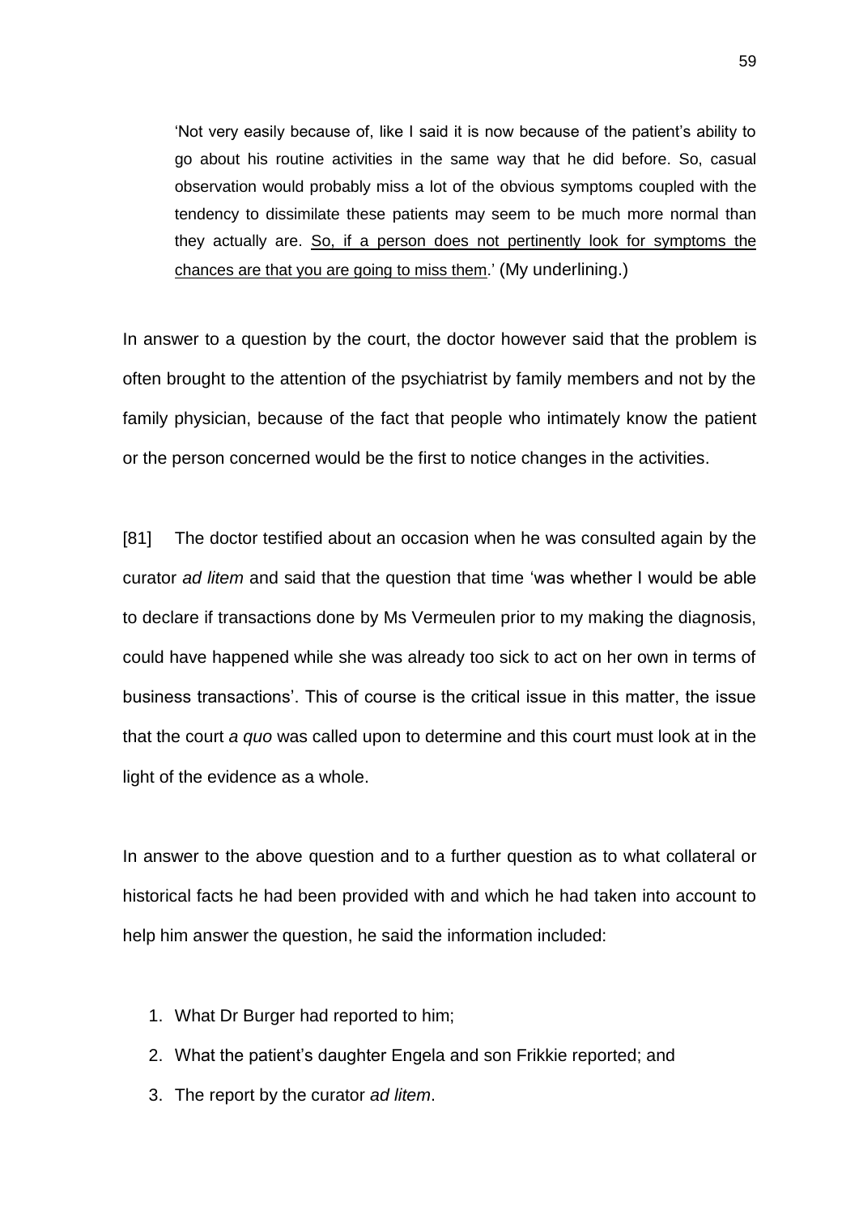> 'Not very easily because of, like I said it is now because of the patient's ability to go about his routine activities in the same way that he did before. So, casual observation would probably miss a lot of the obvious symptoms coupled with the tendency to dissimilate these patients may seem to be much more normal than they actually are. <u>So, if a person does not pertinently look for symptoms the chances are that you are going to miss them</u>.' (My underlining.)

In answer to a question by the court, the doctor however said that the problem is often brought to the attention of the psychiatrist by family members and not by the family physician, because of the fact that people who intimately know the patient or the person concerned would be the first to notice changes in the activities.

[81] The doctor testified about an occasion when he was consulted again by the curator *ad litem* and said that the question that time 'was whether I would be able to declare if transactions done by Ms Vermeulen prior to my making the diagnosis, could have happened while she was already too sick to act on her own in terms of business transactions'. This of course is the critical issue in this matter, the issue that the court *a quo* was called upon to determine and this court must look at in the light of the evidence as a whole.

In answer to the above question and to a further question as to what collateral or historical facts he had been provided with and which he had taken into account to help him answer the question, he said the information included:

1. What Dr Burger had reported to him;
2. What the patient's daughter Engela and son Frikkie reported; and
3. The report by the curator *ad litem*.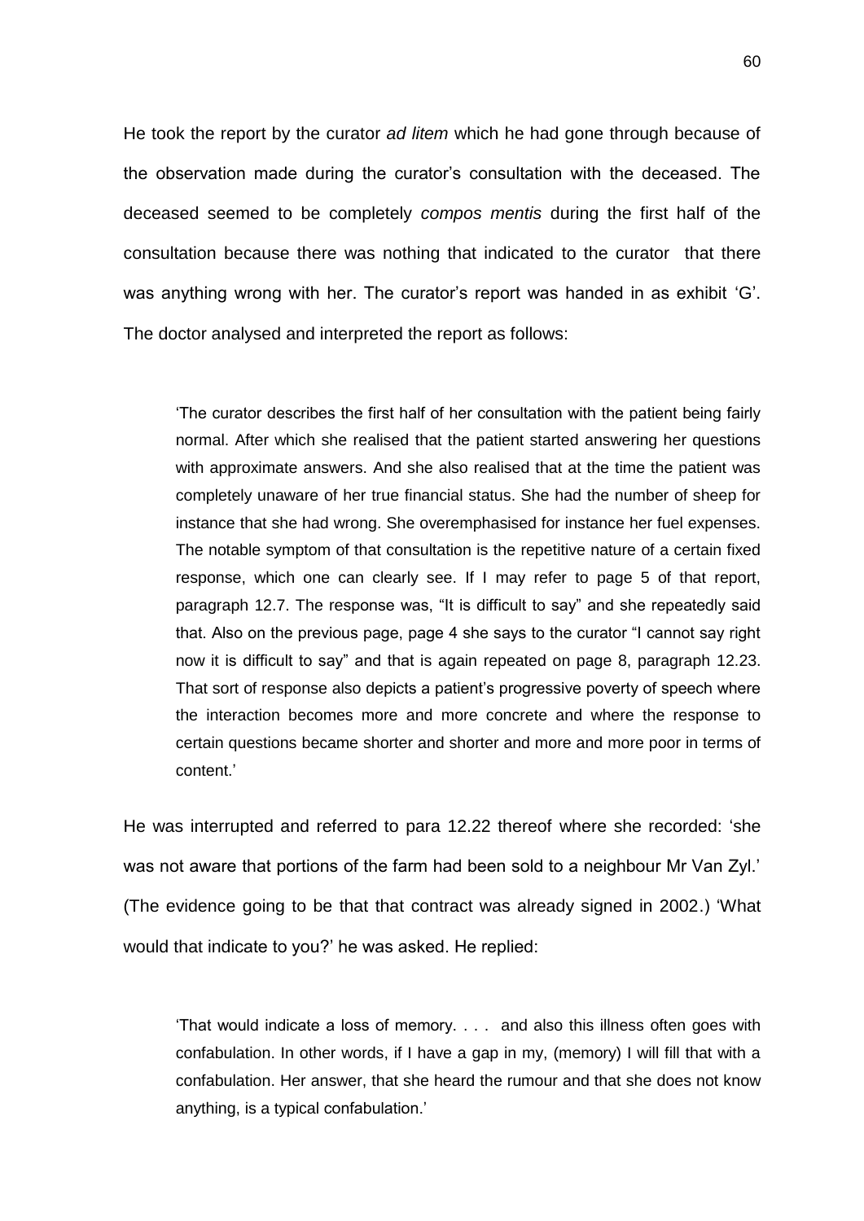He took the report by the curator *ad litem* which he had gone through because of the observation made during the curator's consultation with the deceased. The deceased seemed to be completely *compos mentis* during the first half of the consultation because there was nothing that indicated to the curator that there was anything wrong with her. The curator's report was handed in as exhibit 'G'. The doctor analysed and interpreted the report as follows:

> 'The curator describes the first half of her consultation with the patient being fairly normal. After which she realised that the patient started answering her questions with approximate answers. And she also realised that at the time the patient was completely unaware of her true financial status. She had the number of sheep for instance that she had wrong. She overemphasised for instance her fuel expenses. The notable symptom of that consultation is the repetitive nature of a certain fixed response, which one can clearly see. If I may refer to page 5 of that report, paragraph 12.7. The response was, "It is difficult to say" and she repeatedly said that. Also on the previous page, page 4 she says to the curator "I cannot say right now it is difficult to say" and that is again repeated on page 8, paragraph 12.23. That sort of response also depicts a patient's progressive poverty of speech where the interaction becomes more and more concrete and where the response to certain questions became shorter and shorter and more and more poor in terms of content.'

He was interrupted and referred to para 12.22 thereof where she recorded: 'she was not aware that portions of the farm had been sold to a neighbour Mr Van Zyl.' (The evidence going to be that that contract was already signed in 2002.) 'What would that indicate to you?' he was asked. He replied:

> 'That would indicate a loss of memory. . . . and also this illness often goes with confabulation. In other words, if I have a gap in my, (memory) I will fill that with a confabulation. Her answer, that she heard the rumour and that she does not know anything, is a typical confabulation.'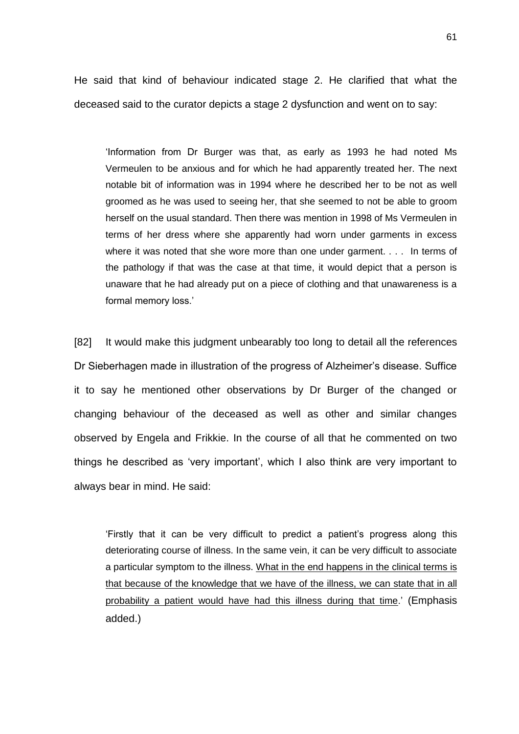He said that kind of behaviour indicated stage 2. He clarified that what the deceased said to the curator depicts a stage 2 dysfunction and went on to say:

> 'Information from Dr Burger was that, as early as 1993 he had noted Ms Vermeulen to be anxious and for which he had apparently treated her. The next notable bit of information was in 1994 where he described her to be not as well groomed as he was used to seeing her, that she seemed to not be able to groom herself on the usual standard. Then there was mention in 1998 of Ms Vermeulen in terms of her dress where she apparently had worn under garments in excess where it was noted that she wore more than one under garment. . . . In terms of the pathology if that was the case at that time, it would depict that a person is unaware that he had already put on a piece of clothing and that unawareness is a formal memory loss.'

[82] It would make this judgment unbearably too long to detail all the references Dr Sieberhagen made in illustration of the progress of Alzheimer's disease. Suffice it to say he mentioned other observations by Dr Burger of the changed or changing behaviour of the deceased as well as other and similar changes observed by Engela and Frikkie. In the course of all that he commented on two things he described as 'very important', which I also think are very important to always bear in mind. He said:

> 'Firstly that it can be very difficult to predict a patient's progress along this deteriorating course of illness. In the same vein, it can be very difficult to associate a particular symptom to the illness. <u>What in the end happens in the clinical terms is that because of the knowledge that we have of the illness, we can state that in all probability a patient would have had this illness during that time</u>.' (Emphasis added.)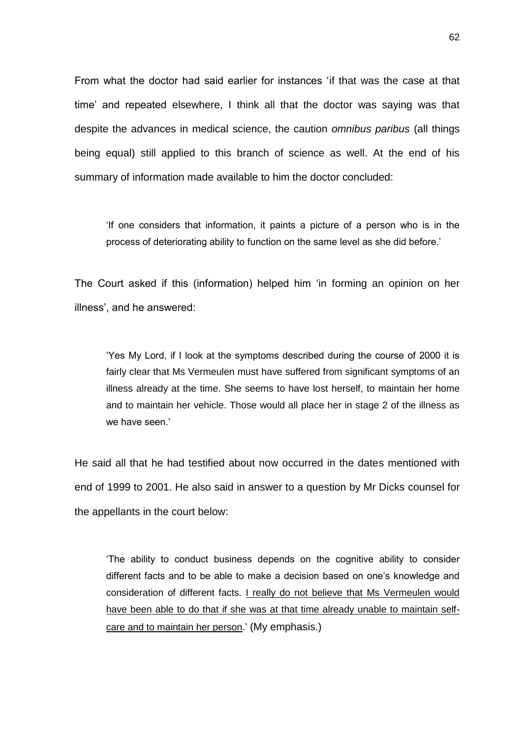From what the doctor had said earlier for instances 'if that was the case at that time' and repeated elsewhere, I think all that the doctor was saying was that despite the advances in medical science, the caution *omnibus paribus* (all things being equal) still applied to this branch of science as well. At the end of his summary of information made available to him the doctor concluded:

> 'If one considers that information, it paints a picture of a person who is in the process of deteriorating ability to function on the same level as she did before.'

The Court asked if this (information) helped him 'in forming an opinion on her illness', and he answered:

> 'Yes My Lord, if I look at the symptoms described during the course of 2000 it is fairly clear that Ms Vermeulen must have suffered from significant symptoms of an illness already at the time. She seems to have lost herself, to maintain her home and to maintain her vehicle. Those would all place her in stage 2 of the illness as we have seen.'

He said all that he had testified about now occurred in the dates mentioned with end of 1999 to 2001. He also said in answer to a question by Mr Dicks counsel for the appellants in the court below:

> 'The ability to conduct business depends on the cognitive ability to consider different facts and to be able to make a decision based on one's knowledge and consideration of different facts. <u>I really do not believe that Ms Vermeulen would have been able to do that if she was at that time already unable to maintain self-care and to maintain her person</u>.' (My emphasis.)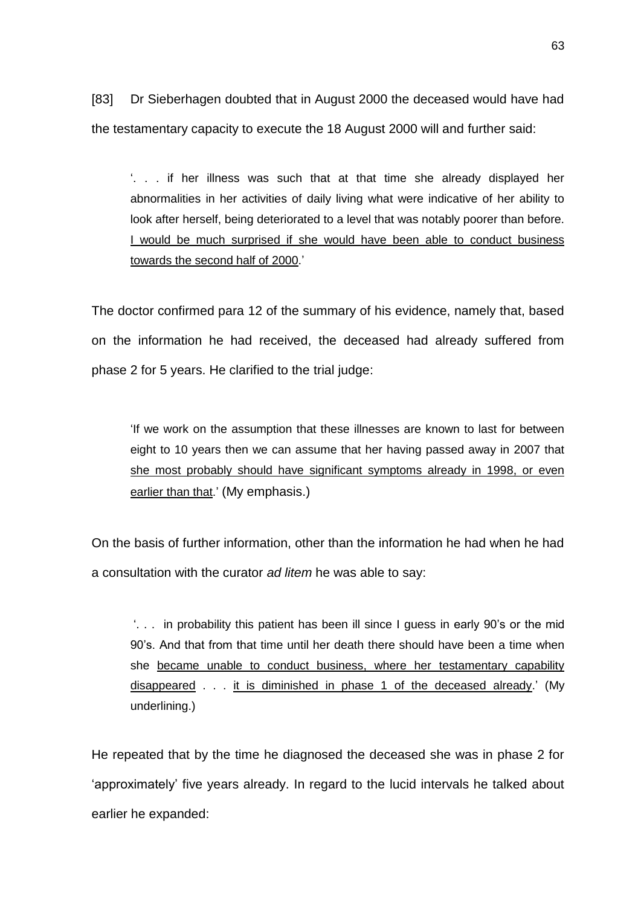[83] Dr Sieberhagen doubted that in August 2000 the deceased would have had the testamentary capacity to execute the 18 August 2000 will and further said:

> '. . . if her illness was such that at that time she already displayed her abnormalities in her activities of daily living what were indicative of her ability to look after herself, being deteriorated to a level that was notably poorer than before. <u>I would be much surprised if she would have been able to conduct business towards the second half of 2000</u>.'

The doctor confirmed para 12 of the summary of his evidence, namely that, based on the information he had received, the deceased had already suffered from phase 2 for 5 years. He clarified to the trial judge:

> 'If we work on the assumption that these illnesses are known to last for between eight to 10 years then we can assume that her having passed away in 2007 that <u>she most probably should have significant symptoms already in 1998, or even earlier than that</u>.' (My emphasis.)

On the basis of further information, other than the information he had when he had a consultation with the curator *ad litem* he was able to say:

> '. . . in probability this patient has been ill since I guess in early 90's or the mid 90's. And that from that time until her death there should have been a time when she <u>became unable to conduct business, where her testamentary capability disappeared</u> . . . <u>it is diminished in phase 1 of the deceased already</u>.' (My underlining.)

He repeated that by the time he diagnosed the deceased she was in phase 2 for 'approximately' five years already. In regard to the lucid intervals he talked about earlier he expanded: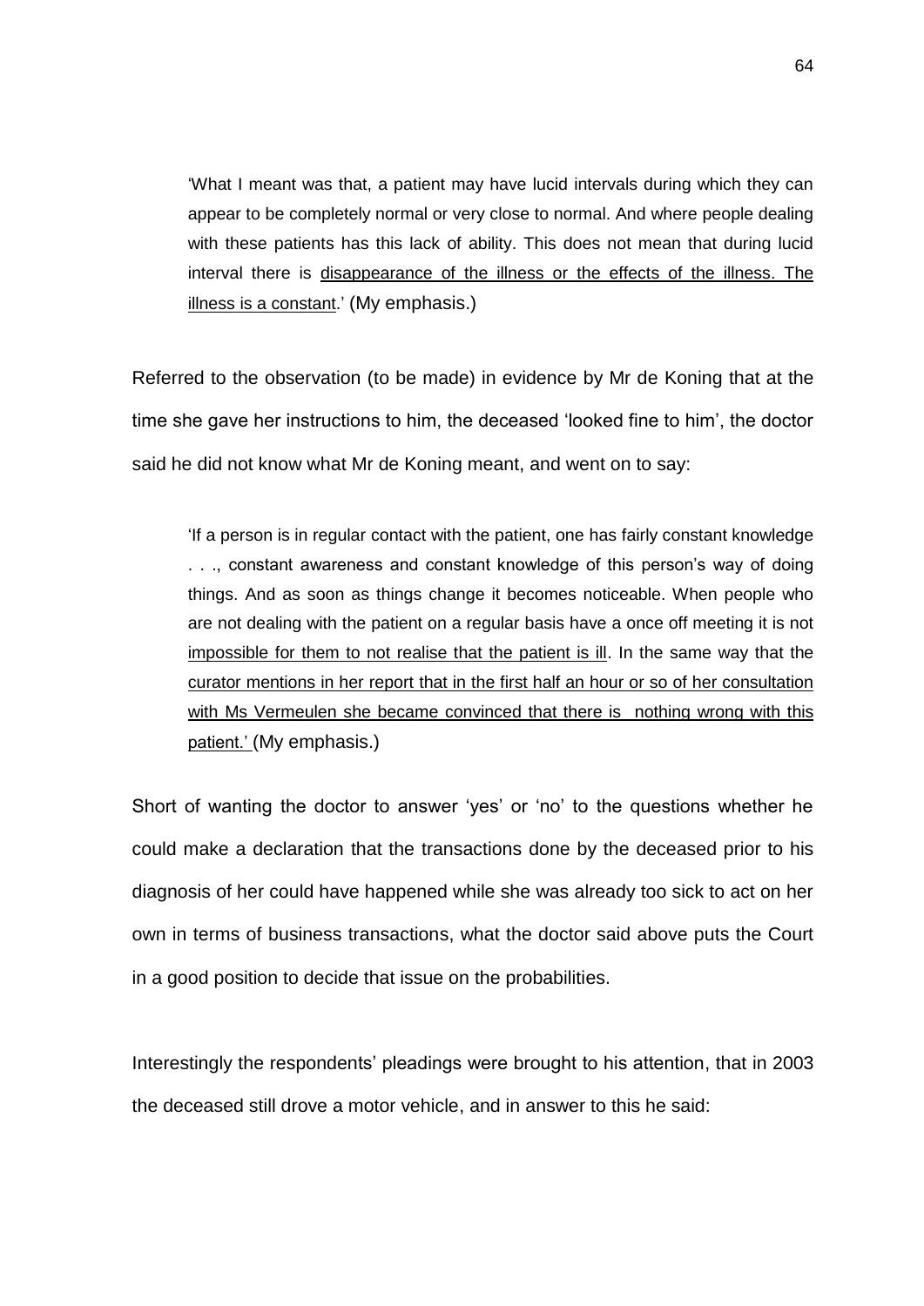> 'What I meant was that, a patient may have lucid intervals during which they can appear to be completely normal or very close to normal. And where people dealing with these patients has this lack of ability. This does not mean that during lucid interval there is <u>disappearance of the illness or the effects of the illness. The illness is a constant</u>.' (My emphasis.)

Referred to the observation (to be made) in evidence by Mr de Koning that at the time she gave her instructions to him, the deceased 'looked fine to him', the doctor said he did not know what Mr de Koning meant, and went on to say:

> 'If a person is in regular contact with the patient, one has fairly constant knowledge . . ., constant awareness and constant knowledge of this person's way of doing things. And as soon as things change it becomes noticeable. When people who are not dealing with the patient on a regular basis have a once off meeting it is not <u>impossible for them to not realise that the patient is ill</u>. In the same way that the <u>curator mentions in her report that in the first half an hour or so of her consultation with Ms Vermeulen she became convinced that there is nothing wrong with this patient.'</u> (My emphasis.)

Short of wanting the doctor to answer 'yes' or 'no' to the questions whether he could make a declaration that the transactions done by the deceased prior to his diagnosis of her could have happened while she was already too sick to act on her own in terms of business transactions, what the doctor said above puts the Court in a good position to decide that issue on the probabilities.

Interestingly the respondents' pleadings were brought to his attention, that in 2003 the deceased still drove a motor vehicle, and in answer to this he said: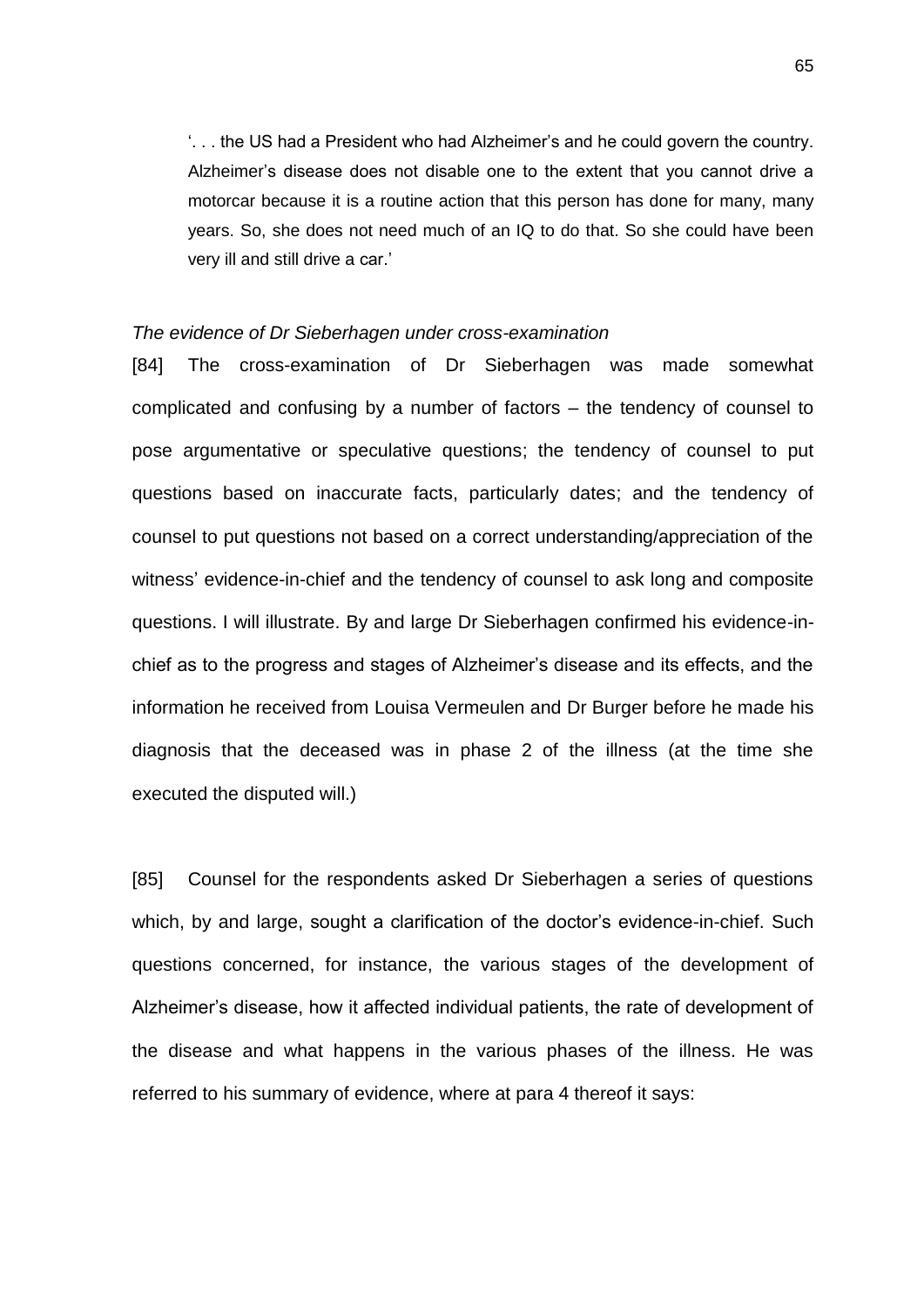> '. . . the US had a President who had Alzheimer's and he could govern the country. Alzheimer's disease does not disable one to the extent that you cannot drive a motorcar because it is a routine action that this person has done for many, many years. So, she does not need much of an IQ to do that. So she could have been very ill and still drive a car.'

*The evidence of Dr Sieberhagen under cross-examination*

[84] The cross-examination of Dr Sieberhagen was made somewhat complicated and confusing by a number of factors – the tendency of counsel to pose argumentative or speculative questions; the tendency of counsel to put questions based on inaccurate facts, particularly dates; and the tendency of counsel to put questions not based on a correct understanding/appreciation of the witness' evidence-in-chief and the tendency of counsel to ask long and composite questions. I will illustrate. By and large Dr Sieberhagen confirmed his evidence-in-chief as to the progress and stages of Alzheimer's disease and its effects, and the information he received from Louisa Vermeulen and Dr Burger before he made his diagnosis that the deceased was in phase 2 of the illness (at the time she executed the disputed will.)

[85] Counsel for the respondents asked Dr Sieberhagen a series of questions which, by and large, sought a clarification of the doctor's evidence-in-chief. Such questions concerned, for instance, the various stages of the development of Alzheimer's disease, how it affected individual patients, the rate of development of the disease and what happens in the various phases of the illness. He was referred to his summary of evidence, where at para 4 thereof it says: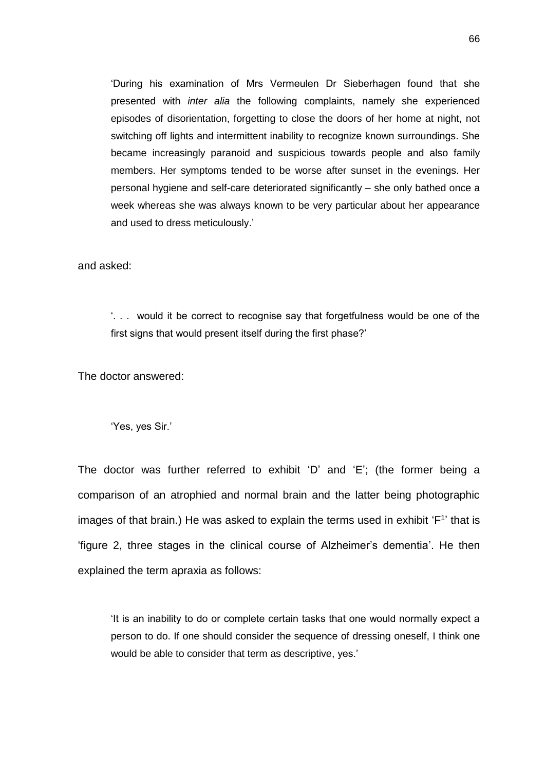> 'During his examination of Mrs Vermeulen Dr Sieberhagen found that she presented with *inter alia* the following complaints, namely she experienced episodes of disorientation, forgetting to close the doors of her home at night, not switching off lights and intermittent inability to recognize known surroundings. She became increasingly paranoid and suspicious towards people and also family members. Her symptoms tended to be worse after sunset in the evenings. Her personal hygiene and self-care deteriorated significantly – she only bathed once a week whereas she was always known to be very particular about her appearance and used to dress meticulously.'

and asked:

> '. . . would it be correct to recognise say that forgetfulness would be one of the first signs that would present itself during the first phase?'

The doctor answered:

> 'Yes, yes Sir.'

The doctor was further referred to exhibit 'D' and 'E'; (the former being a comparison of an atrophied and normal brain and the latter being photographic images of that brain.) He was asked to explain the terms used in exhibit 'F[1]' that is 'figure 2, three stages in the clinical course of Alzheimer's dementia'. He then explained the term apraxia as follows:

> 'It is an inability to do or complete certain tasks that one would normally expect a person to do. If one should consider the sequence of dressing oneself, I think one would be able to consider that term as descriptive, yes.'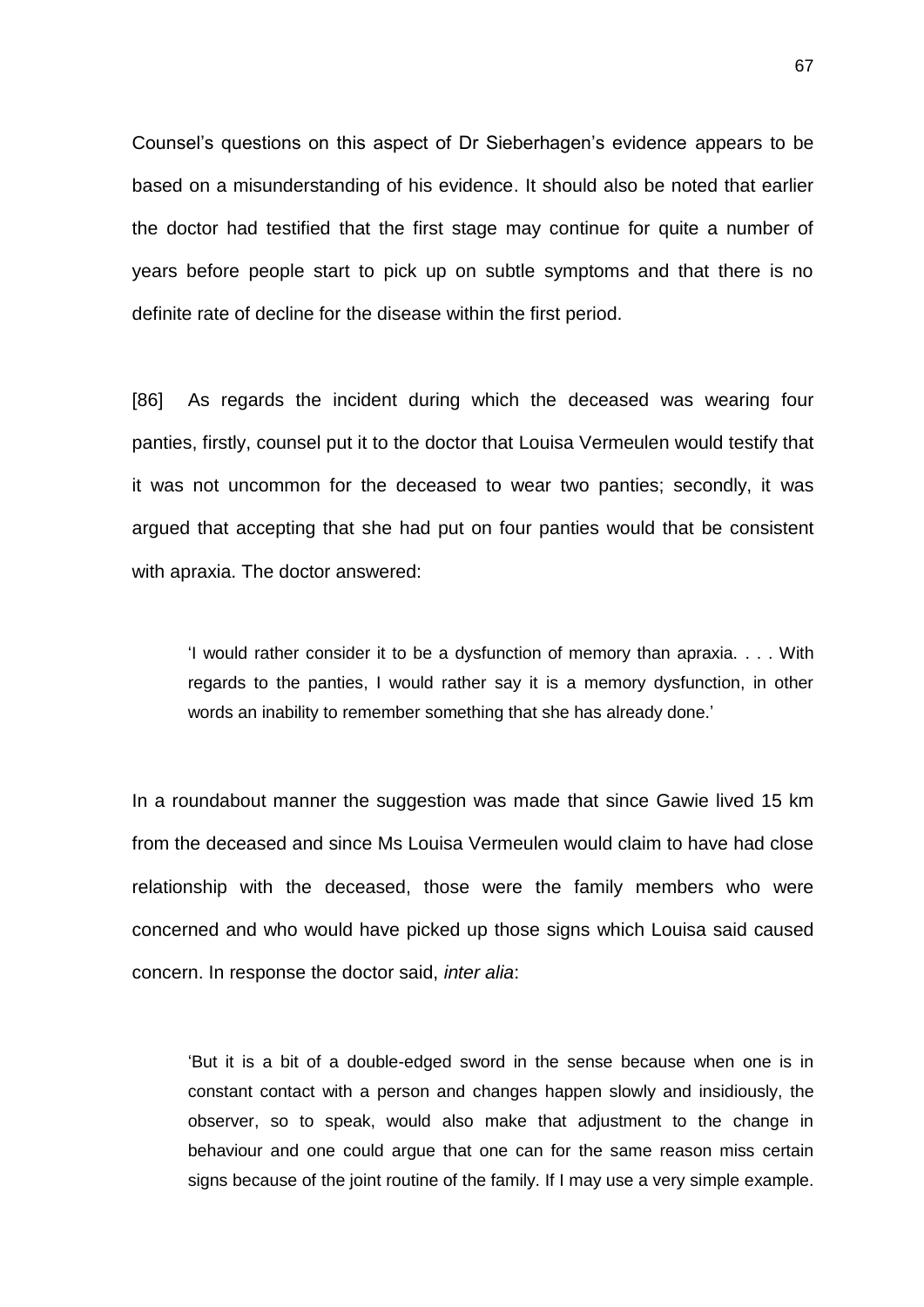Counsel's questions on this aspect of Dr Sieberhagen's evidence appears to be based on a misunderstanding of his evidence. It should also be noted that earlier the doctor had testified that the first stage may continue for quite a number of years before people start to pick up on subtle symptoms and that there is no definite rate of decline for the disease within the first period.

[86] As regards the incident during which the deceased was wearing four panties, firstly, counsel put it to the doctor that Louisa Vermeulen would testify that it was not uncommon for the deceased to wear two panties; secondly, it was argued that accepting that she had put on four panties would that be consistent with apraxia. The doctor answered:

> 'I would rather consider it to be a dysfunction of memory than apraxia. . . . With regards to the panties, I would rather say it is a memory dysfunction, in other words an inability to remember something that she has already done.'

In a roundabout manner the suggestion was made that since Gawie lived 15 km from the deceased and since Ms Louisa Vermeulen would claim to have had close relationship with the deceased, those were the family members who were concerned and who would have picked up those signs which Louisa said caused concern. In response the doctor said, *inter alia*:

> 'But it is a bit of a double-edged sword in the sense because when one is in constant contact with a person and changes happen slowly and insidiously, the observer, so to speak, would also make that adjustment to the change in behaviour and one could argue that one can for the same reason miss certain signs because of the joint routine of the family. If I may use a very simple example.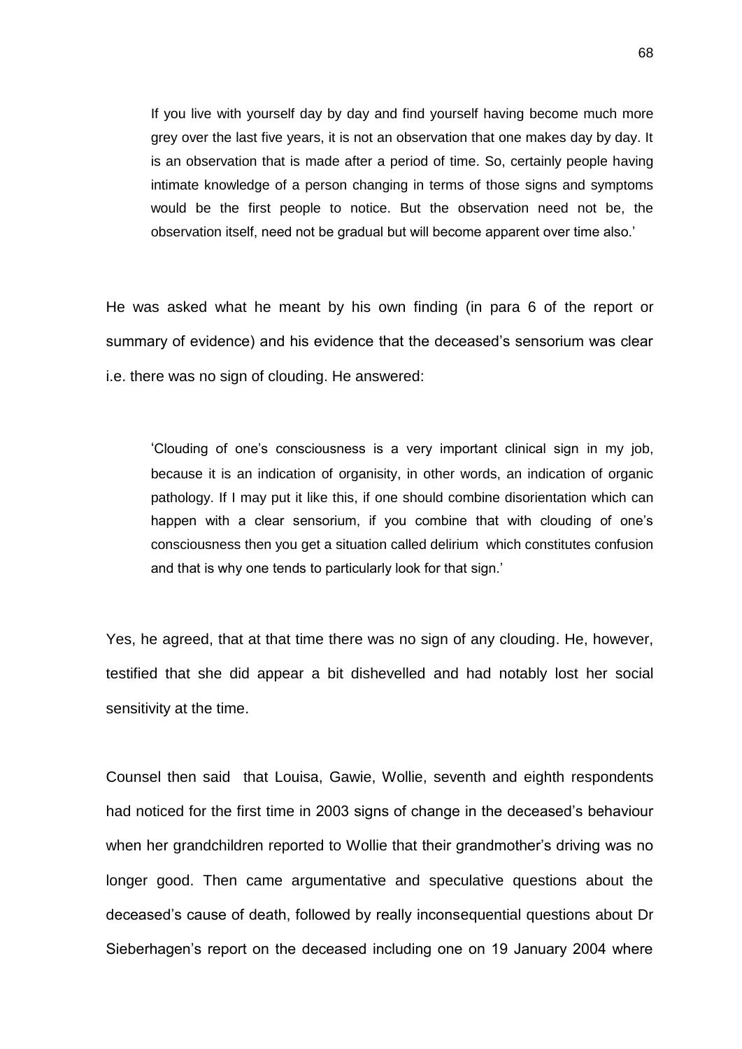> If you live with yourself day by day and find yourself having become much more grey over the last five years, it is not an observation that one makes day by day. It is an observation that is made after a period of time. So, certainly people having intimate knowledge of a person changing in terms of those signs and symptoms would be the first people to notice. But the observation need not be, the observation itself, need not be gradual but will become apparent over time also.'

He was asked what he meant by his own finding (in para 6 of the report or summary of evidence) and his evidence that the deceased's sensorium was clear i.e. there was no sign of clouding. He answered:

> 'Clouding of one's consciousness is a very important clinical sign in my job, because it is an indication of organisity, in other words, an indication of organic pathology. If I may put it like this, if one should combine disorientation which can happen with a clear sensorium, if you combine that with clouding of one's consciousness then you get a situation called delirium which constitutes confusion and that is why one tends to particularly look for that sign.'

Yes, he agreed, that at that time there was no sign of any clouding. He, however, testified that she did appear a bit dishevelled and had notably lost her social sensitivity at the time.

Counsel then said that Louisa, Gawie, Wollie, seventh and eighth respondents had noticed for the first time in 2003 signs of change in the deceased's behaviour when her grandchildren reported to Wollie that their grandmother's driving was no longer good. Then came argumentative and speculative questions about the deceased's cause of death, followed by really inconsequential questions about Dr Sieberhagen's report on the deceased including one on 19 January 2004 where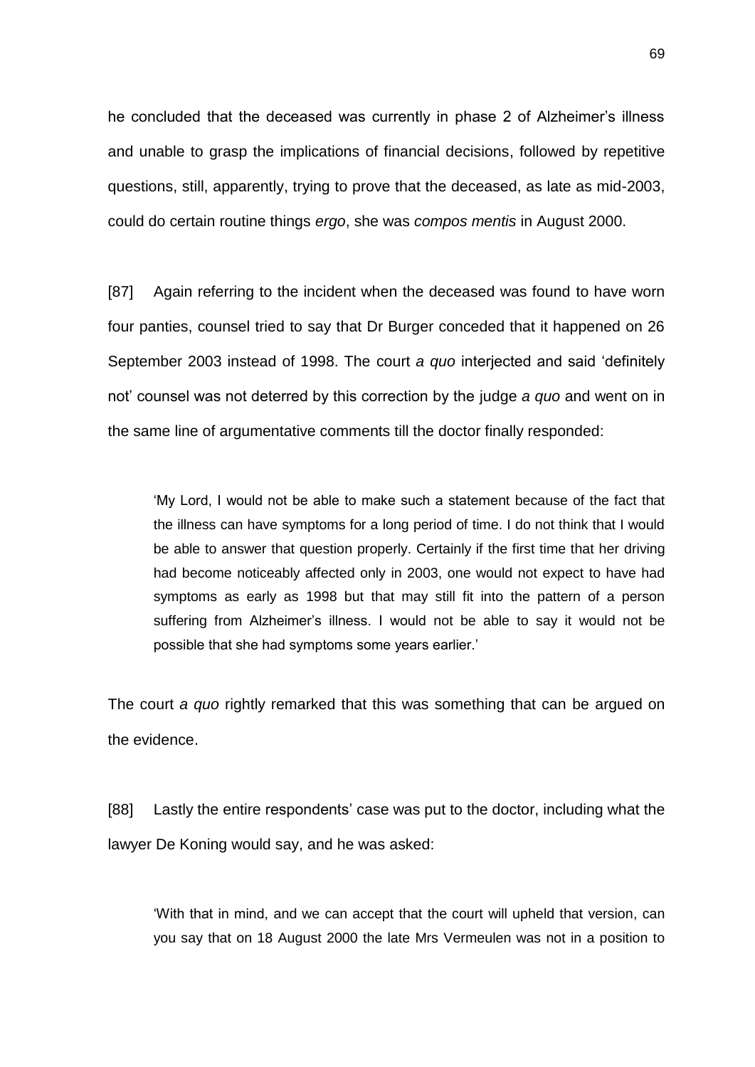he concluded that the deceased was currently in phase 2 of Alzheimer's illness and unable to grasp the implications of financial decisions, followed by repetitive questions, still, apparently, trying to prove that the deceased, as late as mid-2003, could do certain routine things *ergo*, she was *compos mentis* in August 2000.

[87] Again referring to the incident when the deceased was found to have worn four panties, counsel tried to say that Dr Burger conceded that it happened on 26 September 2003 instead of 1998. The court *a quo* interjected and said 'definitely not' counsel was not deterred by this correction by the judge *a quo* and went on in the same line of argumentative comments till the doctor finally responded:

> 'My Lord, I would not be able to make such a statement because of the fact that the illness can have symptoms for a long period of time. I do not think that I would be able to answer that question properly. Certainly if the first time that her driving had become noticeably affected only in 2003, one would not expect to have had symptoms as early as 1998 but that may still fit into the pattern of a person suffering from Alzheimer's illness. I would not be able to say it would not be possible that she had symptoms some years earlier.'

The court *a quo* rightly remarked that this was something that can be argued on the evidence.

[88] Lastly the entire respondents' case was put to the doctor, including what the lawyer De Koning would say, and he was asked:

> 'With that in mind, and we can accept that the court will upheld that version, can you say that on 18 August 2000 the late Mrs Vermeulen was not in a position to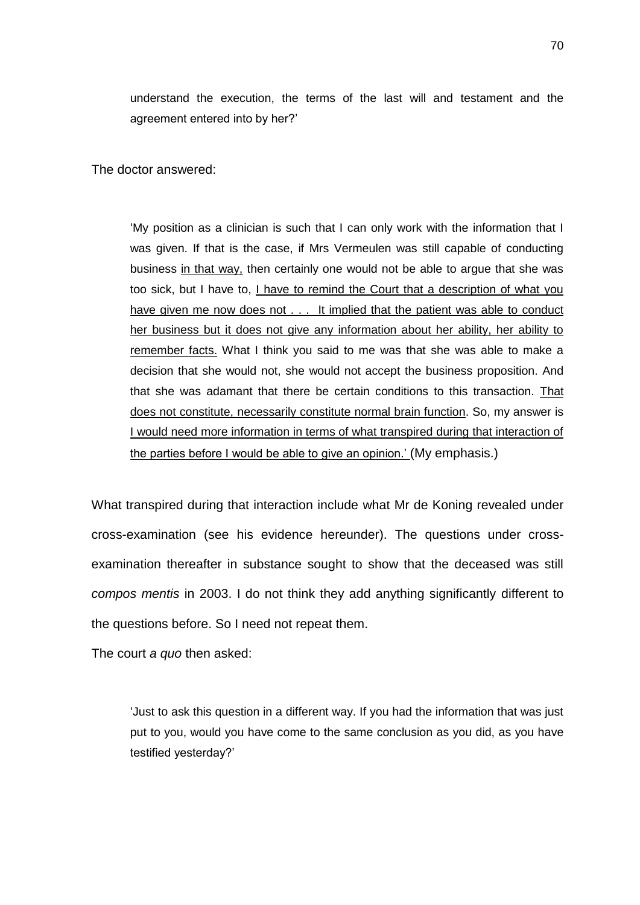> understand the execution, the terms of the last will and testament and the agreement entered into by her?'

The doctor answered:

> 'My position as a clinician is such that I can only work with the information that I was given. If that is the case, if Mrs Vermeulen was still capable of conducting business <u>in that way,</u> then certainly one would not be able to argue that she was too sick, but I have to, <u>I have to remind the Court that a description of what you have given me now does not . . . It implied that the patient was able to conduct her business but it does not give any information about her ability, her ability to remember facts.</u> What I think you said to me was that she was able to make a decision that she would not, she would not accept the business proposition. And that she was adamant that there be certain conditions to this transaction. <u>That does not constitute, necessarily constitute normal brain function</u>. So, my answer is <u>I would need more information in terms of what transpired during that interaction of the parties before I would be able to give an opinion.'</u> (My emphasis.)

What transpired during that interaction include what Mr de Koning revealed under cross-examination (see his evidence hereunder). The questions under cross-examination thereafter in substance sought to show that the deceased was still *compos mentis* in 2003. I do not think they add anything significantly different to the questions before. So I need not repeat them.

The court *a quo* then asked:

> 'Just to ask this question in a different way. If you had the information that was just put to you, would you have come to the same conclusion as you did, as you have testified yesterday?'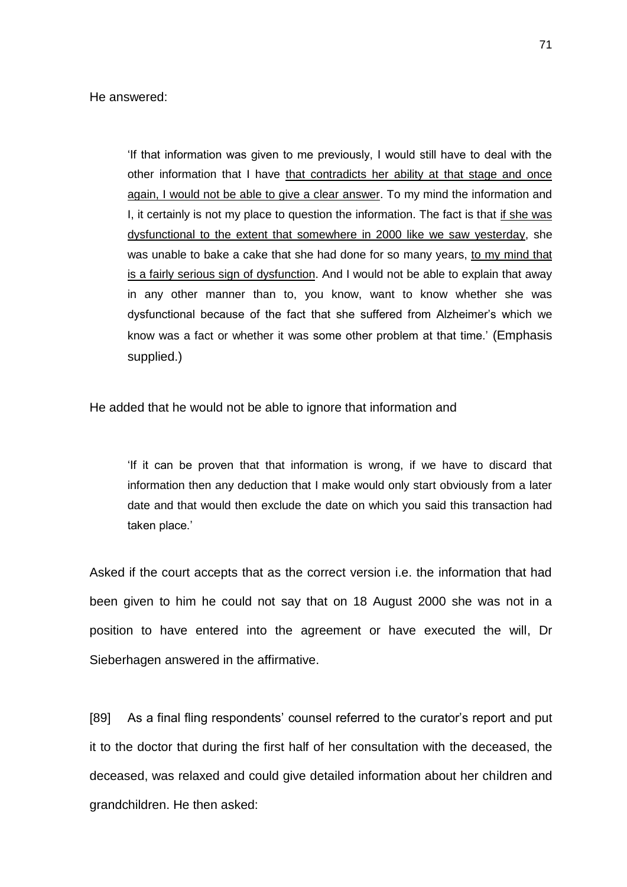He answered:

> 'If that information was given to me previously, I would still have to deal with the other information that I have <u>that contradicts her ability at that stage and once again, I would not be able to give a clear answer</u>. To my mind the information and I, it certainly is not my place to question the information. The fact is that <u>if she was dysfunctional to the extent that somewhere in 2000 like we saw yesterday</u>, she was unable to bake a cake that she had done for so many years, <u>to my mind that is a fairly serious sign of dysfunction</u>. And I would not be able to explain that away in any other manner than to, you know, want to know whether she was dysfunctional because of the fact that she suffered from Alzheimer's which we know was a fact or whether it was some other problem at that time.' (Emphasis supplied.)

He added that he would not be able to ignore that information and

> 'If it can be proven that that information is wrong, if we have to discard that information then any deduction that I make would only start obviously from a later date and that would then exclude the date on which you said this transaction had taken place.'

Asked if the court accepts that as the correct version i.e. the information that had been given to him he could not say that on 18 August 2000 she was not in a position to have entered into the agreement or have executed the will, Dr Sieberhagen answered in the affirmative.

[89] As a final fling respondents' counsel referred to the curator's report and put it to the doctor that during the first half of her consultation with the deceased, the deceased, was relaxed and could give detailed information about her children and grandchildren. He then asked: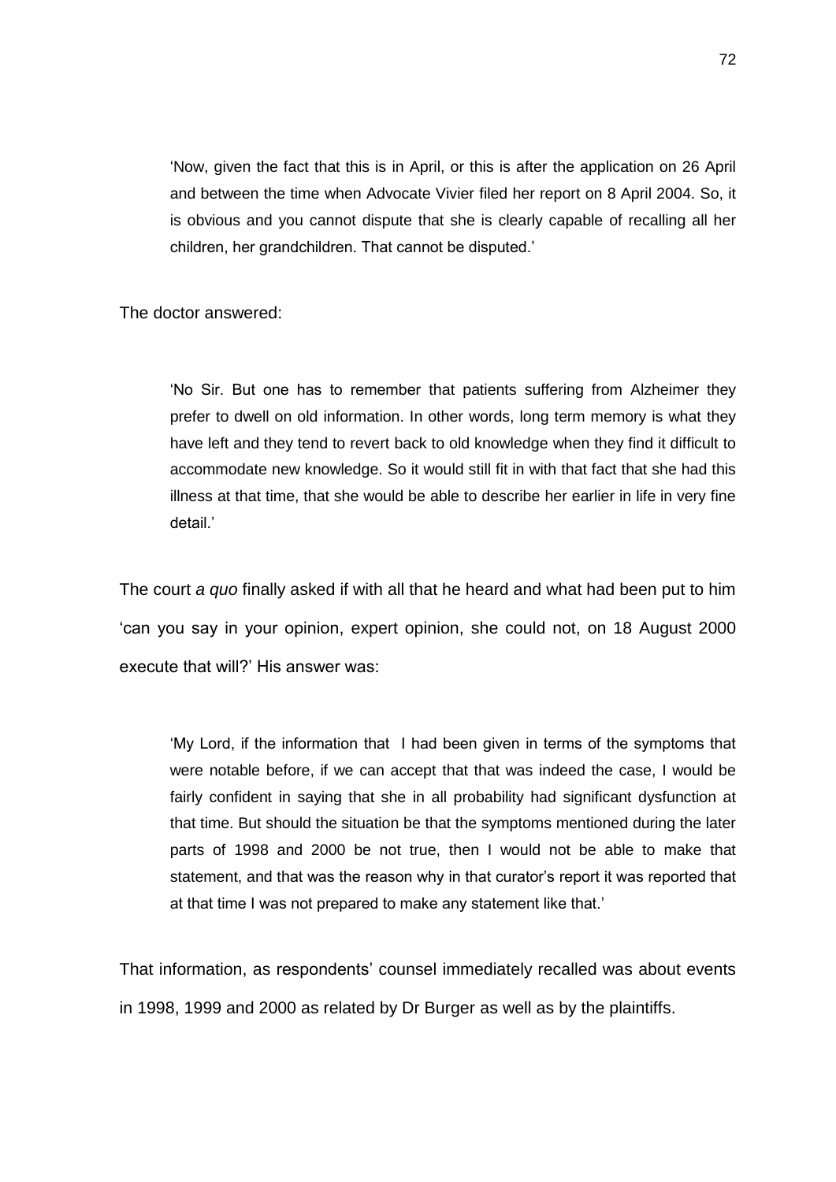> 'Now, given the fact that this is in April, or this is after the application on 26 April and between the time when Advocate Vivier filed her report on 8 April 2004. So, it is obvious and you cannot dispute that she is clearly capable of recalling all her children, her grandchildren. That cannot be disputed.'

The doctor answered:

> 'No Sir. But one has to remember that patients suffering from Alzheimer they prefer to dwell on old information. In other words, long term memory is what they have left and they tend to revert back to old knowledge when they find it difficult to accommodate new knowledge. So it would still fit in with that fact that she had this illness at that time, that she would be able to describe her earlier in life in very fine detail.'

The court *a quo* finally asked if with all that he heard and what had been put to him 'can you say in your opinion, expert opinion, she could not, on 18 August 2000 execute that will?' His answer was:

> 'My Lord, if the information that I had been given in terms of the symptoms that were notable before, if we can accept that that was indeed the case, I would be fairly confident in saying that she in all probability had significant dysfunction at that time. But should the situation be that the symptoms mentioned during the later parts of 1998 and 2000 be not true, then I would not be able to make that statement, and that was the reason why in that curator's report it was reported that at that time I was not prepared to make any statement like that.'

That information, as respondents' counsel immediately recalled was about events in 1998, 1999 and 2000 as related by Dr Burger as well as by the plaintiffs.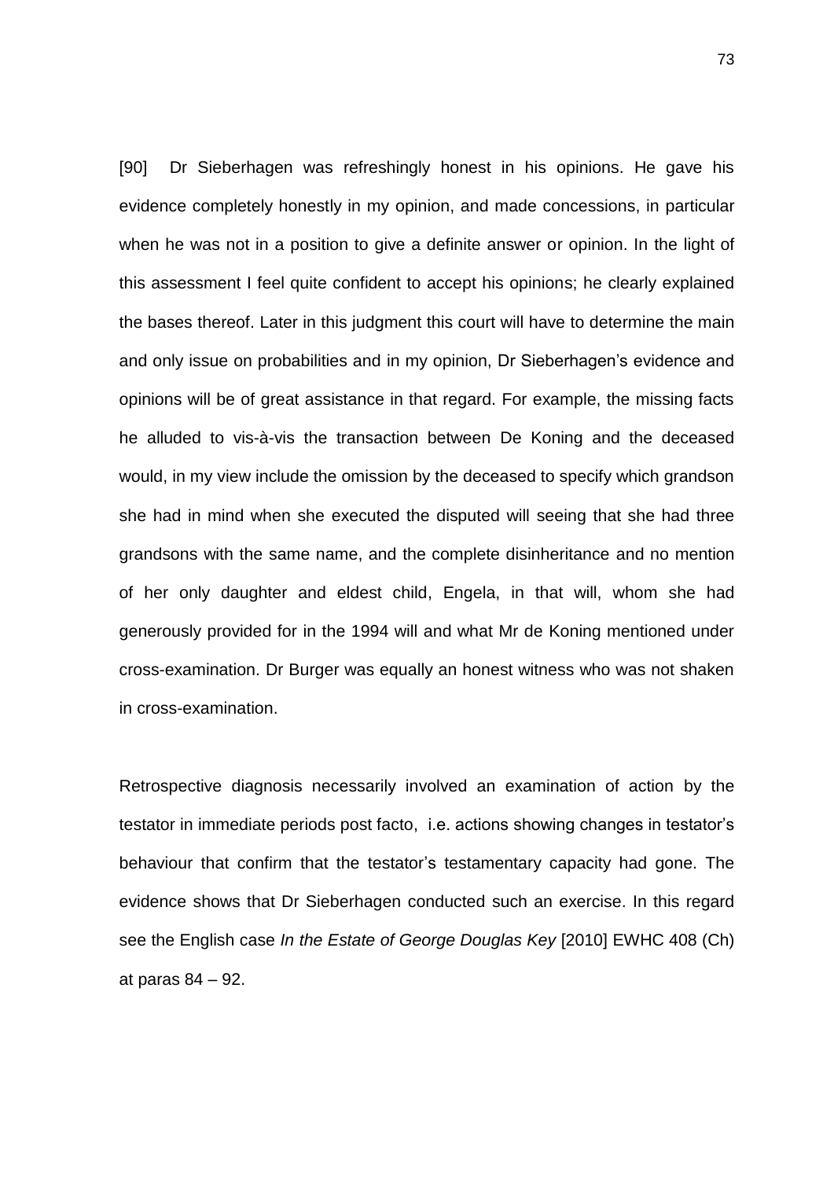[90] Dr Sieberhagen was refreshingly honest in his opinions. He gave his evidence completely honestly in my opinion, and made concessions, in particular when he was not in a position to give a definite answer or opinion. In the light of this assessment I feel quite confident to accept his opinions; he clearly explained the bases thereof. Later in this judgment this court will have to determine the main and only issue on probabilities and in my opinion, Dr Sieberhagen's evidence and opinions will be of great assistance in that regard. For example, the missing facts he alluded to vis-à-vis the transaction between De Koning and the deceased would, in my view include the omission by the deceased to specify which grandson she had in mind when she executed the disputed will seeing that she had three grandsons with the same name, and the complete disinheritance and no mention of her only daughter and eldest child, Engela, in that will, whom she had generously provided for in the 1994 will and what Mr de Koning mentioned under cross-examination. Dr Burger was equally an honest witness who was not shaken in cross-examination.

Retrospective diagnosis necessarily involved an examination of action by the testator in immediate periods post facto, i.e. actions showing changes in testator's behaviour that confirm that the testator's testamentary capacity had gone. The evidence shows that Dr Sieberhagen conducted such an exercise. In this regard see the English case *In the Estate of George Douglas Key* [2010] EWHC 408 (Ch) at paras 84 – 92.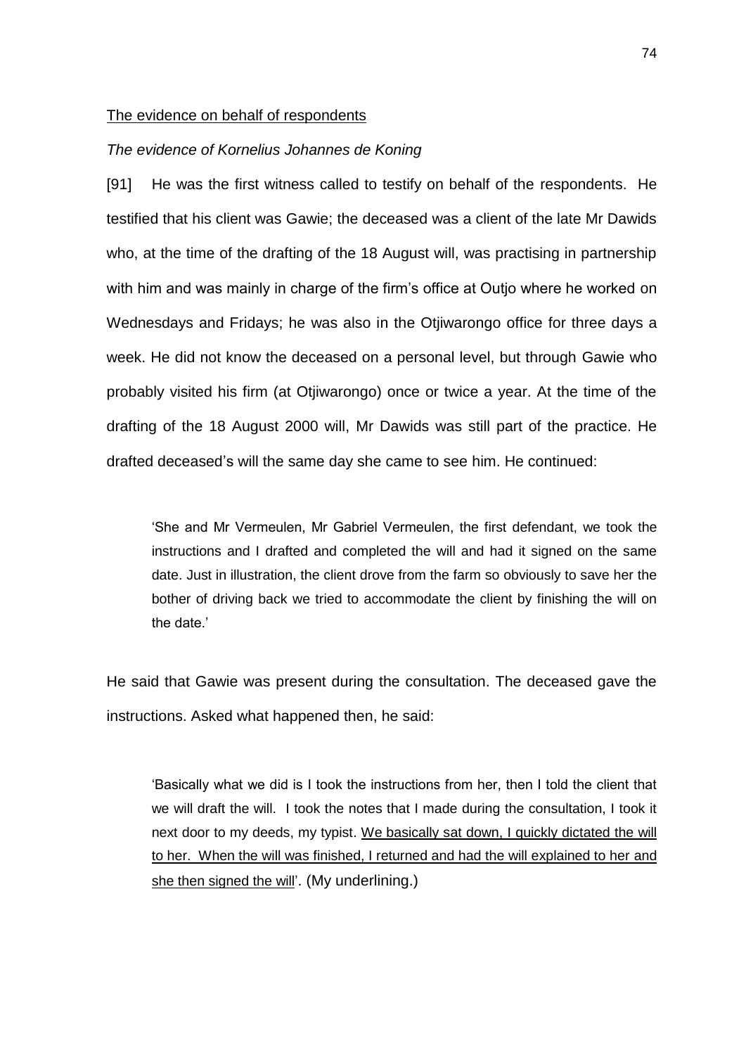<u>The evidence on behalf of respondents</u>

*The evidence of Kornelius Johannes de Koning*

[91] He was the first witness called to testify on behalf of the respondents. He testified that his client was Gawie; the deceased was a client of the late Mr Dawids who, at the time of the drafting of the 18 August will, was practising in partnership with him and was mainly in charge of the firm's office at Outjo where he worked on Wednesdays and Fridays; he was also in the Otjiwarongo office for three days a week. He did not know the deceased on a personal level, but through Gawie who probably visited his firm (at Otjiwarongo) once or twice a year. At the time of the drafting of the 18 August 2000 will, Mr Dawids was still part of the practice. He drafted deceased's will the same day she came to see him. He continued:

> 'She and Mr Vermeulen, Mr Gabriel Vermeulen, the first defendant, we took the instructions and I drafted and completed the will and had it signed on the same date. Just in illustration, the client drove from the farm so obviously to save her the bother of driving back we tried to accommodate the client by finishing the will on the date.'

He said that Gawie was present during the consultation. The deceased gave the instructions. Asked what happened then, he said:

> 'Basically what we did is I took the instructions from her, then I told the client that we will draft the will. I took the notes that I made during the consultation, I took it next door to my deeds, my typist. <u>We basically sat down, I quickly dictated the will to her. When the will was finished, I returned and had the will explained to her and she then signed the will</u>'. (My underlining.)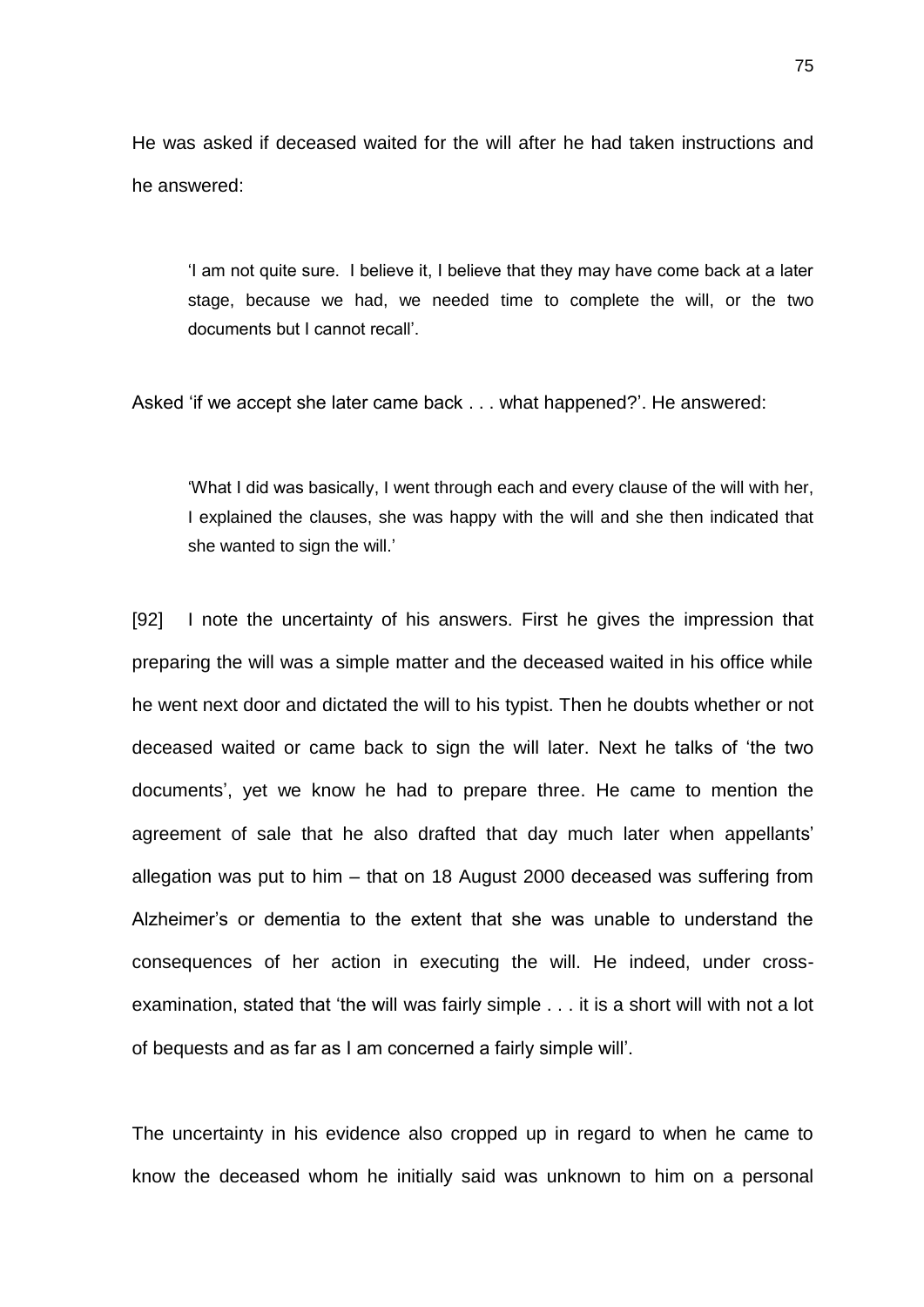He was asked if deceased waited for the will after he had taken instructions and he answered:

> 'I am not quite sure. I believe it, I believe that they may have come back at a later stage, because we had, we needed time to complete the will, or the two documents but I cannot recall'.

Asked 'if we accept she later came back . . . what happened?'. He answered:

> 'What I did was basically, I went through each and every clause of the will with her, I explained the clauses, she was happy with the will and she then indicated that she wanted to sign the will.'

[92] I note the uncertainty of his answers. First he gives the impression that preparing the will was a simple matter and the deceased waited in his office while he went next door and dictated the will to his typist. Then he doubts whether or not deceased waited or came back to sign the will later. Next he talks of 'the two documents', yet we know he had to prepare three. He came to mention the agreement of sale that he also drafted that day much later when appellants' allegation was put to him – that on 18 August 2000 deceased was suffering from Alzheimer's or dementia to the extent that she was unable to understand the consequences of her action in executing the will. He indeed, under cross-examination, stated that 'the will was fairly simple . . . it is a short will with not a lot of bequests and as far as I am concerned a fairly simple will'.

The uncertainty in his evidence also cropped up in regard to when he came to know the deceased whom he initially said was unknown to him on a personal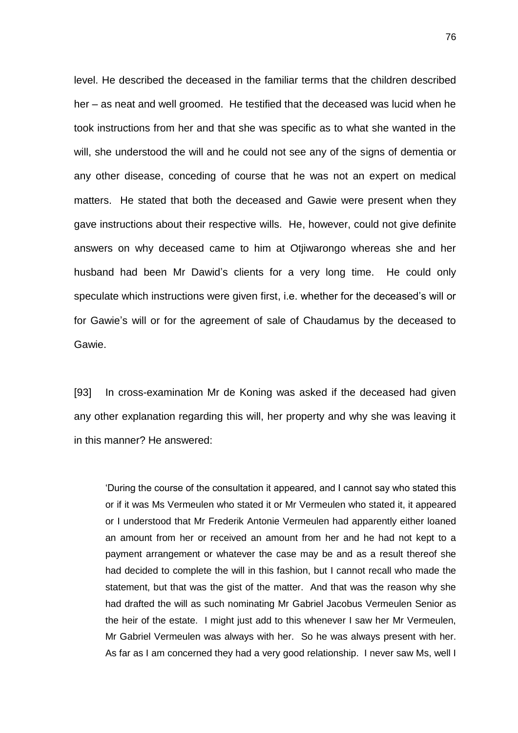level. He described the deceased in the familiar terms that the children described her – as neat and well groomed. He testified that the deceased was lucid when he took instructions from her and that she was specific as to what she wanted in the will, she understood the will and he could not see any of the signs of dementia or any other disease, conceding of course that he was not an expert on medical matters. He stated that both the deceased and Gawie were present when they gave instructions about their respective wills. He, however, could not give definite answers on why deceased came to him at Otjiwarongo whereas she and her husband had been Mr Dawid's clients for a very long time. He could only speculate which instructions were given first, i.e. whether for the deceased's will or for Gawie's will or for the agreement of sale of Chaudamus by the deceased to Gawie.

[93] In cross-examination Mr de Koning was asked if the deceased had given any other explanation regarding this will, her property and why she was leaving it in this manner? He answered:

> 'During the course of the consultation it appeared, and I cannot say who stated this or if it was Ms Vermeulen who stated it or Mr Vermeulen who stated it, it appeared or I understood that Mr Frederik Antonie Vermeulen had apparently either loaned an amount from her or received an amount from her and he had not kept to a payment arrangement or whatever the case may be and as a result thereof she had decided to complete the will in this fashion, but I cannot recall who made the statement, but that was the gist of the matter. And that was the reason why she had drafted the will as such nominating Mr Gabriel Jacobus Vermeulen Senior as the heir of the estate. I might just add to this whenever I saw her Mr Vermeulen, Mr Gabriel Vermeulen was always with her. So he was always present with her. As far as I am concerned they had a very good relationship. I never saw Ms, well I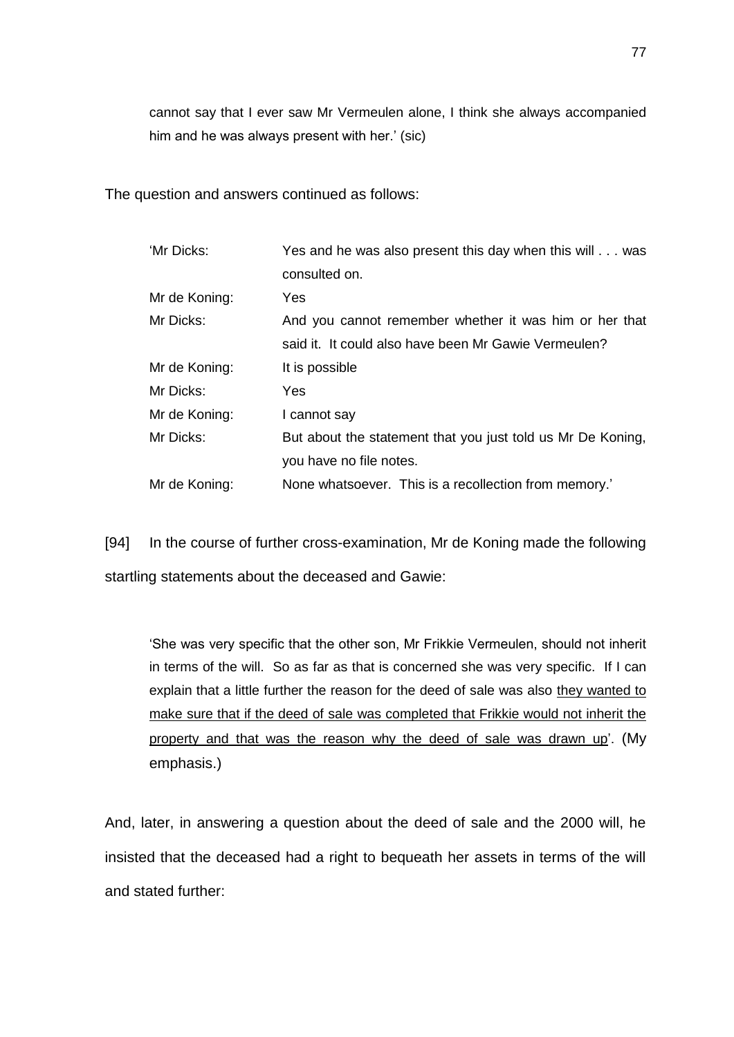cannot say that I ever saw Mr Vermeulen alone, I think she always accompanied him and he was always present with her.' (sic)

The question and answers continued as follows:

| | |
|---|---|
| 'Mr Dicks: | Yes and he was also present this day when this will . . . was consulted on. |
| Mr de Koning: | Yes |
| Mr Dicks: | And you cannot remember whether it was him or her that said it. It could also have been Mr Gawie Vermeulen? |
| Mr de Koning: | It is possible |
| Mr Dicks: | Yes |
| Mr de Koning: | I cannot say |
| Mr Dicks: | But about the statement that you just told us Mr De Koning, you have no file notes. |
| Mr de Koning: | None whatsoever. This is a recollection from memory.' |

[94] In the course of further cross-examination, Mr de Koning made the following startling statements about the deceased and Gawie:

> 'She was very specific that the other son, Mr Frikkie Vermeulen, should not inherit in terms of the will. So as far as that is concerned she was very specific. If I can explain that a little further the reason for the deed of sale was also <u>they wanted to make sure that if the deed of sale was completed that Frikkie would not inherit the property and that was the reason why the deed of sale was drawn up</u>'. (My emphasis.)

And, later, in answering a question about the deed of sale and the 2000 will, he insisted that the deceased had a right to bequeath her assets in terms of the will and stated further: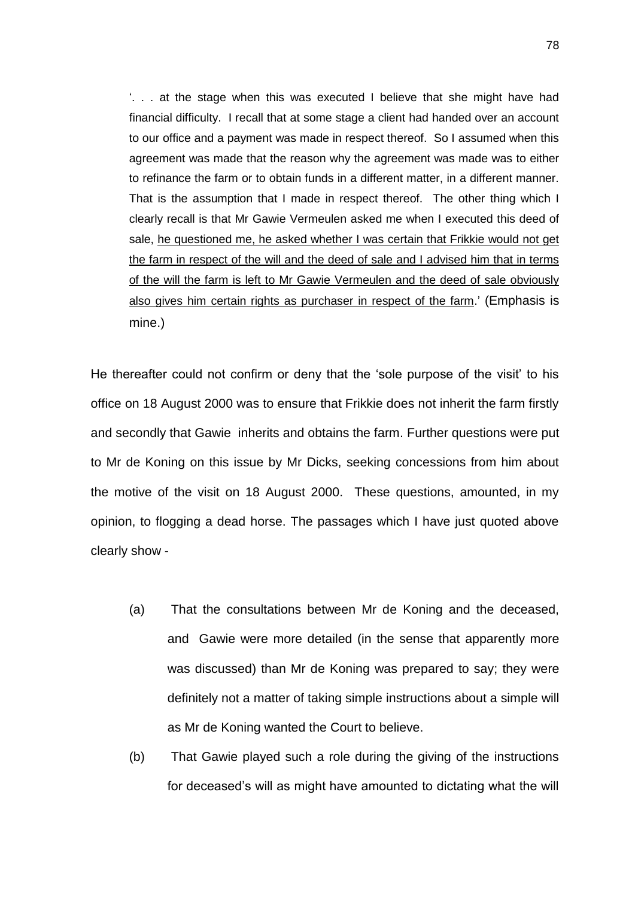> '. . . at the stage when this was executed I believe that she might have had financial difficulty. I recall that at some stage a client had handed over an account to our office and a payment was made in respect thereof. So I assumed when this agreement was made that the reason why the agreement was made was to either to refinance the farm or to obtain funds in a different matter, in a different manner. That is the assumption that I made in respect thereof. The other thing which I clearly recall is that Mr Gawie Vermeulen asked me when I executed this deed of sale, <u>he questioned me, he asked whether I was certain that Frikkie would not get the farm in respect of the will and the deed of sale and I advised him that in terms of the will the farm is left to Mr Gawie Vermeulen and the deed of sale obviously also gives him certain rights as purchaser in respect of the farm</u>.' (Emphasis is mine.)

He thereafter could not confirm or deny that the 'sole purpose of the visit' to his office on 18 August 2000 was to ensure that Frikkie does not inherit the farm firstly and secondly that Gawie inherits and obtains the farm. Further questions were put to Mr de Koning on this issue by Mr Dicks, seeking concessions from him about the motive of the visit on 18 August 2000. These questions, amounted, in my opinion, to flogging a dead horse. The passages which I have just quoted above clearly show -

(a) That the consultations between Mr de Koning and the deceased, and Gawie were more detailed (in the sense that apparently more was discussed) than Mr de Koning was prepared to say; they were definitely not a matter of taking simple instructions about a simple will as Mr de Koning wanted the Court to believe.

(b) That Gawie played such a role during the giving of the instructions for deceased's will as might have amounted to dictating what the will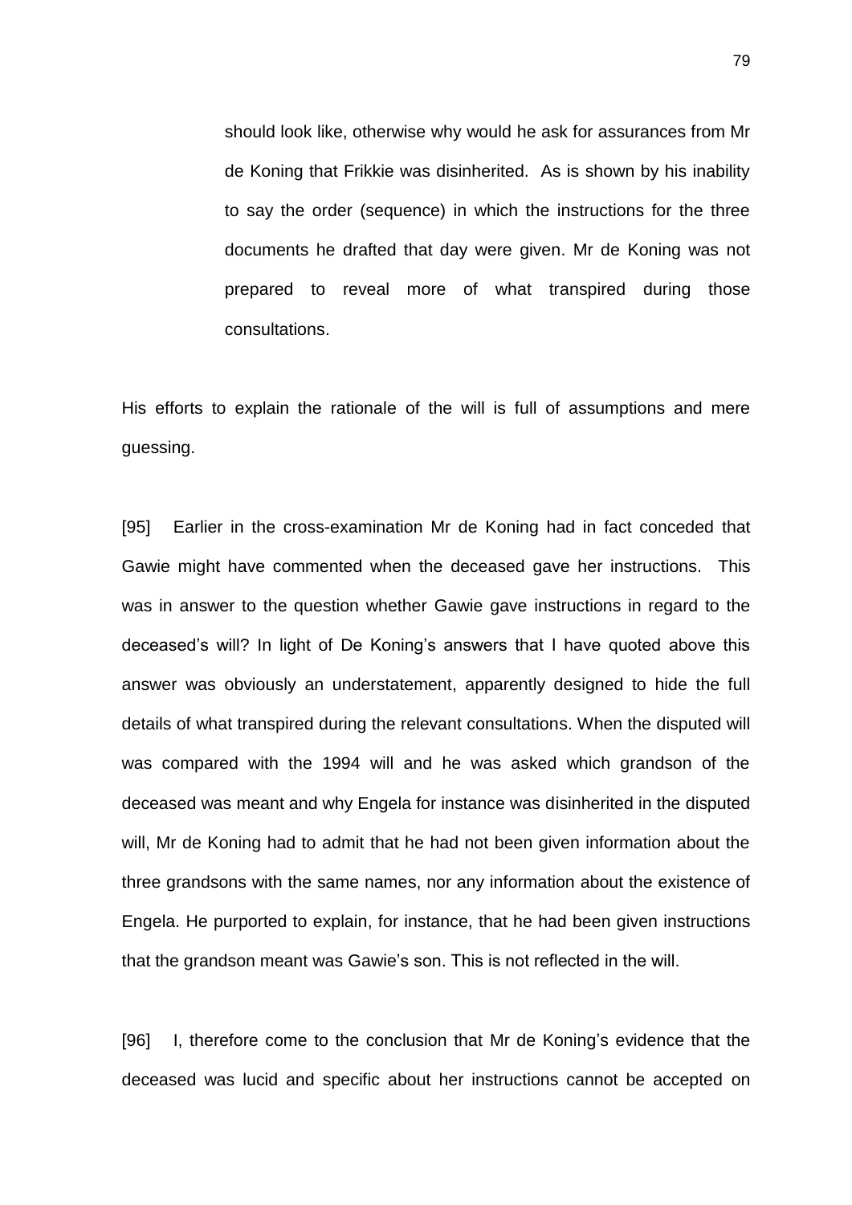> should look like, otherwise why would he ask for assurances from Mr de Koning that Frikkie was disinherited. As is shown by his inability to say the order (sequence) in which the instructions for the three documents he drafted that day were given. Mr de Koning was not prepared to reveal more of what transpired during those consultations.

His efforts to explain the rationale of the will is full of assumptions and mere guessing.

[95] Earlier in the cross-examination Mr de Koning had in fact conceded that Gawie might have commented when the deceased gave her instructions. This was in answer to the question whether Gawie gave instructions in regard to the deceased's will? In light of De Koning's answers that I have quoted above this answer was obviously an understatement, apparently designed to hide the full details of what transpired during the relevant consultations. When the disputed will was compared with the 1994 will and he was asked which grandson of the deceased was meant and why Engela for instance was disinherited in the disputed will, Mr de Koning had to admit that he had not been given information about the three grandsons with the same names, nor any information about the existence of Engela. He purported to explain, for instance, that he had been given instructions that the grandson meant was Gawie's son. This is not reflected in the will.

[96] I, therefore come to the conclusion that Mr de Koning's evidence that the deceased was lucid and specific about her instructions cannot be accepted on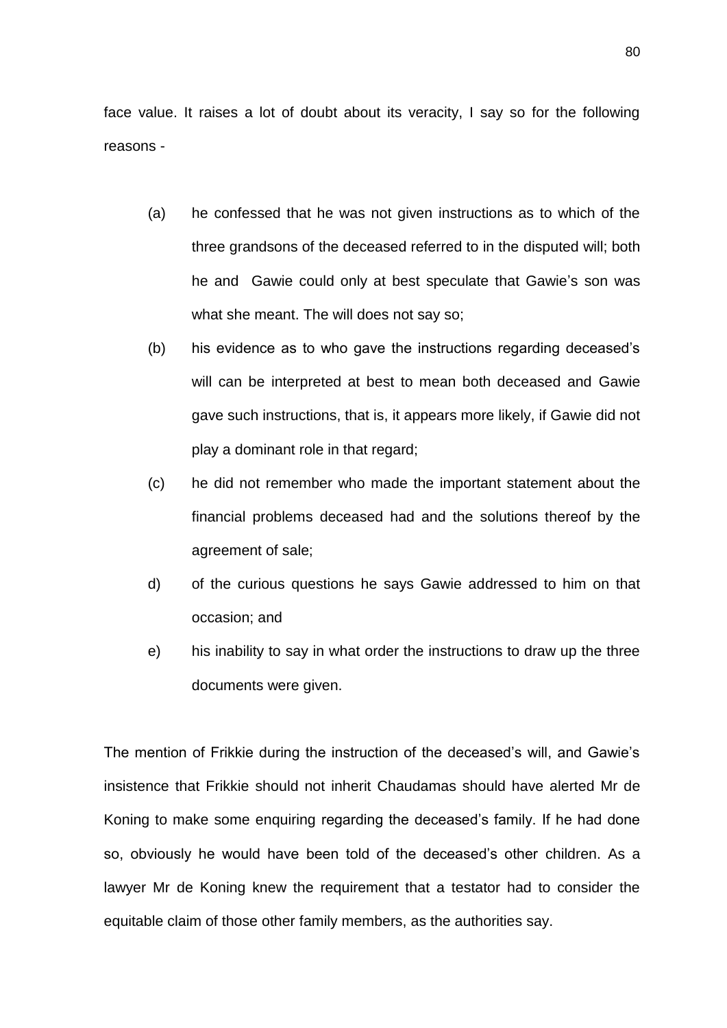face value. It raises a lot of doubt about its veracity, I say so for the following reasons -

(a) he confessed that he was not given instructions as to which of the three grandsons of the deceased referred to in the disputed will; both he and Gawie could only at best speculate that Gawie's son was what she meant. The will does not say so;

(b) his evidence as to who gave the instructions regarding deceased's will can be interpreted at best to mean both deceased and Gawie gave such instructions, that is, it appears more likely, if Gawie did not play a dominant role in that regard;

(c) he did not remember who made the important statement about the financial problems deceased had and the solutions thereof by the agreement of sale;

d) of the curious questions he says Gawie addressed to him on that occasion; and

e) his inability to say in what order the instructions to draw up the three documents were given.

The mention of Frikkie during the instruction of the deceased's will, and Gawie's insistence that Frikkie should not inherit Chaudamas should have alerted Mr de Koning to make some enquiring regarding the deceased's family. If he had done so, obviously he would have been told of the deceased's other children. As a lawyer Mr de Koning knew the requirement that a testator had to consider the equitable claim of those other family members, as the authorities say.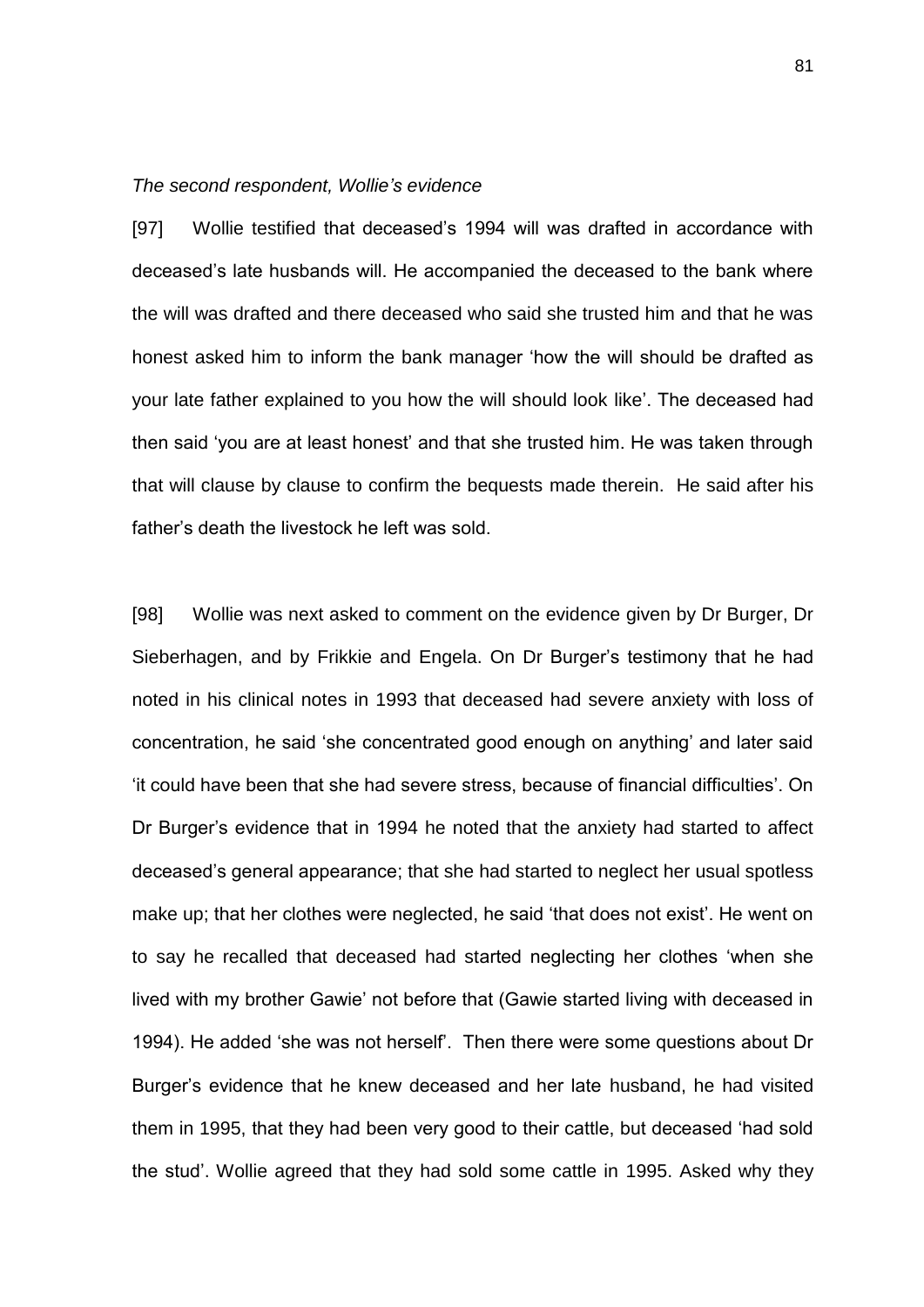*The second respondent, Wollie's evidence*

[97] Wollie testified that deceased's 1994 will was drafted in accordance with deceased's late husbands will. He accompanied the deceased to the bank where the will was drafted and there deceased who said she trusted him and that he was honest asked him to inform the bank manager 'how the will should be drafted as your late father explained to you how the will should look like'. The deceased had then said 'you are at least honest' and that she trusted him. He was taken through that will clause by clause to confirm the bequests made therein. He said after his father's death the livestock he left was sold.

[98] Wollie was next asked to comment on the evidence given by Dr Burger, Dr Sieberhagen, and by Frikkie and Engela. On Dr Burger's testimony that he had noted in his clinical notes in 1993 that deceased had severe anxiety with loss of concentration, he said 'she concentrated good enough on anything' and later said 'it could have been that she had severe stress, because of financial difficulties'. On Dr Burger's evidence that in 1994 he noted that the anxiety had started to affect deceased's general appearance; that she had started to neglect her usual spotless make up; that her clothes were neglected, he said 'that does not exist'. He went on to say he recalled that deceased had started neglecting her clothes 'when she lived with my brother Gawie' not before that (Gawie started living with deceased in 1994). He added 'she was not herself'. Then there were some questions about Dr Burger's evidence that he knew deceased and her late husband, he had visited them in 1995, that they had been very good to their cattle, but deceased 'had sold the stud'. Wollie agreed that they had sold some cattle in 1995. Asked why they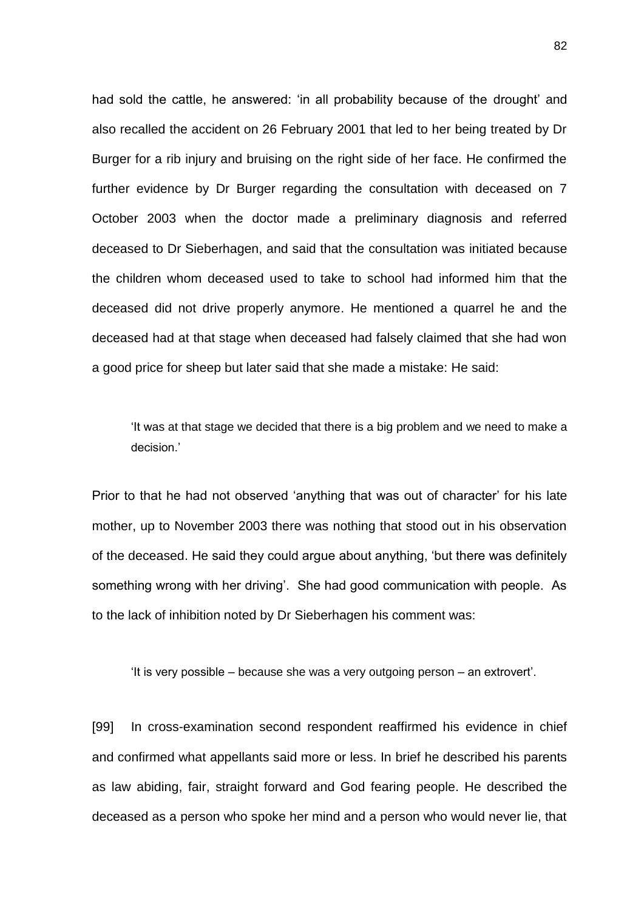had sold the cattle, he answered: 'in all probability because of the drought' and also recalled the accident on 26 February 2001 that led to her being treated by Dr Burger for a rib injury and bruising on the right side of her face. He confirmed the further evidence by Dr Burger regarding the consultation with deceased on 7 October 2003 when the doctor made a preliminary diagnosis and referred deceased to Dr Sieberhagen, and said that the consultation was initiated because the children whom deceased used to take to school had informed him that the deceased did not drive properly anymore. He mentioned a quarrel he and the deceased had at that stage when deceased had falsely claimed that she had won a good price for sheep but later said that she made a mistake: He said:

> 'It was at that stage we decided that there is a big problem and we need to make a decision.'

Prior to that he had not observed 'anything that was out of character' for his late mother, up to November 2003 there was nothing that stood out in his observation of the deceased. He said they could argue about anything, 'but there was definitely something wrong with her driving'. She had good communication with people. As to the lack of inhibition noted by Dr Sieberhagen his comment was:

> 'It is very possible – because she was a very outgoing person – an extrovert'.

[99] In cross-examination second respondent reaffirmed his evidence in chief and confirmed what appellants said more or less. In brief he described his parents as law abiding, fair, straight forward and God fearing people. He described the deceased as a person who spoke her mind and a person who would never lie, that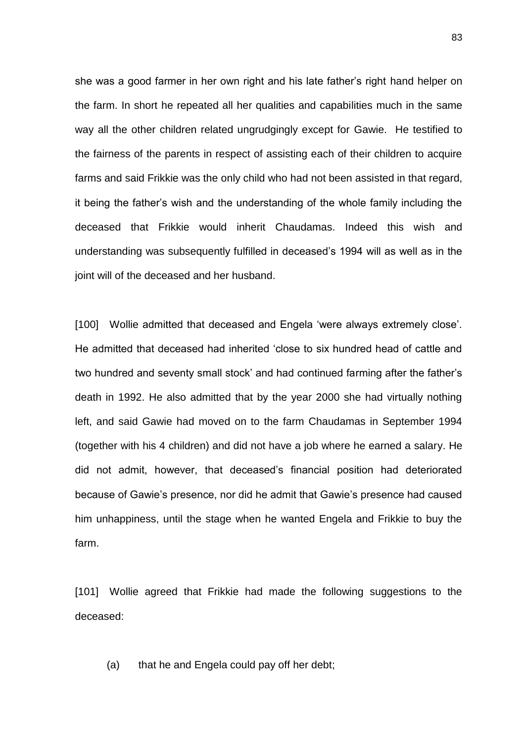she was a good farmer in her own right and his late father's right hand helper on the farm. In short he repeated all her qualities and capabilities much in the same way all the other children related ungrudgingly except for Gawie. He testified to the fairness of the parents in respect of assisting each of their children to acquire farms and said Frikkie was the only child who had not been assisted in that regard, it being the father's wish and the understanding of the whole family including the deceased that Frikkie would inherit Chaudamas. Indeed this wish and understanding was subsequently fulfilled in deceased's 1994 will as well as in the joint will of the deceased and her husband.

[100] Wollie admitted that deceased and Engela 'were always extremely close'. He admitted that deceased had inherited 'close to six hundred head of cattle and two hundred and seventy small stock' and had continued farming after the father's death in 1992. He also admitted that by the year 2000 she had virtually nothing left, and said Gawie had moved on to the farm Chaudamas in September 1994 (together with his 4 children) and did not have a job where he earned a salary. He did not admit, however, that deceased's financial position had deteriorated because of Gawie's presence, nor did he admit that Gawie's presence had caused him unhappiness, until the stage when he wanted Engela and Frikkie to buy the farm.

[101] Wollie agreed that Frikkie had made the following suggestions to the deceased:

(a) that he and Engela could pay off her debt;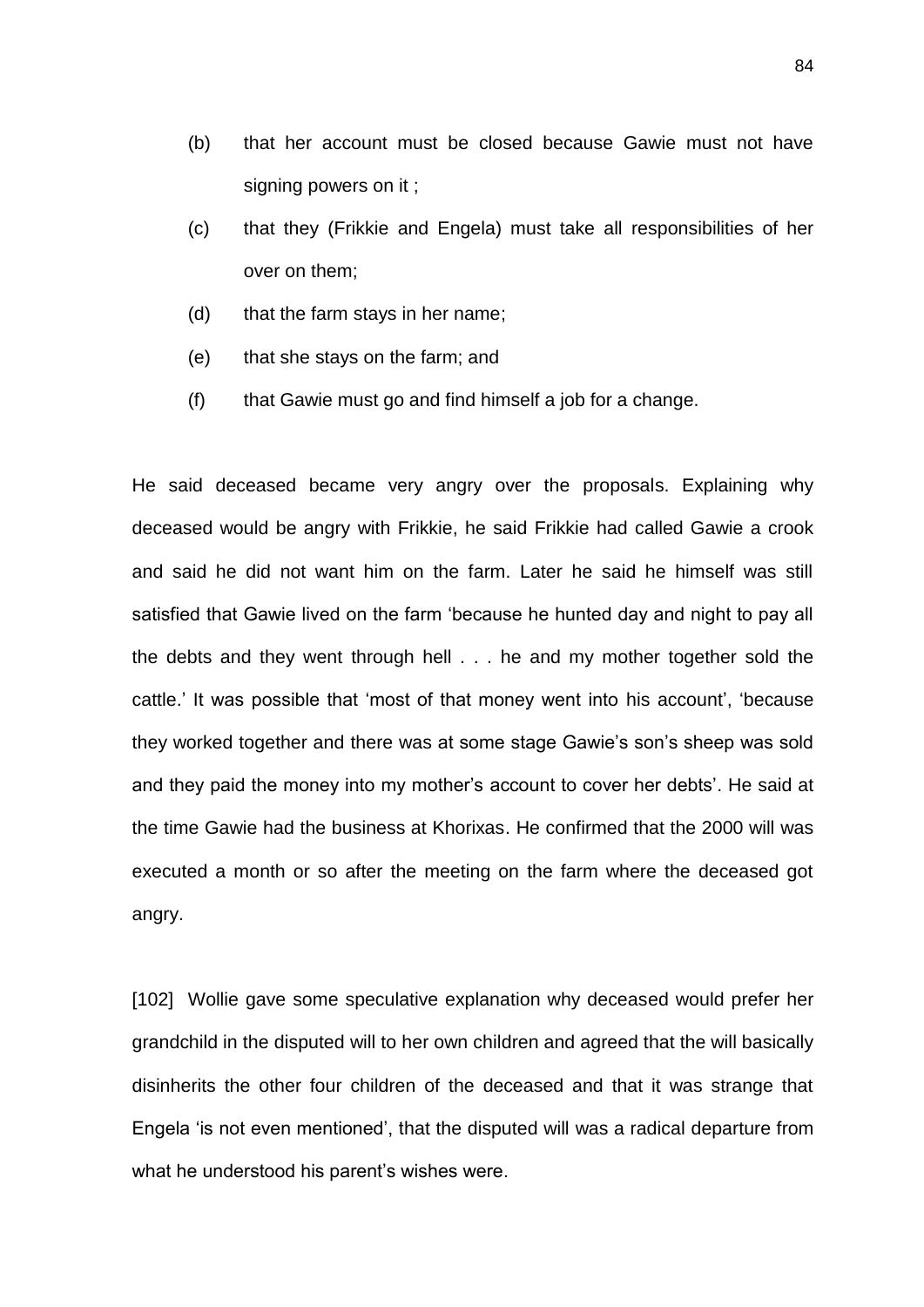(b) that her account must be closed because Gawie must not have signing powers on it ;

(c) that they (Frikkie and Engela) must take all responsibilities of her over on them;

(d) that the farm stays in her name;

(e) that she stays on the farm; and

(f) that Gawie must go and find himself a job for a change.

He said deceased became very angry over the proposals. Explaining why deceased would be angry with Frikkie, he said Frikkie had called Gawie a crook and said he did not want him on the farm. Later he said he himself was still satisfied that Gawie lived on the farm 'because he hunted day and night to pay all the debts and they went through hell . . . he and my mother together sold the cattle.' It was possible that 'most of that money went into his account', 'because they worked together and there was at some stage Gawie's son's sheep was sold and they paid the money into my mother's account to cover her debts'. He said at the time Gawie had the business at Khorixas. He confirmed that the 2000 will was executed a month or so after the meeting on the farm where the deceased got angry.

[102] Wollie gave some speculative explanation why deceased would prefer her grandchild in the disputed will to her own children and agreed that the will basically disinherits the other four children of the deceased and that it was strange that Engela 'is not even mentioned', that the disputed will was a radical departure from what he understood his parent's wishes were.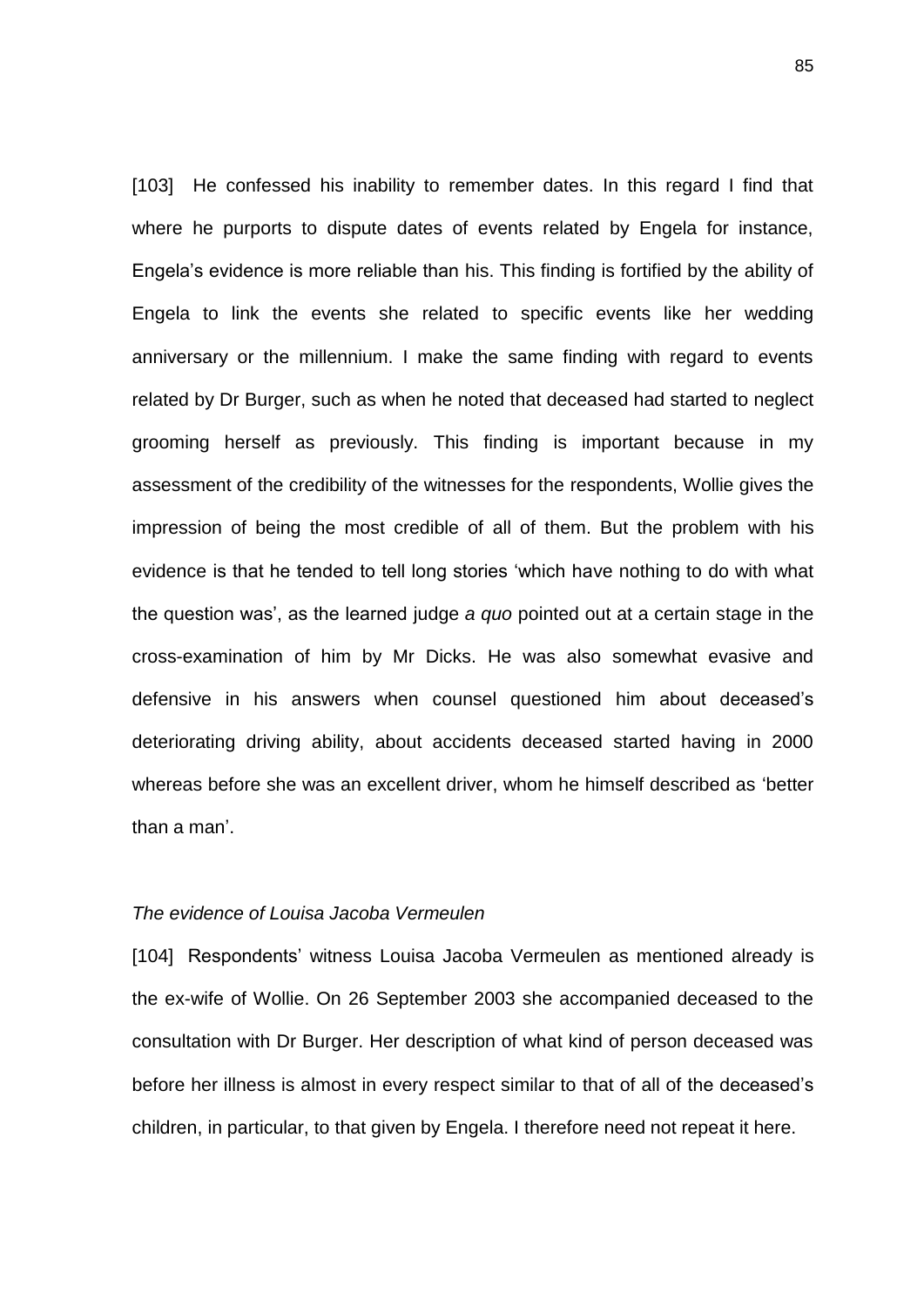[103] He confessed his inability to remember dates. In this regard I find that where he purports to dispute dates of events related by Engela for instance, Engela's evidence is more reliable than his. This finding is fortified by the ability of Engela to link the events she related to specific events like her wedding anniversary or the millennium. I make the same finding with regard to events related by Dr Burger, such as when he noted that deceased had started to neglect grooming herself as previously. This finding is important because in my assessment of the credibility of the witnesses for the respondents, Wollie gives the impression of being the most credible of all of them. But the problem with his evidence is that he tended to tell long stories 'which have nothing to do with what the question was', as the learned judge *a quo* pointed out at a certain stage in the cross-examination of him by Mr Dicks. He was also somewhat evasive and defensive in his answers when counsel questioned him about deceased's deteriorating driving ability, about accidents deceased started having in 2000 whereas before she was an excellent driver, whom he himself described as 'better than a man'.

*The evidence of Louisa Jacoba Vermeulen*

[104] Respondents' witness Louisa Jacoba Vermeulen as mentioned already is the ex-wife of Wollie. On 26 September 2003 she accompanied deceased to the consultation with Dr Burger. Her description of what kind of person deceased was before her illness is almost in every respect similar to that of all of the deceased's children, in particular, to that given by Engela. I therefore need not repeat it here.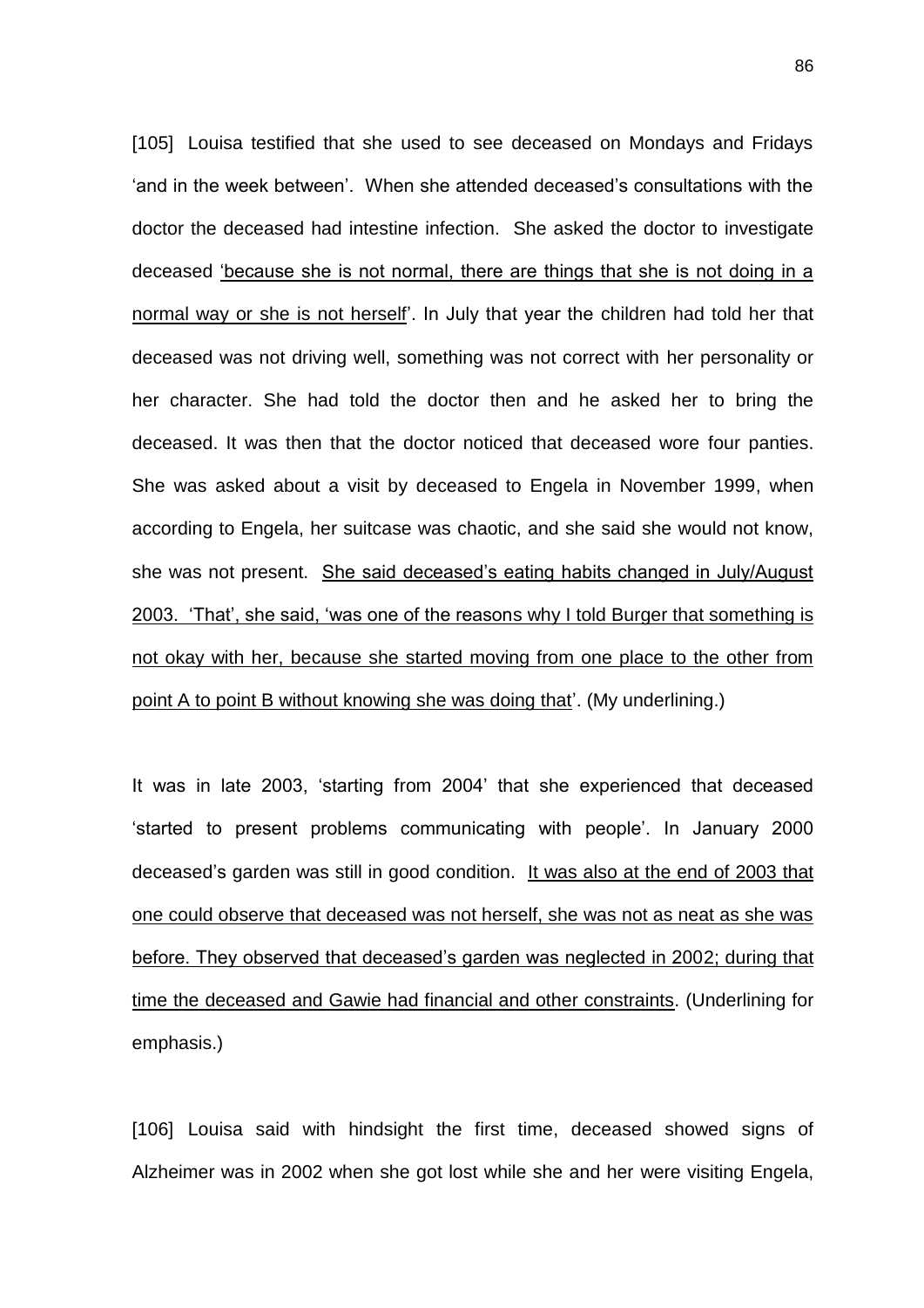[105] Louisa testified that she used to see deceased on Mondays and Fridays 'and in the week between'. When she attended deceased's consultations with the doctor the deceased had intestine infection. She asked the doctor to investigate deceased <u>'because she is not normal, there are things that she is not doing in a normal way or she is not herself</u>'. In July that year the children had told her that deceased was not driving well, something was not correct with her personality or her character. She had told the doctor then and he asked her to bring the deceased. It was then that the doctor noticed that deceased wore four panties. She was asked about a visit by deceased to Engela in November 1999, when according to Engela, her suitcase was chaotic, and she said she would not know, she was not present. <u>She said deceased's eating habits changed in July/August 2003. 'That', she said, 'was one of the reasons why I told Burger that something is not okay with her, because she started moving from one place to the other from point A to point B without knowing she was doing that</u>'. (My underlining.)

It was in late 2003, 'starting from 2004' that she experienced that deceased 'started to present problems communicating with people'. In January 2000 deceased's garden was still in good condition. <u>It was also at the end of 2003 that one could observe that deceased was not herself, she was not as neat as she was before. They observed that deceased's garden was neglected in 2002; during that time the deceased and Gawie had financial and other constraints</u>. (Underlining for emphasis.)

[106] Louisa said with hindsight the first time, deceased showed signs of Alzheimer was in 2002 when she got lost while she and her were visiting Engela,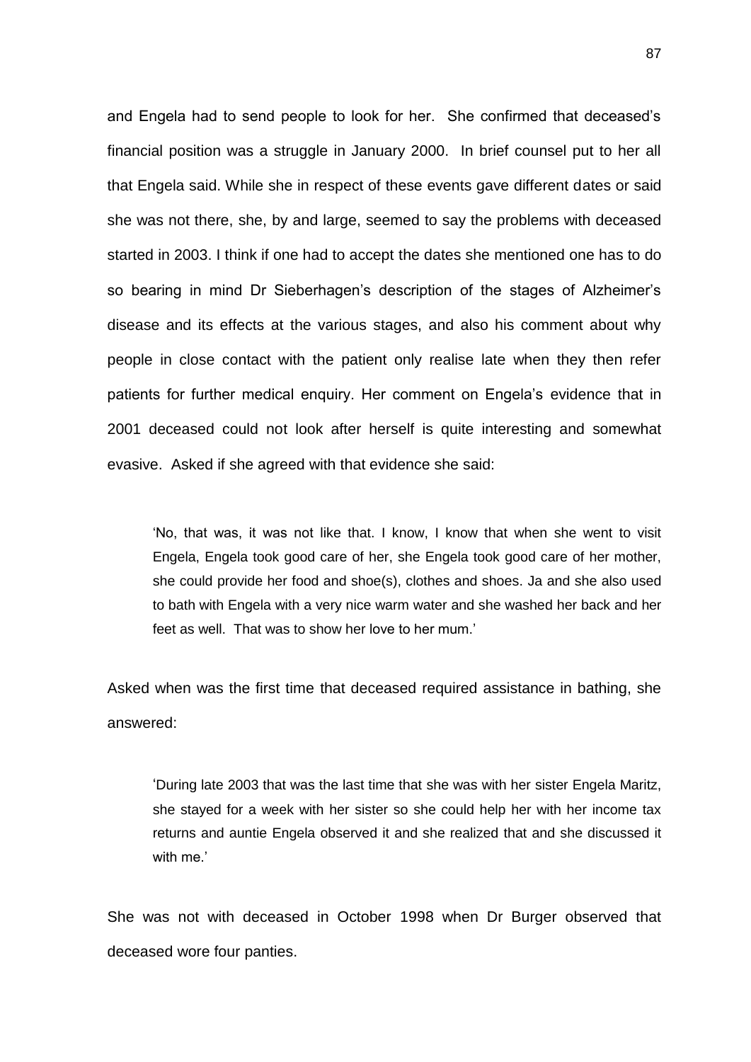and Engela had to send people to look for her. She confirmed that deceased's financial position was a struggle in January 2000. In brief counsel put to her all that Engela said. While she in respect of these events gave different dates or said she was not there, she, by and large, seemed to say the problems with deceased started in 2003. I think if one had to accept the dates she mentioned one has to do so bearing in mind Dr Sieberhagen's description of the stages of Alzheimer's disease and its effects at the various stages, and also his comment about why people in close contact with the patient only realise late when they then refer patients for further medical enquiry. Her comment on Engela's evidence that in 2001 deceased could not look after herself is quite interesting and somewhat evasive. Asked if she agreed with that evidence she said:

> 'No, that was, it was not like that. I know, I know that when she went to visit Engela, Engela took good care of her, she Engela took good care of her mother, she could provide her food and shoe(s), clothes and shoes. Ja and she also used to bath with Engela with a very nice warm water and she washed her back and her feet as well. That was to show her love to her mum.'

Asked when was the first time that deceased required assistance in bathing, she answered:

> 'During late 2003 that was the last time that she was with her sister Engela Maritz, she stayed for a week with her sister so she could help her with her income tax returns and auntie Engela observed it and she realized that and she discussed it with me.'

She was not with deceased in October 1998 when Dr Burger observed that deceased wore four panties.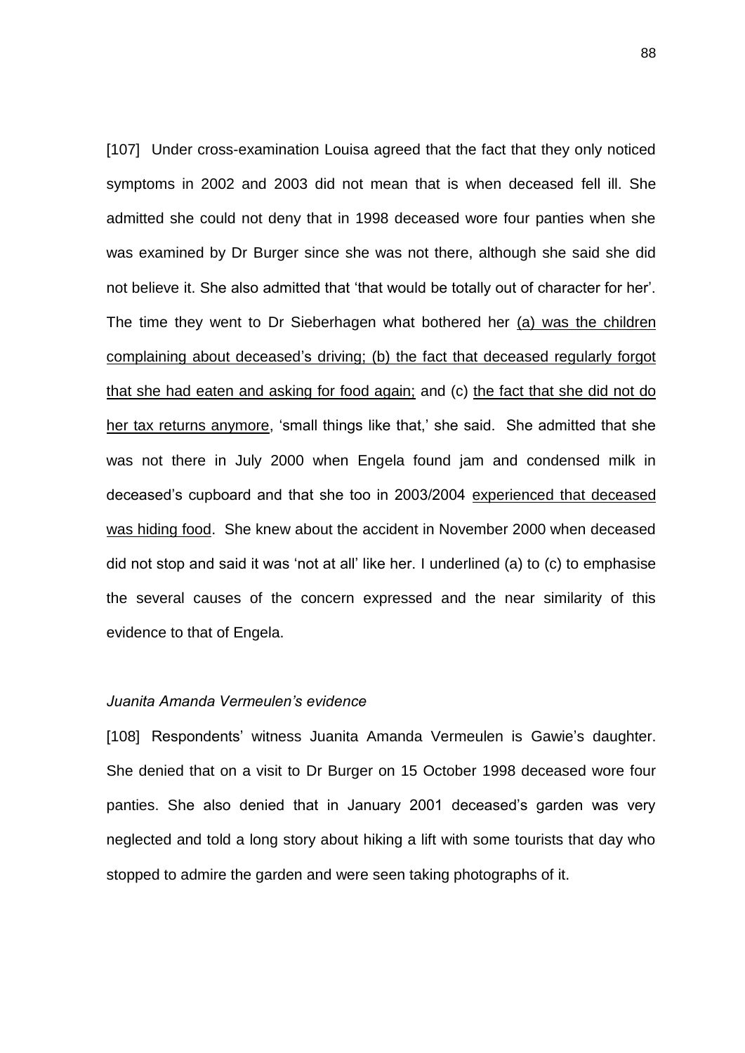[107] Under cross-examination Louisa agreed that the fact that they only noticed symptoms in 2002 and 2003 did not mean that is when deceased fell ill. She admitted she could not deny that in 1998 deceased wore four panties when she was examined by Dr Burger since she was not there, although she said she did not believe it. She also admitted that 'that would be totally out of character for her'. The time they went to Dr Sieberhagen what bothered her <u>(a) was the children complaining about deceased's driving; (b) the fact that deceased regularly forgot that she had eaten and asking for food again;</u> and (c) <u>the fact that she did not do her tax returns anymore</u>, 'small things like that,' she said. She admitted that she was not there in July 2000 when Engela found jam and condensed milk in deceased's cupboard and that she too in 2003/2004 <u>experienced that deceased was hiding food</u>. She knew about the accident in November 2000 when deceased did not stop and said it was 'not at all' like her. I underlined (a) to (c) to emphasise the several causes of the concern expressed and the near similarity of this evidence to that of Engela.

*Juanita Amanda Vermeulen's evidence*

[108] Respondents' witness Juanita Amanda Vermeulen is Gawie's daughter. She denied that on a visit to Dr Burger on 15 October 1998 deceased wore four panties. She also denied that in January 2001 deceased's garden was very neglected and told a long story about hiking a lift with some tourists that day who stopped to admire the garden and were seen taking photographs of it.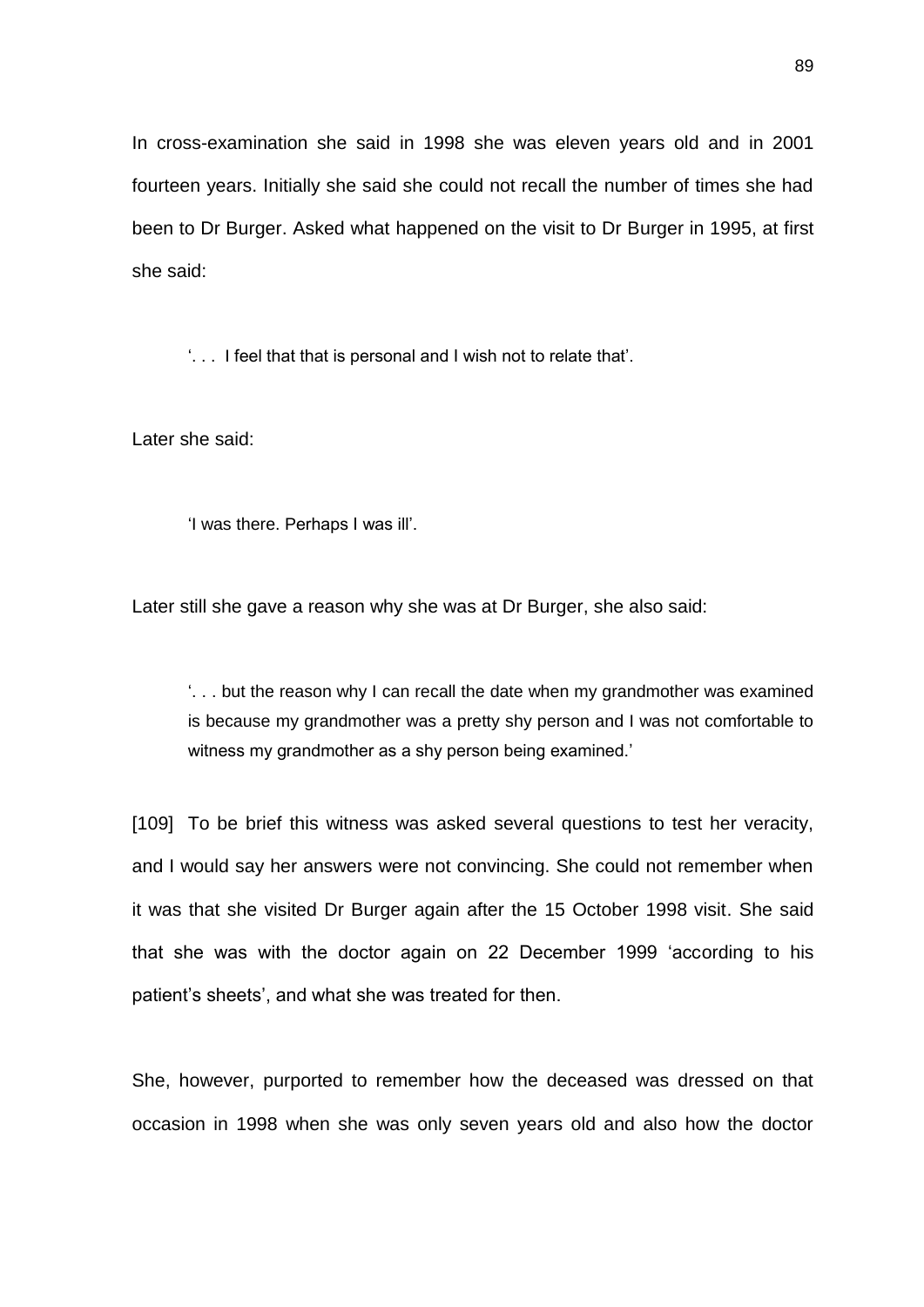In cross-examination she said in 1998 she was eleven years old and in 2001 fourteen years. Initially she said she could not recall the number of times she had been to Dr Burger. Asked what happened on the visit to Dr Burger in 1995, at first she said:

> '. . . I feel that that is personal and I wish not to relate that'.

Later she said:

> 'I was there. Perhaps I was ill'.

Later still she gave a reason why she was at Dr Burger, she also said:

> '. . . but the reason why I can recall the date when my grandmother was examined is because my grandmother was a pretty shy person and I was not comfortable to witness my grandmother as a shy person being examined.'

[109] To be brief this witness was asked several questions to test her veracity, and I would say her answers were not convincing. She could not remember when it was that she visited Dr Burger again after the 15 October 1998 visit. She said that she was with the doctor again on 22 December 1999 'according to his patient's sheets', and what she was treated for then.

She, however, purported to remember how the deceased was dressed on that occasion in 1998 when she was only seven years old and also how the doctor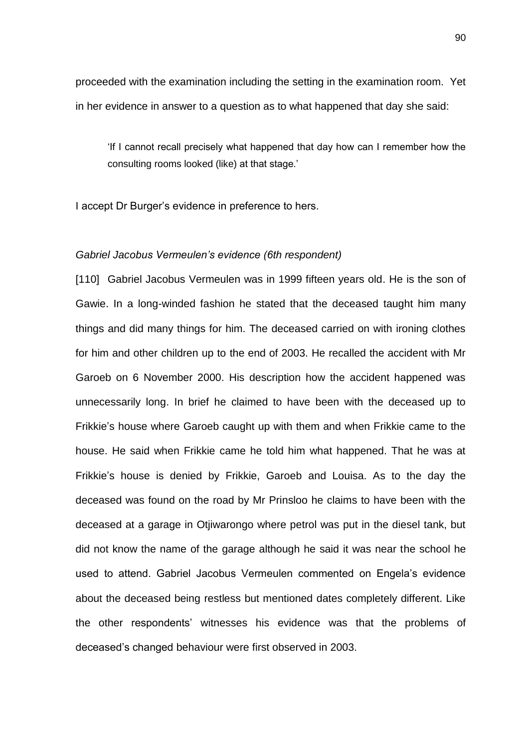proceeded with the examination including the setting in the examination room. Yet in her evidence in answer to a question as to what happened that day she said:

> 'If I cannot recall precisely what happened that day how can I remember how the consulting rooms looked (like) at that stage.'

I accept Dr Burger's evidence in preference to hers.

*Gabriel Jacobus Vermeulen's evidence (6th respondent)*

[110] Gabriel Jacobus Vermeulen was in 1999 fifteen years old. He is the son of Gawie. In a long-winded fashion he stated that the deceased taught him many things and did many things for him. The deceased carried on with ironing clothes for him and other children up to the end of 2003. He recalled the accident with Mr Garoeb on 6 November 2000. His description how the accident happened was unnecessarily long. In brief he claimed to have been with the deceased up to Frikkie's house where Garoeb caught up with them and when Frikkie came to the house. He said when Frikkie came he told him what happened. That he was at Frikkie's house is denied by Frikkie, Garoeb and Louisa. As to the day the deceased was found on the road by Mr Prinsloo he claims to have been with the deceased at a garage in Otjiwarongo where petrol was put in the diesel tank, but did not know the name of the garage although he said it was near the school he used to attend. Gabriel Jacobus Vermeulen commented on Engela's evidence about the deceased being restless but mentioned dates completely different. Like the other respondents' witnesses his evidence was that the problems of deceased's changed behaviour were first observed in 2003.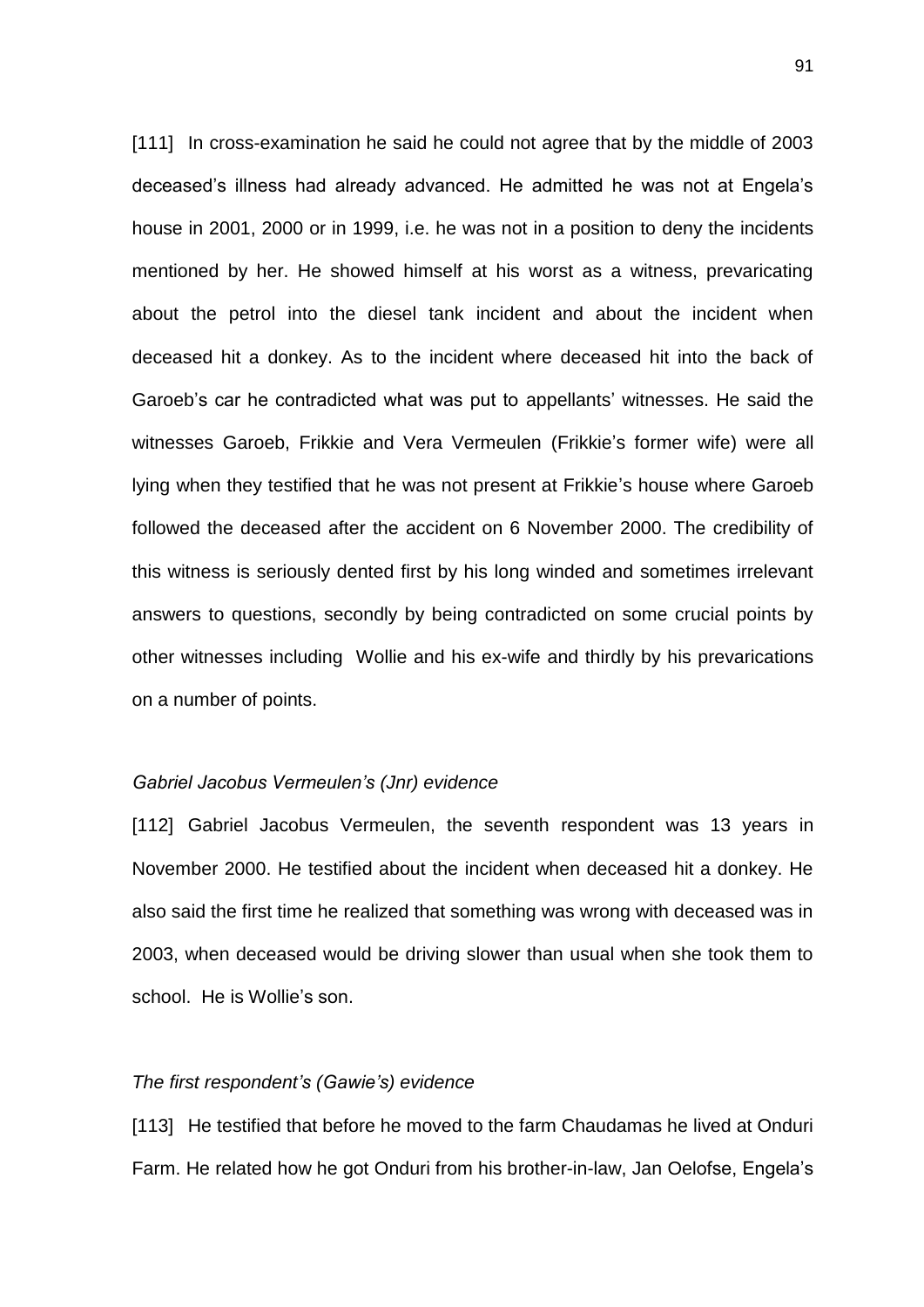[111] In cross-examination he said he could not agree that by the middle of 2003 deceased's illness had already advanced. He admitted he was not at Engela's house in 2001, 2000 or in 1999, i.e. he was not in a position to deny the incidents mentioned by her. He showed himself at his worst as a witness, prevaricating about the petrol into the diesel tank incident and about the incident when deceased hit a donkey. As to the incident where deceased hit into the back of Garoeb's car he contradicted what was put to appellants' witnesses. He said the witnesses Garoeb, Frikkie and Vera Vermeulen (Frikkie's former wife) were all lying when they testified that he was not present at Frikkie's house where Garoeb followed the deceased after the accident on 6 November 2000. The credibility of this witness is seriously dented first by his long winded and sometimes irrelevant answers to questions, secondly by being contradicted on some crucial points by other witnesses including Wollie and his ex-wife and thirdly by his prevarications on a number of points.

*Gabriel Jacobus Vermeulen's (Jnr) evidence*

[112] Gabriel Jacobus Vermeulen, the seventh respondent was 13 years in November 2000. He testified about the incident when deceased hit a donkey. He also said the first time he realized that something was wrong with deceased was in 2003, when deceased would be driving slower than usual when she took them to school. He is Wollie's son.

*The first respondent's (Gawie's) evidence*

[113] He testified that before he moved to the farm Chaudamas he lived at Onduri Farm. He related how he got Onduri from his brother-in-law, Jan Oelofse, Engela's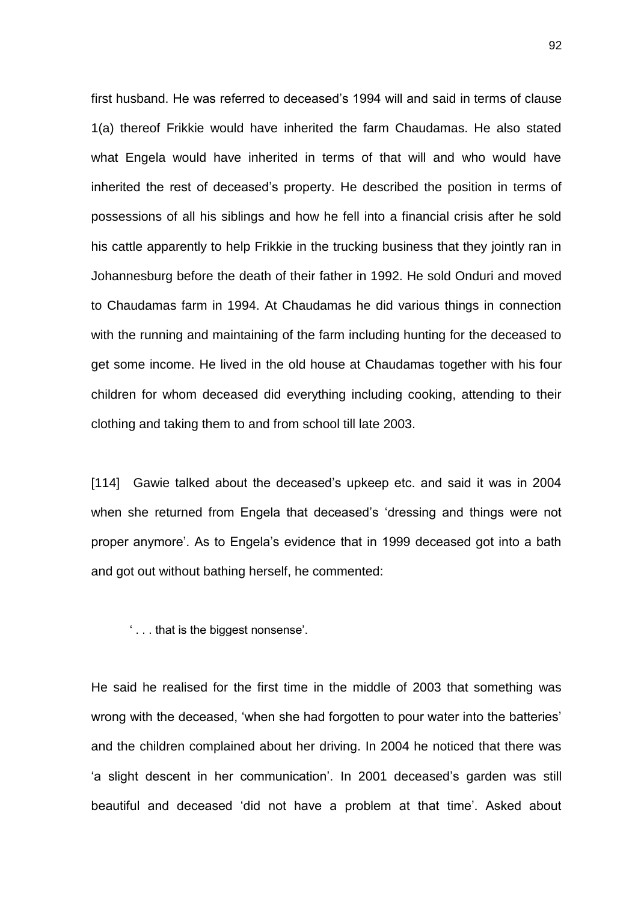first husband. He was referred to deceased's 1994 will and said in terms of clause 1(a) thereof Frikkie would have inherited the farm Chaudamas. He also stated what Engela would have inherited in terms of that will and who would have inherited the rest of deceased's property. He described the position in terms of possessions of all his siblings and how he fell into a financial crisis after he sold his cattle apparently to help Frikkie in the trucking business that they jointly ran in Johannesburg before the death of their father in 1992. He sold Onduri and moved to Chaudamas farm in 1994. At Chaudamas he did various things in connection with the running and maintaining of the farm including hunting for the deceased to get some income. He lived in the old house at Chaudamas together with his four children for whom deceased did everything including cooking, attending to their clothing and taking them to and from school till late 2003.

[114] Gawie talked about the deceased's upkeep etc. and said it was in 2004 when she returned from Engela that deceased's 'dressing and things were not proper anymore'. As to Engela's evidence that in 1999 deceased got into a bath and got out without bathing herself, he commented:

> ' . . . that is the biggest nonsense'.

He said he realised for the first time in the middle of 2003 that something was wrong with the deceased, 'when she had forgotten to pour water into the batteries' and the children complained about her driving. In 2004 he noticed that there was 'a slight descent in her communication'. In 2001 deceased's garden was still beautiful and deceased 'did not have a problem at that time'. Asked about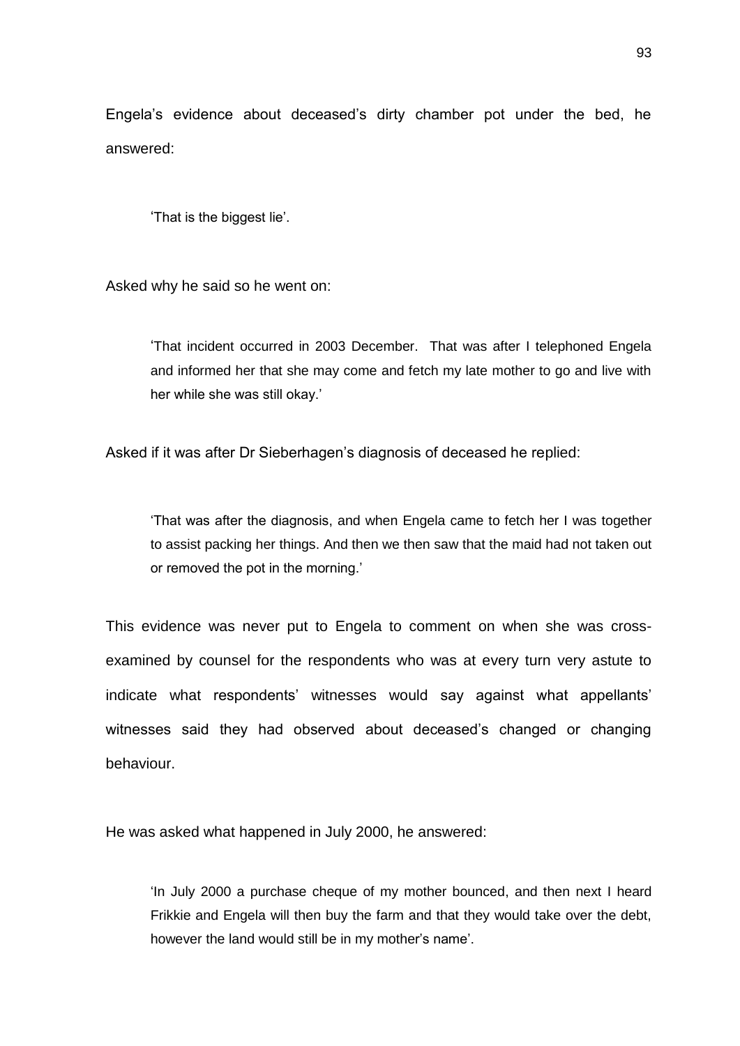Engela's evidence about deceased's dirty chamber pot under the bed, he answered:

> 'That is the biggest lie'.

Asked why he said so he went on:

> 'That incident occurred in 2003 December. That was after I telephoned Engela and informed her that she may come and fetch my late mother to go and live with her while she was still okay.'

Asked if it was after Dr Sieberhagen's diagnosis of deceased he replied:

> 'That was after the diagnosis, and when Engela came to fetch her I was together to assist packing her things. And then we then saw that the maid had not taken out or removed the pot in the morning.'

This evidence was never put to Engela to comment on when she was cross-examined by counsel for the respondents who was at every turn very astute to indicate what respondents' witnesses would say against what appellants' witnesses said they had observed about deceased's changed or changing behaviour.

He was asked what happened in July 2000, he answered:

> 'In July 2000 a purchase cheque of my mother bounced, and then next I heard Frikkie and Engela will then buy the farm and that they would take over the debt, however the land would still be in my mother's name'.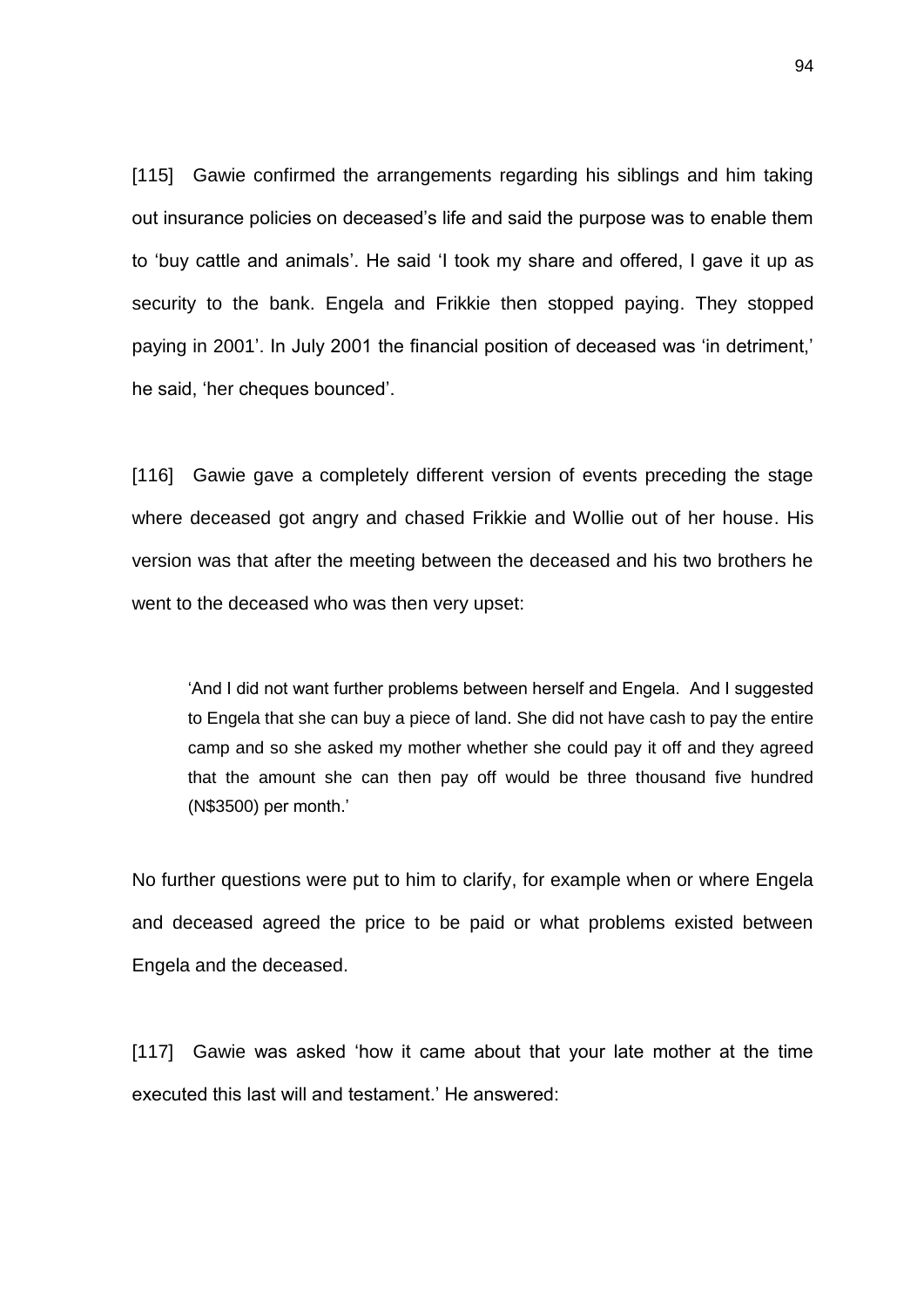[115] Gawie confirmed the arrangements regarding his siblings and him taking out insurance policies on deceased's life and said the purpose was to enable them to 'buy cattle and animals'. He said 'I took my share and offered, I gave it up as security to the bank. Engela and Frikkie then stopped paying. They stopped paying in 2001'. In July 2001 the financial position of deceased was 'in detriment,' he said, 'her cheques bounced'.

[116] Gawie gave a completely different version of events preceding the stage where deceased got angry and chased Frikkie and Wollie out of her house. His version was that after the meeting between the deceased and his two brothers he went to the deceased who was then very upset:

> 'And I did not want further problems between herself and Engela. And I suggested to Engela that she can buy a piece of land. She did not have cash to pay the entire camp and so she asked my mother whether she could pay it off and they agreed that the amount she can then pay off would be three thousand five hundred (N$3500) per month.'

No further questions were put to him to clarify, for example when or where Engela and deceased agreed the price to be paid or what problems existed between Engela and the deceased.

[117] Gawie was asked 'how it came about that your late mother at the time executed this last will and testament.' He answered: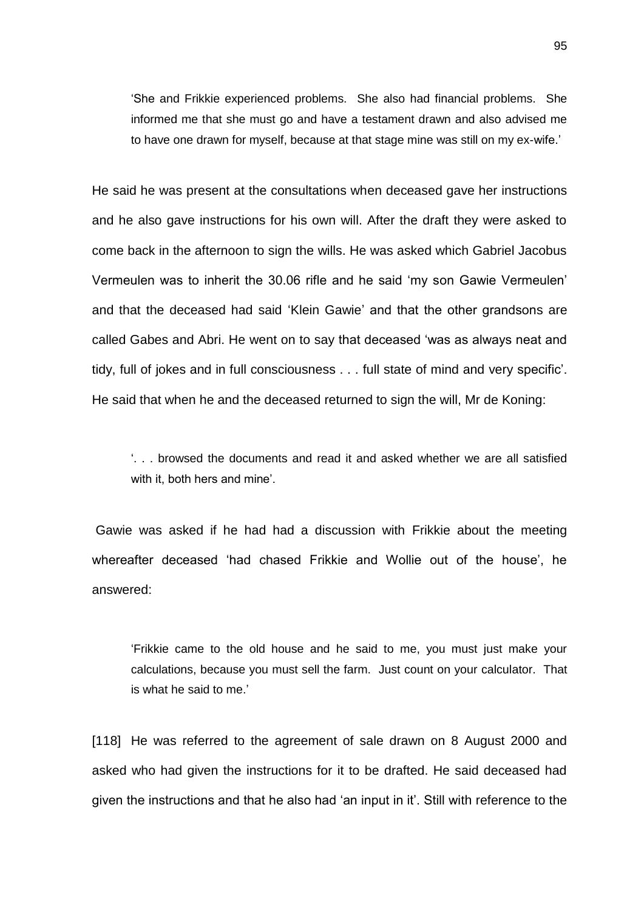> 'She and Frikkie experienced problems. She also had financial problems. She informed me that she must go and have a testament drawn and also advised me to have one drawn for myself, because at that stage mine was still on my ex-wife.'

He said he was present at the consultations when deceased gave her instructions and he also gave instructions for his own will. After the draft they were asked to come back in the afternoon to sign the wills. He was asked which Gabriel Jacobus Vermeulen was to inherit the 30.06 rifle and he said 'my son Gawie Vermeulen' and that the deceased had said 'Klein Gawie' and that the other grandsons are called Gabes and Abri. He went on to say that deceased 'was as always neat and tidy, full of jokes and in full consciousness . . . full state of mind and very specific'. He said that when he and the deceased returned to sign the will, Mr de Koning:

> '. . . browsed the documents and read it and asked whether we are all satisfied with it, both hers and mine'.

Gawie was asked if he had had a discussion with Frikkie about the meeting whereafter deceased 'had chased Frikkie and Wollie out of the house', he answered:

> 'Frikkie came to the old house and he said to me, you must just make your calculations, because you must sell the farm. Just count on your calculator. That is what he said to me.'

[118] He was referred to the agreement of sale drawn on 8 August 2000 and asked who had given the instructions for it to be drafted. He said deceased had given the instructions and that he also had 'an input in it'. Still with reference to the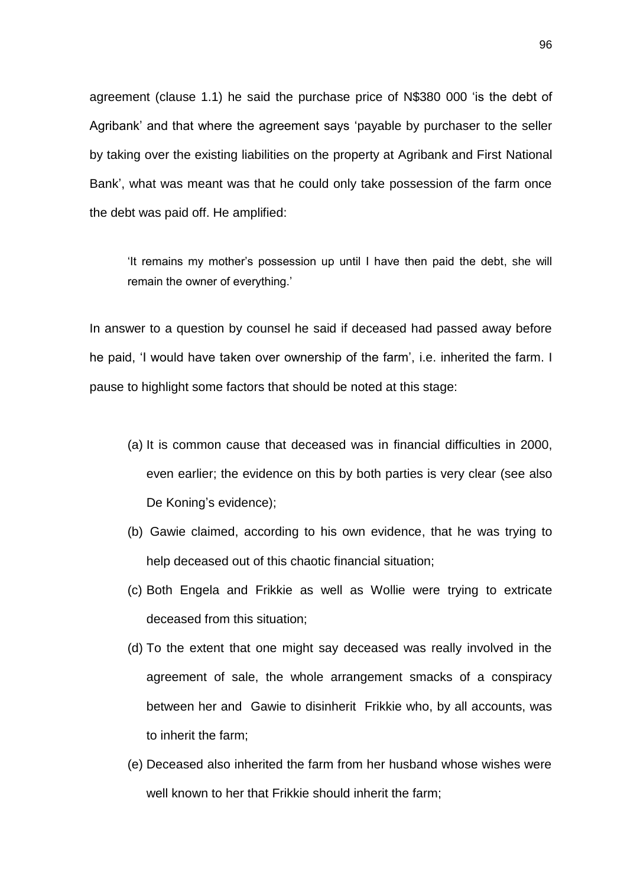agreement (clause 1.1) he said the purchase price of N$380 000 'is the debt of Agribank' and that where the agreement says 'payable by purchaser to the seller by taking over the existing liabilities on the property at Agribank and First National Bank', what was meant was that he could only take possession of the farm once the debt was paid off. He amplified:

> 'It remains my mother's possession up until I have then paid the debt, she will remain the owner of everything.'

In answer to a question by counsel he said if deceased had passed away before he paid, 'I would have taken over ownership of the farm', i.e. inherited the farm. I pause to highlight some factors that should be noted at this stage:

(a) It is common cause that deceased was in financial difficulties in 2000, even earlier; the evidence on this by both parties is very clear (see also De Koning's evidence);

(b) Gawie claimed, according to his own evidence, that he was trying to help deceased out of this chaotic financial situation;

(c) Both Engela and Frikkie as well as Wollie were trying to extricate deceased from this situation;

(d) To the extent that one might say deceased was really involved in the agreement of sale, the whole arrangement smacks of a conspiracy between her and Gawie to disinherit Frikkie who, by all accounts, was to inherit the farm;

(e) Deceased also inherited the farm from her husband whose wishes were well known to her that Frikkie should inherit the farm;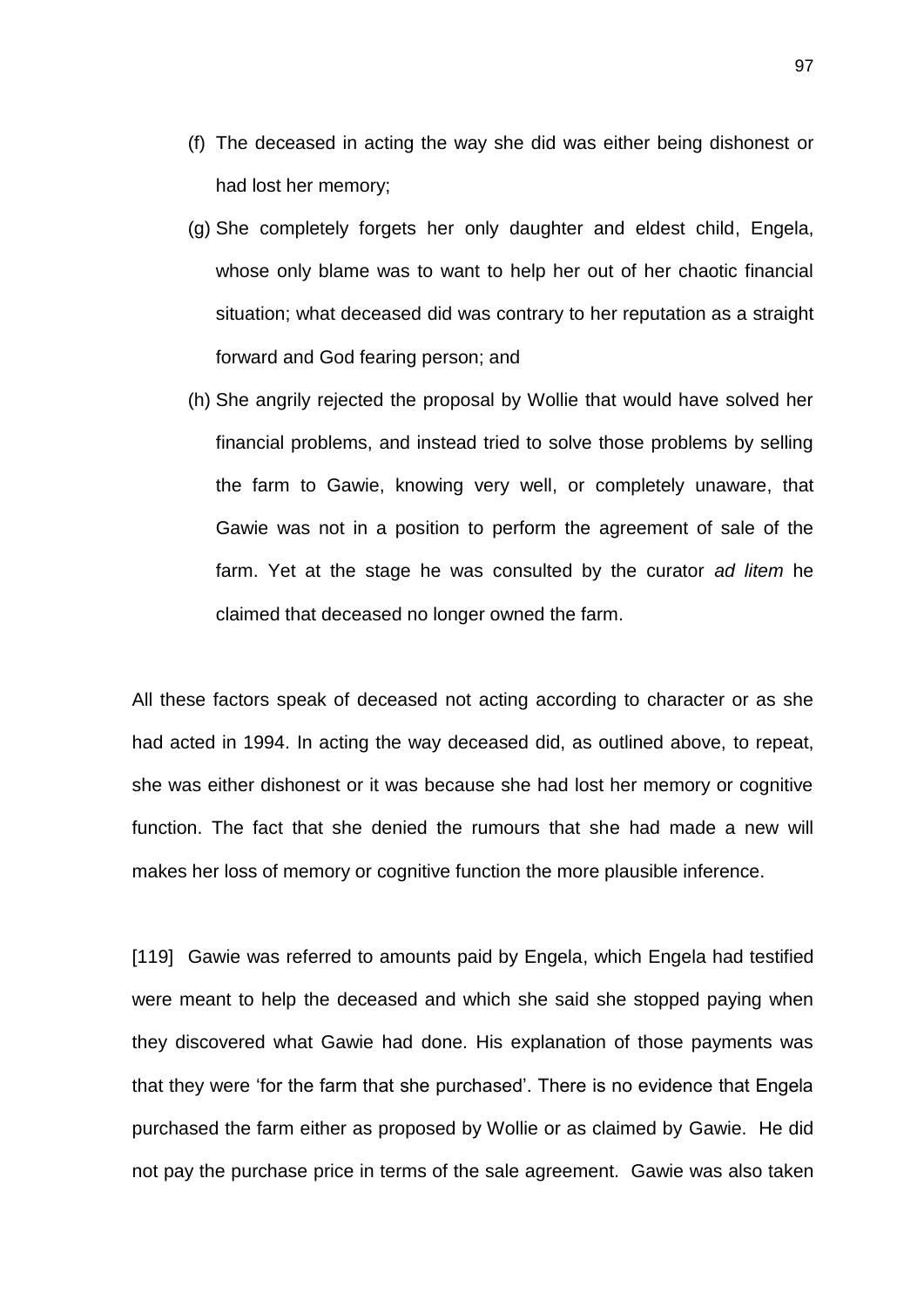(f) The deceased in acting the way she did was either being dishonest or had lost her memory;

(g) She completely forgets her only daughter and eldest child, Engela, whose only blame was to want to help her out of her chaotic financial situation; what deceased did was contrary to her reputation as a straight forward and God fearing person; and

(h) She angrily rejected the proposal by Wollie that would have solved her financial problems, and instead tried to solve those problems by selling the farm to Gawie, knowing very well, or completely unaware, that Gawie was not in a position to perform the agreement of sale of the farm. Yet at the stage he was consulted by the curator *ad litem* he claimed that deceased no longer owned the farm.

All these factors speak of deceased not acting according to character or as she had acted in 1994. In acting the way deceased did, as outlined above, to repeat, she was either dishonest or it was because she had lost her memory or cognitive function. The fact that she denied the rumours that she had made a new will makes her loss of memory or cognitive function the more plausible inference.

[119] Gawie was referred to amounts paid by Engela, which Engela had testified were meant to help the deceased and which she said she stopped paying when they discovered what Gawie had done. His explanation of those payments was that they were 'for the farm that she purchased'. There is no evidence that Engela purchased the farm either as proposed by Wollie or as claimed by Gawie. He did not pay the purchase price in terms of the sale agreement. Gawie was also taken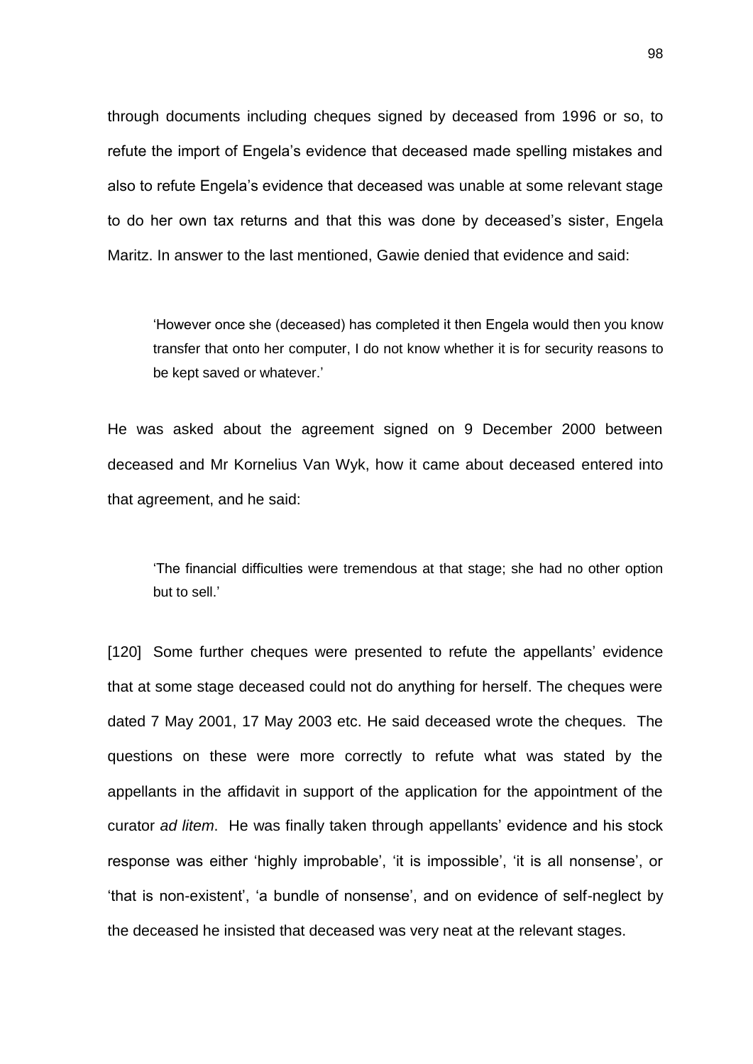through documents including cheques signed by deceased from 1996 or so, to refute the import of Engela's evidence that deceased made spelling mistakes and also to refute Engela's evidence that deceased was unable at some relevant stage to do her own tax returns and that this was done by deceased's sister, Engela Maritz. In answer to the last mentioned, Gawie denied that evidence and said:

> 'However once she (deceased) has completed it then Engela would then you know transfer that onto her computer, I do not know whether it is for security reasons to be kept saved or whatever.'

He was asked about the agreement signed on 9 December 2000 between deceased and Mr Kornelius Van Wyk, how it came about deceased entered into that agreement, and he said:

> 'The financial difficulties were tremendous at that stage; she had no other option but to sell.'

[120] Some further cheques were presented to refute the appellants' evidence that at some stage deceased could not do anything for herself. The cheques were dated 7 May 2001, 17 May 2003 etc. He said deceased wrote the cheques. The questions on these were more correctly to refute what was stated by the appellants in the affidavit in support of the application for the appointment of the curator *ad litem*. He was finally taken through appellants' evidence and his stock response was either 'highly improbable', 'it is impossible', 'it is all nonsense', or 'that is non-existent', 'a bundle of nonsense', and on evidence of self-neglect by the deceased he insisted that deceased was very neat at the relevant stages.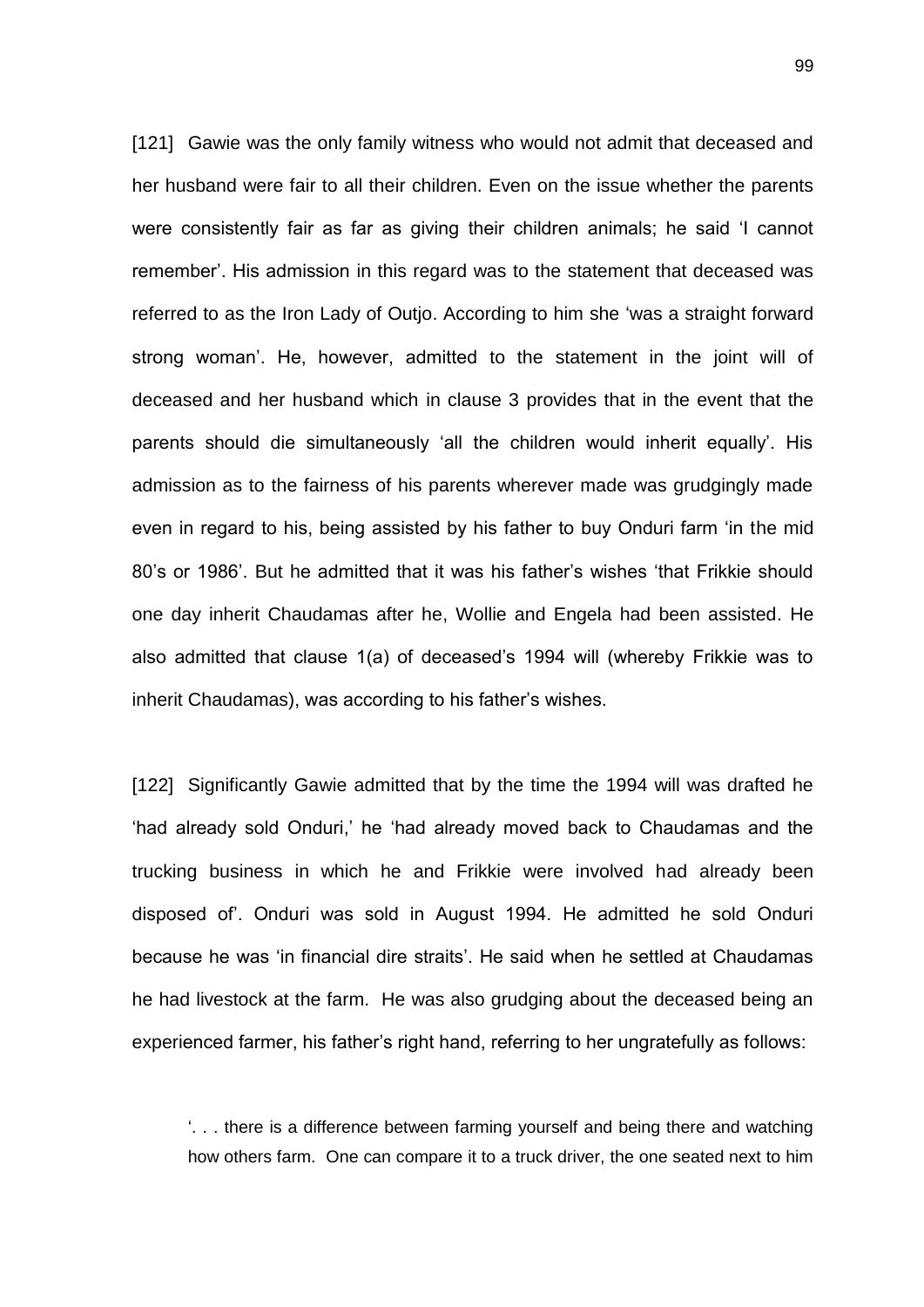[121] Gawie was the only family witness who would not admit that deceased and her husband were fair to all their children. Even on the issue whether the parents were consistently fair as far as giving their children animals; he said 'I cannot remember'. His admission in this regard was to the statement that deceased was referred to as the Iron Lady of Outjo. According to him she 'was a straight forward strong woman'. He, however, admitted to the statement in the joint will of deceased and her husband which in clause 3 provides that in the event that the parents should die simultaneously 'all the children would inherit equally'. His admission as to the fairness of his parents wherever made was grudgingly made even in regard to his, being assisted by his father to buy Onduri farm 'in the mid 80's or 1986'. But he admitted that it was his father's wishes 'that Frikkie should one day inherit Chaudamas after he, Wollie and Engela had been assisted. He also admitted that clause 1(a) of deceased's 1994 will (whereby Frikkie was to inherit Chaudamas), was according to his father's wishes.

[122] Significantly Gawie admitted that by the time the 1994 will was drafted he 'had already sold Onduri,' he 'had already moved back to Chaudamas and the trucking business in which he and Frikkie were involved had already been disposed of'. Onduri was sold in August 1994. He admitted he sold Onduri because he was 'in financial dire straits'. He said when he settled at Chaudamas he had livestock at the farm. He was also grudging about the deceased being an experienced farmer, his father's right hand, referring to her ungratefully as follows:

> '. . . there is a difference between farming yourself and being there and watching how others farm. One can compare it to a truck driver, the one seated next to him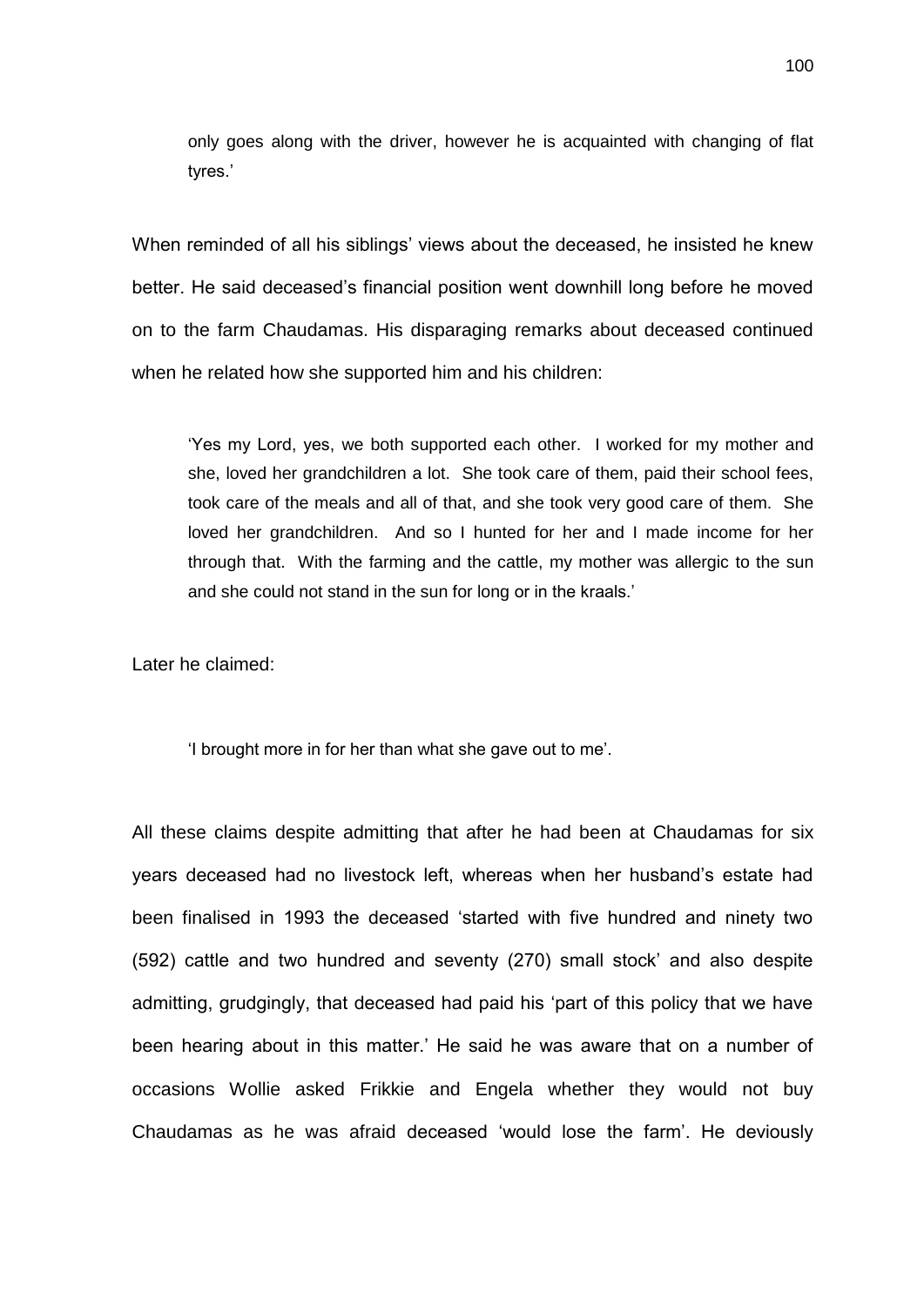only goes along with the driver, however he is acquainted with changing of flat tyres.'

When reminded of all his siblings' views about the deceased, he insisted he knew better. He said deceased's financial position went downhill long before he moved on to the farm Chaudamas. His disparaging remarks about deceased continued when he related how she supported him and his children:

> 'Yes my Lord, yes, we both supported each other. I worked for my mother and she, loved her grandchildren a lot. She took care of them, paid their school fees, took care of the meals and all of that, and she took very good care of them. She loved her grandchildren. And so I hunted for her and I made income for her through that. With the farming and the cattle, my mother was allergic to the sun and she could not stand in the sun for long or in the kraals.'

Later he claimed:

> 'I brought more in for her than what she gave out to me'.

All these claims despite admitting that after he had been at Chaudamas for six years deceased had no livestock left, whereas when her husband's estate had been finalised in 1993 the deceased 'started with five hundred and ninety two (592) cattle and two hundred and seventy (270) small stock' and also despite admitting, grudgingly, that deceased had paid his 'part of this policy that we have been hearing about in this matter.' He said he was aware that on a number of occasions Wollie asked Frikkie and Engela whether they would not buy Chaudamas as he was afraid deceased 'would lose the farm'. He deviously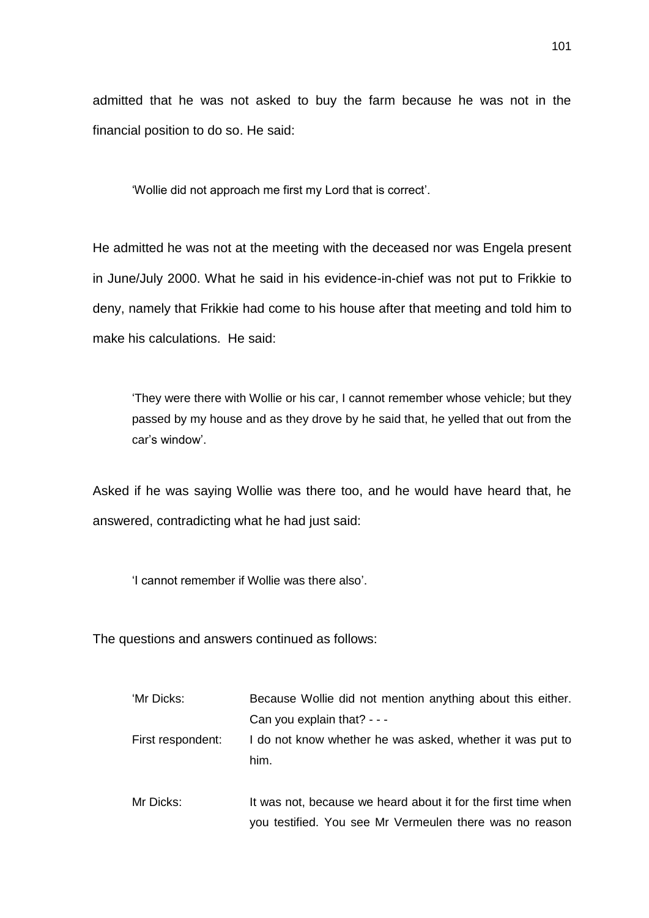admitted that he was not asked to buy the farm because he was not in the financial position to do so. He said:

> 'Wollie did not approach me first my Lord that is correct'.

He admitted he was not at the meeting with the deceased nor was Engela present in June/July 2000. What he said in his evidence-in-chief was not put to Frikkie to deny, namely that Frikkie had come to his house after that meeting and told him to make his calculations. He said:

> 'They were there with Wollie or his car, I cannot remember whose vehicle; but they passed by my house and as they drove by he said that, he yelled that out from the car's window'.

Asked if he was saying Wollie was there too, and he would have heard that, he answered, contradicting what he had just said:

> 'I cannot remember if Wollie was there also'.

The questions and answers continued as follows:

> 'Mr Dicks: Because Wollie did not mention anything about this either. Can you explain that? - - -
>
> First respondent: I do not know whether he was asked, whether it was put to him.
>
> Mr Dicks: It was not, because we heard about it for the first time when you testified. You see Mr Vermeulen there was no reason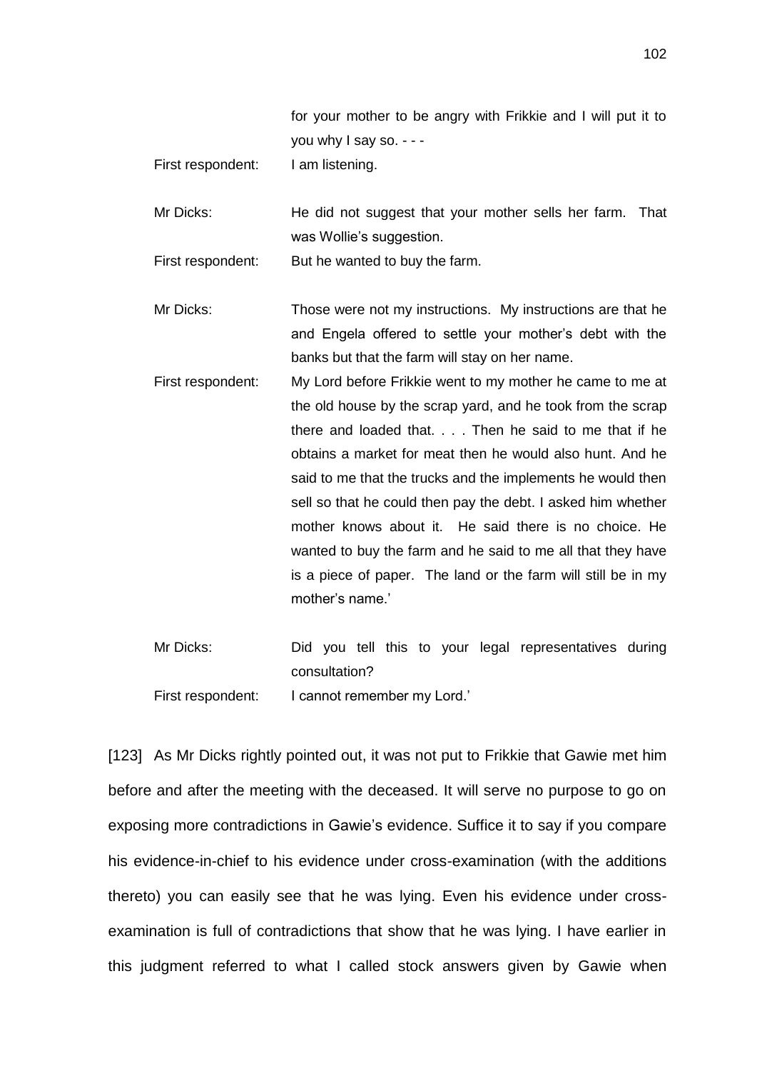for your mother to be angry with Frikkie and I will put it to you why I say so. - - -

First respondent: I am listening.

Mr Dicks: He did not suggest that your mother sells her farm. That was Wollie's suggestion.

First respondent: But he wanted to buy the farm.

Mr Dicks: Those were not my instructions. My instructions are that he and Engela offered to settle your mother's debt with the banks but that the farm will stay on her name.

First respondent: My Lord before Frikkie went to my mother he came to me at the old house by the scrap yard, and he took from the scrap there and loaded that. . . . Then he said to me that if he obtains a market for meat then he would also hunt. And he said to me that the trucks and the implements he would then sell so that he could then pay the debt. I asked him whether mother knows about it. He said there is no choice. He wanted to buy the farm and he said to me all that they have is a piece of paper. The land or the farm will still be in my mother's name.'

Mr Dicks: Did you tell this to your legal representatives during consultation?

First respondent: I cannot remember my Lord.'

[123] As Mr Dicks rightly pointed out, it was not put to Frikkie that Gawie met him before and after the meeting with the deceased. It will serve no purpose to go on exposing more contradictions in Gawie's evidence. Suffice it to say if you compare his evidence-in-chief to his evidence under cross-examination (with the additions thereto) you can easily see that he was lying. Even his evidence under cross-examination is full of contradictions that show that he was lying. I have earlier in this judgment referred to what I called stock answers given by Gawie when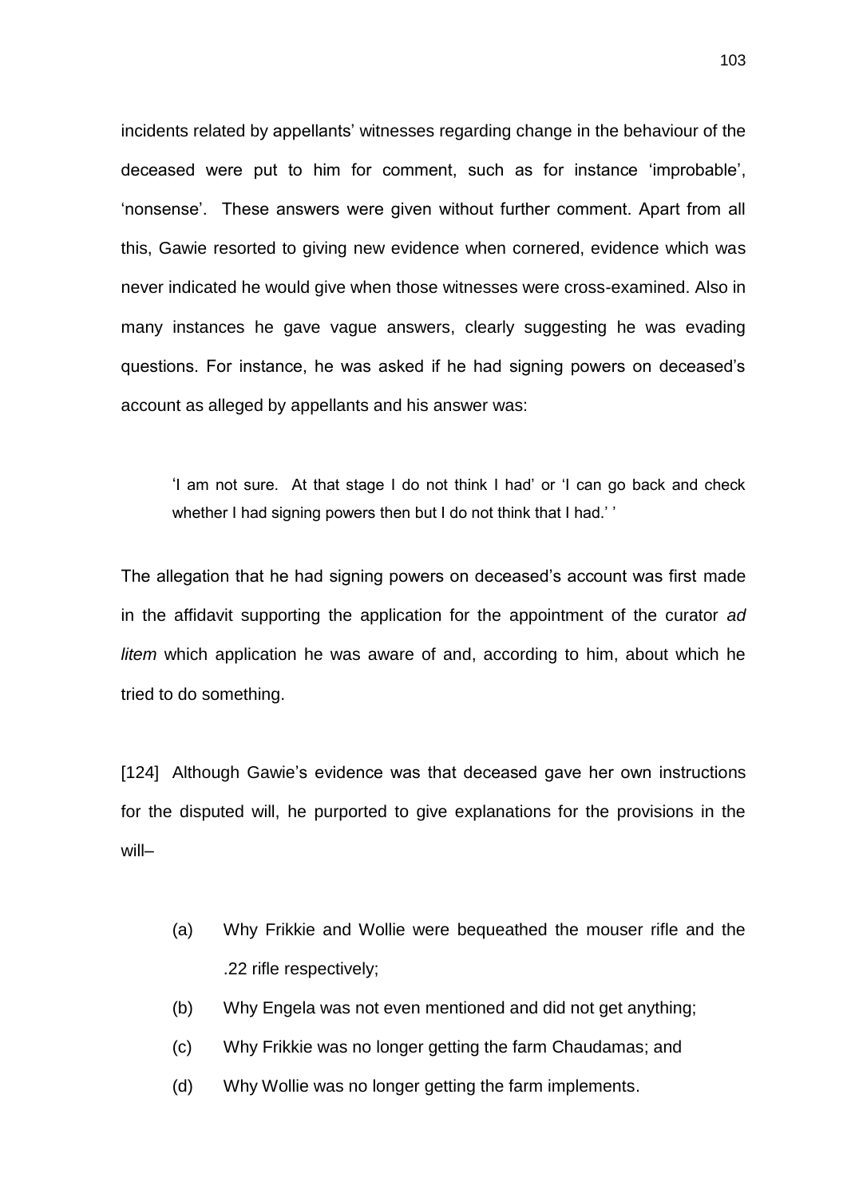incidents related by appellants' witnesses regarding change in the behaviour of the deceased were put to him for comment, such as for instance 'improbable', 'nonsense'. These answers were given without further comment. Apart from all this, Gawie resorted to giving new evidence when cornered, evidence which was never indicated he would give when those witnesses were cross-examined. Also in many instances he gave vague answers, clearly suggesting he was evading questions. For instance, he was asked if he had signing powers on deceased's account as alleged by appellants and his answer was:

> 'I am not sure. At that stage I do not think I had' or 'I can go back and check whether I had signing powers then but I do not think that I had.' '

The allegation that he had signing powers on deceased's account was first made in the affidavit supporting the application for the appointment of the curator *ad litem* which application he was aware of and, according to him, about which he tried to do something.

[124] Although Gawie's evidence was that deceased gave her own instructions for the disputed will, he purported to give explanations for the provisions in the will–

(a) Why Frikkie and Wollie were bequeathed the mouser rifle and the .22 rifle respectively;

(b) Why Engela was not even mentioned and did not get anything;

(c) Why Frikkie was no longer getting the farm Chaudamas; and

(d) Why Wollie was no longer getting the farm implements.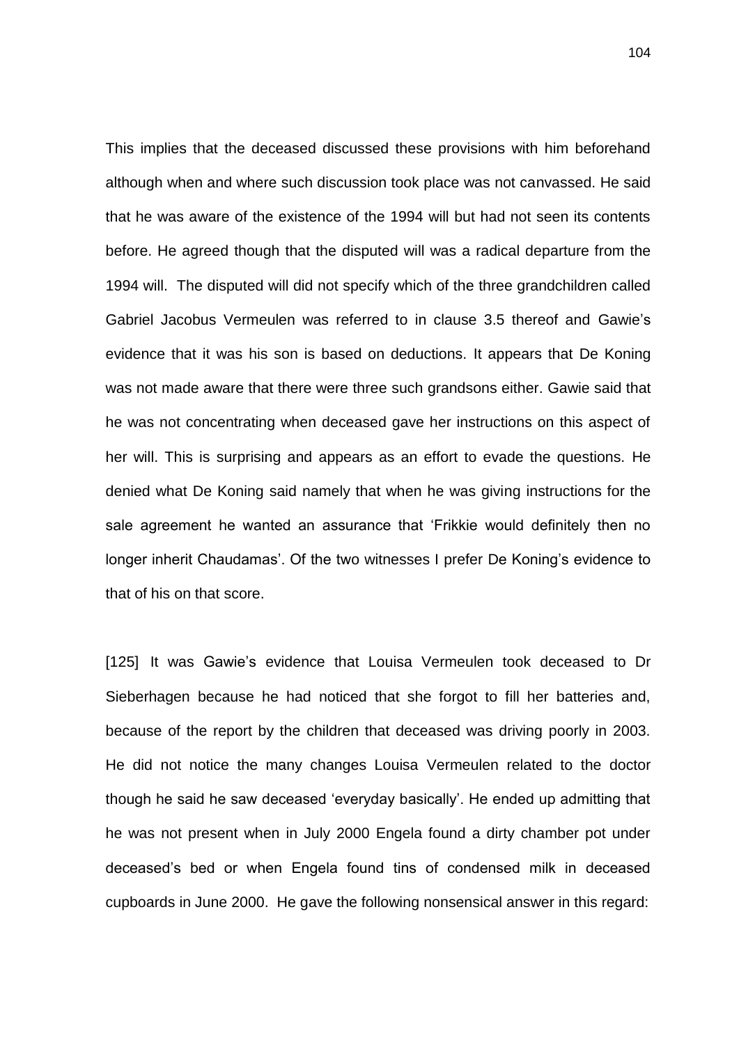This implies that the deceased discussed these provisions with him beforehand although when and where such discussion took place was not canvassed. He said that he was aware of the existence of the 1994 will but had not seen its contents before. He agreed though that the disputed will was a radical departure from the 1994 will. The disputed will did not specify which of the three grandchildren called Gabriel Jacobus Vermeulen was referred to in clause 3.5 thereof and Gawie's evidence that it was his son is based on deductions. It appears that De Koning was not made aware that there were three such grandsons either. Gawie said that he was not concentrating when deceased gave her instructions on this aspect of her will. This is surprising and appears as an effort to evade the questions. He denied what De Koning said namely that when he was giving instructions for the sale agreement he wanted an assurance that 'Frikkie would definitely then no longer inherit Chaudamas'. Of the two witnesses I prefer De Koning's evidence to that of his on that score.

[125] It was Gawie's evidence that Louisa Vermeulen took deceased to Dr Sieberhagen because he had noticed that she forgot to fill her batteries and, because of the report by the children that deceased was driving poorly in 2003. He did not notice the many changes Louisa Vermeulen related to the doctor though he said he saw deceased 'everyday basically'. He ended up admitting that he was not present when in July 2000 Engela found a dirty chamber pot under deceased's bed or when Engela found tins of condensed milk in deceased cupboards in June 2000. He gave the following nonsensical answer in this regard: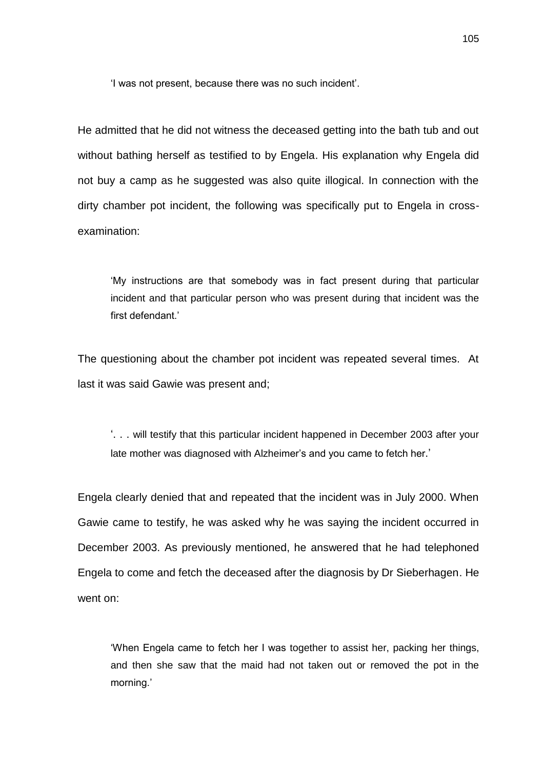> 'I was not present, because there was no such incident'.

He admitted that he did not witness the deceased getting into the bath tub and out without bathing herself as testified to by Engela. His explanation why Engela did not buy a camp as he suggested was also quite illogical. In connection with the dirty chamber pot incident, the following was specifically put to Engela in cross-examination:

> 'My instructions are that somebody was in fact present during that particular incident and that particular person who was present during that incident was the first defendant.'

The questioning about the chamber pot incident was repeated several times. At last it was said Gawie was present and;

> '. . . will testify that this particular incident happened in December 2003 after your late mother was diagnosed with Alzheimer's and you came to fetch her.'

Engela clearly denied that and repeated that the incident was in July 2000. When Gawie came to testify, he was asked why he was saying the incident occurred in December 2003. As previously mentioned, he answered that he had telephoned Engela to come and fetch the deceased after the diagnosis by Dr Sieberhagen. He went on:

> 'When Engela came to fetch her I was together to assist her, packing her things, and then she saw that the maid had not taken out or removed the pot in the morning.'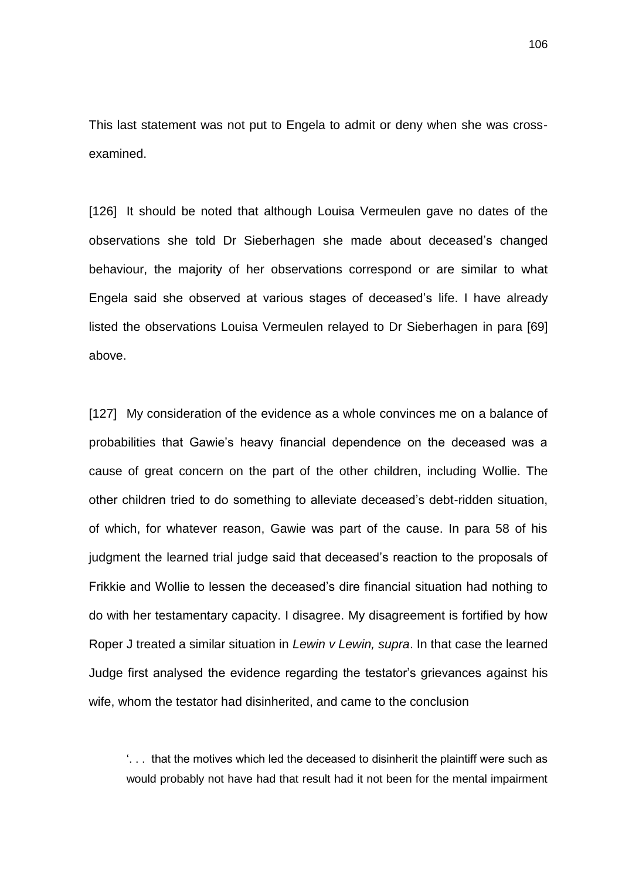This last statement was not put to Engela to admit or deny when she was cross-examined.

[126] It should be noted that although Louisa Vermeulen gave no dates of the observations she told Dr Sieberhagen she made about deceased's changed behaviour, the majority of her observations correspond or are similar to what Engela said she observed at various stages of deceased's life. I have already listed the observations Louisa Vermeulen relayed to Dr Sieberhagen in para [69] above.

[127] My consideration of the evidence as a whole convinces me on a balance of probabilities that Gawie's heavy financial dependence on the deceased was a cause of great concern on the part of the other children, including Wollie. The other children tried to do something to alleviate deceased's debt-ridden situation, of which, for whatever reason, Gawie was part of the cause. In para 58 of his judgment the learned trial judge said that deceased's reaction to the proposals of Frikkie and Wollie to lessen the deceased's dire financial situation had nothing to do with her testamentary capacity. I disagree. My disagreement is fortified by how Roper J treated a similar situation in *Lewin v Lewin, supra*. In that case the learned Judge first analysed the evidence regarding the testator's grievances against his wife, whom the testator had disinherited, and came to the conclusion

> '. . . that the motives which led the deceased to disinherit the plaintiff were such as would probably not have had that result had it not been for the mental impairment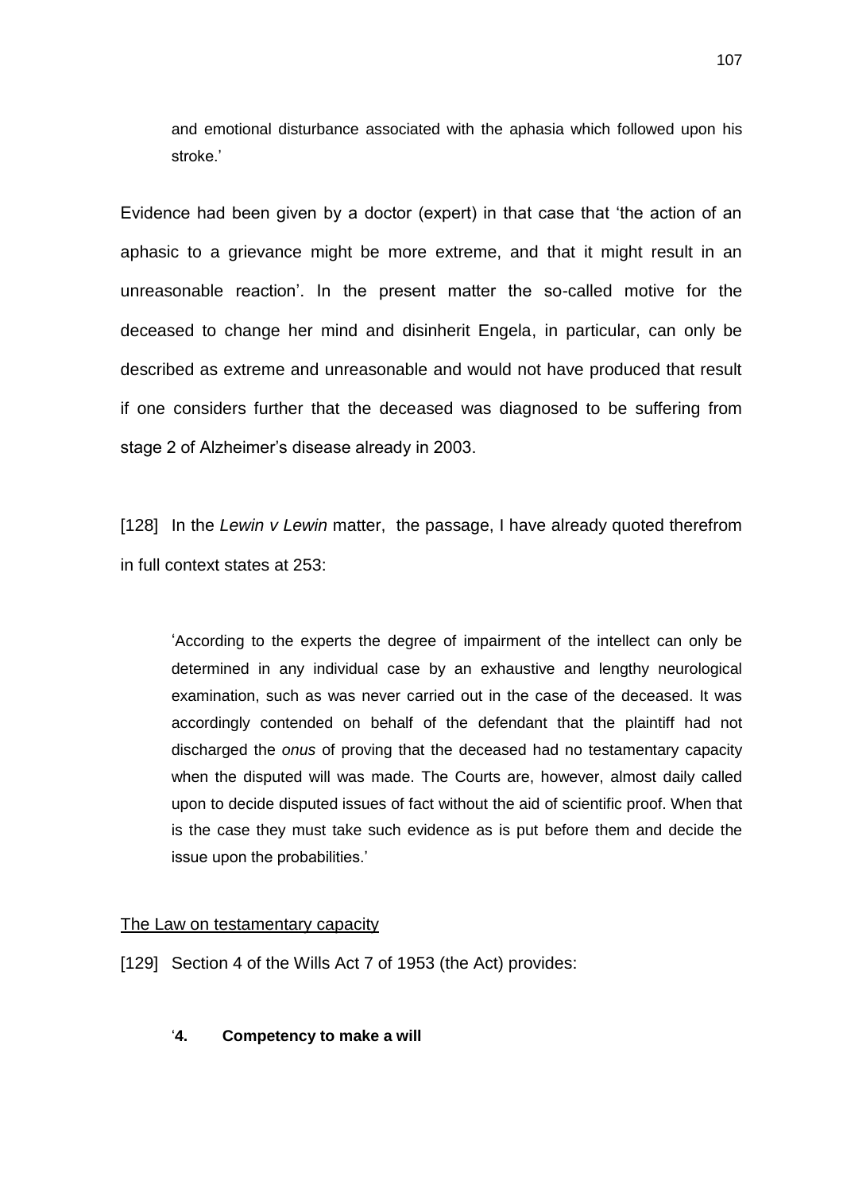> and emotional disturbance associated with the aphasia which followed upon his stroke.'

Evidence had been given by a doctor (expert) in that case that 'the action of an aphasic to a grievance might be more extreme, and that it might result in an unreasonable reaction'. In the present matter the so-called motive for the deceased to change her mind and disinherit Engela, in particular, can only be described as extreme and unreasonable and would not have produced that result if one considers further that the deceased was diagnosed to be suffering from stage 2 of Alzheimer's disease already in 2003.

[128] In the *Lewin v Lewin* matter, the passage, I have already quoted therefrom in full context states at 253:

> 'According to the experts the degree of impairment of the intellect can only be determined in any individual case by an exhaustive and lengthy neurological examination, such as was never carried out in the case of the deceased. It was accordingly contended on behalf of the defendant that the plaintiff had not discharged the *onus* of proving that the deceased had no testamentary capacity when the disputed will was made. The Courts are, however, almost daily called upon to decide disputed issues of fact without the aid of scientific proof. When that is the case they must take such evidence as is put before them and decide the issue upon the probabilities.'

<u>The Law on testamentary capacity</u>

[129] Section 4 of the Wills Act 7 of 1953 (the Act) provides:

> '**4. Competency to make a will**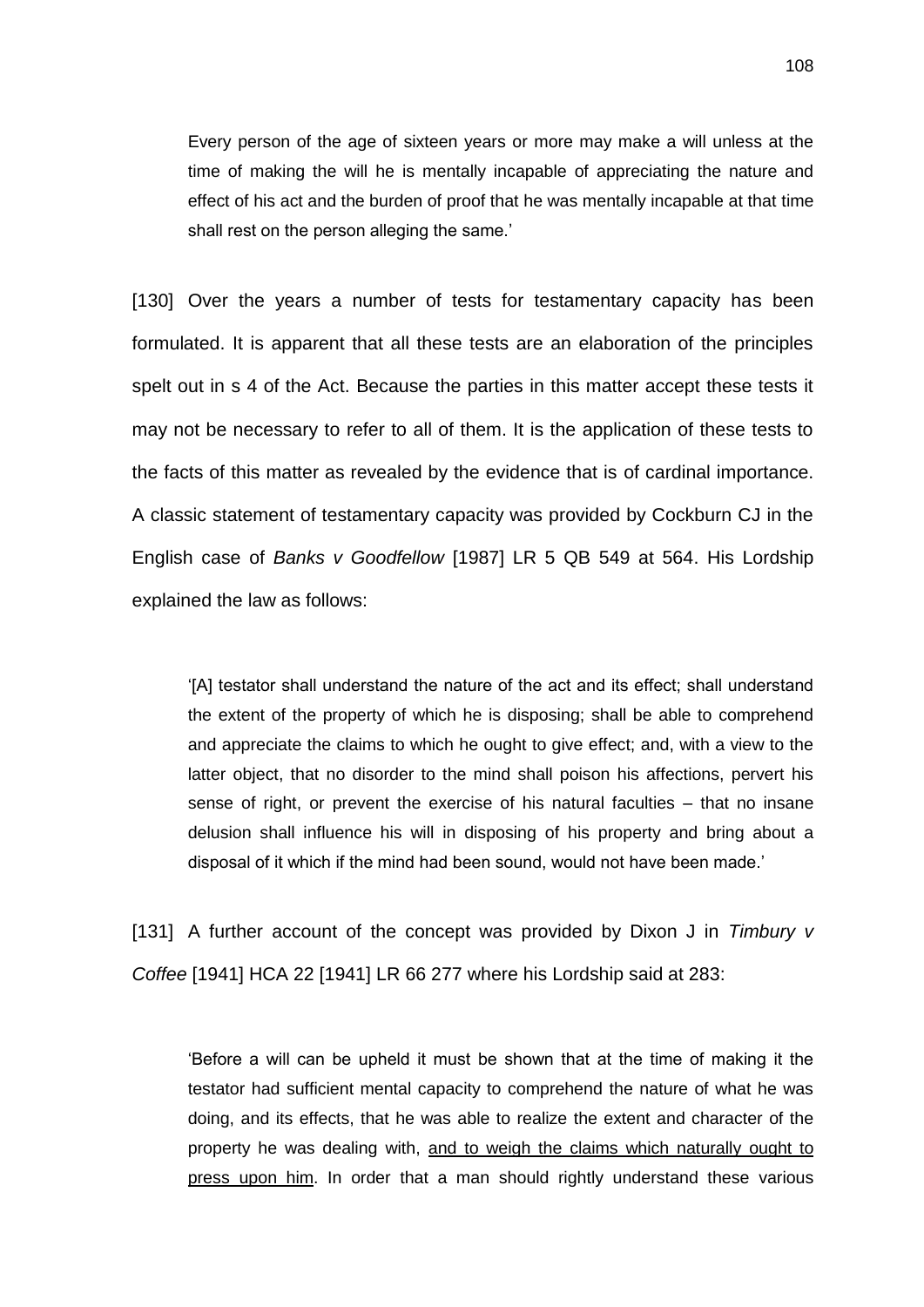> Every person of the age of sixteen years or more may make a will unless at the time of making the will he is mentally incapable of appreciating the nature and effect of his act and the burden of proof that he was mentally incapable at that time shall rest on the person alleging the same.'

[130] Over the years a number of tests for testamentary capacity has been formulated. It is apparent that all these tests are an elaboration of the principles spelt out in s 4 of the Act. Because the parties in this matter accept these tests it may not be necessary to refer to all of them. It is the application of these tests to the facts of this matter as revealed by the evidence that is of cardinal importance. A classic statement of testamentary capacity was provided by Cockburn CJ in the English case of *Banks v Goodfellow* [1987] LR 5 QB 549 at 564. His Lordship explained the law as follows:

> '[A] testator shall understand the nature of the act and its effect; shall understand the extent of the property of which he is disposing; shall be able to comprehend and appreciate the claims to which he ought to give effect; and, with a view to the latter object, that no disorder to the mind shall poison his affections, pervert his sense of right, or prevent the exercise of his natural faculties – that no insane delusion shall influence his will in disposing of his property and bring about a disposal of it which if the mind had been sound, would not have been made.'

[131] A further account of the concept was provided by Dixon J in *Timbury v Coffee* [1941] HCA 22 [1941] LR 66 277 where his Lordship said at 283:

> 'Before a will can be upheld it must be shown that at the time of making it the testator had sufficient mental capacity to comprehend the nature of what he was doing, and its effects, that he was able to realize the extent and character of the property he was dealing with, <u>and to weigh the claims which naturally ought to press upon him</u>. In order that a man should rightly understand these various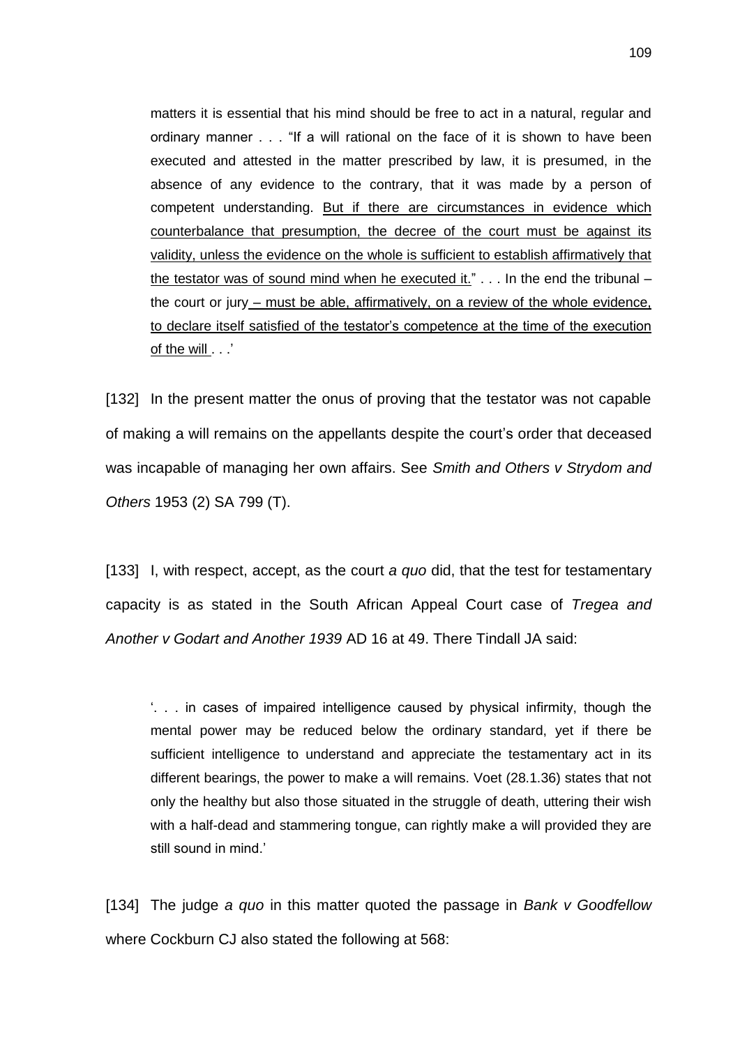matters it is essential that his mind should be free to act in a natural, regular and ordinary manner . . . "If a will rational on the face of it is shown to have been executed and attested in the matter prescribed by law, it is presumed, in the absence of any evidence to the contrary, that it was made by a person of competent understanding. <u>But if there are circumstances in evidence which counterbalance that presumption, the decree of the court must be against its validity, unless the evidence on the whole is sufficient to establish affirmatively that the testator was of sound mind when he executed it.</u>" . . . In the end the tribunal – the court or jury <u>– must be able, affirmatively, on a review of the whole evidence, to declare itself satisfied of the testator's competence at the time of the execution of the will</u> . . .'

[132] In the present matter the onus of proving that the testator was not capable of making a will remains on the appellants despite the court's order that deceased was incapable of managing her own affairs. See *Smith and Others v Strydom and Others* 1953 (2) SA 799 (T).

[133] I, with respect, accept, as the court *a quo* did, that the test for testamentary capacity is as stated in the South African Appeal Court case of *Tregea and Another v Godart and Another 1939* AD 16 at 49. There Tindall JA said:

> '. . . in cases of impaired intelligence caused by physical infirmity, though the mental power may be reduced below the ordinary standard, yet if there be sufficient intelligence to understand and appreciate the testamentary act in its different bearings, the power to make a will remains. Voet (28.1.36) states that not only the healthy but also those situated in the struggle of death, uttering their wish with a half-dead and stammering tongue, can rightly make a will provided they are still sound in mind.'

[134] The judge *a quo* in this matter quoted the passage in *Bank v Goodfellow* where Cockburn CJ also stated the following at 568: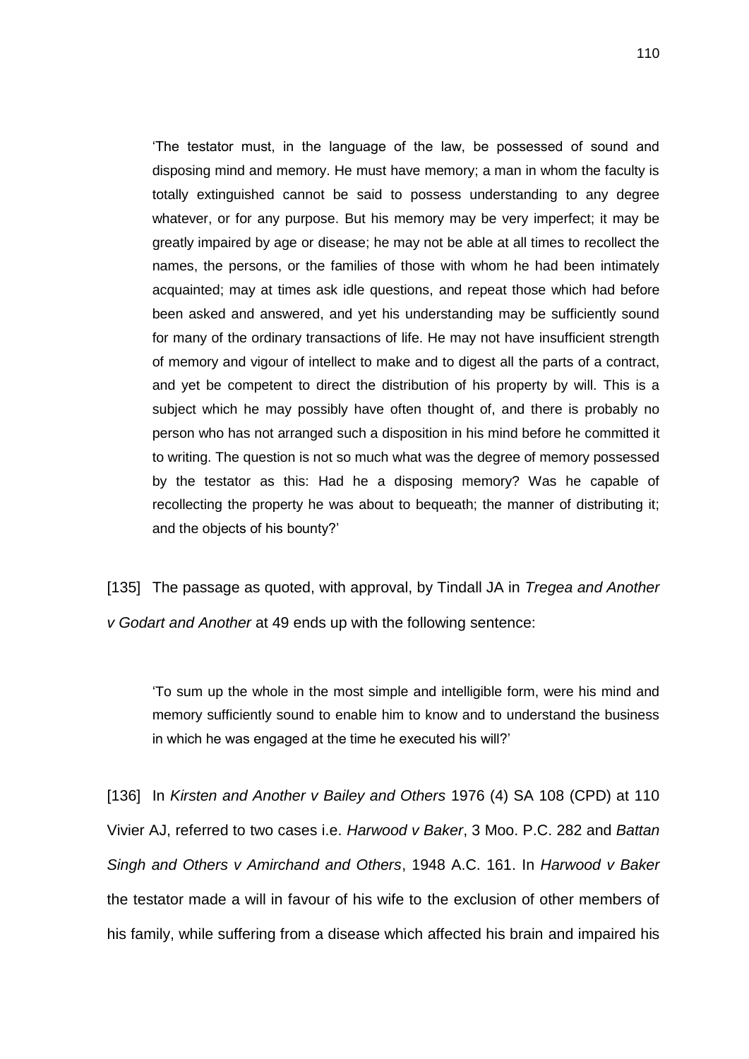> 'The testator must, in the language of the law, be possessed of sound and disposing mind and memory. He must have memory; a man in whom the faculty is totally extinguished cannot be said to possess understanding to any degree whatever, or for any purpose. But his memory may be very imperfect; it may be greatly impaired by age or disease; he may not be able at all times to recollect the names, the persons, or the families of those with whom he had been intimately acquainted; may at times ask idle questions, and repeat those which had before been asked and answered, and yet his understanding may be sufficiently sound for many of the ordinary transactions of life. He may not have insufficient strength of memory and vigour of intellect to make and to digest all the parts of a contract, and yet be competent to direct the distribution of his property by will. This is a subject which he may possibly have often thought of, and there is probably no person who has not arranged such a disposition in his mind before he committed it to writing. The question is not so much what was the degree of memory possessed by the testator as this: Had he a disposing memory? Was he capable of recollecting the property he was about to bequeath; the manner of distributing it; and the objects of his bounty?'

[135] The passage as quoted, with approval, by Tindall JA in *Tregea and Another v Godart and Another* at 49 ends up with the following sentence:

> 'To sum up the whole in the most simple and intelligible form, were his mind and memory sufficiently sound to enable him to know and to understand the business in which he was engaged at the time he executed his will?'

[136] In *Kirsten and Another v Bailey and Others* 1976 (4) SA 108 (CPD) at 110 Vivier AJ, referred to two cases i.e. *Harwood v Baker*, 3 Moo. P.C. 282 and *Battan Singh and Others v Amirchand and Others*, 1948 A.C. 161. In *Harwood v Baker* the testator made a will in favour of his wife to the exclusion of other members of his family, while suffering from a disease which affected his brain and impaired his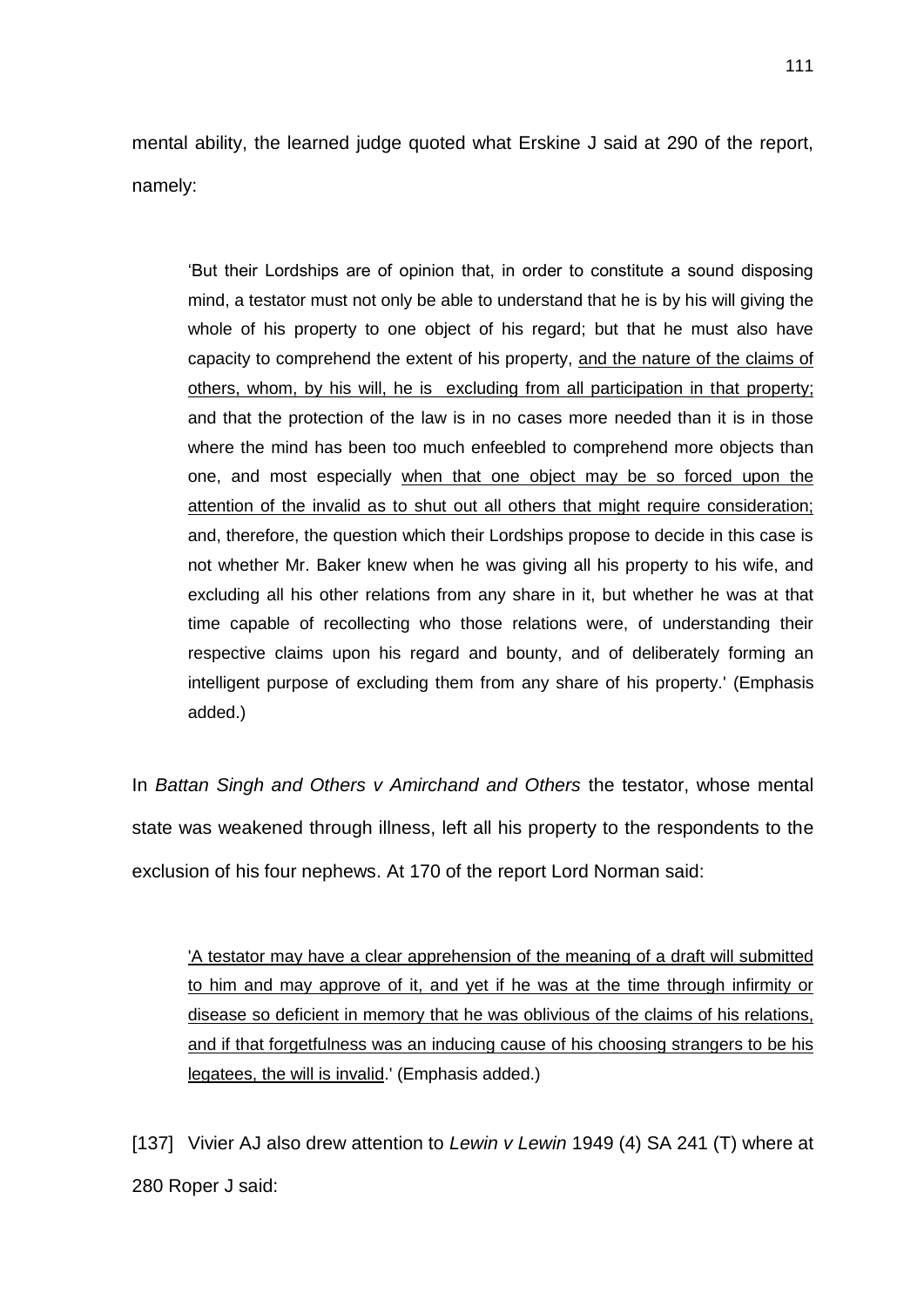mental ability, the learned judge quoted what Erskine J said at 290 of the report, namely:

> 'But their Lordships are of opinion that, in order to constitute a sound disposing mind, a testator must not only be able to understand that he is by his will giving the whole of his property to one object of his regard; but that he must also have capacity to comprehend the extent of his property, <u>and the nature of the claims of others, whom, by his will, he is excluding from all participation in that property;</u> and that the protection of the law is in no cases more needed than it is in those where the mind has been too much enfeebled to comprehend more objects than one, and most especially <u>when that one object may be so forced upon the attention of the invalid as to shut out all others that might require consideration;</u> and, therefore, the question which their Lordships propose to decide in this case is not whether Mr. Baker knew when he was giving all his property to his wife, and excluding all his other relations from any share in it, but whether he was at that time capable of recollecting who those relations were, of understanding their respective claims upon his regard and bounty, and of deliberately forming an intelligent purpose of excluding them from any share of his property.' (Emphasis added.)

In *Battan Singh and Others v Amirchand and Others* the testator, whose mental state was weakened through illness, left all his property to the respondents to the exclusion of his four nephews. At 170 of the report Lord Norman said:

> <u>'A testator may have a clear apprehension of the meaning of a draft will submitted to him and may approve of it, and yet if he was at the time through infirmity or disease so deficient in memory that he was oblivious of the claims of his relations, and if that forgetfulness was an inducing cause of his choosing strangers to be his legatees, the will is invalid</u>.' (Emphasis added.)

[137] Vivier AJ also drew attention to *Lewin v Lewin* 1949 (4) SA 241 (T) where at 280 Roper J said: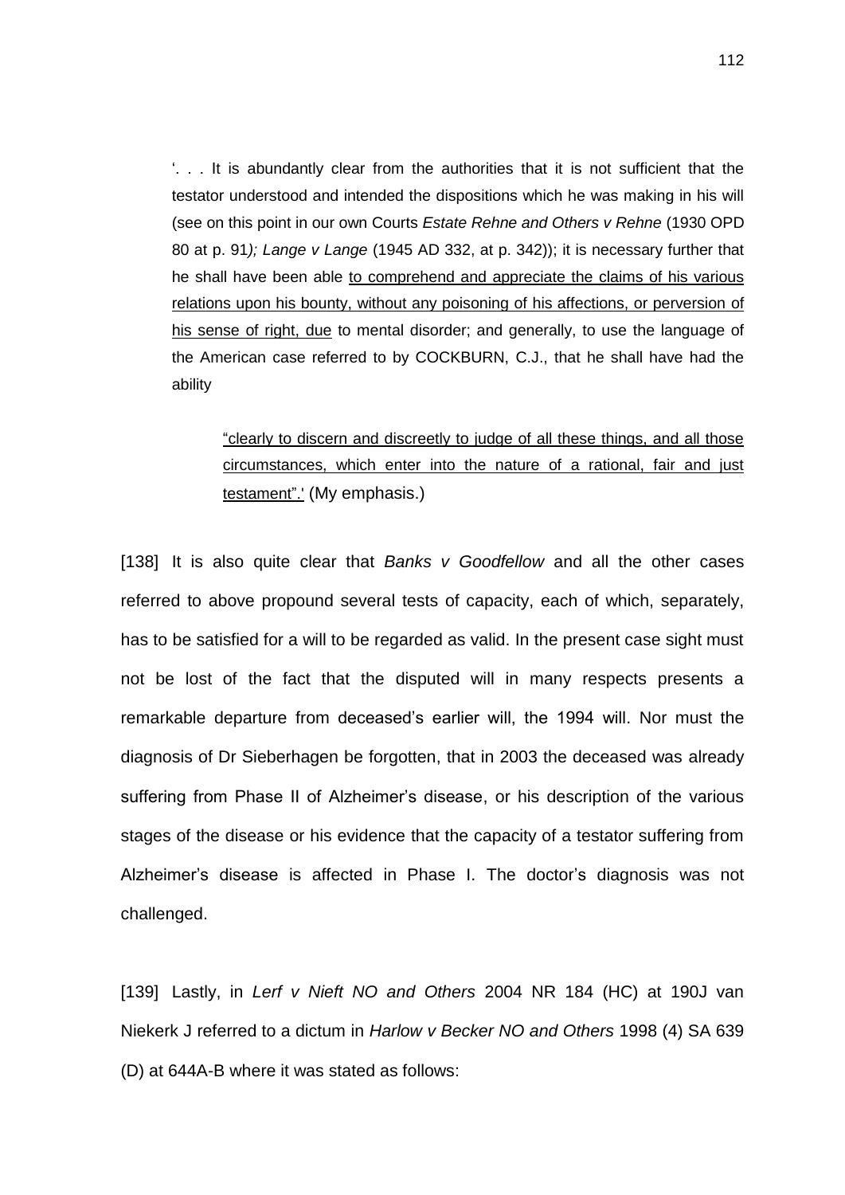> '. . . It is abundantly clear from the authorities that it is not sufficient that the testator understood and intended the dispositions which he was making in his will (see on this point in our own Courts *Estate Rehne and Others v Rehne* (1930 OPD 80 at p. 91*); Lange v Lange* (1945 AD 332, at p. 342)); it is necessary further that he shall have been able <u>to comprehend and appreciate the claims of his various relations upon his bounty, without any poisoning of his affections, or perversion of his sense of right, due</u> to mental disorder; and generally, to use the language of the American case referred to by COCKBURN, C.J., that he shall have had the ability
>
> > <u>"clearly to discern and discreetly to judge of all these things, and all those circumstances, which enter into the nature of a rational, fair and just testament".'</u> (My emphasis.)

[138] It is also quite clear that *Banks v Goodfellow* and all the other cases referred to above propound several tests of capacity, each of which, separately, has to be satisfied for a will to be regarded as valid. In the present case sight must not be lost of the fact that the disputed will in many respects presents a remarkable departure from deceased's earlier will, the 1994 will. Nor must the diagnosis of Dr Sieberhagen be forgotten, that in 2003 the deceased was already suffering from Phase II of Alzheimer's disease, or his description of the various stages of the disease or his evidence that the capacity of a testator suffering from Alzheimer's disease is affected in Phase I. The doctor's diagnosis was not challenged.

[139] Lastly, in *Lerf v Nieft NO and Others* 2004 NR 184 (HC) at 190J van Niekerk J referred to a dictum in *Harlow v Becker NO and Others* 1998 (4) SA 639 (D) at 644A-B where it was stated as follows: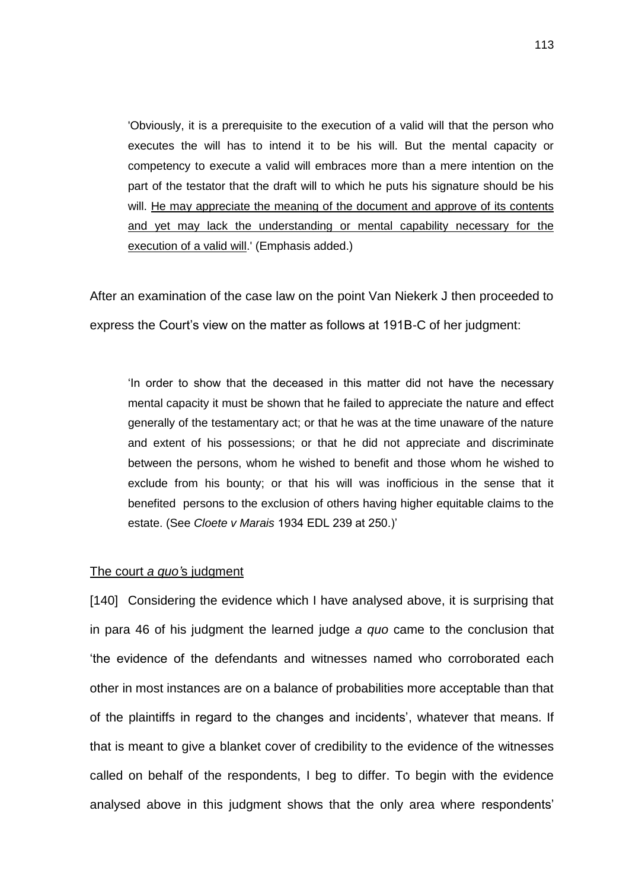> 'Obviously, it is a prerequisite to the execution of a valid will that the person who executes the will has to intend it to be his will. But the mental capacity or competency to execute a valid will embraces more than a mere intention on the part of the testator that the draft will to which he puts his signature should be his will. <u>He may appreciate the meaning of the document and approve of its contents and yet may lack the understanding or mental capability necessary for the execution of a valid will</u>.' (Emphasis added.)

After an examination of the case law on the point Van Niekerk J then proceeded to express the Court's view on the matter as follows at 191B-C of her judgment:

> 'In order to show that the deceased in this matter did not have the necessary mental capacity it must be shown that he failed to appreciate the nature and effect generally of the testamentary act; or that he was at the time unaware of the nature and extent of his possessions; or that he did not appreciate and discriminate between the persons, whom he wished to benefit and those whom he wished to exclude from his bounty; or that his will was inofficious in the sense that it benefited persons to the exclusion of others having higher equitable claims to the estate. (See *Cloete v Marais* 1934 EDL 239 at 250.)'

<u>The court *a quo'*s judgment</u>

[140] Considering the evidence which I have analysed above, it is surprising that in para 46 of his judgment the learned judge *a quo* came to the conclusion that 'the evidence of the defendants and witnesses named who corroborated each other in most instances are on a balance of probabilities more acceptable than that of the plaintiffs in regard to the changes and incidents', whatever that means. If that is meant to give a blanket cover of credibility to the evidence of the witnesses called on behalf of the respondents, I beg to differ. To begin with the evidence analysed above in this judgment shows that the only area where respondents'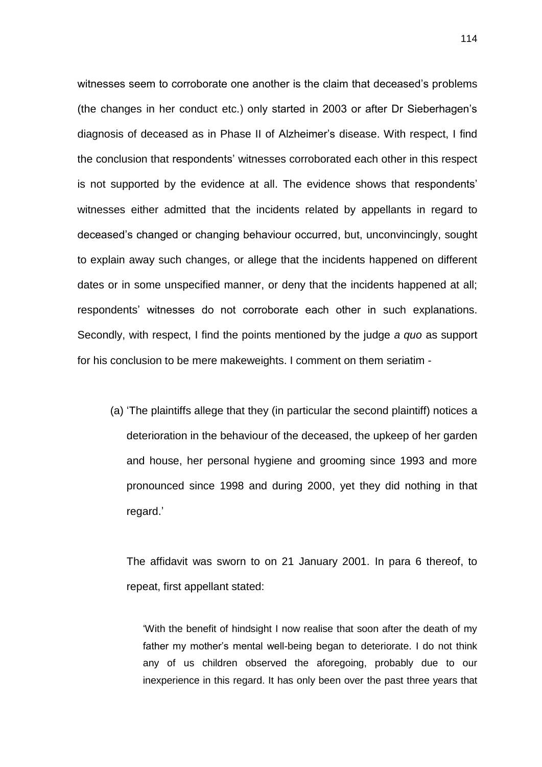witnesses seem to corroborate one another is the claim that deceased's problems (the changes in her conduct etc.) only started in 2003 or after Dr Sieberhagen's diagnosis of deceased as in Phase II of Alzheimer's disease. With respect, I find the conclusion that respondents' witnesses corroborated each other in this respect is not supported by the evidence at all. The evidence shows that respondents' witnesses either admitted that the incidents related by appellants in regard to deceased's changed or changing behaviour occurred, but, unconvincingly, sought to explain away such changes, or allege that the incidents happened on different dates or in some unspecified manner, or deny that the incidents happened at all; respondents' witnesses do not corroborate each other in such explanations. Secondly, with respect, I find the points mentioned by the judge *a quo* as support for his conclusion to be mere makeweights. I comment on them seriatim -

(a) 'The plaintiffs allege that they (in particular the second plaintiff) notices a deterioration in the behaviour of the deceased, the upkeep of her garden and house, her personal hygiene and grooming since 1993 and more pronounced since 1998 and during 2000, yet they did nothing in that regard.'

The affidavit was sworn to on 21 January 2001. In para 6 thereof, to repeat, first appellant stated:

> 'With the benefit of hindsight I now realise that soon after the death of my father my mother's mental well-being began to deteriorate. I do not think any of us children observed the aforegoing, probably due to our inexperience in this regard. It has only been over the past three years that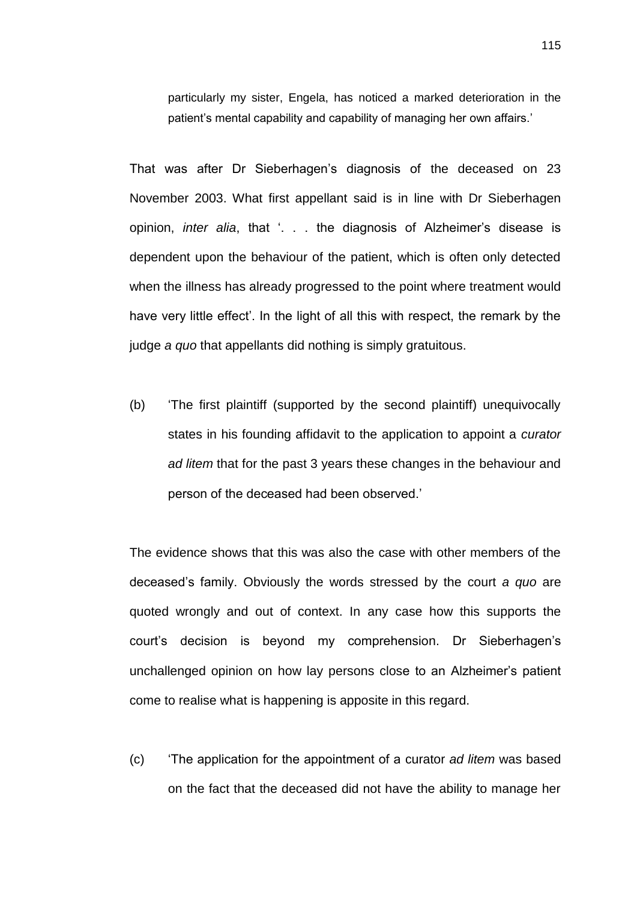> particularly my sister, Engela, has noticed a marked deterioration in the patient's mental capability and capability of managing her own affairs.'

That was after Dr Sieberhagen's diagnosis of the deceased on 23 November 2003. What first appellant said is in line with Dr Sieberhagen opinion, *inter alia*, that '. . . the diagnosis of Alzheimer's disease is dependent upon the behaviour of the patient, which is often only detected when the illness has already progressed to the point where treatment would have very little effect'. In the light of all this with respect, the remark by the judge *a quo* that appellants did nothing is simply gratuitous.

(b) 'The first plaintiff (supported by the second plaintiff) unequivocally states in his founding affidavit to the application to appoint a *curator ad litem* that for the past 3 years these changes in the behaviour and person of the deceased had been observed.'

The evidence shows that this was also the case with other members of the deceased's family. Obviously the words stressed by the court *a quo* are quoted wrongly and out of context. In any case how this supports the court's decision is beyond my comprehension. Dr Sieberhagen's unchallenged opinion on how lay persons close to an Alzheimer's patient come to realise what is happening is apposite in this regard.

(c) 'The application for the appointment of a curator *ad litem* was based on the fact that the deceased did not have the ability to manage her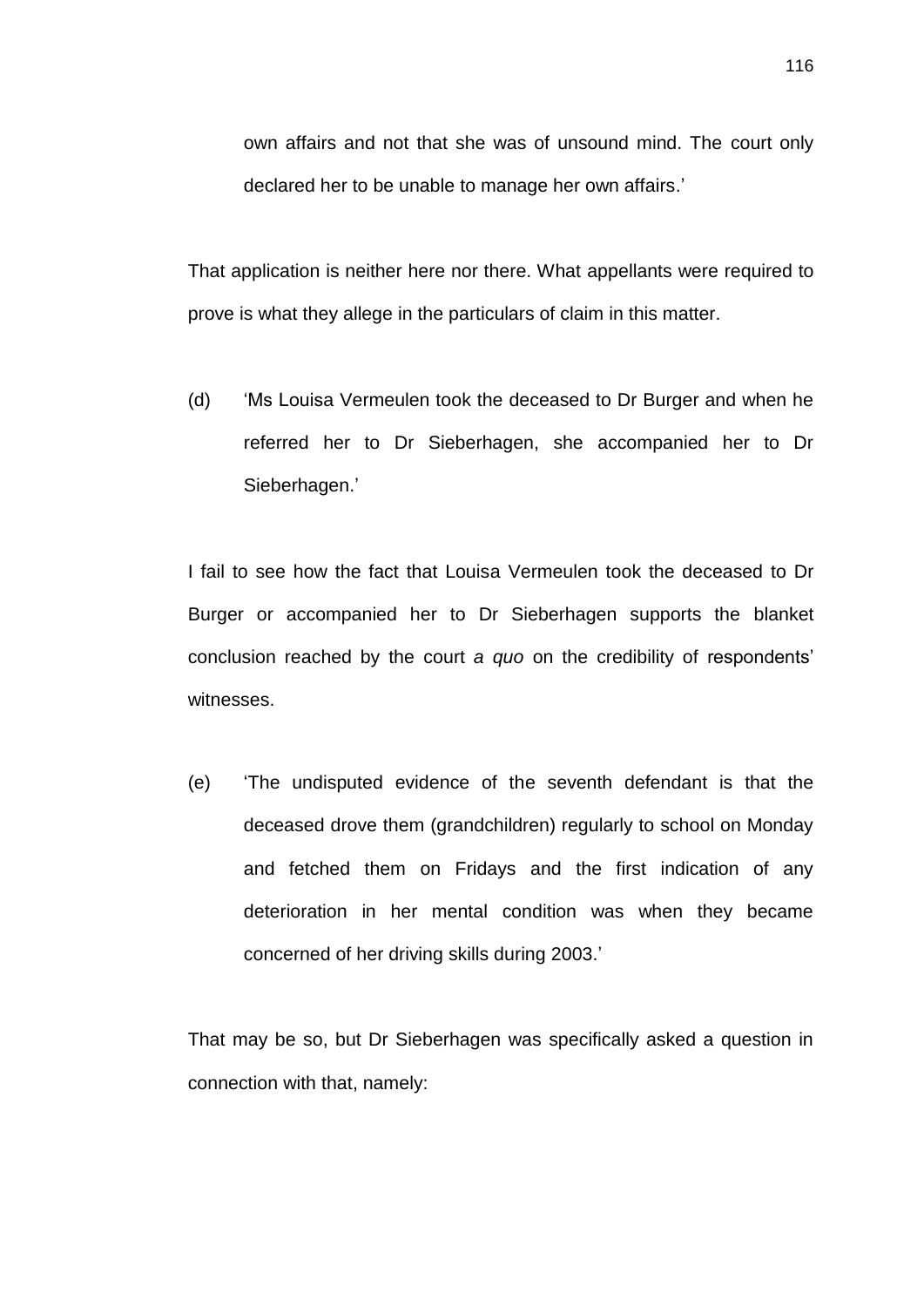> own affairs and not that she was of unsound mind. The court only declared her to be unable to manage her own affairs.'

That application is neither here nor there. What appellants were required to prove is what they allege in the particulars of claim in this matter.

(d) 'Ms Louisa Vermeulen took the deceased to Dr Burger and when he referred her to Dr Sieberhagen, she accompanied her to Dr Sieberhagen.'

I fail to see how the fact that Louisa Vermeulen took the deceased to Dr Burger or accompanied her to Dr Sieberhagen supports the blanket conclusion reached by the court *a quo* on the credibility of respondents' witnesses.

(e) 'The undisputed evidence of the seventh defendant is that the deceased drove them (grandchildren) regularly to school on Monday and fetched them on Fridays and the first indication of any deterioration in her mental condition was when they became concerned of her driving skills during 2003.'

That may be so, but Dr Sieberhagen was specifically asked a question in connection with that, namely: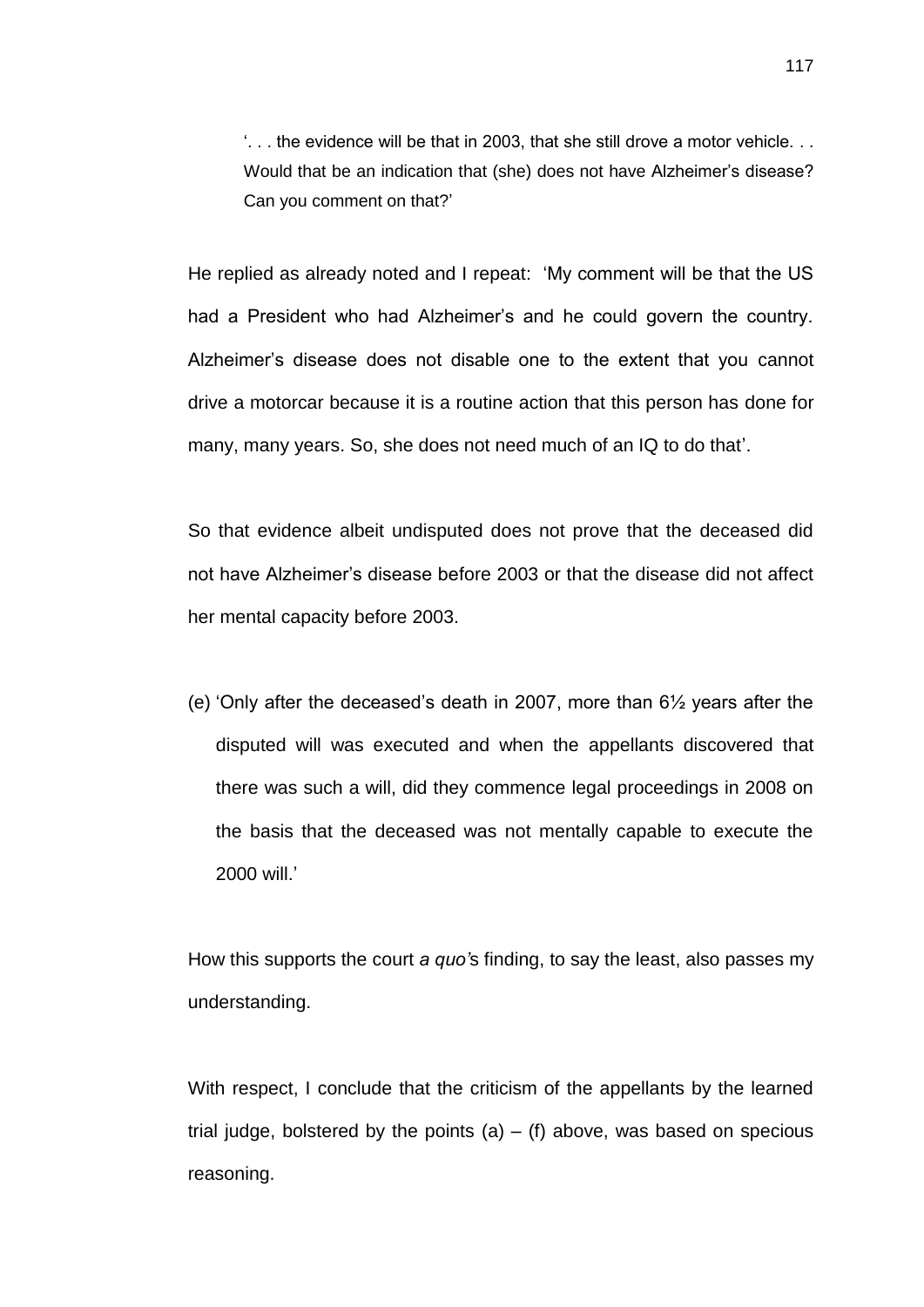> '. . . the evidence will be that in 2003, that she still drove a motor vehicle. . . Would that be an indication that (she) does not have Alzheimer's disease? Can you comment on that?'

He replied as already noted and I repeat: 'My comment will be that the US had a President who had Alzheimer's and he could govern the country. Alzheimer's disease does not disable one to the extent that you cannot drive a motorcar because it is a routine action that this person has done for many, many years. So, she does not need much of an IQ to do that'.

So that evidence albeit undisputed does not prove that the deceased did not have Alzheimer's disease before 2003 or that the disease did not affect her mental capacity before 2003.

(e) 'Only after the deceased's death in 2007, more than 6½ years after the disputed will was executed and when the appellants discovered that there was such a will, did they commence legal proceedings in 2008 on the basis that the deceased was not mentally capable to execute the 2000 will.'

How this supports the court *a quo*'s finding, to say the least, also passes my understanding.

With respect, I conclude that the criticism of the appellants by the learned trial judge, bolstered by the points (a) – (f) above, was based on specious reasoning.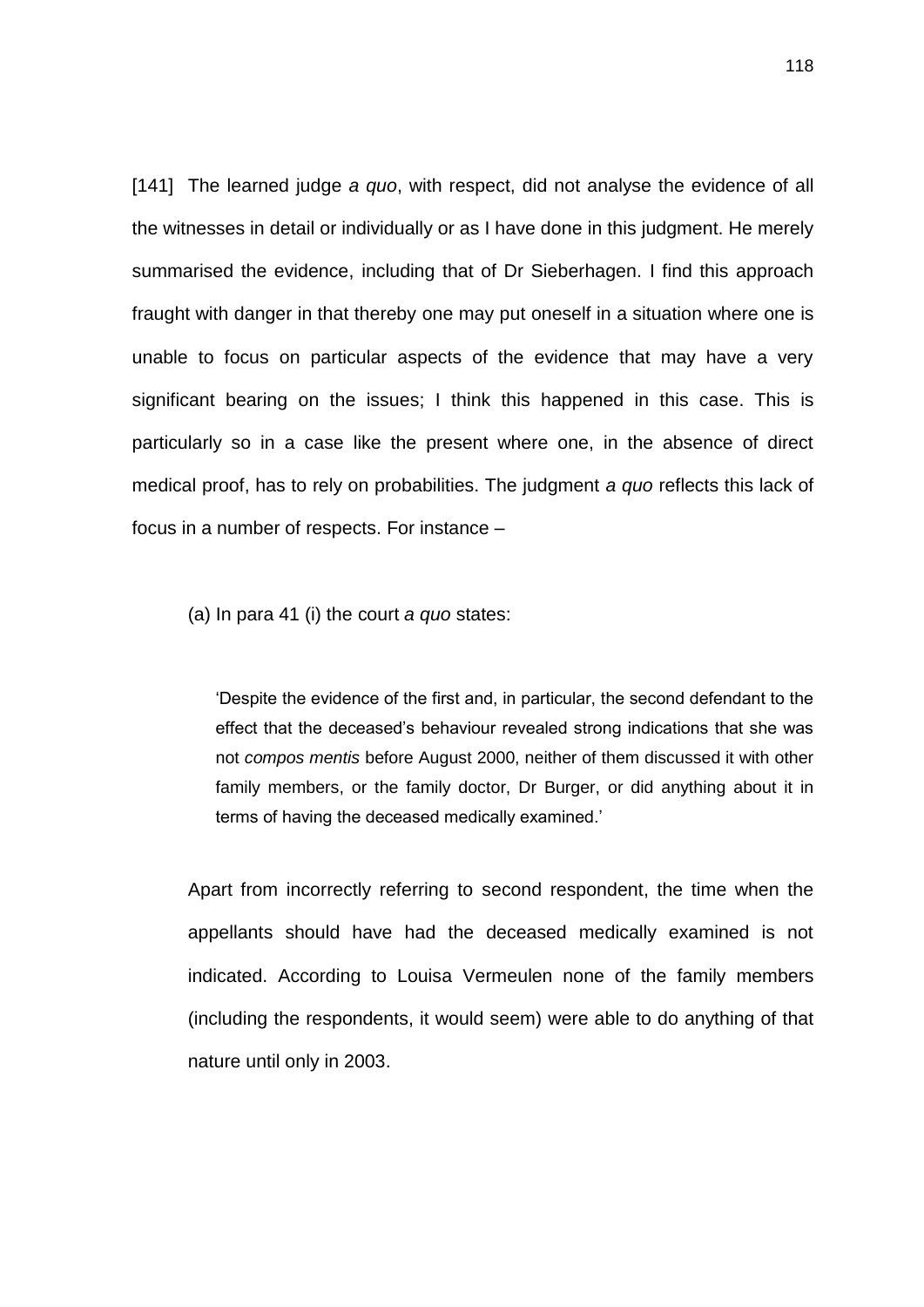[141] The learned judge *a quo*, with respect, did not analyse the evidence of all the witnesses in detail or individually or as I have done in this judgment. He merely summarised the evidence, including that of Dr Sieberhagen. I find this approach fraught with danger in that thereby one may put oneself in a situation where one is unable to focus on particular aspects of the evidence that may have a very significant bearing on the issues; I think this happened in this case. This is particularly so in a case like the present where one, in the absence of direct medical proof, has to rely on probabilities. The judgment *a quo* reflects this lack of focus in a number of respects. For instance –

(a) In para 41 (i) the court *a quo* states:

> 'Despite the evidence of the first and, in particular, the second defendant to the effect that the deceased's behaviour revealed strong indications that she was not *compos mentis* before August 2000, neither of them discussed it with other family members, or the family doctor, Dr Burger, or did anything about it in terms of having the deceased medically examined.'

Apart from incorrectly referring to second respondent, the time when the appellants should have had the deceased medically examined is not indicated. According to Louisa Vermeulen none of the family members (including the respondents, it would seem) were able to do anything of that nature until only in 2003.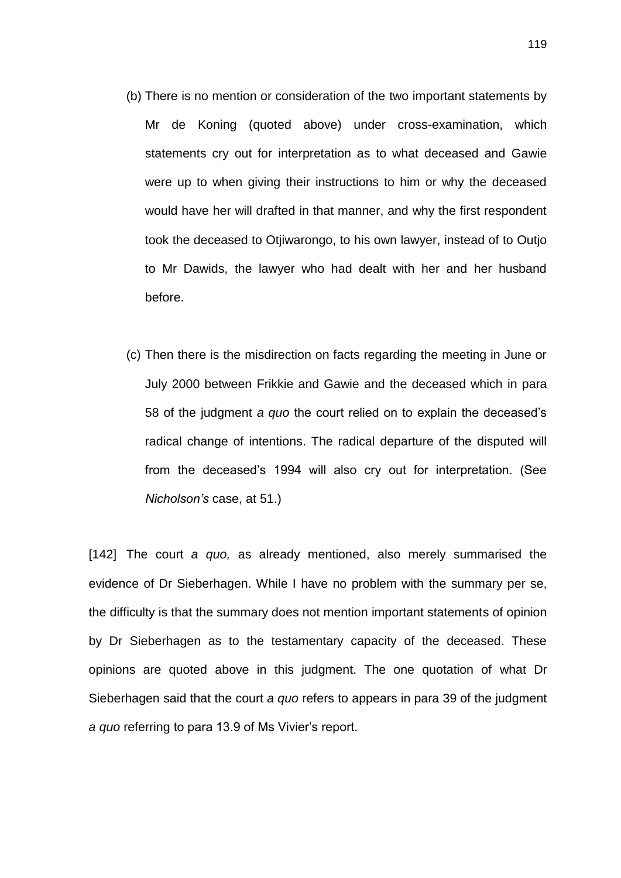(b) There is no mention or consideration of the two important statements by Mr de Koning (quoted above) under cross-examination, which statements cry out for interpretation as to what deceased and Gawie were up to when giving their instructions to him or why the deceased would have her will drafted in that manner, and why the first respondent took the deceased to Otjiwarongo, to his own lawyer, instead of to Outjo to Mr Dawids, the lawyer who had dealt with her and her husband before.

(c) Then there is the misdirection on facts regarding the meeting in June or July 2000 between Frikkie and Gawie and the deceased which in para 58 of the judgment *a quo* the court relied on to explain the deceased's radical change of intentions. The radical departure of the disputed will from the deceased's 1994 will also cry out for interpretation. (See *Nicholson's* case, at 51.)

[142] The court *a quo,* as already mentioned, also merely summarised the evidence of Dr Sieberhagen. While I have no problem with the summary per se, the difficulty is that the summary does not mention important statements of opinion by Dr Sieberhagen as to the testamentary capacity of the deceased. These opinions are quoted above in this judgment. The one quotation of what Dr Sieberhagen said that the court *a quo* refers to appears in para 39 of the judgment *a quo* referring to para 13.9 of Ms Vivier's report.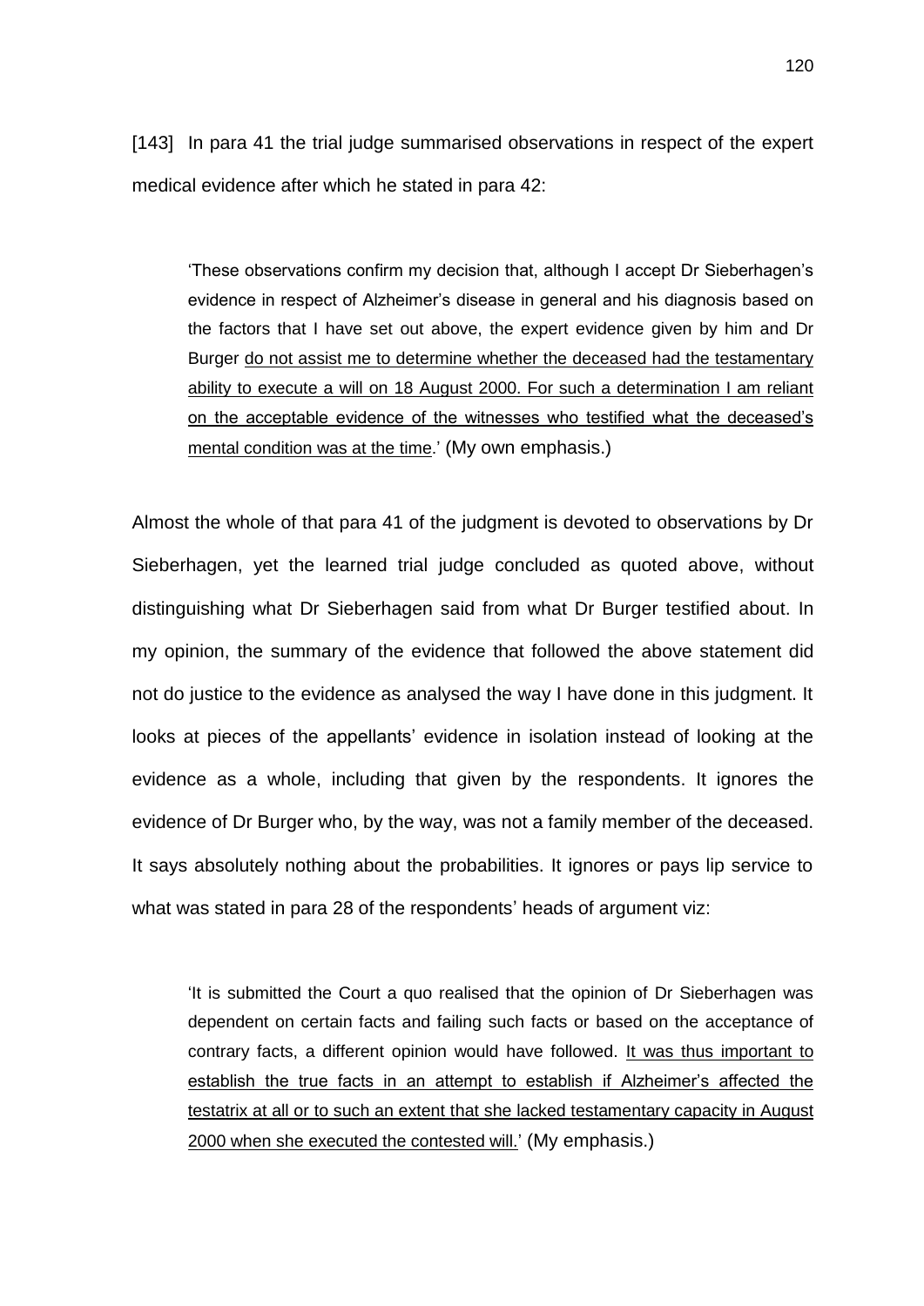[143] In para 41 the trial judge summarised observations in respect of the expert medical evidence after which he stated in para 42:

> 'These observations confirm my decision that, although I accept Dr Sieberhagen's evidence in respect of Alzheimer's disease in general and his diagnosis based on the factors that I have set out above, the expert evidence given by him and Dr Burger <u>do not assist me to determine whether the deceased had the testamentary ability to execute a will on 18 August 2000. For such a determination I am reliant on the acceptable evidence of the witnesses who testified what the deceased's mental condition was at the time</u>.' (My own emphasis.)

Almost the whole of that para 41 of the judgment is devoted to observations by Dr Sieberhagen, yet the learned trial judge concluded as quoted above, without distinguishing what Dr Sieberhagen said from what Dr Burger testified about. In my opinion, the summary of the evidence that followed the above statement did not do justice to the evidence as analysed the way I have done in this judgment. It looks at pieces of the appellants' evidence in isolation instead of looking at the evidence as a whole, including that given by the respondents. It ignores the evidence of Dr Burger who, by the way, was not a family member of the deceased. It says absolutely nothing about the probabilities. It ignores or pays lip service to what was stated in para 28 of the respondents' heads of argument viz:

> 'It is submitted the Court a quo realised that the opinion of Dr Sieberhagen was dependent on certain facts and failing such facts or based on the acceptance of contrary facts, a different opinion would have followed. <u>It was thus important to establish the true facts in an attempt to establish if Alzheimer's affected the testatrix at all or to such an extent that she lacked testamentary capacity in August 2000 when she executed the contested will.</u>' (My emphasis.)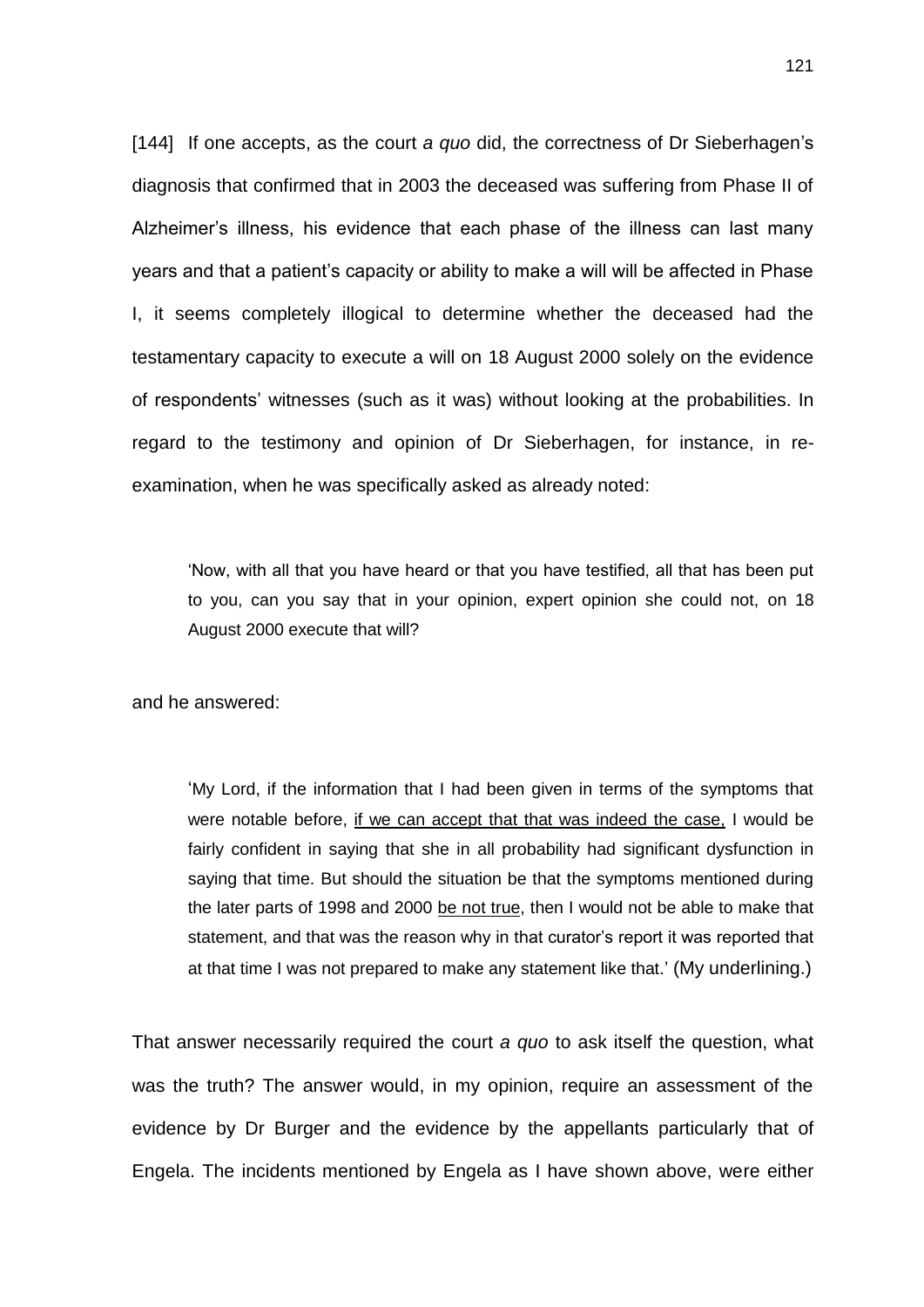[144] If one accepts, as the court *a quo* did, the correctness of Dr Sieberhagen's diagnosis that confirmed that in 2003 the deceased was suffering from Phase II of Alzheimer's illness, his evidence that each phase of the illness can last many years and that a patient's capacity or ability to make a will will be affected in Phase I, it seems completely illogical to determine whether the deceased had the testamentary capacity to execute a will on 18 August 2000 solely on the evidence of respondents' witnesses (such as it was) without looking at the probabilities. In regard to the testimony and opinion of Dr Sieberhagen, for instance, in re-examination, when he was specifically asked as already noted:

> 'Now, with all that you have heard or that you have testified, all that has been put to you, can you say that in your opinion, expert opinion she could not, on 18 August 2000 execute that will?

and he answered:

> 'My Lord, if the information that I had been given in terms of the symptoms that were notable before, <u>if we can accept that that was indeed the case,</u> I would be fairly confident in saying that she in all probability had significant dysfunction in saying that time. But should the situation be that the symptoms mentioned during the later parts of 1998 and 2000 <u>be not true</u>, then I would not be able to make that statement, and that was the reason why in that curator's report it was reported that at that time I was not prepared to make any statement like that.' (My underlining.)

That answer necessarily required the court *a quo* to ask itself the question, what was the truth? The answer would, in my opinion, require an assessment of the evidence by Dr Burger and the evidence by the appellants particularly that of Engela. The incidents mentioned by Engela as I have shown above, were either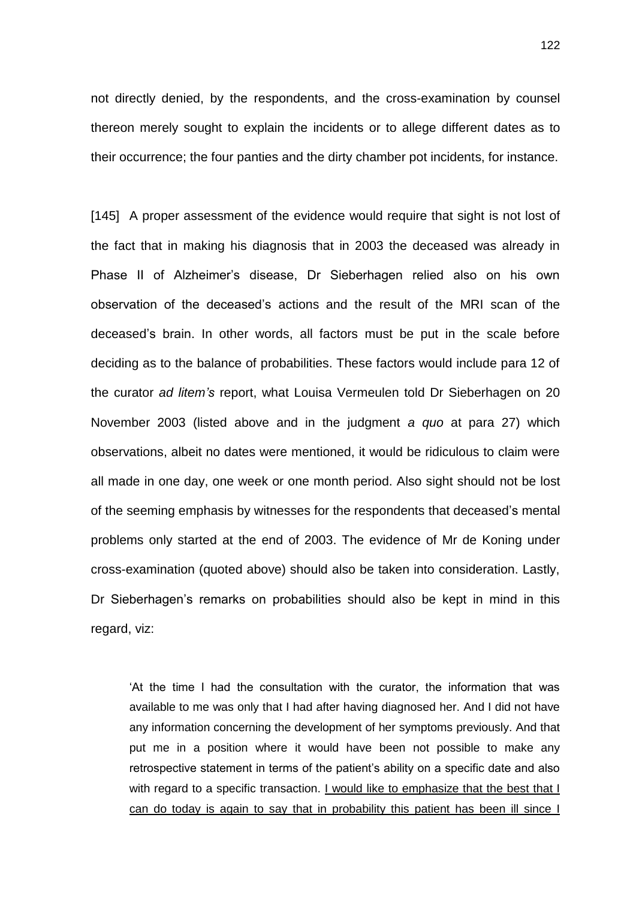not directly denied, by the respondents, and the cross-examination by counsel thereon merely sought to explain the incidents or to allege different dates as to their occurrence; the four panties and the dirty chamber pot incidents, for instance.

[145] A proper assessment of the evidence would require that sight is not lost of the fact that in making his diagnosis that in 2003 the deceased was already in Phase II of Alzheimer's disease, Dr Sieberhagen relied also on his own observation of the deceased's actions and the result of the MRI scan of the deceased's brain. In other words, all factors must be put in the scale before deciding as to the balance of probabilities. These factors would include para 12 of the curator *ad litem's* report, what Louisa Vermeulen told Dr Sieberhagen on 20 November 2003 (listed above and in the judgment *a quo* at para 27) which observations, albeit no dates were mentioned, it would be ridiculous to claim were all made in one day, one week or one month period. Also sight should not be lost of the seeming emphasis by witnesses for the respondents that deceased's mental problems only started at the end of 2003. The evidence of Mr de Koning under cross-examination (quoted above) should also be taken into consideration. Lastly, Dr Sieberhagen's remarks on probabilities should also be kept in mind in this regard, viz:

> 'At the time I had the consultation with the curator, the information that was available to me was only that I had after having diagnosed her. And I did not have any information concerning the development of her symptoms previously. And that put me in a position where it would have been not possible to make any retrospective statement in terms of the patient's ability on a specific date and also with regard to a specific transaction. <u>I would like to emphasize that the best that I can do today is again to say that in probability this patient has been ill since I</u>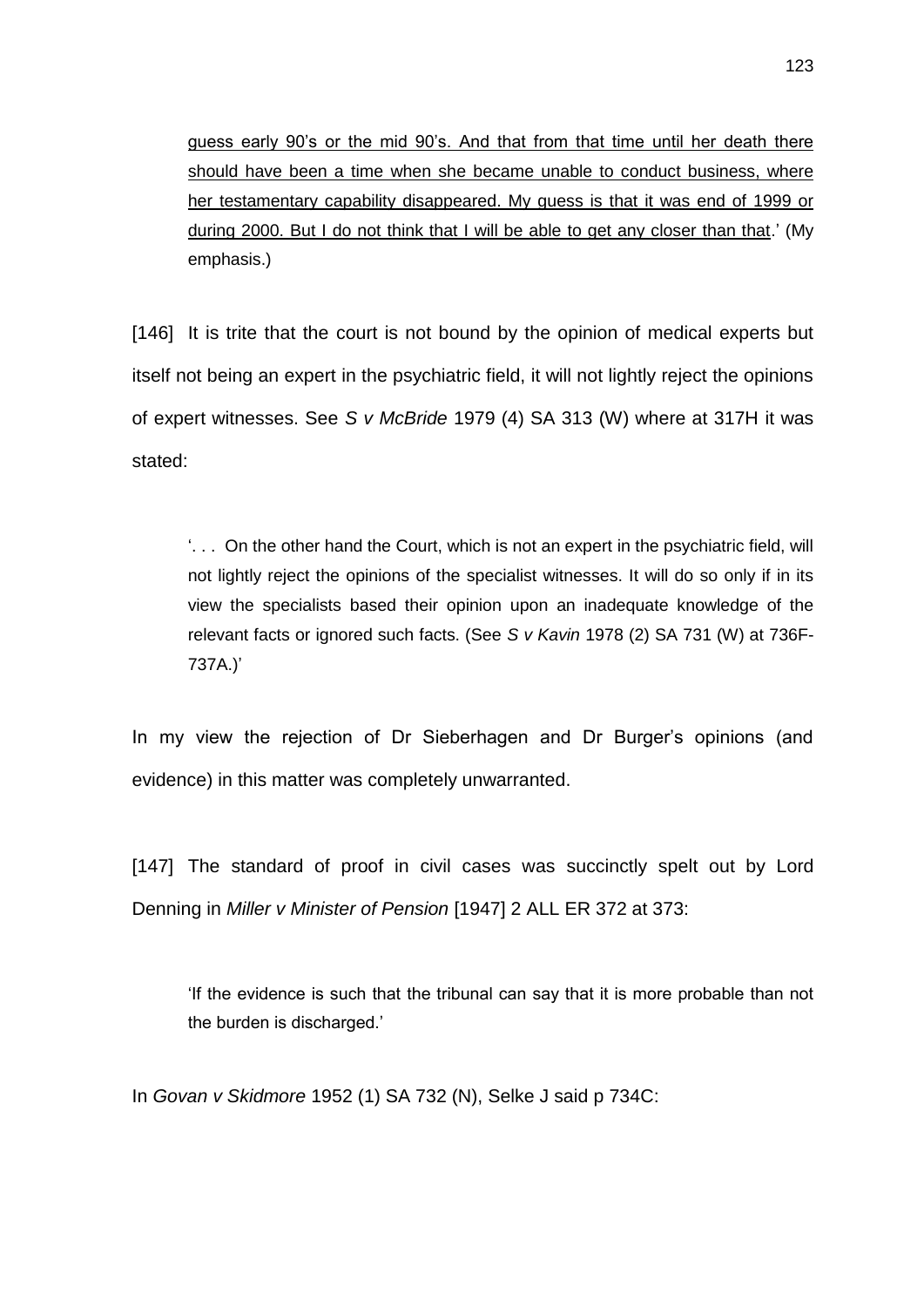> guess early 90's or the mid 90's. And that from that time until her death there should have been a time when she became unable to conduct business, where her testamentary capability disappeared. My guess is that it was end of 1999 or during 2000. But I do not think that I will be able to get any closer than that.' (My emphasis.)

[146] It is trite that the court is not bound by the opinion of medical experts but itself not being an expert in the psychiatric field, it will not lightly reject the opinions of expert witnesses. See *S v McBride* 1979 (4) SA 313 (W) where at 317H it was stated:

> '. . . On the other hand the Court, which is not an expert in the psychiatric field, will not lightly reject the opinions of the specialist witnesses. It will do so only if in its view the specialists based their opinion upon an inadequate knowledge of the relevant facts or ignored such facts. (See *S v Kavin* 1978 (2) SA 731 (W) at 736F-737A.)'

In my view the rejection of Dr Sieberhagen and Dr Burger's opinions (and evidence) in this matter was completely unwarranted.

[147] The standard of proof in civil cases was succinctly spelt out by Lord Denning in *Miller v Minister of Pension* [1947] 2 ALL ER 372 at 373:

> 'If the evidence is such that the tribunal can say that it is more probable than not the burden is discharged.'

In *Govan v Skidmore* 1952 (1) SA 732 (N), Selke J said p 734C: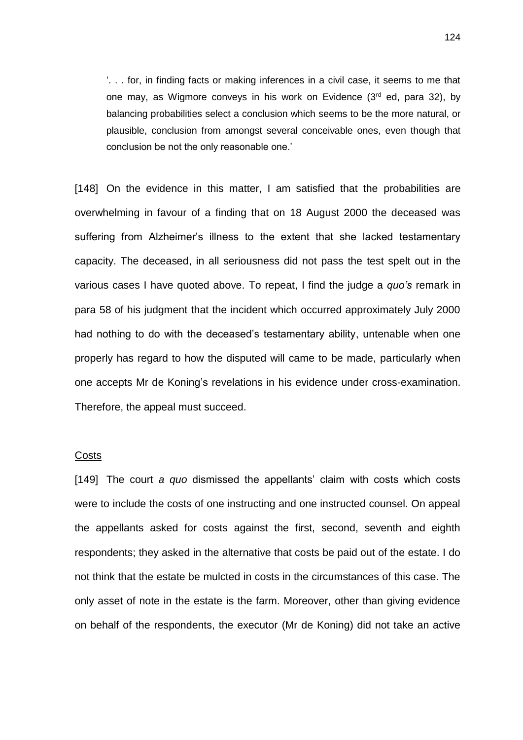'. . . for, in finding facts or making inferences in a civil case, it seems to me that one may, as Wigmore conveys in his work on Evidence (3rd ed, para 32), by balancing probabilities select a conclusion which seems to be the more natural, or plausible, conclusion from amongst several conceivable ones, even though that conclusion be not the only reasonable one.'

[148] On the evidence in this matter, I am satisfied that the probabilities are overwhelming in favour of a finding that on 18 August 2000 the deceased was suffering from Alzheimer's illness to the extent that she lacked testamentary capacity. The deceased, in all seriousness did not pass the test spelt out in the various cases I have quoted above. To repeat, I find the judge a *quo's* remark in para 58 of his judgment that the incident which occurred approximately July 2000 had nothing to do with the deceased's testamentary ability, untenable when one properly has regard to how the disputed will came to be made, particularly when one accepts Mr de Koning's revelations in his evidence under cross-examination. Therefore, the appeal must succeed.

## Costs

[149] The court *a quo* dismissed the appellants' claim with costs which costs were to include the costs of one instructing and one instructed counsel. On appeal the appellants asked for costs against the first, second, seventh and eighth respondents; they asked in the alternative that costs be paid out of the estate. I do not think that the estate be mulcted in costs in the circumstances of this case. The only asset of note in the estate is the farm. Moreover, other than giving evidence on behalf of the respondents, the executor (Mr de Koning) did not take an active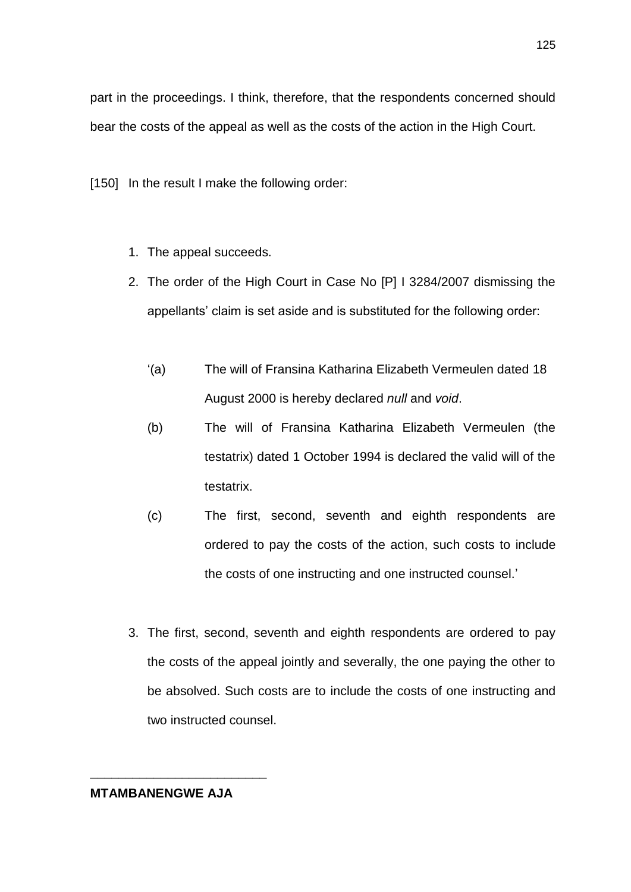part in the proceedings. I think, therefore, that the respondents concerned should bear the costs of the appeal as well as the costs of the action in the High Court.

[150] In the result I make the following order:

1. The appeal succeeds.
2. The order of the High Court in Case No [P] I 3284/2007 dismissing the appellants' claim is set aside and is substituted for the following order:

   '(a) The will of Fransina Katharina Elizabeth Vermeulen dated 18 August 2000 is hereby declared *null* and *void*.

   (b) The will of Fransina Katharina Elizabeth Vermeulen (the testatrix) dated 1 October 1994 is declared the valid will of the testatrix.

   (c) The first, second, seventh and eighth respondents are ordered to pay the costs of the action, such costs to include the costs of one instructing and one instructed counsel.'

3. The first, second, seventh and eighth respondents are ordered to pay the costs of the appeal jointly and severally, the one paying the other to be absolved. Such costs are to include the costs of one instructing and two instructed counsel.

\_\_\_\_\_\_\_\_\_\_\_\_\_\_\_\_\_\_\_\_\_\_\_\_\_

**MTAMBANENGWE AJA**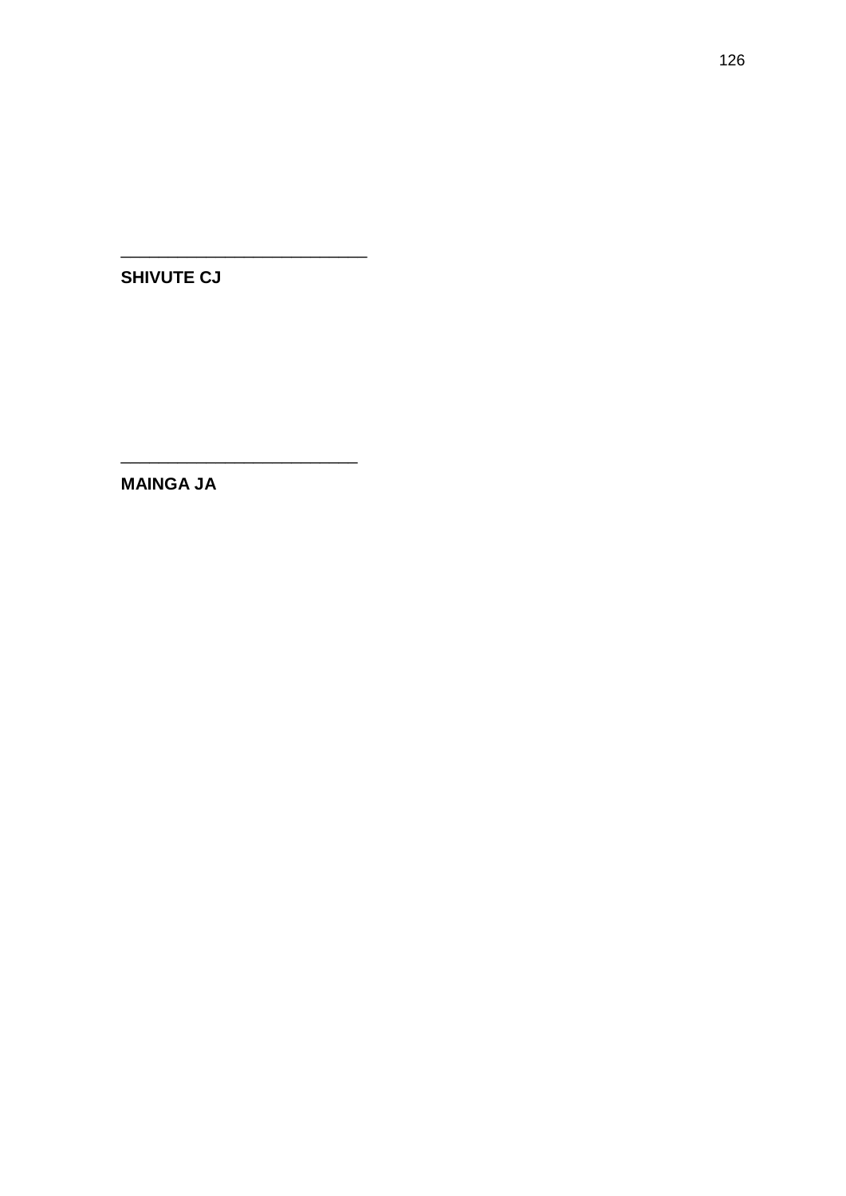\_\_\_\_\_\_\_\_\_\_\_\_\_\_\_\_\_\_\_\_\_\_\_\_\_\_\_\_

**SHIVUTE CJ**

\_\_\_\_\_\_\_\_\_\_\_\_\_\_\_\_\_\_\_\_\_\_\_\_\_\_\_

**MAINGA JA**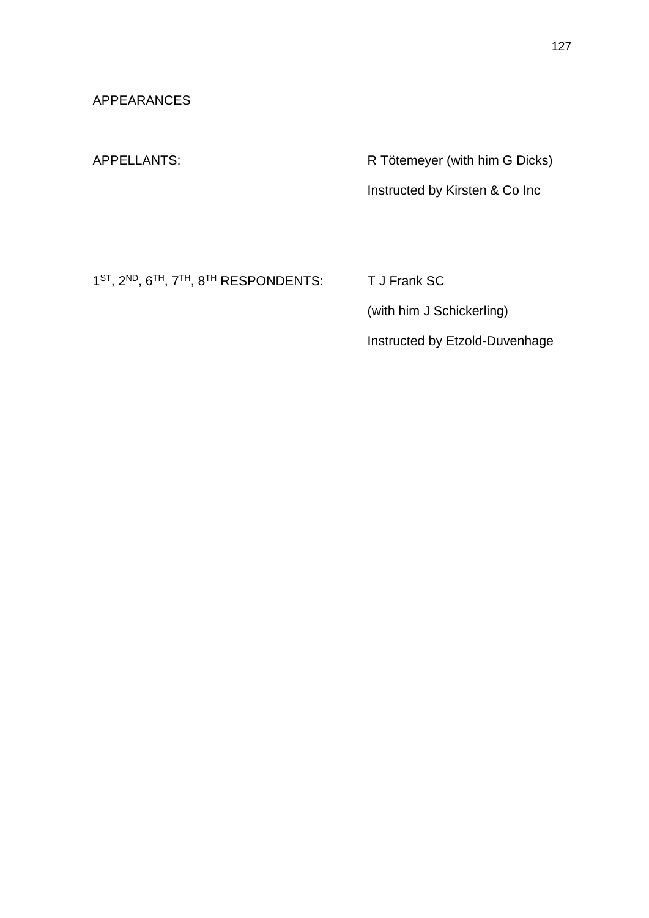APPEARANCES

APPELLANTS: R Tötemeyer (with him G Dicks)

Instructed by Kirsten & Co Inc

1ST, 2ND, 6TH, 7TH, 8TH RESPONDENTS: T J Frank SC

(with him J Schickerling)

Instructed by Etzold-Duvenhage